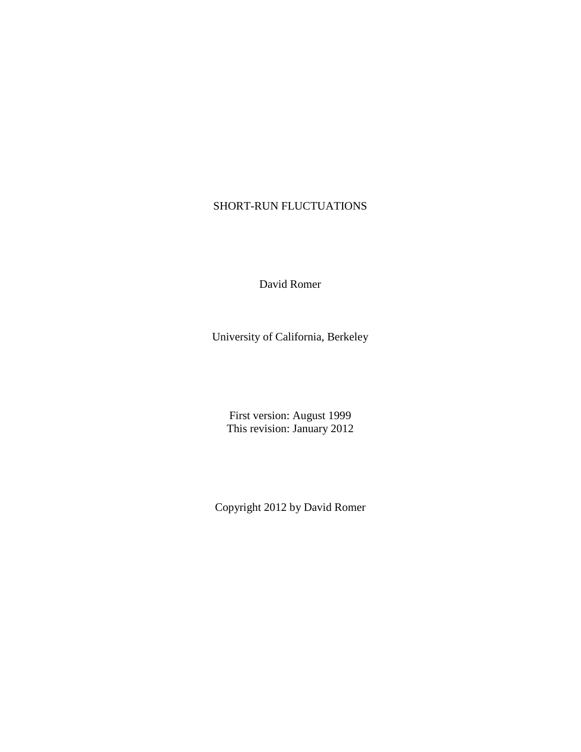# SHORT-RUN FLUCTUATIONS

David Romer

University of California, Berkeley

First version: August 1999
This revision: January 2012

Copyright 2012 by David Romer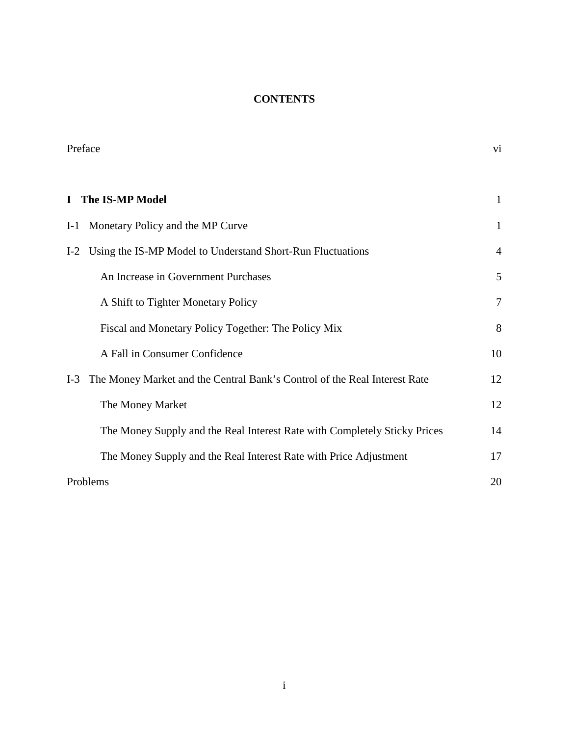# CONTENTS

| | |
|---|---|
| Preface | vi |
| **I The IS-MP Model** | **1** |
| I-1 Monetary Policy and the MP Curve | 1 |
| I-2 Using the IS-MP Model to Understand Short-Run Fluctuations | 4 |
| An Increase in Government Purchases | 5 |
| A Shift to Tighter Monetary Policy | 7 |
| Fiscal and Monetary Policy Together: The Policy Mix | 8 |
| A Fall in Consumer Confidence | 10 |
| I-3 The Money Market and the Central Bank's Control of the Real Interest Rate | 12 |
| The Money Market | 12 |
| The Money Supply and the Real Interest Rate with Completely Sticky Prices | 14 |
| The Money Supply and the Real Interest Rate with Price Adjustment | 17 |
| Problems | 20 |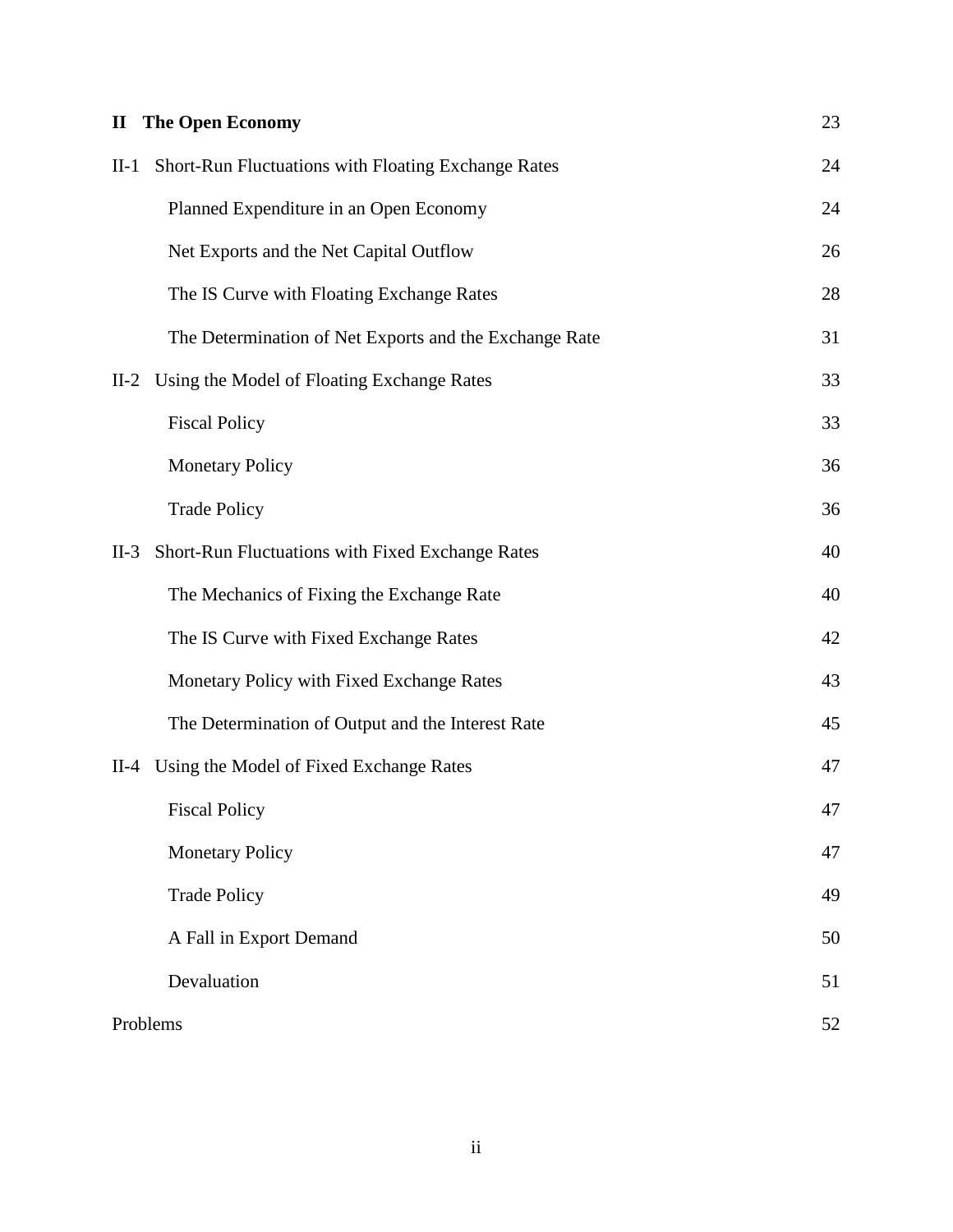| | |
|---|---|
| **II The Open Economy** | 23 |
| II-1 Short-Run Fluctuations with Floating Exchange Rates | 24 |
| Planned Expenditure in an Open Economy | 24 |
| Net Exports and the Net Capital Outflow | 26 |
| The IS Curve with Floating Exchange Rates | 28 |
| The Determination of Net Exports and the Exchange Rate | 31 |
| II-2 Using the Model of Floating Exchange Rates | 33 |
| Fiscal Policy | 33 |
| Monetary Policy | 36 |
| Trade Policy | 36 |
| II-3 Short-Run Fluctuations with Fixed Exchange Rates | 40 |
| The Mechanics of Fixing the Exchange Rate | 40 |
| The IS Curve with Fixed Exchange Rates | 42 |
| Monetary Policy with Fixed Exchange Rates | 43 |
| The Determination of Output and the Interest Rate | 45 |
| II-4 Using the Model of Fixed Exchange Rates | 47 |
| Fiscal Policy | 47 |
| Monetary Policy | 47 |
| Trade Policy | 49 |
| A Fall in Export Demand | 50 |
| Devaluation | 51 |
| Problems | 52 |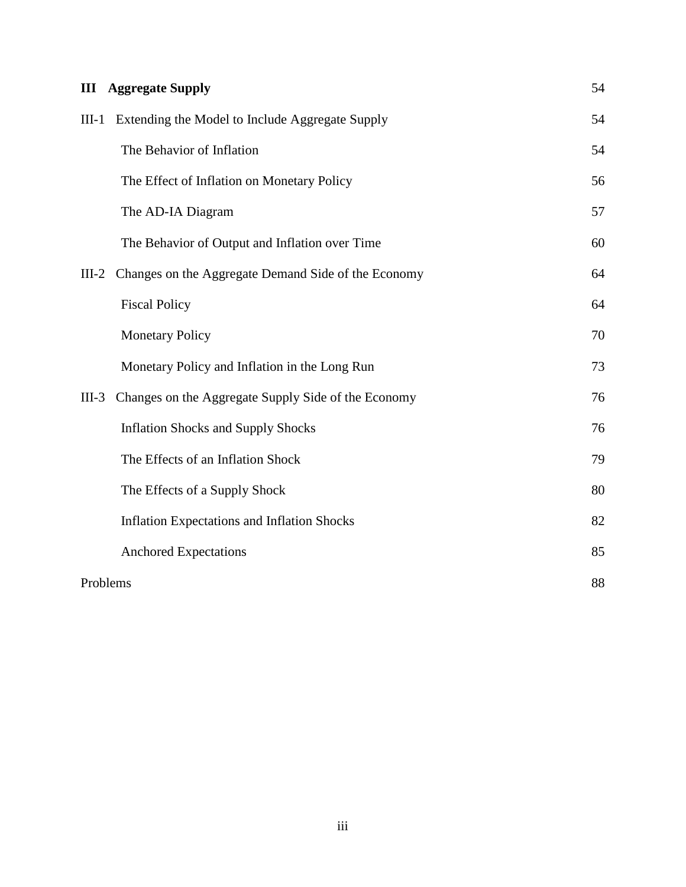| | |
|---|---|
| **III Aggregate Supply** | 54 |
| III-1 Extending the Model to Include Aggregate Supply | 54 |
| The Behavior of Inflation | 54 |
| The Effect of Inflation on Monetary Policy | 56 |
| The AD-IA Diagram | 57 |
| The Behavior of Output and Inflation over Time | 60 |
| III-2 Changes on the Aggregate Demand Side of the Economy | 64 |
| Fiscal Policy | 64 |
| Monetary Policy | 70 |
| Monetary Policy and Inflation in the Long Run | 73 |
| III-3 Changes on the Aggregate Supply Side of the Economy | 76 |
| Inflation Shocks and Supply Shocks | 76 |
| The Effects of an Inflation Shock | 79 |
| The Effects of a Supply Shock | 80 |
| Inflation Expectations and Inflation Shocks | 82 |
| Anchored Expectations | 85 |
| Problems | 88 |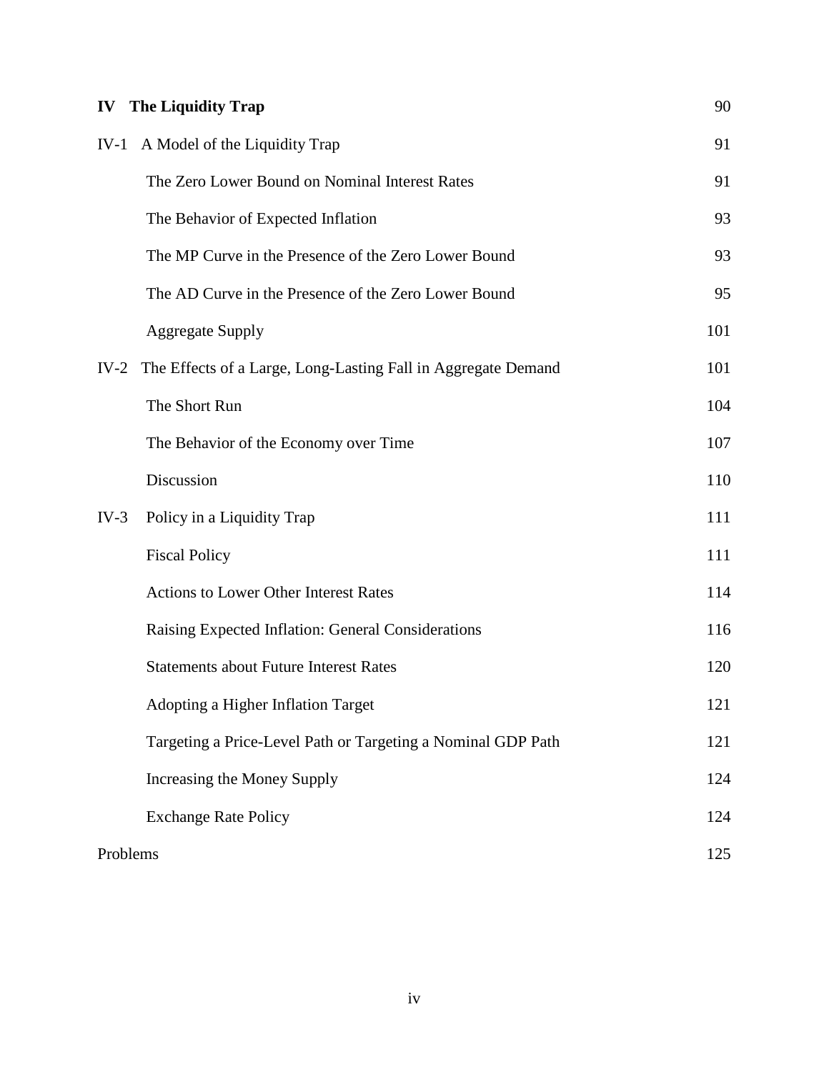| | | |
|---|---|---|
| **IV** | **The Liquidity Trap** | 90 |
| IV-1 | A Model of the Liquidity Trap | 91 |
| | The Zero Lower Bound on Nominal Interest Rates | 91 |
| | The Behavior of Expected Inflation | 93 |
| | The MP Curve in the Presence of the Zero Lower Bound | 93 |
| | The AD Curve in the Presence of the Zero Lower Bound | 95 |
| | Aggregate Supply | 101 |
| IV-2 | The Effects of a Large, Long-Lasting Fall in Aggregate Demand | 101 |
| | The Short Run | 104 |
| | The Behavior of the Economy over Time | 107 |
| | Discussion | 110 |
| IV-3 | Policy in a Liquidity Trap | 111 |
| | Fiscal Policy | 111 |
| | Actions to Lower Other Interest Rates | 114 |
| | Raising Expected Inflation: General Considerations | 116 |
| | Statements about Future Interest Rates | 120 |
| | Adopting a Higher Inflation Target | 121 |
| | Targeting a Price-Level Path or Targeting a Nominal GDP Path | 121 |
| | Increasing the Money Supply | 124 |
| | Exchange Rate Policy | 124 |
| Problems | | 125 |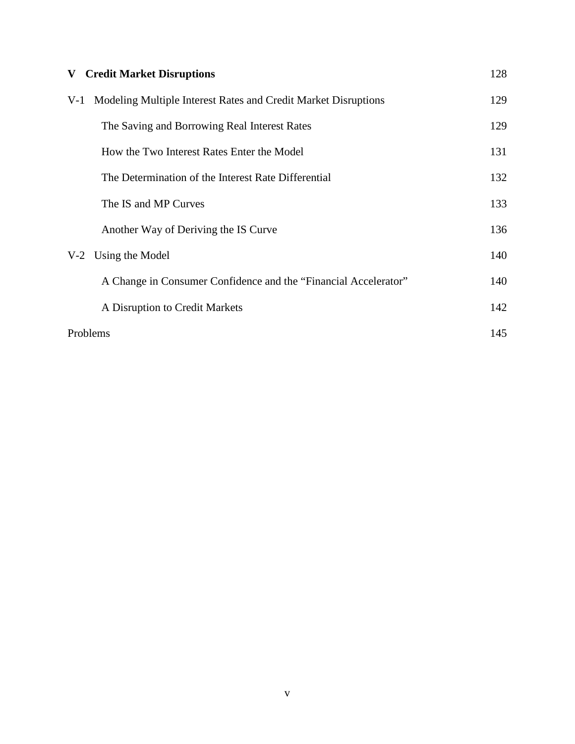**V Credit Market Disruptions** 128

V-1 Modeling Multiple Interest Rates and Credit Market Disruptions 129

- The Saving and Borrowing Real Interest Rates 129
- How the Two Interest Rates Enter the Model 131
- The Determination of the Interest Rate Differential 132
- The IS and MP Curves 133
- Another Way of Deriving the IS Curve 136

V-2 Using the Model 140

- A Change in Consumer Confidence and the "Financial Accelerator" 140
- A Disruption to Credit Markets 142

Problems 145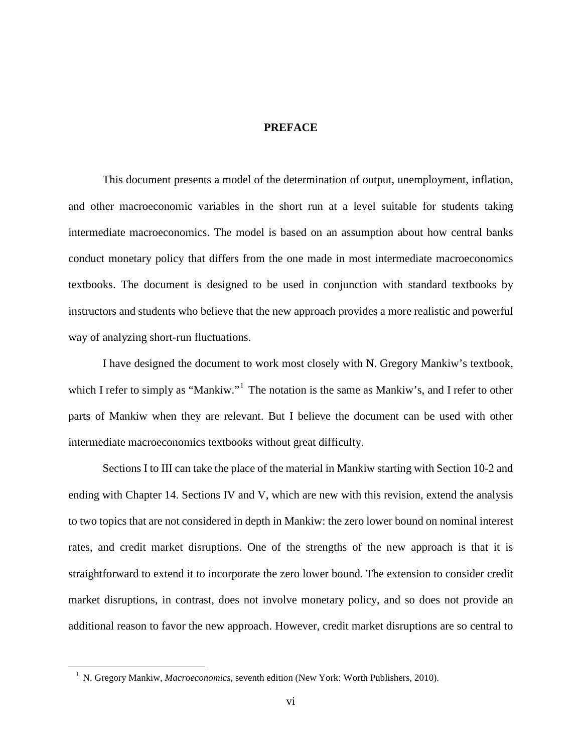## PREFACE

This document presents a model of the determination of output, unemployment, inflation, and other macroeconomic variables in the short run at a level suitable for students taking intermediate macroeconomics. The model is based on an assumption about how central banks conduct monetary policy that differs from the one made in most intermediate macroeconomics textbooks. The document is designed to be used in conjunction with standard textbooks by instructors and students who believe that the new approach provides a more realistic and powerful way of analyzing short-run fluctuations.

I have designed the document to work most closely with N. Gregory Mankiw's textbook, which I refer to simply as "Mankiw."[1] The notation is the same as Mankiw's, and I refer to other parts of Mankiw when they are relevant. But I believe the document can be used with other intermediate macroeconomics textbooks without great difficulty.

Sections I to III can take the place of the material in Mankiw starting with Section 10-2 and ending with Chapter 14. Sections IV and V, which are new with this revision, extend the analysis to two topics that are not considered in depth in Mankiw: the zero lower bound on nominal interest rates, and credit market disruptions. One of the strengths of the new approach is that it is straightforward to extend it to incorporate the zero lower bound. The extension to consider credit market disruptions, in contrast, does not involve monetary policy, and so does not provide an additional reason to favor the new approach. However, credit market disruptions are so central to

---

[1] N. Gregory Mankiw, *Macroeconomics*, seventh edition (New York: Worth Publishers, 2010).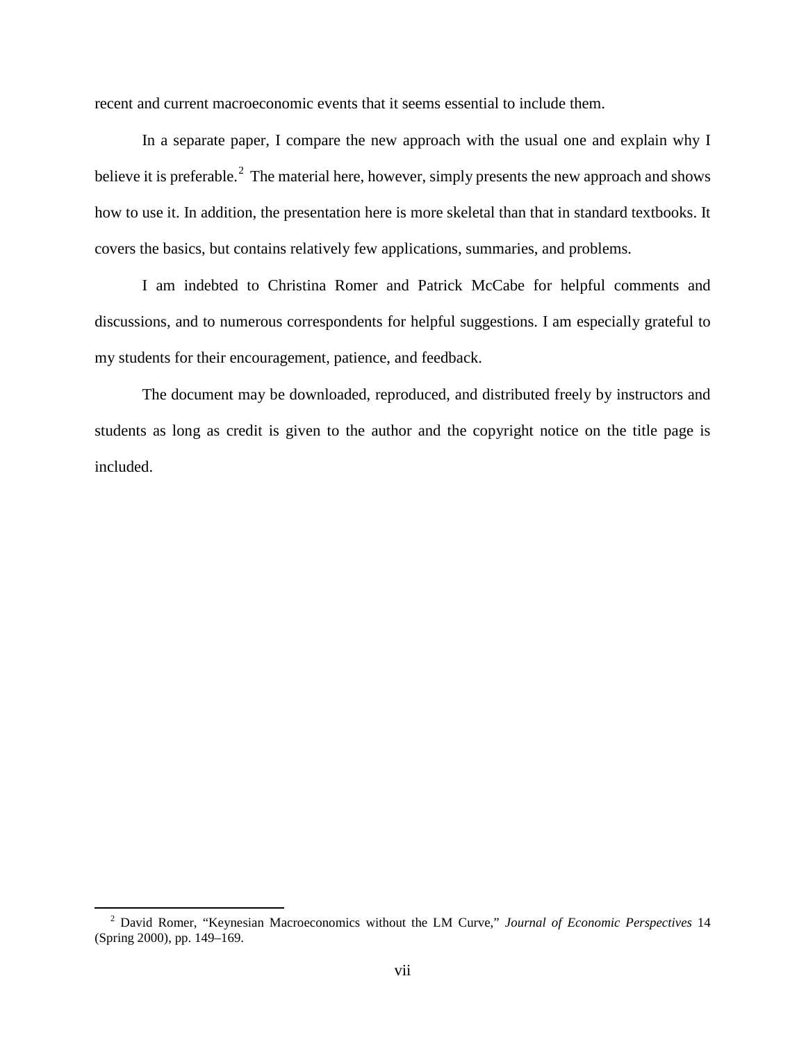recent and current macroeconomic events that it seems essential to include them.

In a separate paper, I compare the new approach with the usual one and explain why I believe it is preferable.[2] The material here, however, simply presents the new approach and shows how to use it. In addition, the presentation here is more skeletal than that in standard textbooks. It covers the basics, but contains relatively few applications, summaries, and problems.

I am indebted to Christina Romer and Patrick McCabe for helpful comments and discussions, and to numerous correspondents for helpful suggestions. I am especially grateful to my students for their encouragement, patience, and feedback.

The document may be downloaded, reproduced, and distributed freely by instructors and students as long as credit is given to the author and the copyright notice on the title page is included.

---

[2] David Romer, "Keynesian Macroeconomics without the LM Curve," *Journal of Economic Perspectives* 14 (Spring 2000), pp. 149–169.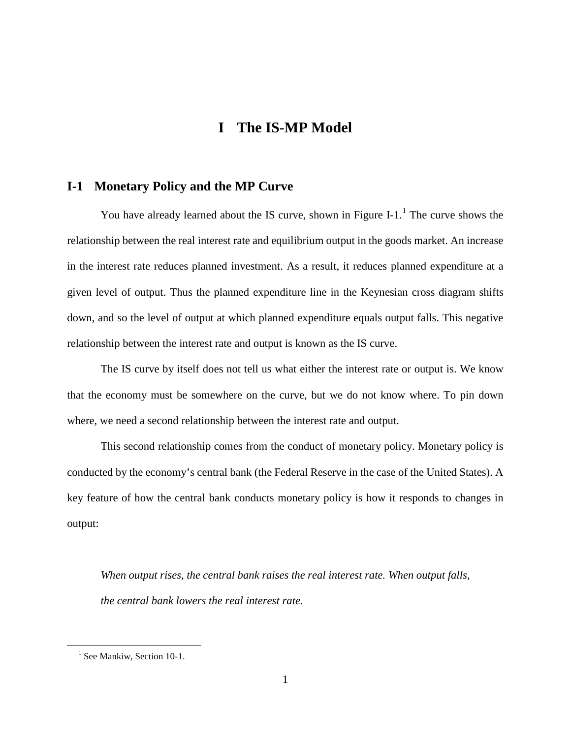# I The IS-MP Model

## I-1 Monetary Policy and the MP Curve

You have already learned about the IS curve, shown in Figure I-1.[1] The curve shows the relationship between the real interest rate and equilibrium output in the goods market. An increase in the interest rate reduces planned investment. As a result, it reduces planned expenditure at a given level of output. Thus the planned expenditure line in the Keynesian cross diagram shifts down, and so the level of output at which planned expenditure equals output falls. This negative relationship between the interest rate and output is known as the IS curve.

The IS curve by itself does not tell us what either the interest rate or output is. We know that the economy must be somewhere on the curve, but we do not know where. To pin down where, we need a second relationship between the interest rate and output.

This second relationship comes from the conduct of monetary policy. Monetary policy is conducted by the economy's central bank (the Federal Reserve in the case of the United States). A key feature of how the central bank conducts monetary policy is how it responds to changes in output:

> *When output rises, the central bank raises the real interest rate. When output falls, the central bank lowers the real interest rate.*

[1] See Mankiw, Section 10-1.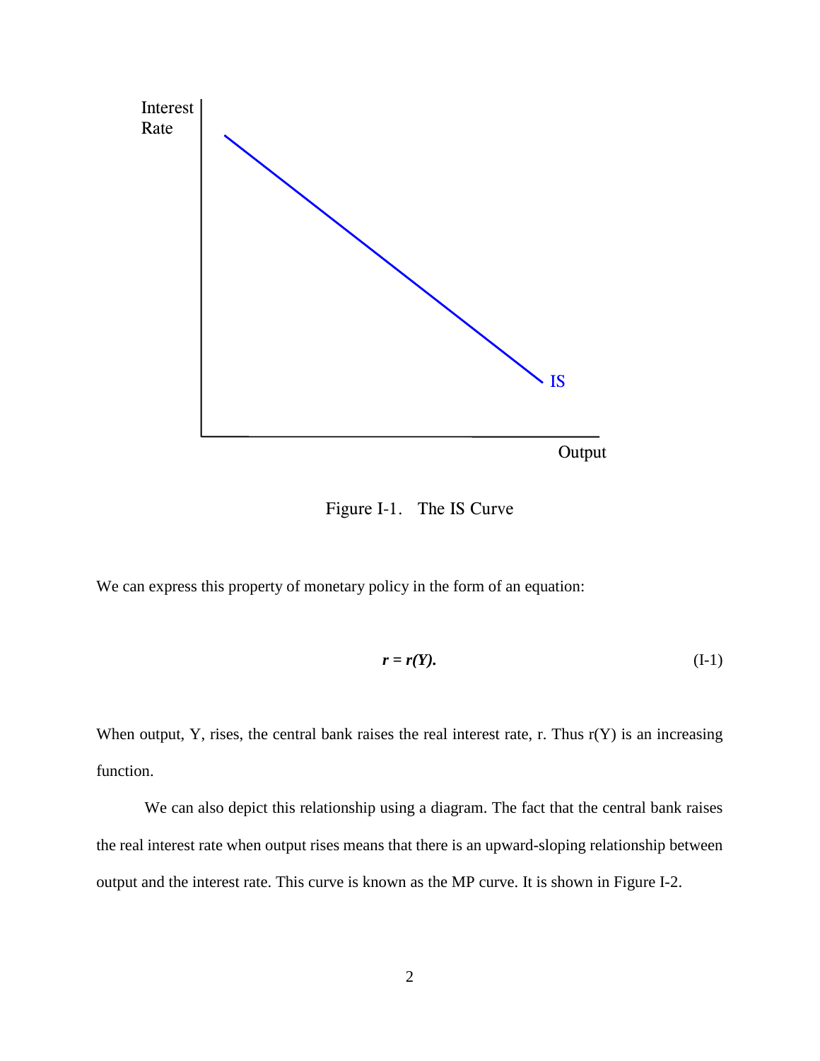Figure I-1. The IS Curve

We can express this property of monetary policy in the form of an equation:

$$\boldsymbol{r = r(Y).} \tag{I-1}$$

When output, Y, rises, the central bank raises the real interest rate, r. Thus r(Y) is an increasing function.

We can also depict this relationship using a diagram. The fact that the central bank raises the real interest rate when output rises means that there is an upward-sloping relationship between output and the interest rate. This curve is known as the MP curve. It is shown in Figure I-2.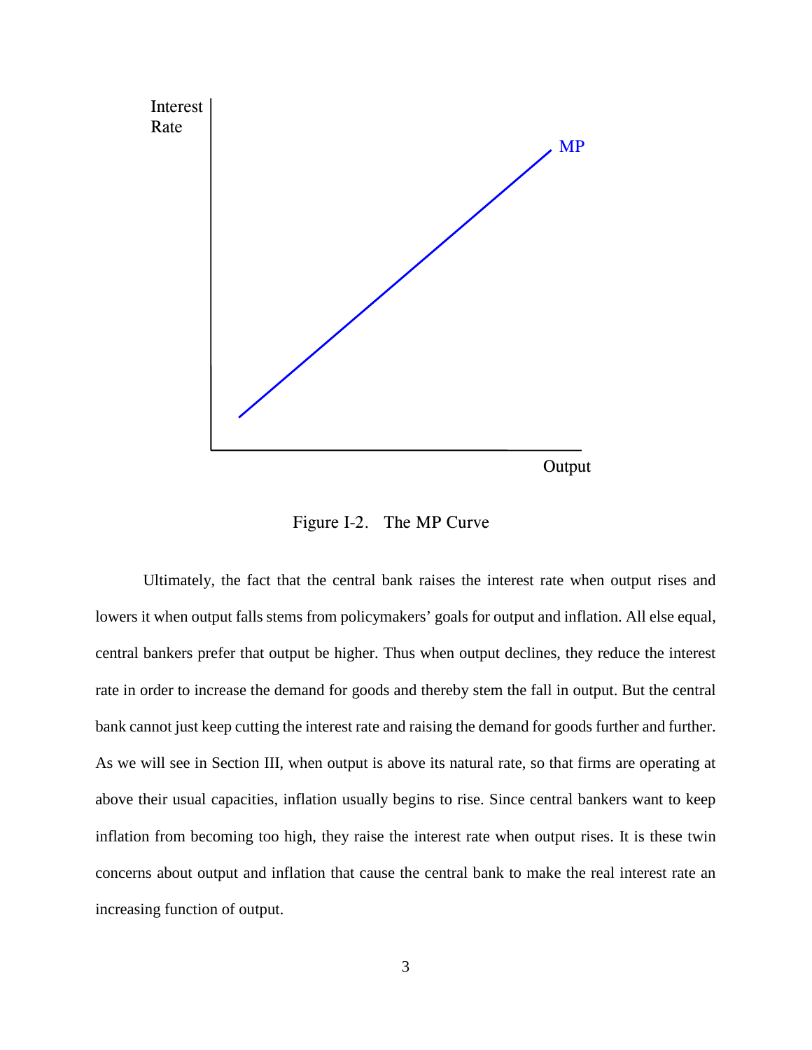Figure I-2. The MP Curve

Ultimately, the fact that the central bank raises the interest rate when output rises and lowers it when output falls stems from policymakers' goals for output and inflation. All else equal, central bankers prefer that output be higher. Thus when output declines, they reduce the interest rate in order to increase the demand for goods and thereby stem the fall in output. But the central bank cannot just keep cutting the interest rate and raising the demand for goods further and further. As we will see in Section III, when output is above its natural rate, so that firms are operating at above their usual capacities, inflation usually begins to rise. Since central bankers want to keep inflation from becoming too high, they raise the interest rate when output rises. It is these twin concerns about output and inflation that cause the central bank to make the real interest rate an increasing function of output.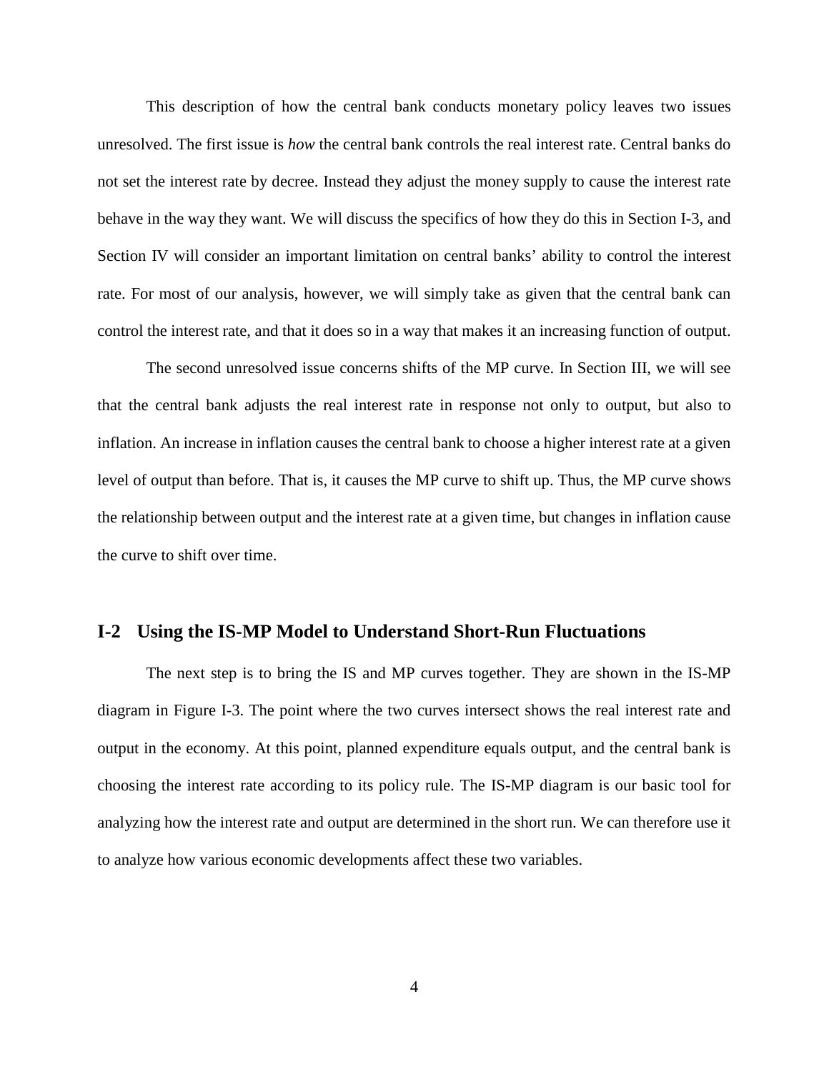This description of how the central bank conducts monetary policy leaves two issues unresolved. The first issue is *how* the central bank controls the real interest rate. Central banks do not set the interest rate by decree. Instead they adjust the money supply to cause the interest rate behave in the way they want. We will discuss the specifics of how they do this in Section I-3, and Section IV will consider an important limitation on central banks' ability to control the interest rate. For most of our analysis, however, we will simply take as given that the central bank can control the interest rate, and that it does so in a way that makes it an increasing function of output.

The second unresolved issue concerns shifts of the MP curve. In Section III, we will see that the central bank adjusts the real interest rate in response not only to output, but also to inflation. An increase in inflation causes the central bank to choose a higher interest rate at a given level of output than before. That is, it causes the MP curve to shift up. Thus, the MP curve shows the relationship between output and the interest rate at a given time, but changes in inflation cause the curve to shift over time.

## I-2 Using the IS-MP Model to Understand Short-Run Fluctuations

The next step is to bring the IS and MP curves together. They are shown in the IS-MP diagram in Figure I-3. The point where the two curves intersect shows the real interest rate and output in the economy. At this point, planned expenditure equals output, and the central bank is choosing the interest rate according to its policy rule. The IS-MP diagram is our basic tool for analyzing how the interest rate and output are determined in the short run. We can therefore use it to analyze how various economic developments affect these two variables.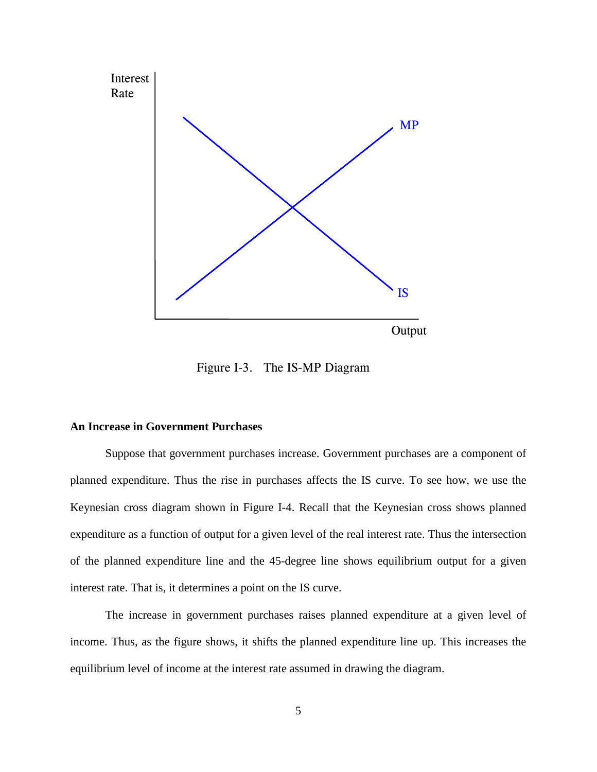Figure I-3. The IS-MP Diagram

**An Increase in Government Purchases**

Suppose that government purchases increase. Government purchases are a component of planned expenditure. Thus the rise in purchases affects the IS curve. To see how, we use the Keynesian cross diagram shown in Figure I-4. Recall that the Keynesian cross shows planned expenditure as a function of output for a given level of the real interest rate. Thus the intersection of the planned expenditure line and the 45-degree line shows equilibrium output for a given interest rate. That is, it determines a point on the IS curve.

The increase in government purchases raises planned expenditure at a given level of income. Thus, as the figure shows, it shifts the planned expenditure line up. This increases the equilibrium level of income at the interest rate assumed in drawing the diagram.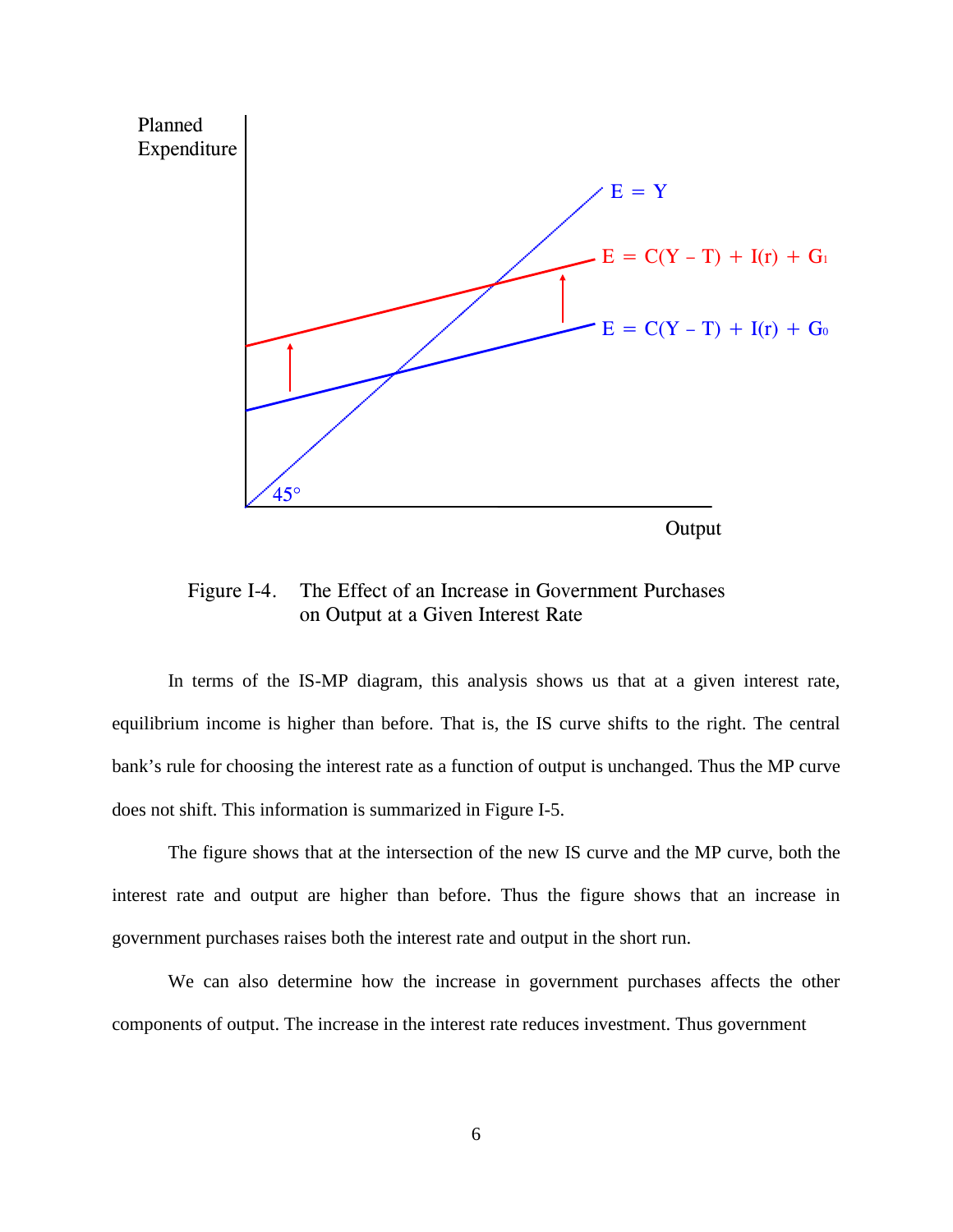Figure I-4. The Effect of an Increase in Government Purchases on Output at a Given Interest Rate

In terms of the IS-MP diagram, this analysis shows us that at a given interest rate, equilibrium income is higher than before. That is, the IS curve shifts to the right. The central bank's rule for choosing the interest rate as a function of output is unchanged. Thus the MP curve does not shift. This information is summarized in Figure I-5.

The figure shows that at the intersection of the new IS curve and the MP curve, both the interest rate and output are higher than before. Thus the figure shows that an increase in government purchases raises both the interest rate and output in the short run.

We can also determine how the increase in government purchases affects the other components of output. The increase in the interest rate reduces investment. Thus government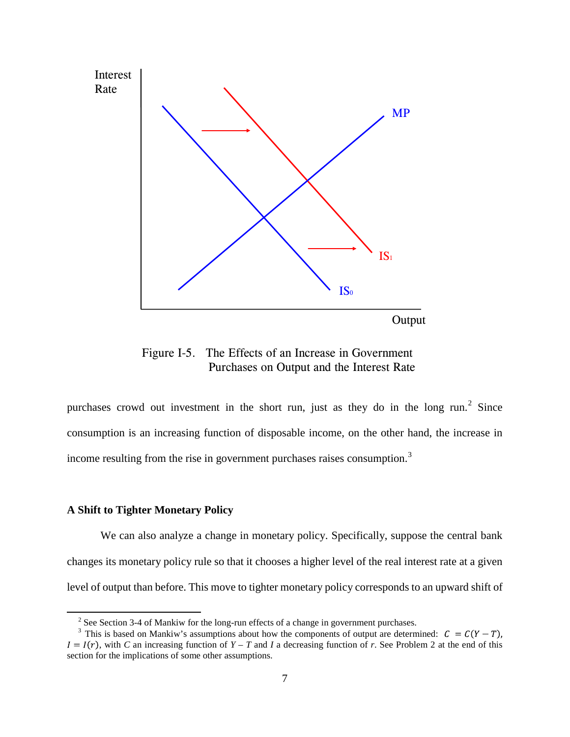Figure I-5. The Effects of an Increase in Government Purchases on Output and the Interest Rate

purchases crowd out investment in the short run, just as they do in the long run.[2] Since consumption is an increasing function of disposable income, on the other hand, the increase in income resulting from the rise in government purchases raises consumption.[3]

### A Shift to Tighter Monetary Policy

We can also analyze a change in monetary policy. Specifically, suppose the central bank changes its monetary policy rule so that it chooses a higher level of the real interest rate at a given level of output than before. This move to tighter monetary policy corresponds to an upward shift of

---

[2] See Section 3-4 of Mankiw for the long-run effects of a change in government purchases.

[3] This is based on Mankiw's assumptions about how the components of output are determined: $C = C(Y - T)$, $I = I(r)$, with $C$ an increasing function of $Y - T$ and $I$ a decreasing function of $r$. See Problem 2 at the end of this section for the implications of some other assumptions.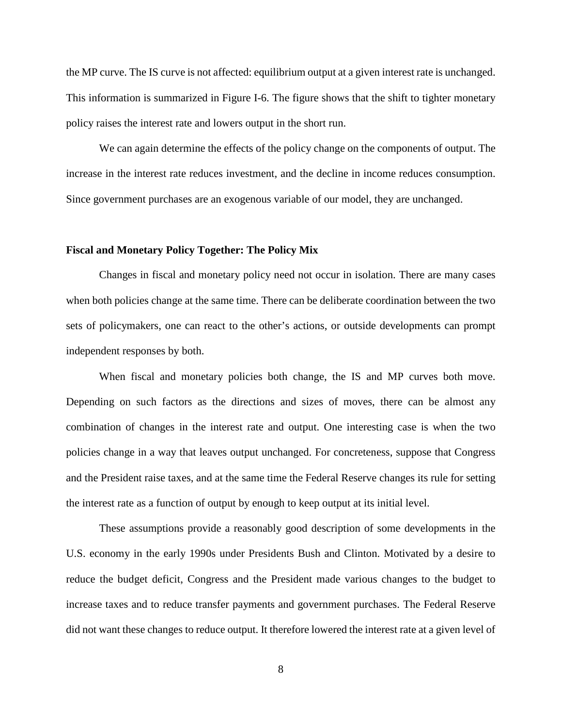the MP curve. The IS curve is not affected: equilibrium output at a given interest rate is unchanged. This information is summarized in Figure I-6. The figure shows that the shift to tighter monetary policy raises the interest rate and lowers output in the short run.

We can again determine the effects of the policy change on the components of output. The increase in the interest rate reduces investment, and the decline in income reduces consumption. Since government purchases are an exogenous variable of our model, they are unchanged.

### Fiscal and Monetary Policy Together: The Policy Mix

Changes in fiscal and monetary policy need not occur in isolation. There are many cases when both policies change at the same time. There can be deliberate coordination between the two sets of policymakers, one can react to the other's actions, or outside developments can prompt independent responses by both.

When fiscal and monetary policies both change, the IS and MP curves both move. Depending on such factors as the directions and sizes of moves, there can be almost any combination of changes in the interest rate and output. One interesting case is when the two policies change in a way that leaves output unchanged. For concreteness, suppose that Congress and the President raise taxes, and at the same time the Federal Reserve changes its rule for setting the interest rate as a function of output by enough to keep output at its initial level.

These assumptions provide a reasonably good description of some developments in the U.S. economy in the early 1990s under Presidents Bush and Clinton. Motivated by a desire to reduce the budget deficit, Congress and the President made various changes to the budget to increase taxes and to reduce transfer payments and government purchases. The Federal Reserve did not want these changes to reduce output. It therefore lowered the interest rate at a given level of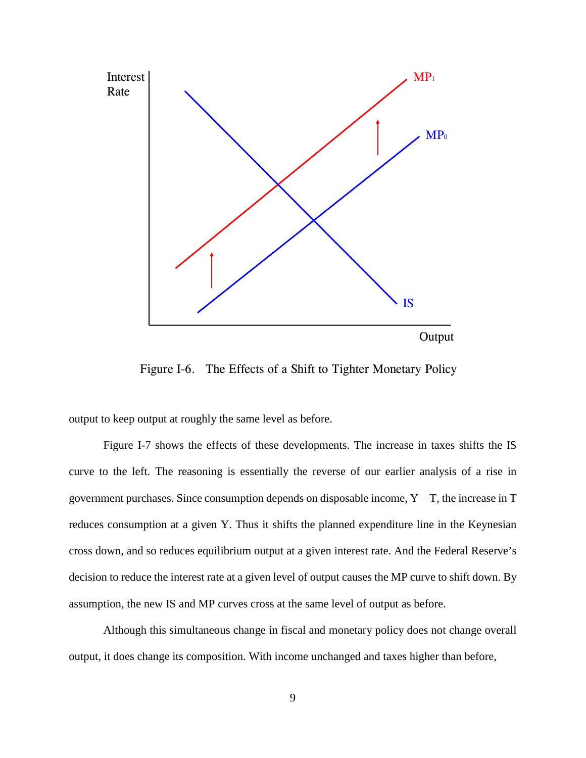Figure I-6. The Effects of a Shift to Tighter Monetary Policy

output to keep output at roughly the same level as before.

Figure I-7 shows the effects of these developments. The increase in taxes shifts the IS curve to the left. The reasoning is essentially the reverse of our earlier analysis of a rise in government purchases. Since consumption depends on disposable income, $Y - T$, the increase in T reduces consumption at a given Y. Thus it shifts the planned expenditure line in the Keynesian cross down, and so reduces equilibrium output at a given interest rate. And the Federal Reserve's decision to reduce the interest rate at a given level of output causes the MP curve to shift down. By assumption, the new IS and MP curves cross at the same level of output as before.

Although this simultaneous change in fiscal and monetary policy does not change overall output, it does change its composition. With income unchanged and taxes higher than before,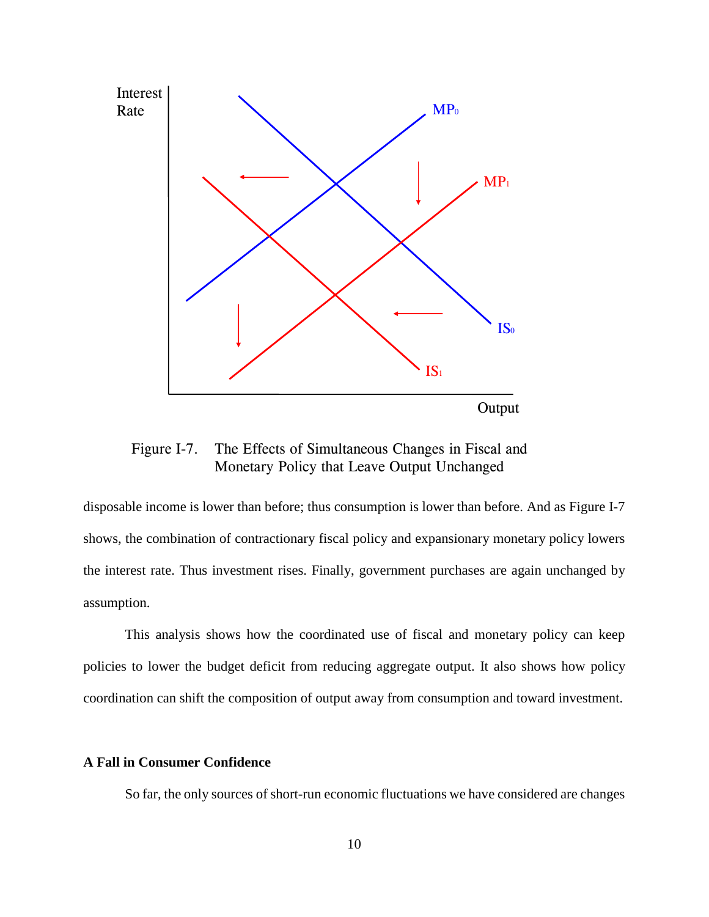Figure I-7. The Effects of Simultaneous Changes in Fiscal and Monetary Policy that Leave Output Unchanged

disposable income is lower than before; thus consumption is lower than before. And as Figure I-7 shows, the combination of contractionary fiscal policy and expansionary monetary policy lowers the interest rate. Thus investment rises. Finally, government purchases are again unchanged by assumption.

This analysis shows how the coordinated use of fiscal and monetary policy can keep policies to lower the budget deficit from reducing aggregate output. It also shows how policy coordination can shift the composition of output away from consumption and toward investment.

**A Fall in Consumer Confidence**

So far, the only sources of short-run economic fluctuations we have considered are changes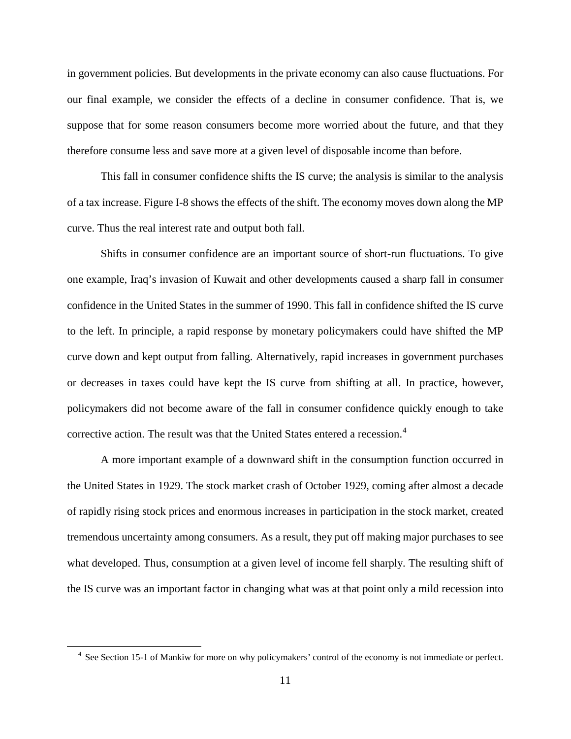in government policies. But developments in the private economy can also cause fluctuations. For our final example, we consider the effects of a decline in consumer confidence. That is, we suppose that for some reason consumers become more worried about the future, and that they therefore consume less and save more at a given level of disposable income than before.

This fall in consumer confidence shifts the IS curve; the analysis is similar to the analysis of a tax increase. Figure I-8 shows the effects of the shift. The economy moves down along the MP curve. Thus the real interest rate and output both fall.

Shifts in consumer confidence are an important source of short-run fluctuations. To give one example, Iraq's invasion of Kuwait and other developments caused a sharp fall in consumer confidence in the United States in the summer of 1990. This fall in confidence shifted the IS curve to the left. In principle, a rapid response by monetary policymakers could have shifted the MP curve down and kept output from falling. Alternatively, rapid increases in government purchases or decreases in taxes could have kept the IS curve from shifting at all. In practice, however, policymakers did not become aware of the fall in consumer confidence quickly enough to take corrective action. The result was that the United States entered a recession.[4]

A more important example of a downward shift in the consumption function occurred in the United States in 1929. The stock market crash of October 1929, coming after almost a decade of rapidly rising stock prices and enormous increases in participation in the stock market, created tremendous uncertainty among consumers. As a result, they put off making major purchases to see what developed. Thus, consumption at a given level of income fell sharply. The resulting shift of the IS curve was an important factor in changing what was at that point only a mild recession into

[4] See Section 15-1 of Mankiw for more on why policymakers' control of the economy is not immediate or perfect.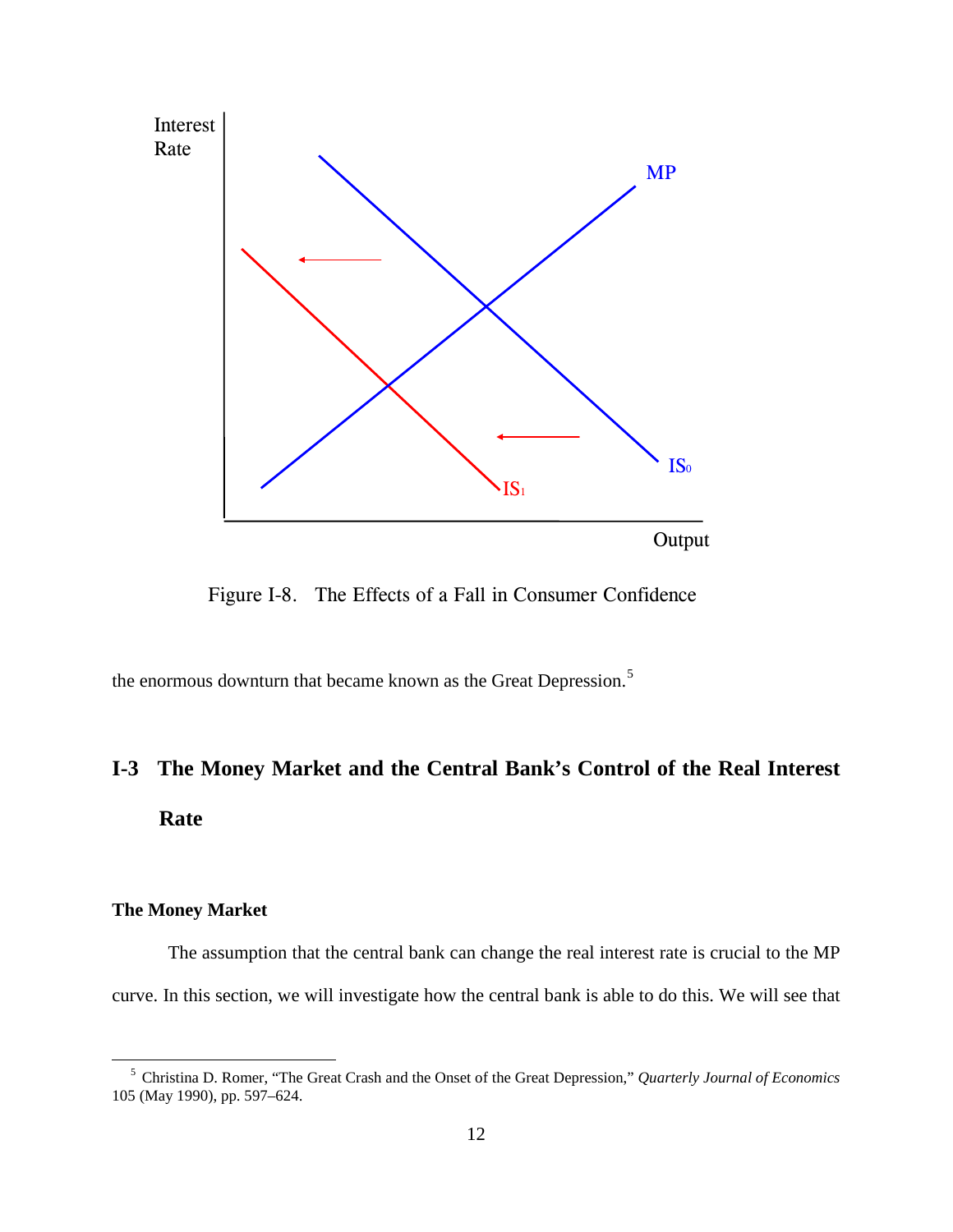Figure I-8. The Effects of a Fall in Consumer Confidence

the enormous downturn that became known as the Great Depression.[5]

## I-3 The Money Market and the Central Bank's Control of the Real Interest Rate

### The Money Market

The assumption that the central bank can change the real interest rate is crucial to the MP curve. In this section, we will investigate how the central bank is able to do this. We will see that

[5] Christina D. Romer, "The Great Crash and the Onset of the Great Depression," *Quarterly Journal of Economics* 105 (May 1990), pp. 597–624.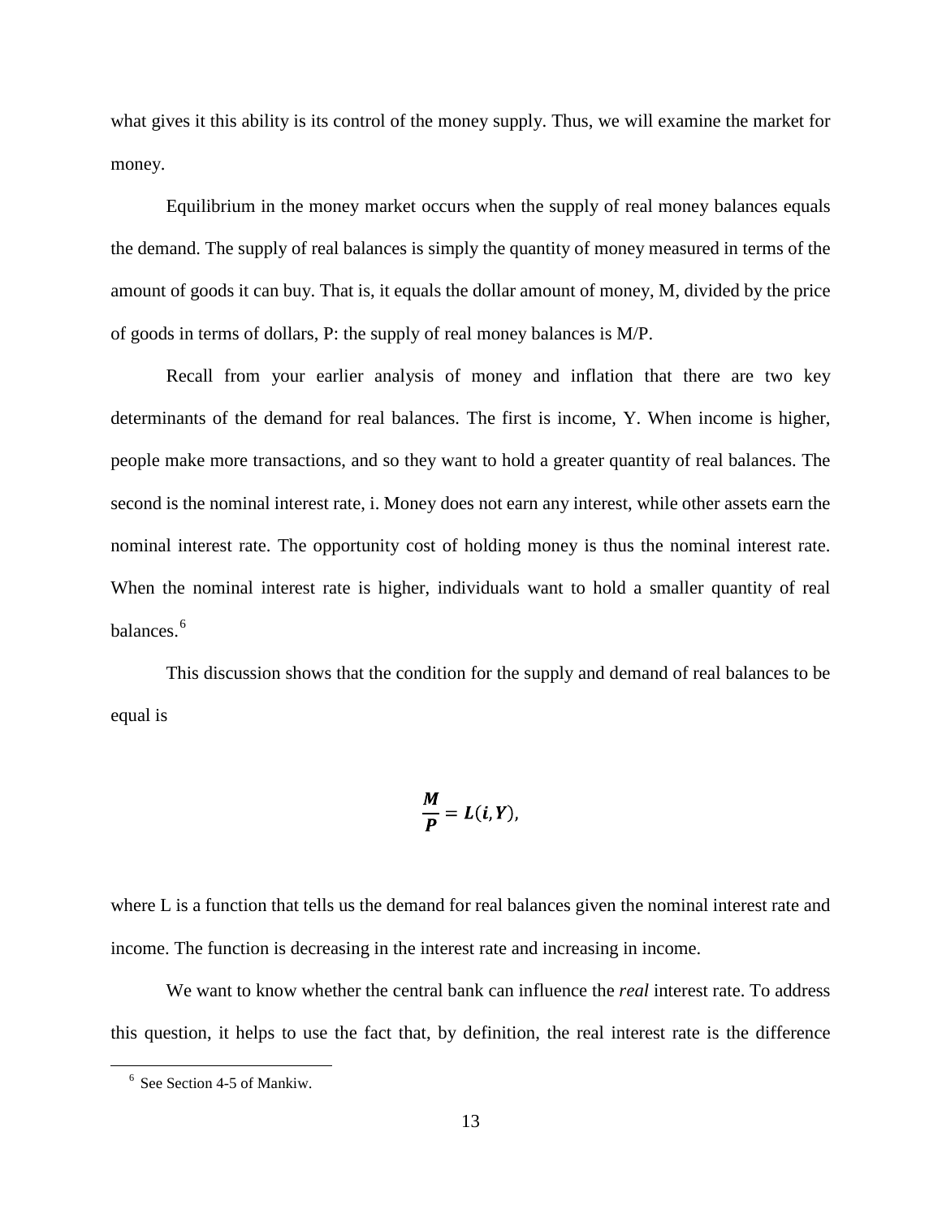what gives it this ability is its control of the money supply. Thus, we will examine the market for money.

Equilibrium in the money market occurs when the supply of real money balances equals the demand. The supply of real balances is simply the quantity of money measured in terms of the amount of goods it can buy. That is, it equals the dollar amount of money, M, divided by the price of goods in terms of dollars, P: the supply of real money balances is M/P.

Recall from your earlier analysis of money and inflation that there are two key determinants of the demand for real balances. The first is income, Y. When income is higher, people make more transactions, and so they want to hold a greater quantity of real balances. The second is the nominal interest rate, i. Money does not earn any interest, while other assets earn the nominal interest rate. The opportunity cost of holding money is thus the nominal interest rate. When the nominal interest rate is higher, individuals want to hold a smaller quantity of real balances.[6]

This discussion shows that the condition for the supply and demand of real balances to be equal is

$$\frac{M}{P} = L(i, Y),$$

where L is a function that tells us the demand for real balances given the nominal interest rate and income. The function is decreasing in the interest rate and increasing in income.

We want to know whether the central bank can influence the *real* interest rate. To address this question, it helps to use the fact that, by definition, the real interest rate is the difference

[6] See Section 4-5 of Mankiw.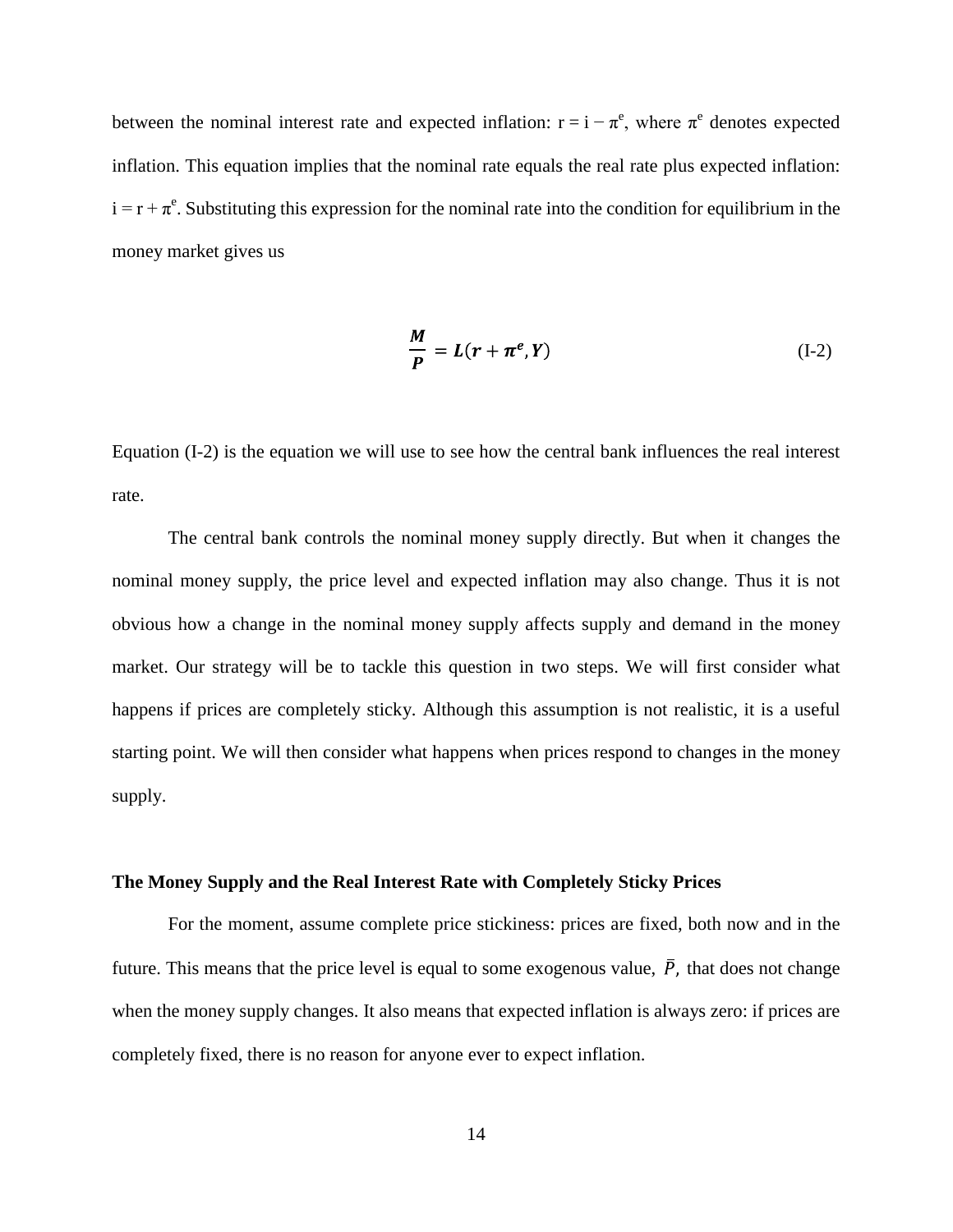between the nominal interest rate and expected inflation: $r = i - \pi^e$, where $\pi^e$ denotes expected inflation. This equation implies that the nominal rate equals the real rate plus expected inflation: $i = r + \pi^e$. Substituting this expression for the nominal rate into the condition for equilibrium in the money market gives us

$$\frac{M}{P} = L(r + \pi^e, Y) \tag{I-2}$$

Equation (I-2) is the equation we will use to see how the central bank influences the real interest rate.

The central bank controls the nominal money supply directly. But when it changes the nominal money supply, the price level and expected inflation may also change. Thus it is not obvious how a change in the nominal money supply affects supply and demand in the money market. Our strategy will be to tackle this question in two steps. We will first consider what happens if prices are completely sticky. Although this assumption is not realistic, it is a useful starting point. We will then consider what happens when prices respond to changes in the money supply.

**The Money Supply and the Real Interest Rate with Completely Sticky Prices**

For the moment, assume complete price stickiness: prices are fixed, both now and in the future. This means that the price level is equal to some exogenous value, $\bar{P}$, that does not change when the money supply changes. It also means that expected inflation is always zero: if prices are completely fixed, there is no reason for anyone ever to expect inflation.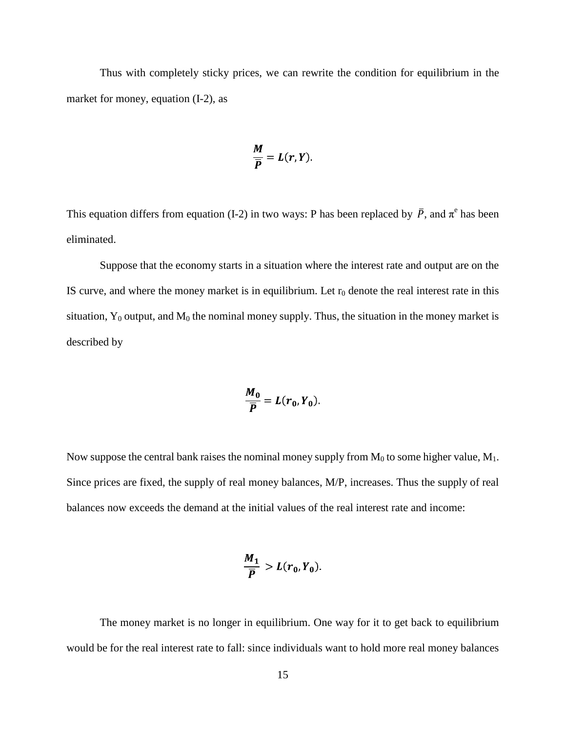Thus with completely sticky prices, we can rewrite the condition for equilibrium in the market for money, equation (I-2), as

$$\frac{\boldsymbol{M}}{\overline{\boldsymbol{P}}} = \boldsymbol{L}(\boldsymbol{r}, \boldsymbol{Y}).$$

This equation differs from equation (I-2) in two ways: P has been replaced by $\bar{P}$, and $\pi^e$ has been eliminated.

Suppose that the economy starts in a situation where the interest rate and output are on the IS curve, and where the money market is in equilibrium. Let $r_0$ denote the real interest rate in this situation, $Y_0$ output, and $M_0$ the nominal money supply. Thus, the situation in the money market is described by

$$\frac{\boldsymbol{M_0}}{\overline{\boldsymbol{P}}} = \boldsymbol{L}(\boldsymbol{r_0}, \boldsymbol{Y_0}).$$

Now suppose the central bank raises the nominal money supply from $M_0$ to some higher value, $M_1$. Since prices are fixed, the supply of real money balances, M/P, increases. Thus the supply of real balances now exceeds the demand at the initial values of the real interest rate and income:

$$\frac{\boldsymbol{M_1}}{\overline{\boldsymbol{P}}} > \boldsymbol{L}(\boldsymbol{r_0}, \boldsymbol{Y_0}).$$

The money market is no longer in equilibrium. One way for it to get back to equilibrium would be for the real interest rate to fall: since individuals want to hold more real money balances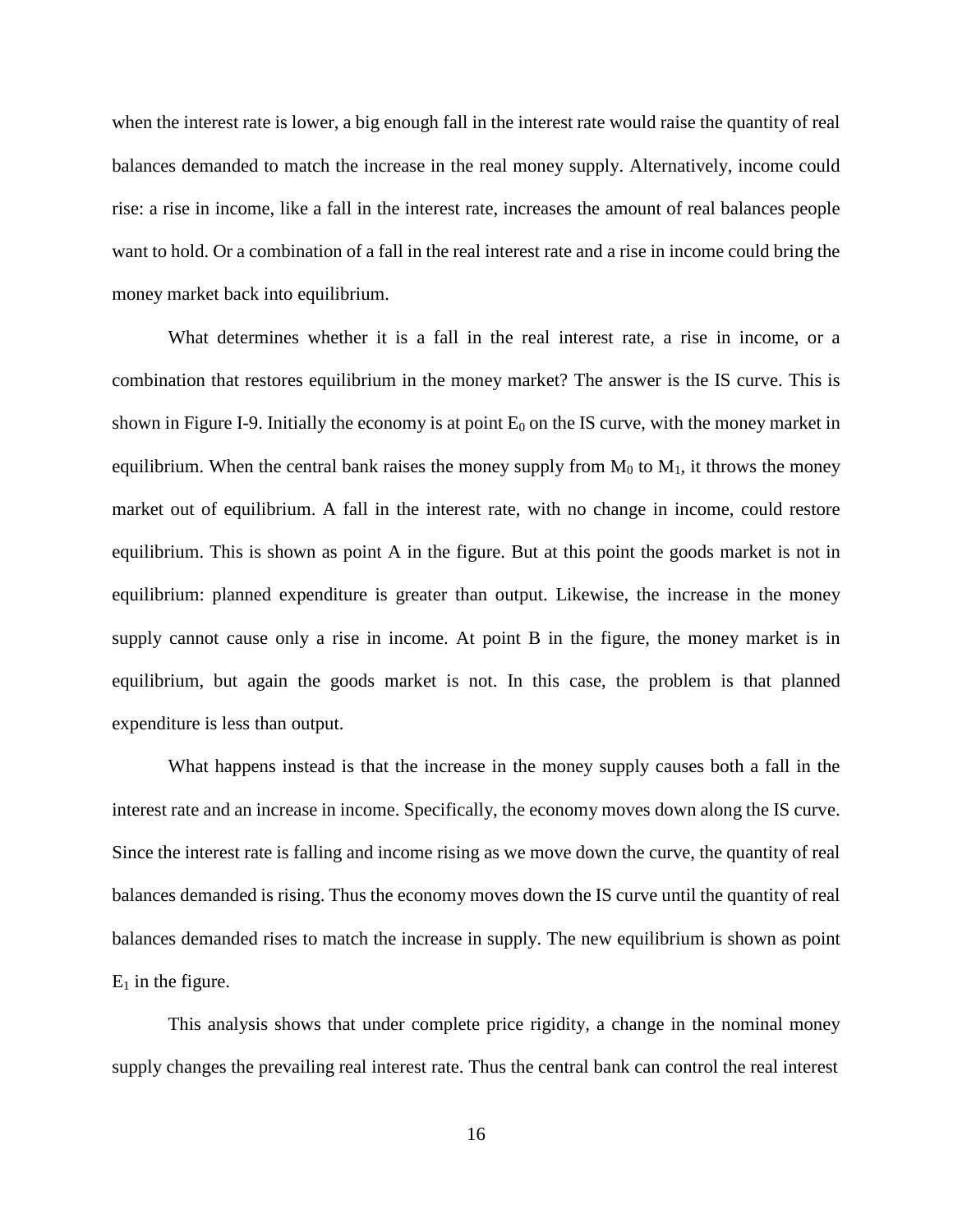when the interest rate is lower, a big enough fall in the interest rate would raise the quantity of real balances demanded to match the increase in the real money supply. Alternatively, income could rise: a rise in income, like a fall in the interest rate, increases the amount of real balances people want to hold. Or a combination of a fall in the real interest rate and a rise in income could bring the money market back into equilibrium.

What determines whether it is a fall in the real interest rate, a rise in income, or a combination that restores equilibrium in the money market? The answer is the IS curve. This is shown in Figure I-9. Initially the economy is at point $E_0$ on the IS curve, with the money market in equilibrium. When the central bank raises the money supply from $M_0$ to $M_1$, it throws the money market out of equilibrium. A fall in the interest rate, with no change in income, could restore equilibrium. This is shown as point A in the figure. But at this point the goods market is not in equilibrium: planned expenditure is greater than output. Likewise, the increase in the money supply cannot cause only a rise in income. At point B in the figure, the money market is in equilibrium, but again the goods market is not. In this case, the problem is that planned expenditure is less than output.

What happens instead is that the increase in the money supply causes both a fall in the interest rate and an increase in income. Specifically, the economy moves down along the IS curve. Since the interest rate is falling and income rising as we move down the curve, the quantity of real balances demanded is rising. Thus the economy moves down the IS curve until the quantity of real balances demanded rises to match the increase in supply. The new equilibrium is shown as point $E_1$ in the figure.

This analysis shows that under complete price rigidity, a change in the nominal money supply changes the prevailing real interest rate. Thus the central bank can control the real interest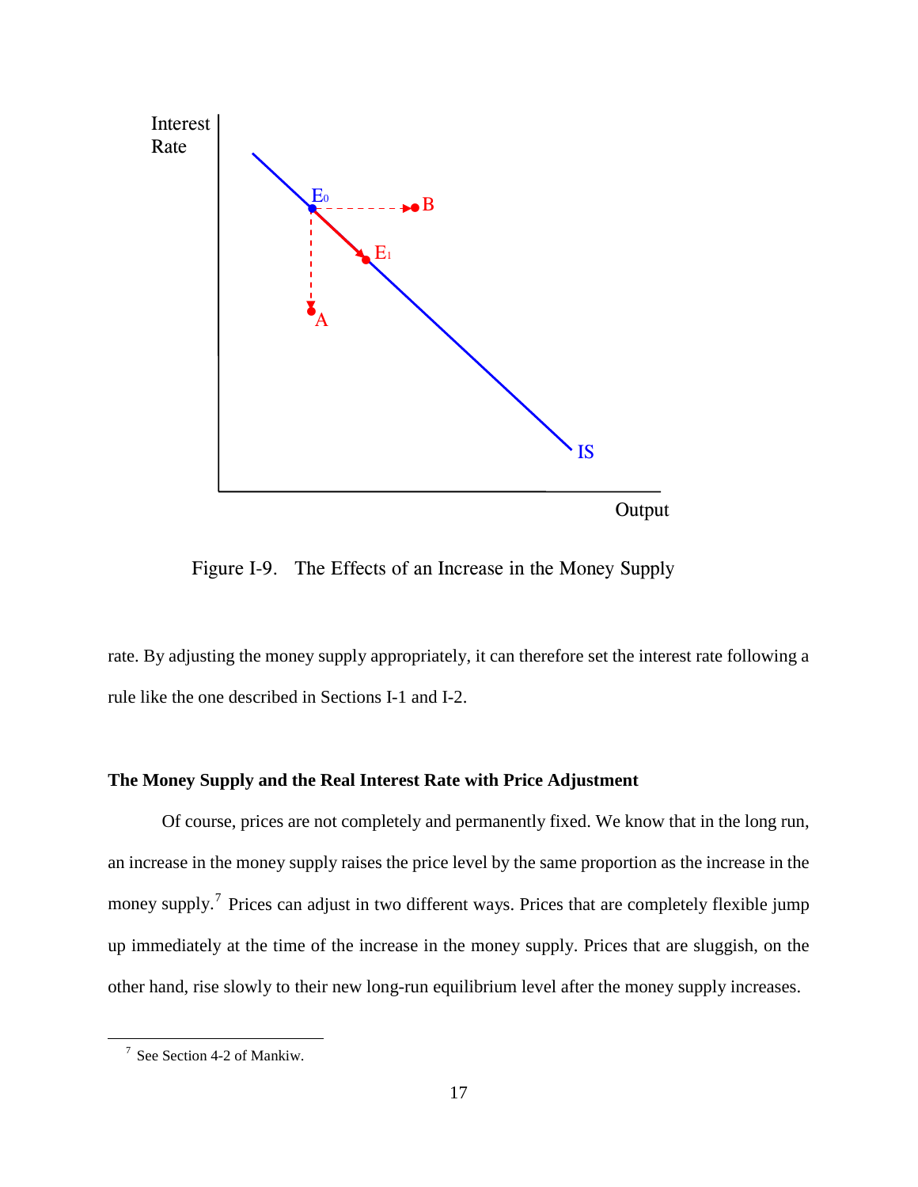Figure I-9. The Effects of an Increase in the Money Supply

rate. By adjusting the money supply appropriately, it can therefore set the interest rate following a rule like the one described in Sections I-1 and I-2.

**The Money Supply and the Real Interest Rate with Price Adjustment**

Of course, prices are not completely and permanently fixed. We know that in the long run, an increase in the money supply raises the price level by the same proportion as the increase in the money supply.[7] Prices can adjust in two different ways. Prices that are completely flexible jump up immediately at the time of the increase in the money supply. Prices that are sluggish, on the other hand, rise slowly to their new long-run equilibrium level after the money supply increases.

[7] See Section 4-2 of Mankiw.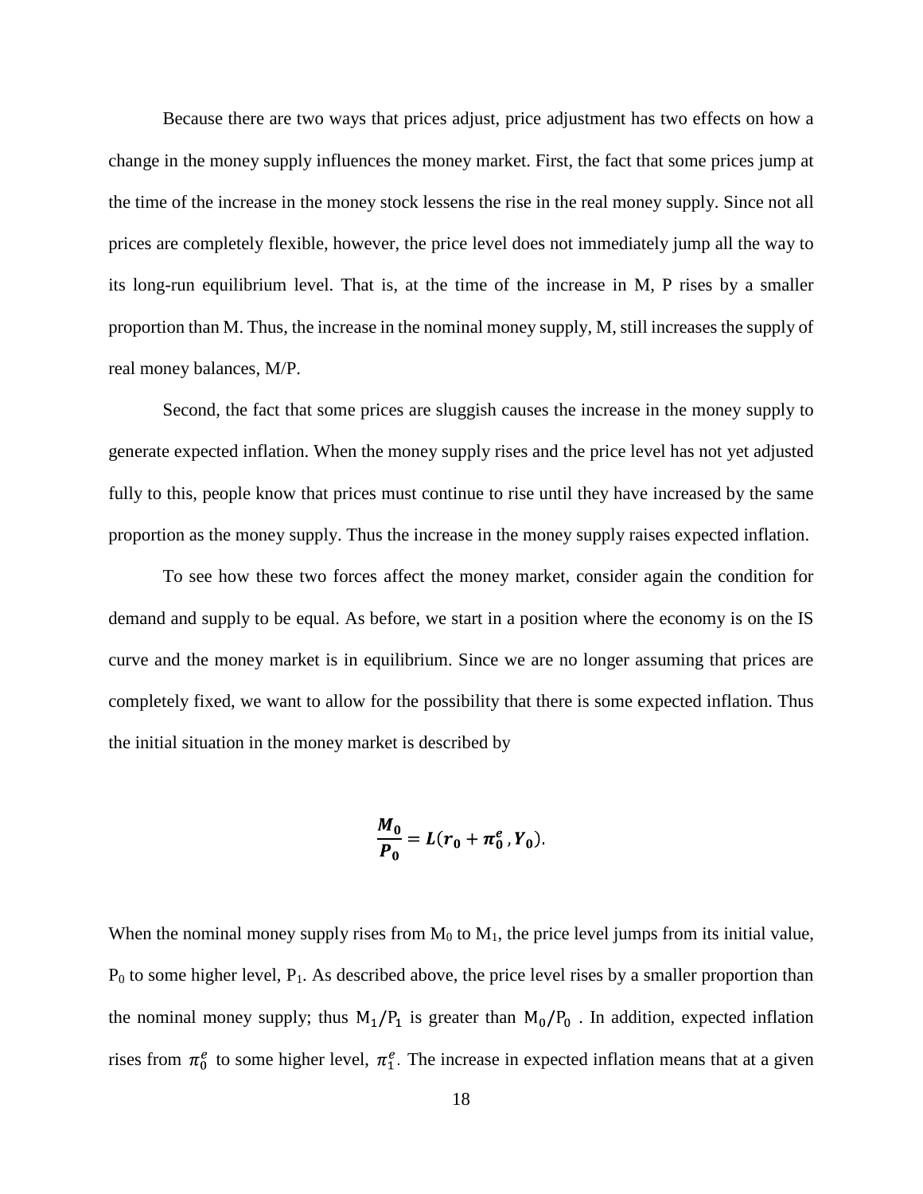Because there are two ways that prices adjust, price adjustment has two effects on how a change in the money supply influences the money market. First, the fact that some prices jump at the time of the increase in the money stock lessens the rise in the real money supply. Since not all prices are completely flexible, however, the price level does not immediately jump all the way to its long-run equilibrium level. That is, at the time of the increase in M, P rises by a smaller proportion than M. Thus, the increase in the nominal money supply, M, still increases the supply of real money balances, M/P.

Second, the fact that some prices are sluggish causes the increase in the money supply to generate expected inflation. When the money supply rises and the price level has not yet adjusted fully to this, people know that prices must continue to rise until they have increased by the same proportion as the money supply. Thus the increase in the money supply raises expected inflation.

To see how these two forces affect the money market, consider again the condition for demand and supply to be equal. As before, we start in a position where the economy is on the IS curve and the money market is in equilibrium. Since we are no longer assuming that prices are completely fixed, we want to allow for the possibility that there is some expected inflation. Thus the initial situation in the money market is described by

$$\frac{M_0}{P_0} = L(r_0 + \pi_0^e, Y_0).$$

When the nominal money supply rises from $M_0$ to $M_1$, the price level jumps from its initial value, $P_0$ to some higher level, $P_1$. As described above, the price level rises by a smaller proportion than the nominal money supply; thus $M_1/P_1$ is greater than $M_0/P_0$ . In addition, expected inflation rises from $\pi_0^e$ to some higher level, $\pi_1^e$. The increase in expected inflation means that at a given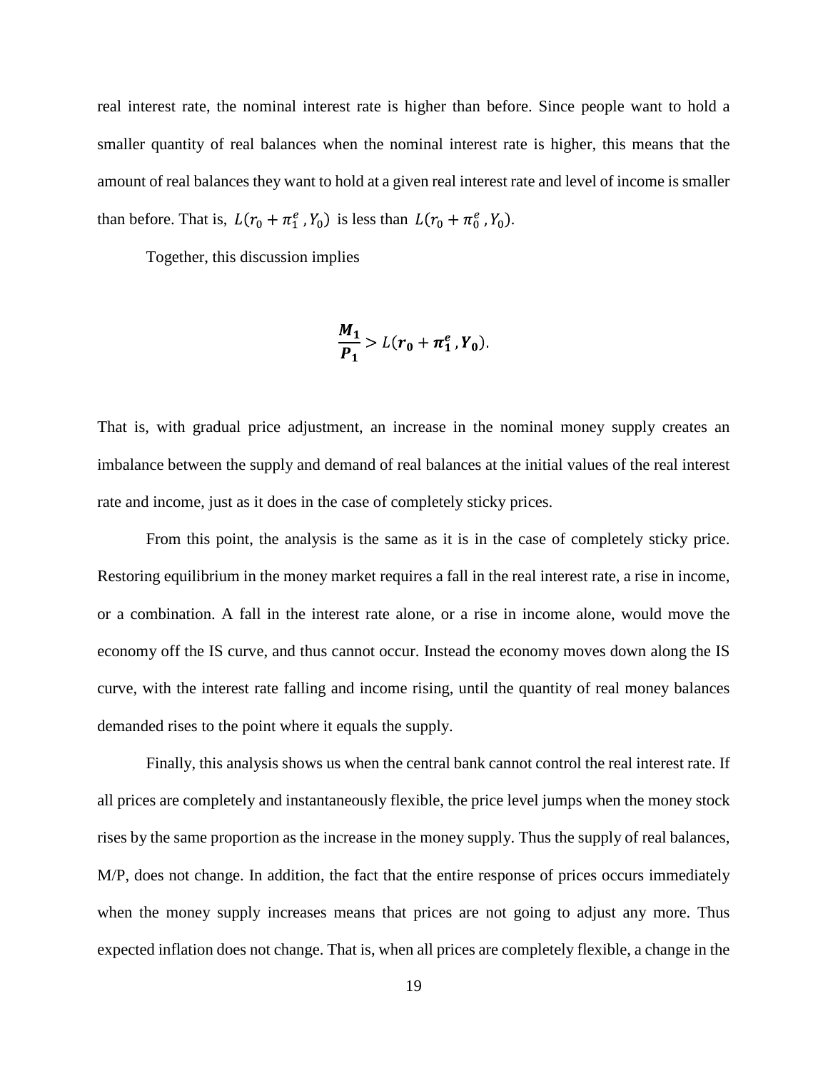real interest rate, the nominal interest rate is higher than before. Since people want to hold a smaller quantity of real balances when the nominal interest rate is higher, this means that the amount of real balances they want to hold at a given real interest rate and level of income is smaller than before. That is, $L(r_0 + \pi_1^e, Y_0)$ is less than $L(r_0 + \pi_0^e, Y_0)$.

Together, this discussion implies

$$\frac{\boldsymbol{M_1}}{\boldsymbol{P_1}} > L(\boldsymbol{r_0} + \boldsymbol{\pi_1^e}, \boldsymbol{Y_0}).$$

That is, with gradual price adjustment, an increase in the nominal money supply creates an imbalance between the supply and demand of real balances at the initial values of the real interest rate and income, just as it does in the case of completely sticky prices.

From this point, the analysis is the same as it is in the case of completely sticky price. Restoring equilibrium in the money market requires a fall in the real interest rate, a rise in income, or a combination. A fall in the interest rate alone, or a rise in income alone, would move the economy off the IS curve, and thus cannot occur. Instead the economy moves down along the IS curve, with the interest rate falling and income rising, until the quantity of real money balances demanded rises to the point where it equals the supply.

Finally, this analysis shows us when the central bank cannot control the real interest rate. If all prices are completely and instantaneously flexible, the price level jumps when the money stock rises by the same proportion as the increase in the money supply. Thus the supply of real balances, M/P, does not change. In addition, the fact that the entire response of prices occurs immediately when the money supply increases means that prices are not going to adjust any more. Thus expected inflation does not change. That is, when all prices are completely flexible, a change in the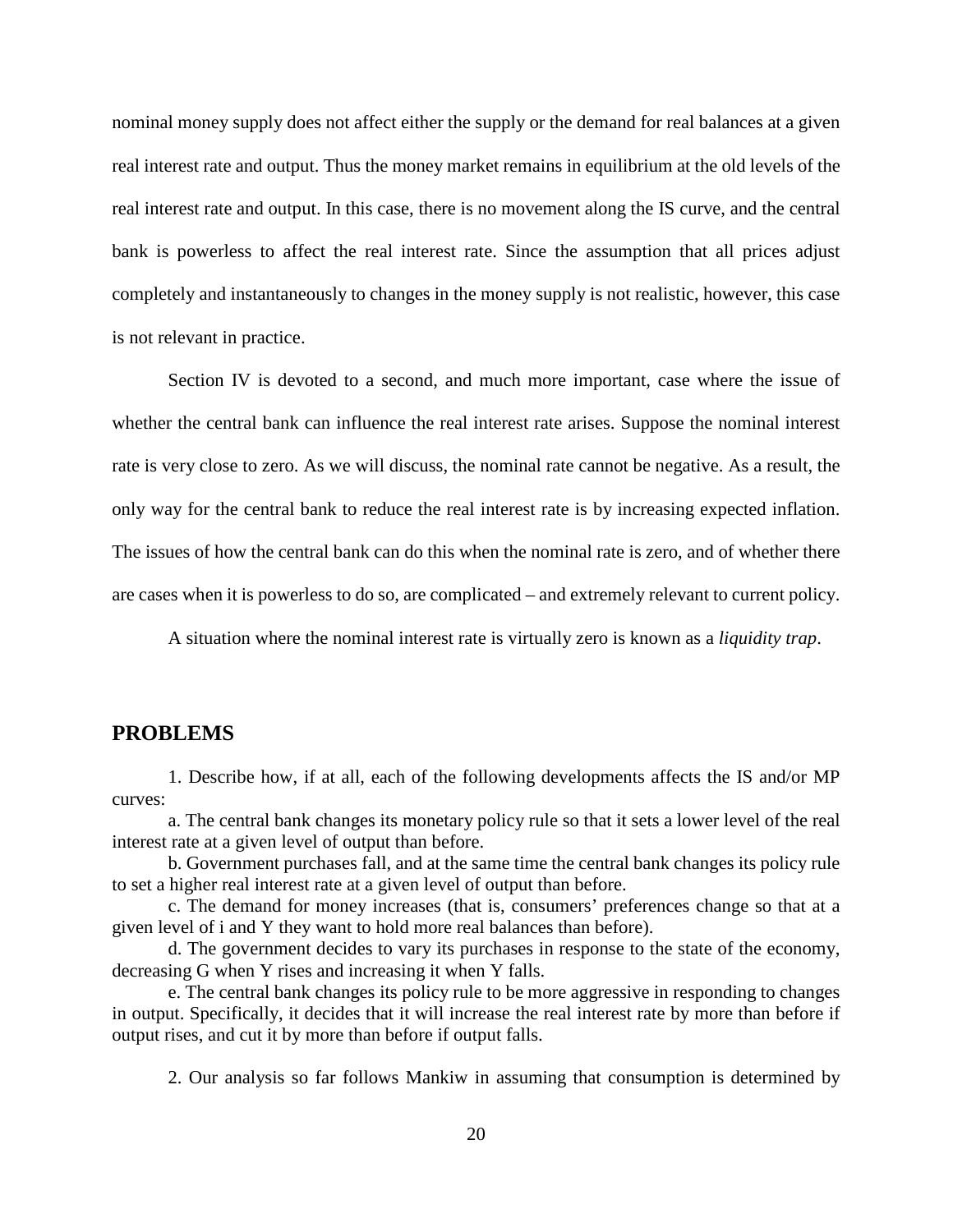nominal money supply does not affect either the supply or the demand for real balances at a given real interest rate and output. Thus the money market remains in equilibrium at the old levels of the real interest rate and output. In this case, there is no movement along the IS curve, and the central bank is powerless to affect the real interest rate. Since the assumption that all prices adjust completely and instantaneously to changes in the money supply is not realistic, however, this case is not relevant in practice.

Section IV is devoted to a second, and much more important, case where the issue of whether the central bank can influence the real interest rate arises. Suppose the nominal interest rate is very close to zero. As we will discuss, the nominal rate cannot be negative. As a result, the only way for the central bank to reduce the real interest rate is by increasing expected inflation. The issues of how the central bank can do this when the nominal rate is zero, and of whether there are cases when it is powerless to do so, are complicated – and extremely relevant to current policy.

A situation where the nominal interest rate is virtually zero is known as a *liquidity trap*.

## PROBLEMS

1. Describe how, if at all, each of the following developments affects the IS and/or MP curves:

a. The central bank changes its monetary policy rule so that it sets a lower level of the real interest rate at a given level of output than before.

b. Government purchases fall, and at the same time the central bank changes its policy rule to set a higher real interest rate at a given level of output than before.

c. The demand for money increases (that is, consumers' preferences change so that at a given level of i and Y they want to hold more real balances than before).

d. The government decides to vary its purchases in response to the state of the economy, decreasing G when Y rises and increasing it when Y falls.

e. The central bank changes its policy rule to be more aggressive in responding to changes in output. Specifically, it decides that it will increase the real interest rate by more than before if output rises, and cut it by more than before if output falls.

2. Our analysis so far follows Mankiw in assuming that consumption is determined by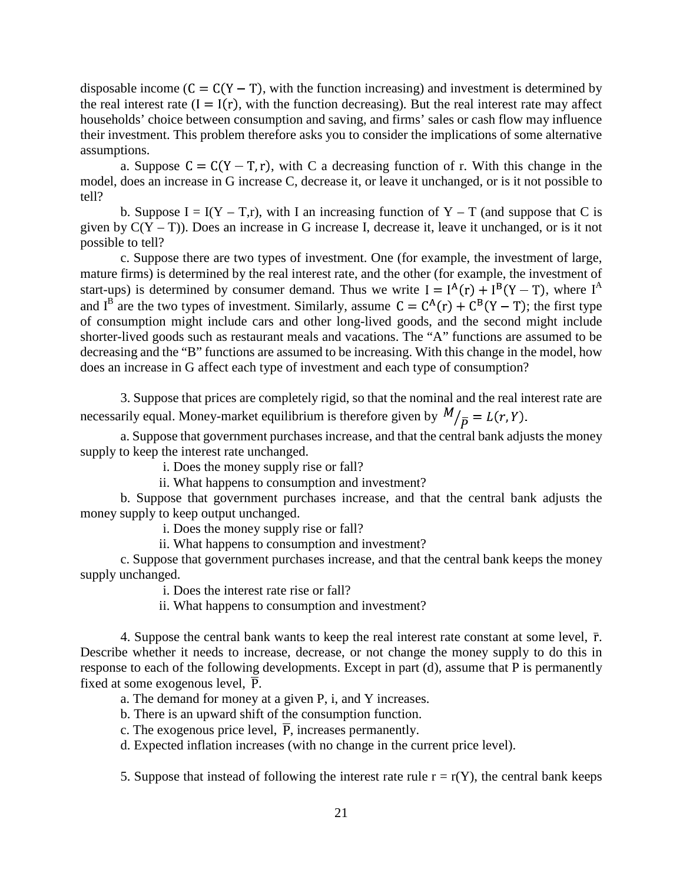disposable income ($C = C(Y - T)$, with the function increasing) and investment is determined by the real interest rate ($I = I(r)$, with the function decreasing). But the real interest rate may affect households' choice between consumption and saving, and firms' sales or cash flow may influence their investment. This problem therefore asks you to consider the implications of some alternative assumptions.

a. Suppose $C = C(Y - T, r)$, with C a decreasing function of r. With this change in the model, does an increase in G increase C, decrease it, or leave it unchanged, or is it not possible to tell?

b. Suppose $I = I(Y - T, r)$, with I an increasing function of $Y - T$ (and suppose that C is given by $C(Y - T)$). Does an increase in G increase I, decrease it, leave it unchanged, or is it not possible to tell?

c. Suppose there are two types of investment. One (for example, the investment of large, mature firms) is determined by the real interest rate, and the other (for example, the investment of start-ups) is determined by consumer demand. Thus we write $I = I^A(r) + I^B(Y - T)$, where $I^A$ and $I^B$ are the two types of investment. Similarly, assume $C = C^A(r) + C^B(Y - T)$; the first type of consumption might include cars and other long-lived goods, and the second might include shorter-lived goods such as restaurant meals and vacations. The "A" functions are assumed to be decreasing and the "B" functions are assumed to be increasing. With this change in the model, how does an increase in G affect each type of investment and each type of consumption?

3. Suppose that prices are completely rigid, so that the nominal and the real interest rate are necessarily equal. Money-market equilibrium is therefore given by $M/\bar{P} = L(r, Y)$.

a. Suppose that government purchases increase, and that the central bank adjusts the money supply to keep the interest rate unchanged.

i. Does the money supply rise or fall?

ii. What happens to consumption and investment?

b. Suppose that government purchases increase, and that the central bank adjusts the money supply to keep output unchanged.

i. Does the money supply rise or fall?

ii. What happens to consumption and investment?

c. Suppose that government purchases increase, and that the central bank keeps the money supply unchanged.

i. Does the interest rate rise or fall?

ii. What happens to consumption and investment?

4. Suppose the central bank wants to keep the real interest rate constant at some level, $\bar{r}$. Describe whether it needs to increase, decrease, or not change the money supply to do this in response to each of the following developments. Except in part (d), assume that P is permanently fixed at some exogenous level, $\bar{P}$.

a. The demand for money at a given P, i, and Y increases.

b. There is an upward shift of the consumption function.

c. The exogenous price level, $\bar{P}$, increases permanently.

d. Expected inflation increases (with no change in the current price level).

5. Suppose that instead of following the interest rate rule $r = r(Y)$, the central bank keeps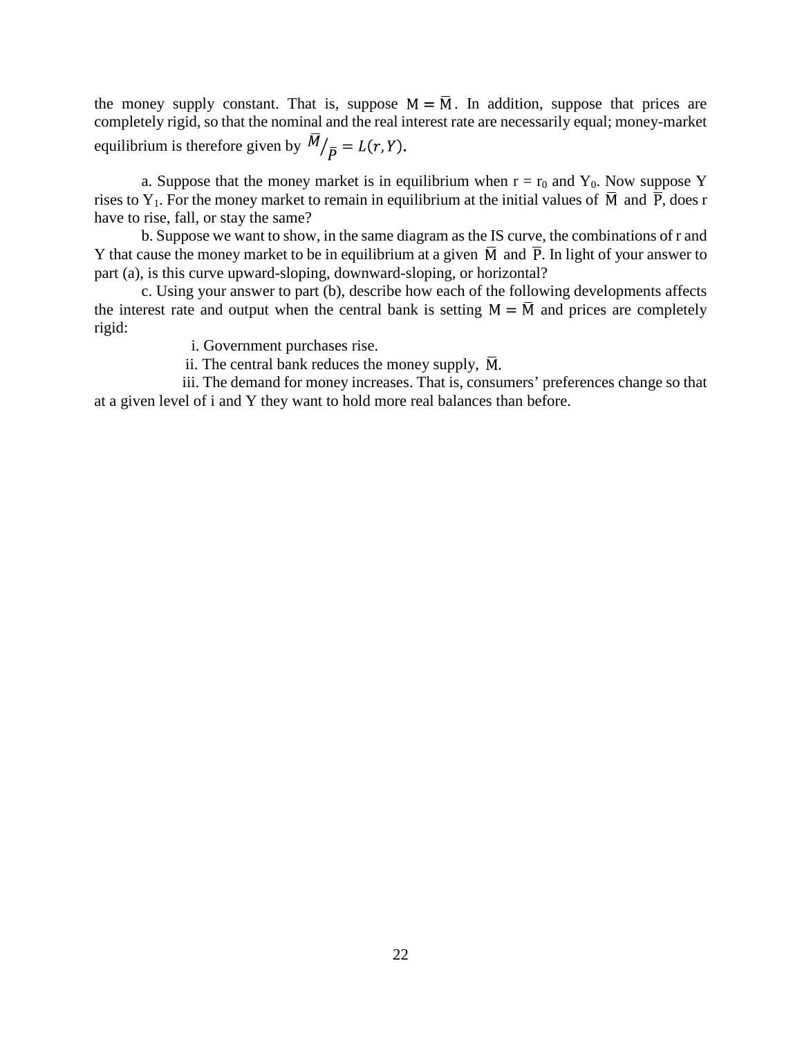the money supply constant. That is, suppose $M = \bar{M}$. In addition, suppose that prices are completely rigid, so that the nominal and the real interest rate are necessarily equal; money-market equilibrium is therefore given by $\bar{M}/\bar{P} = L(r, Y)$.

a. Suppose that the money market is in equilibrium when r = $r_0$ and $Y_0$. Now suppose Y rises to $Y_1$. For the money market to remain in equilibrium at the initial values of $\bar{M}$ and $\bar{P}$, does r have to rise, fall, or stay the same?

b. Suppose we want to show, in the same diagram as the IS curve, the combinations of r and Y that cause the money market to be in equilibrium at a given $\bar{M}$ and $\bar{P}$. In light of your answer to part (a), is this curve upward-sloping, downward-sloping, or horizontal?

c. Using your answer to part (b), describe how each of the following developments affects the interest rate and output when the central bank is setting $M = \bar{M}$ and prices are completely rigid:

i. Government purchases rise.

ii. The central bank reduces the money supply, $\bar{M}$.

iii. The demand for money increases. That is, consumers' preferences change so that at a given level of i and Y they want to hold more real balances than before.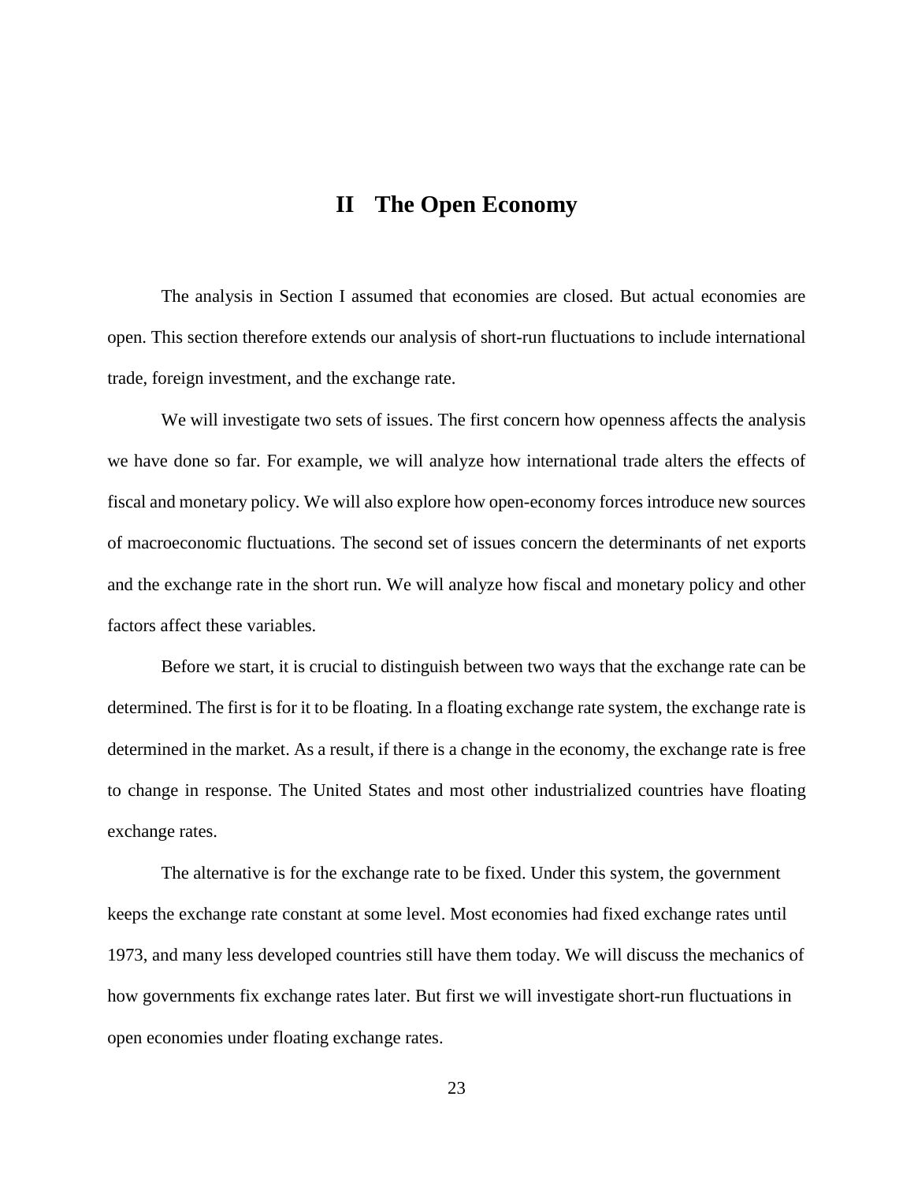# II The Open Economy

The analysis in Section I assumed that economies are closed. But actual economies are open. This section therefore extends our analysis of short-run fluctuations to include international trade, foreign investment, and the exchange rate.

We will investigate two sets of issues. The first concern how openness affects the analysis we have done so far. For example, we will analyze how international trade alters the effects of fiscal and monetary policy. We will also explore how open-economy forces introduce new sources of macroeconomic fluctuations. The second set of issues concern the determinants of net exports and the exchange rate in the short run. We will analyze how fiscal and monetary policy and other factors affect these variables.

Before we start, it is crucial to distinguish between two ways that the exchange rate can be determined. The first is for it to be floating. In a floating exchange rate system, the exchange rate is determined in the market. As a result, if there is a change in the economy, the exchange rate is free to change in response. The United States and most other industrialized countries have floating exchange rates.

The alternative is for the exchange rate to be fixed. Under this system, the government keeps the exchange rate constant at some level. Most economies had fixed exchange rates until 1973, and many less developed countries still have them today. We will discuss the mechanics of how governments fix exchange rates later. But first we will investigate short-run fluctuations in open economies under floating exchange rates.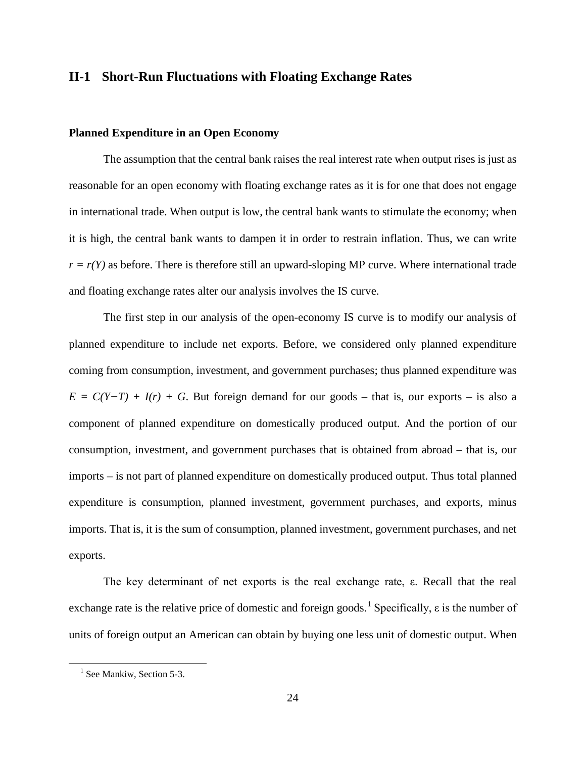## II-1 Short-Run Fluctuations with Floating Exchange Rates

### Planned Expenditure in an Open Economy

The assumption that the central bank raises the real interest rate when output rises is just as reasonable for an open economy with floating exchange rates as it is for one that does not engage in international trade. When output is low, the central bank wants to stimulate the economy; when it is high, the central bank wants to dampen it in order to restrain inflation. Thus, we can write $r = r(Y)$ as before. There is therefore still an upward-sloping MP curve. Where international trade and floating exchange rates alter our analysis involves the IS curve.

The first step in our analysis of the open-economy IS curve is to modify our analysis of planned expenditure to include net exports. Before, we considered only planned expenditure coming from consumption, investment, and government purchases; thus planned expenditure was $E = C(Y-T) + I(r) + G$. But foreign demand for our goods – that is, our exports – is also a component of planned expenditure on domestically produced output. And the portion of our consumption, investment, and government purchases that is obtained from abroad – that is, our imports – is not part of planned expenditure on domestically produced output. Thus total planned expenditure is consumption, planned investment, government purchases, and exports, minus imports. That is, it is the sum of consumption, planned investment, government purchases, and net exports.

The key determinant of net exports is the real exchange rate, $\varepsilon$. Recall that the real exchange rate is the relative price of domestic and foreign goods.[1] Specifically, $\varepsilon$ is the number of units of foreign output an American can obtain by buying one less unit of domestic output. When

[1] See Mankiw, Section 5-3.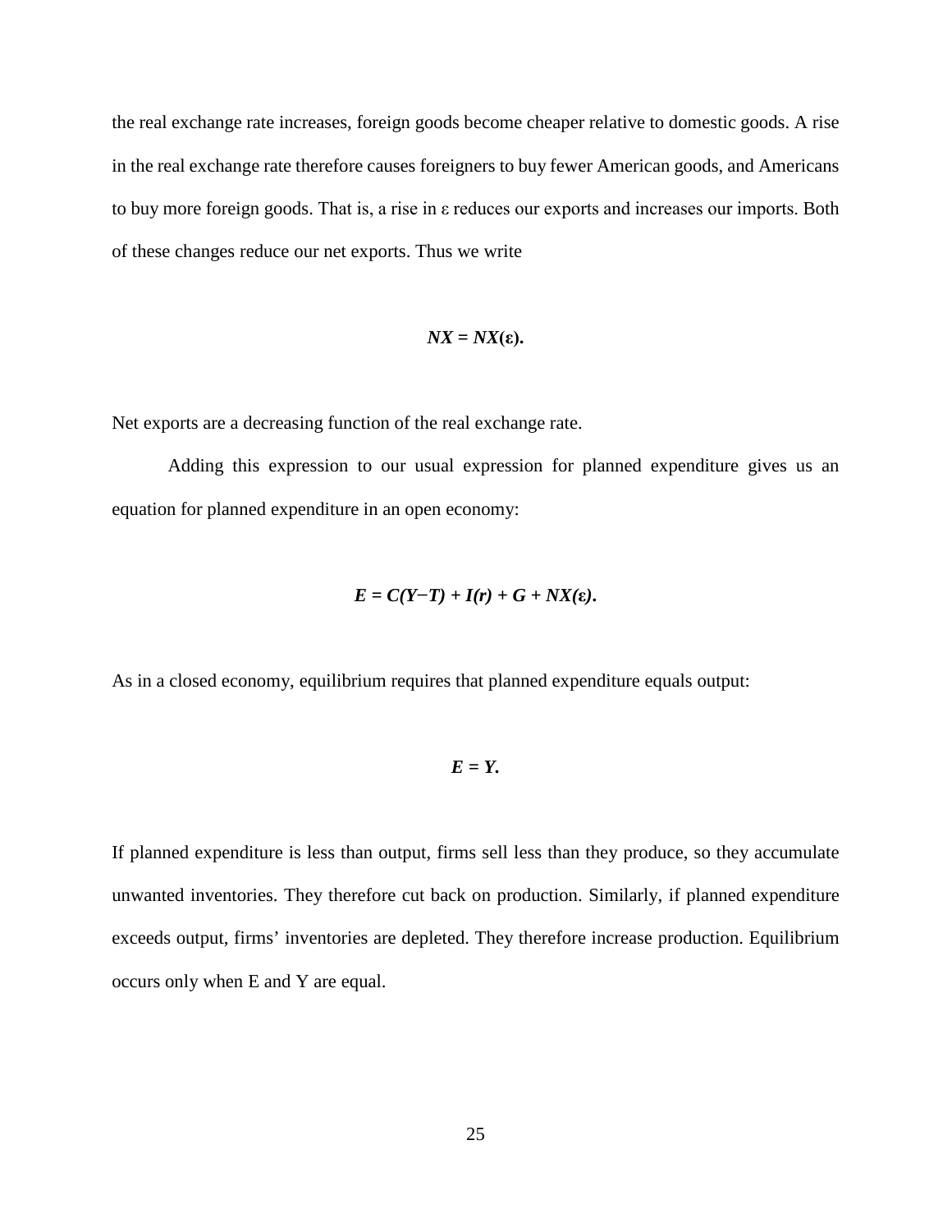the real exchange rate increases, foreign goods become cheaper relative to domestic goods. A rise in the real exchange rate therefore causes foreigners to buy fewer American goods, and Americans to buy more foreign goods. That is, a rise in $\varepsilon$ reduces our exports and increases our imports. Both of these changes reduce our net exports. Thus we write

$$NX = NX(\varepsilon).$$

Net exports are a decreasing function of the real exchange rate.

Adding this expression to our usual expression for planned expenditure gives us an equation for planned expenditure in an open economy:

$$E = C(Y - T) + I(r) + G + NX(\varepsilon).$$

As in a closed economy, equilibrium requires that planned expenditure equals output:

$$E = Y.$$

If planned expenditure is less than output, firms sell less than they produce, so they accumulate unwanted inventories. They therefore cut back on production. Similarly, if planned expenditure exceeds output, firms' inventories are depleted. They therefore increase production. Equilibrium occurs only when E and Y are equal.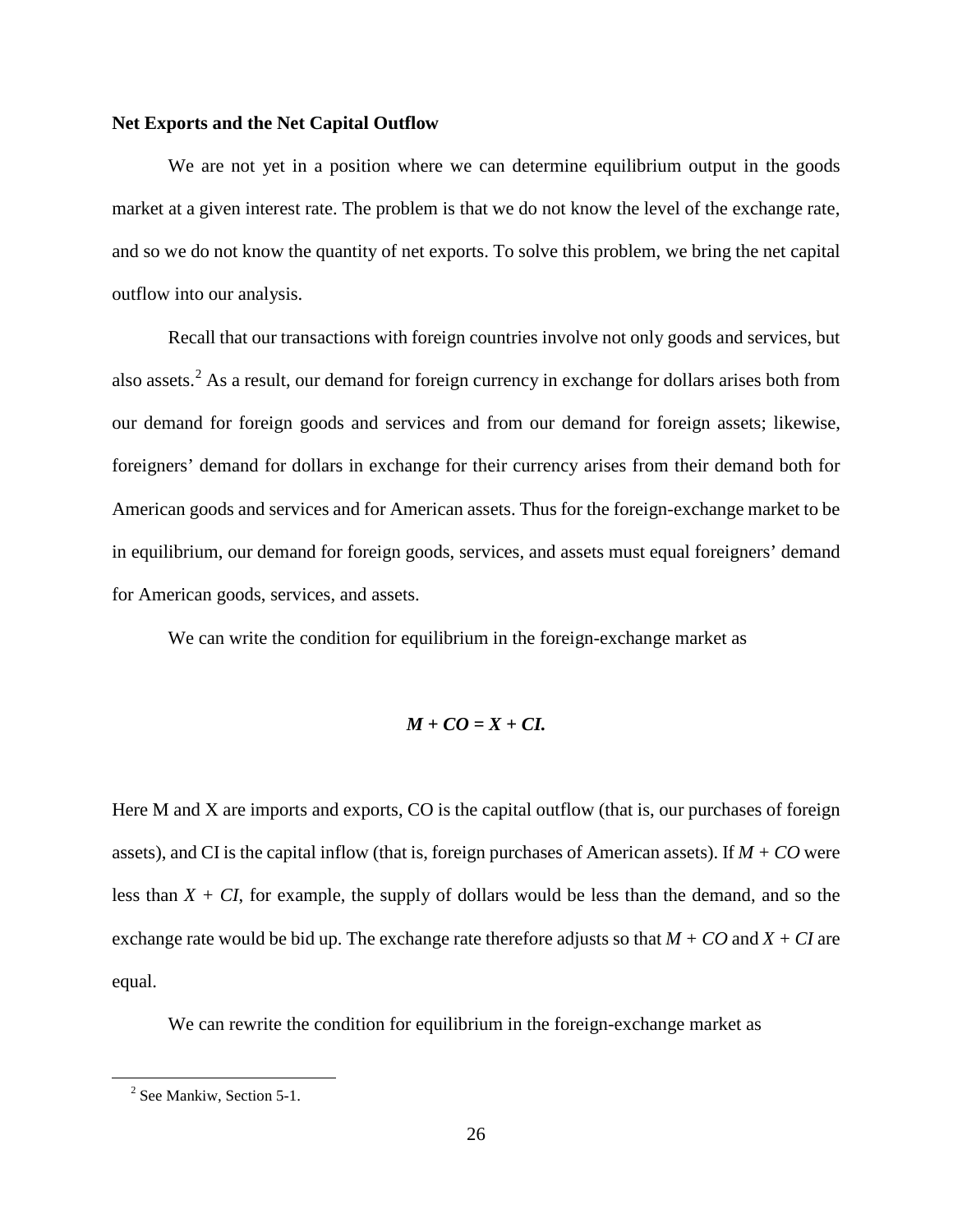**Net Exports and the Net Capital Outflow**

We are not yet in a position where we can determine equilibrium output in the goods market at a given interest rate. The problem is that we do not know the level of the exchange rate, and so we do not know the quantity of net exports. To solve this problem, we bring the net capital outflow into our analysis.

Recall that our transactions with foreign countries involve not only goods and services, but also assets.[2] As a result, our demand for foreign currency in exchange for dollars arises both from our demand for foreign goods and services and from our demand for foreign assets; likewise, foreigners' demand for dollars in exchange for their currency arises from their demand both for American goods and services and for American assets. Thus for the foreign-exchange market to be in equilibrium, our demand for foreign goods, services, and assets must equal foreigners' demand for American goods, services, and assets.

We can write the condition for equilibrium in the foreign-exchange market as

$$M + CO = X + CI.$$

Here M and X are imports and exports, CO is the capital outflow (that is, our purchases of foreign assets), and CI is the capital inflow (that is, foreign purchases of American assets). If $M + CO$ were less than $X + CI$, for example, the supply of dollars would be less than the demand, and so the exchange rate would be bid up. The exchange rate therefore adjusts so that $M + CO$ and $X + CI$ are equal.

We can rewrite the condition for equilibrium in the foreign-exchange market as

[2] See Mankiw, Section 5-1.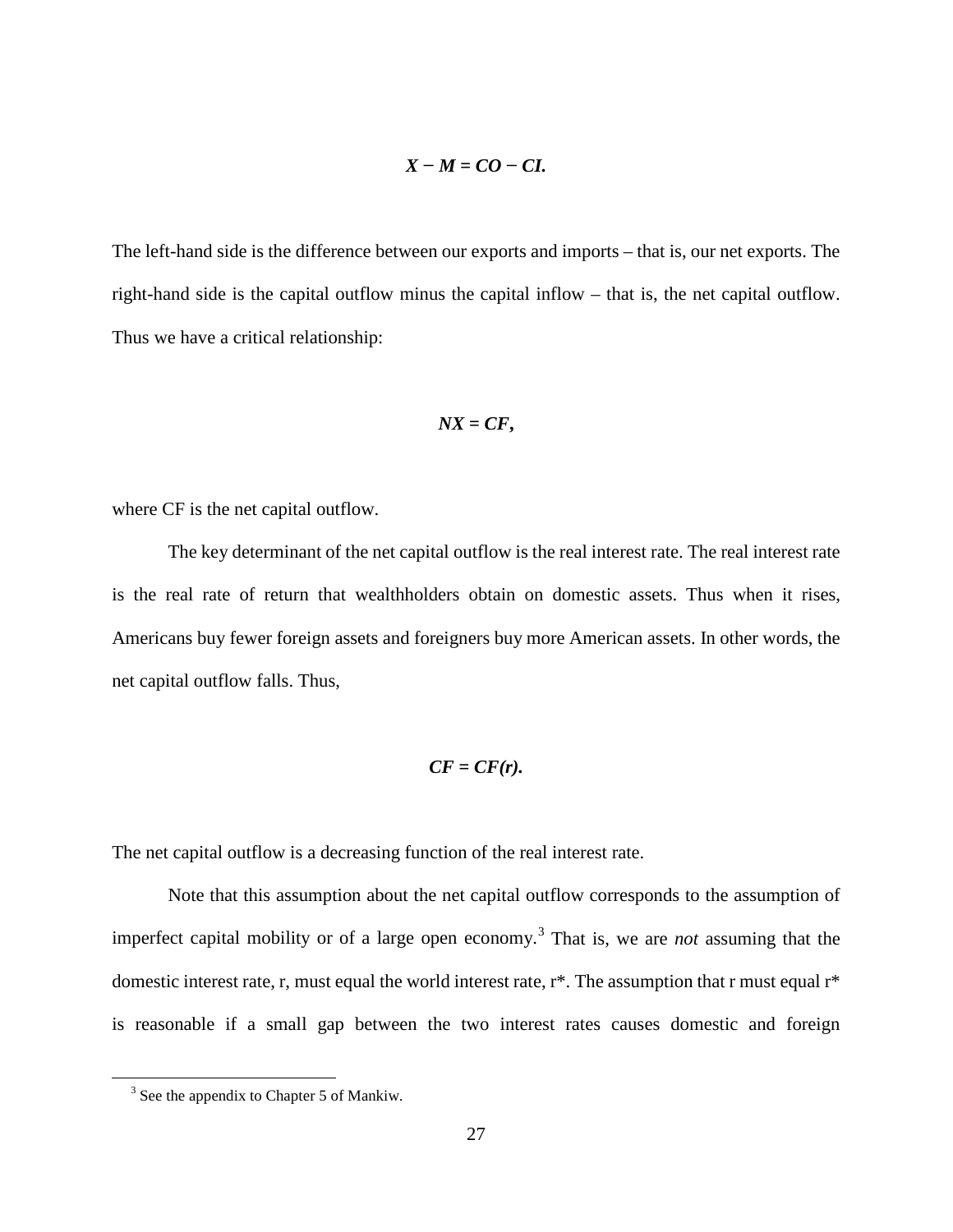$$X - M = CO - CI.$$

The left-hand side is the difference between our exports and imports – that is, our net exports. The right-hand side is the capital outflow minus the capital inflow – that is, the net capital outflow. Thus we have a critical relationship:

$$NX = CF,$$

where CF is the net capital outflow.

The key determinant of the net capital outflow is the real interest rate. The real interest rate is the real rate of return that wealthholders obtain on domestic assets. Thus when it rises, Americans buy fewer foreign assets and foreigners buy more American assets. In other words, the net capital outflow falls. Thus,

$$CF = CF(r).$$

The net capital outflow is a decreasing function of the real interest rate.

Note that this assumption about the net capital outflow corresponds to the assumption of imperfect capital mobility or of a large open economy.[3] That is, we are *not* assuming that the domestic interest rate, r, must equal the world interest rate, r*. The assumption that r must equal r* is reasonable if a small gap between the two interest rates causes domestic and foreign

[3] See the appendix to Chapter 5 of Mankiw.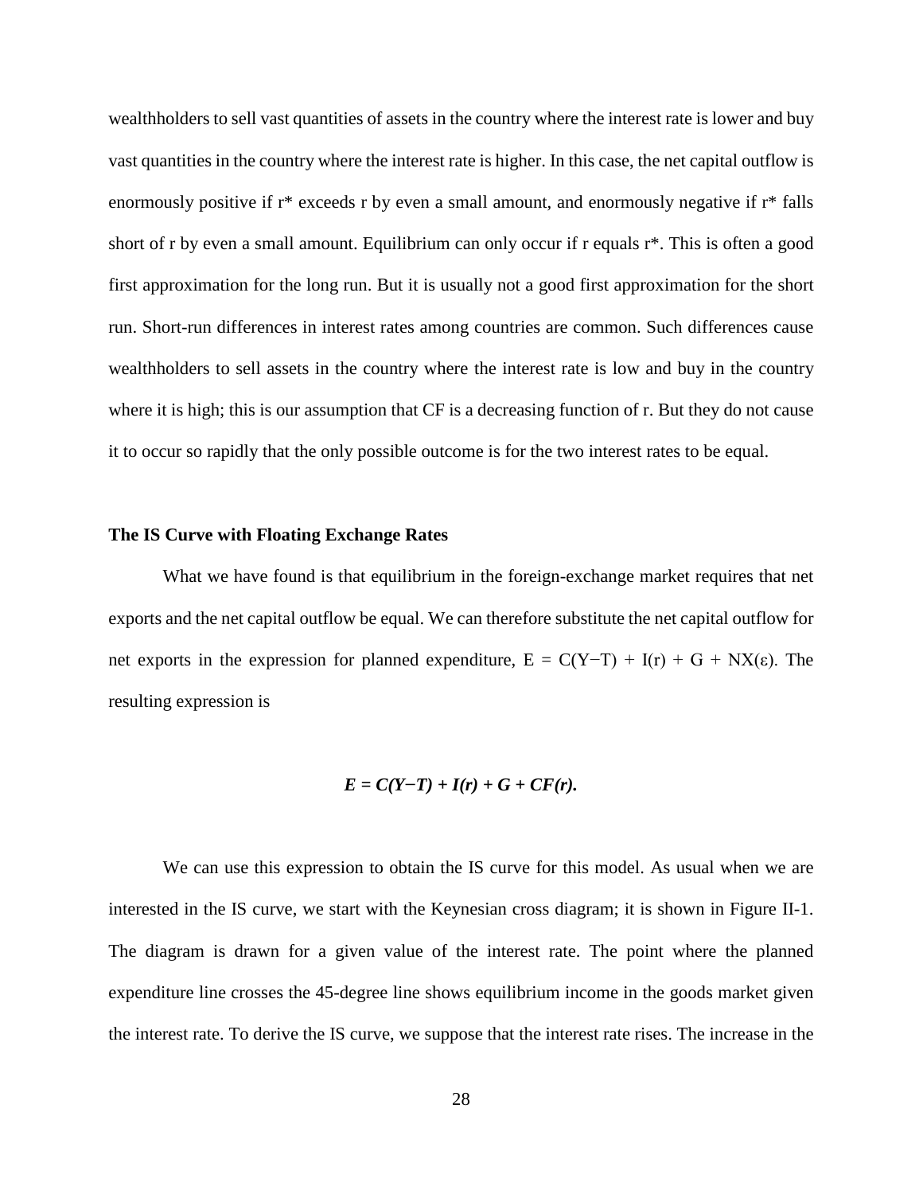wealthholders to sell vast quantities of assets in the country where the interest rate is lower and buy vast quantities in the country where the interest rate is higher. In this case, the net capital outflow is enormously positive if $r^*$ exceeds r by even a small amount, and enormously negative if $r^*$ falls short of r by even a small amount. Equilibrium can only occur if r equals $r^*$. This is often a good first approximation for the long run. But it is usually not a good first approximation for the short run. Short-run differences in interest rates among countries are common. Such differences cause wealthholders to sell assets in the country where the interest rate is low and buy in the country where it is high; this is our assumption that CF is a decreasing function of r. But they do not cause it to occur so rapidly that the only possible outcome is for the two interest rates to be equal.

### The IS Curve with Floating Exchange Rates

What we have found is that equilibrium in the foreign-exchange market requires that net exports and the net capital outflow be equal. We can therefore substitute the net capital outflow for net exports in the expression for planned expenditure, $E = C(Y-T) + I(r) + G + NX(\varepsilon)$. The resulting expression is

$$E = C(Y-T) + I(r) + G + CF(r).$$

We can use this expression to obtain the IS curve for this model. As usual when we are interested in the IS curve, we start with the Keynesian cross diagram; it is shown in Figure II-1. The diagram is drawn for a given value of the interest rate. The point where the planned expenditure line crosses the 45-degree line shows equilibrium income in the goods market given the interest rate. To derive the IS curve, we suppose that the interest rate rises. The increase in the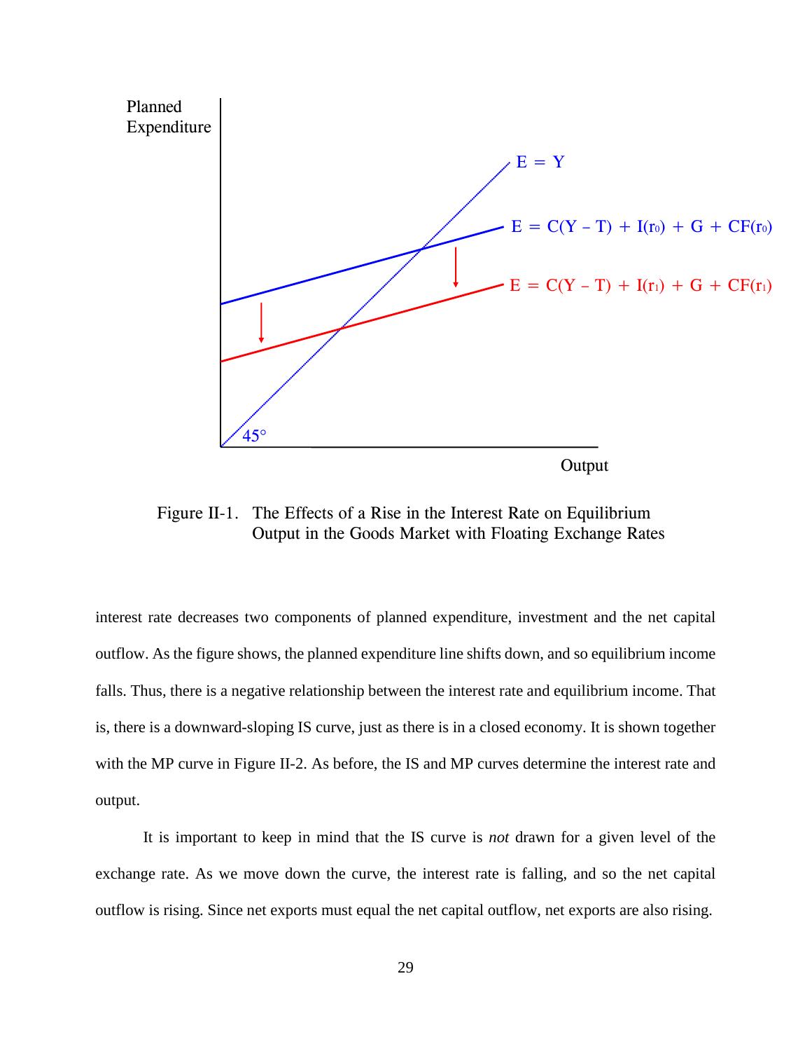Figure II-1. The Effects of a Rise in the Interest Rate on Equilibrium Output in the Goods Market with Floating Exchange Rates

interest rate decreases two components of planned expenditure, investment and the net capital outflow. As the figure shows, the planned expenditure line shifts down, and so equilibrium income falls. Thus, there is a negative relationship between the interest rate and equilibrium income. That is, there is a downward-sloping IS curve, just as there is in a closed economy. It is shown together with the MP curve in Figure II-2. As before, the IS and MP curves determine the interest rate and output.

It is important to keep in mind that the IS curve is *not* drawn for a given level of the exchange rate. As we move down the curve, the interest rate is falling, and so the net capital outflow is rising. Since net exports must equal the net capital outflow, net exports are also rising.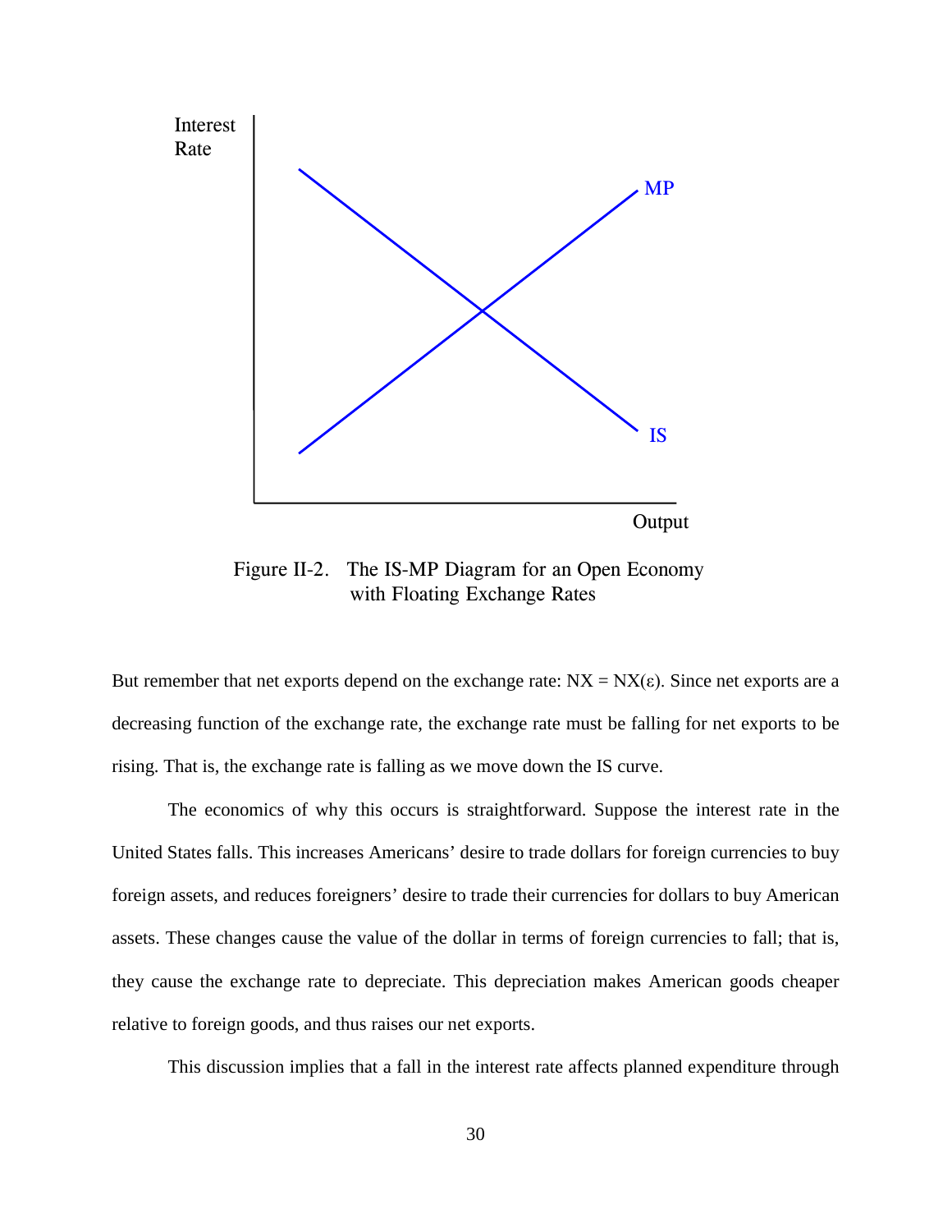Figure II-2. The IS-MP Diagram for an Open Economy with Floating Exchange Rates

But remember that net exports depend on the exchange rate: NX = NX($\varepsilon$). Since net exports are a decreasing function of the exchange rate, the exchange rate must be falling for net exports to be rising. That is, the exchange rate is falling as we move down the IS curve.

The economics of why this occurs is straightforward. Suppose the interest rate in the United States falls. This increases Americans' desire to trade dollars for foreign currencies to buy foreign assets, and reduces foreigners' desire to trade their currencies for dollars to buy American assets. These changes cause the value of the dollar in terms of foreign currencies to fall; that is, they cause the exchange rate to depreciate. This depreciation makes American goods cheaper relative to foreign goods, and thus raises our net exports.

This discussion implies that a fall in the interest rate affects planned expenditure through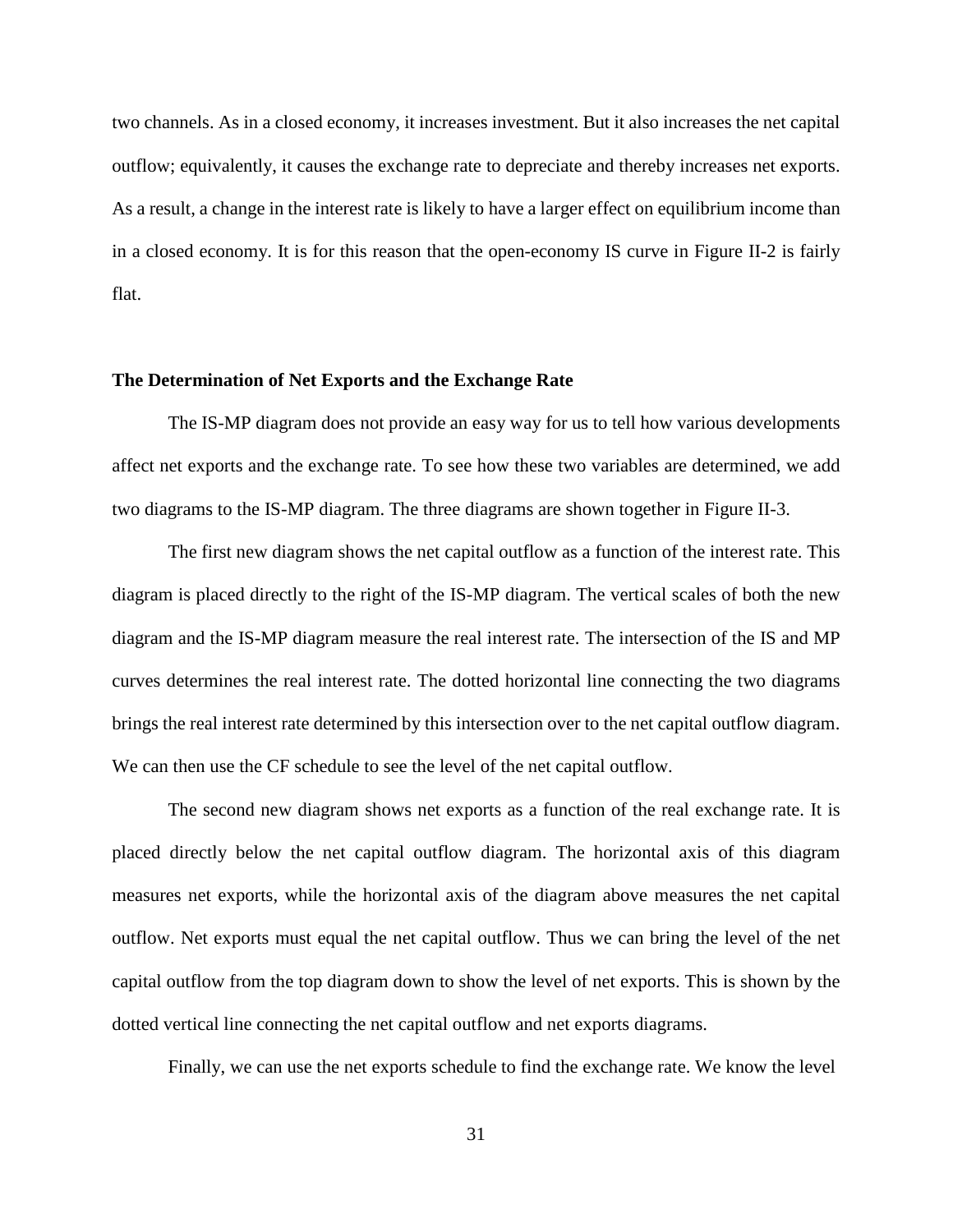two channels. As in a closed economy, it increases investment. But it also increases the net capital outflow; equivalently, it causes the exchange rate to depreciate and thereby increases net exports. As a result, a change in the interest rate is likely to have a larger effect on equilibrium income than in a closed economy. It is for this reason that the open-economy IS curve in Figure II-2 is fairly flat.

**The Determination of Net Exports and the Exchange Rate**

The IS-MP diagram does not provide an easy way for us to tell how various developments affect net exports and the exchange rate. To see how these two variables are determined, we add two diagrams to the IS-MP diagram. The three diagrams are shown together in Figure II-3.

The first new diagram shows the net capital outflow as a function of the interest rate. This diagram is placed directly to the right of the IS-MP diagram. The vertical scales of both the new diagram and the IS-MP diagram measure the real interest rate. The intersection of the IS and MP curves determines the real interest rate. The dotted horizontal line connecting the two diagrams brings the real interest rate determined by this intersection over to the net capital outflow diagram. We can then use the CF schedule to see the level of the net capital outflow.

The second new diagram shows net exports as a function of the real exchange rate. It is placed directly below the net capital outflow diagram. The horizontal axis of this diagram measures net exports, while the horizontal axis of the diagram above measures the net capital outflow. Net exports must equal the net capital outflow. Thus we can bring the level of the net capital outflow from the top diagram down to show the level of net exports. This is shown by the dotted vertical line connecting the net capital outflow and net exports diagrams.

Finally, we can use the net exports schedule to find the exchange rate. We know the level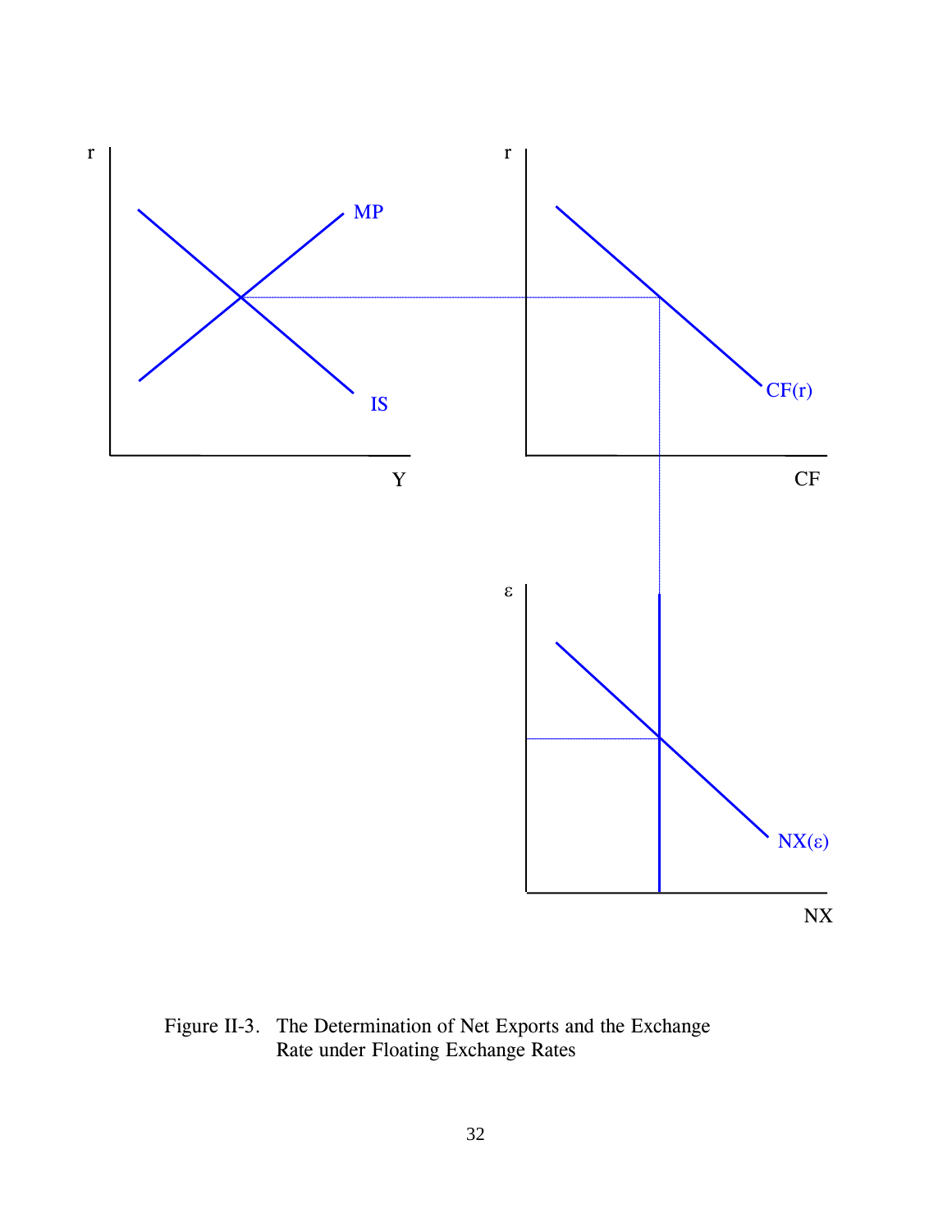Figure II-3. The Determination of Net Exports and the Exchange Rate under Floating Exchange Rates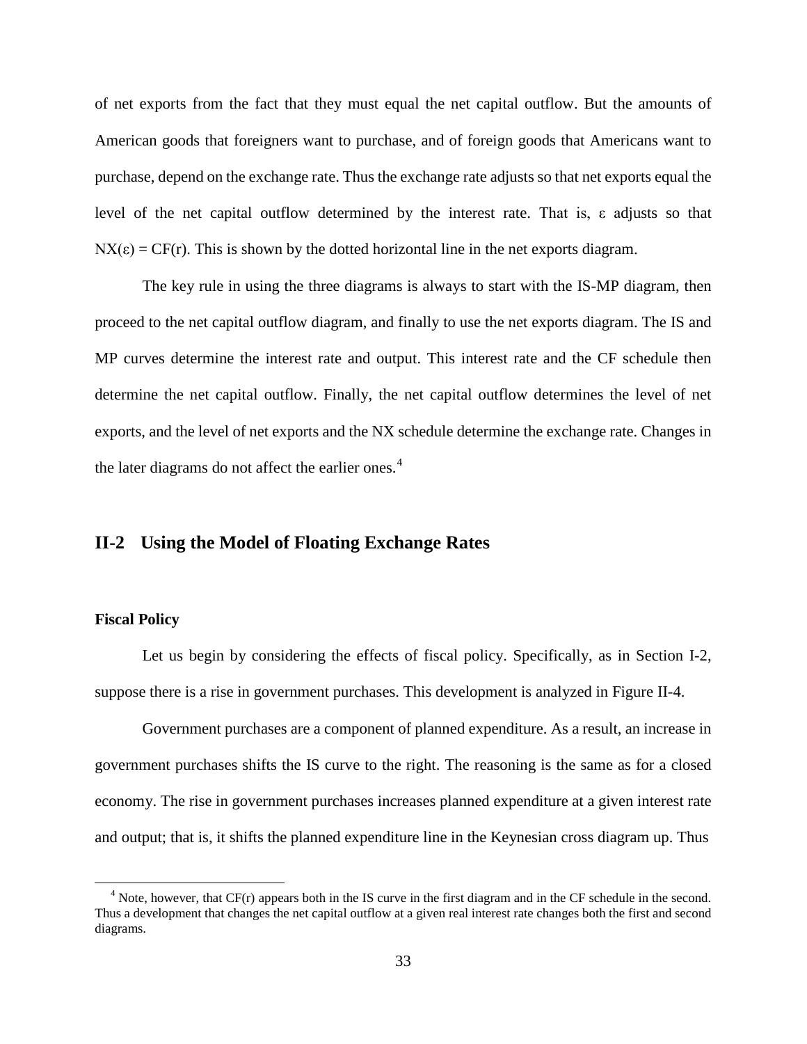of net exports from the fact that they must equal the net capital outflow. But the amounts of American goods that foreigners want to purchase, and of foreign goods that Americans want to purchase, depend on the exchange rate. Thus the exchange rate adjusts so that net exports equal the level of the net capital outflow determined by the interest rate. That is, $\varepsilon$ adjusts so that $NX(\varepsilon) = CF(r)$. This is shown by the dotted horizontal line in the net exports diagram.

The key rule in using the three diagrams is always to start with the IS-MP diagram, then proceed to the net capital outflow diagram, and finally to use the net exports diagram. The IS and MP curves determine the interest rate and output. This interest rate and the CF schedule then determine the net capital outflow. Finally, the net capital outflow determines the level of net exports, and the level of net exports and the NX schedule determine the exchange rate. Changes in the later diagrams do not affect the earlier ones.[4]

## II-2 Using the Model of Floating Exchange Rates

### Fiscal Policy

Let us begin by considering the effects of fiscal policy. Specifically, as in Section I-2, suppose there is a rise in government purchases. This development is analyzed in Figure II-4.

Government purchases are a component of planned expenditure. As a result, an increase in government purchases shifts the IS curve to the right. The reasoning is the same as for a closed economy. The rise in government purchases increases planned expenditure at a given interest rate and output; that is, it shifts the planned expenditure line in the Keynesian cross diagram up. Thus

[4] Note, however, that $CF(r)$ appears both in the IS curve in the first diagram and in the CF schedule in the second. Thus a development that changes the net capital outflow at a given real interest rate changes both the first and second diagrams.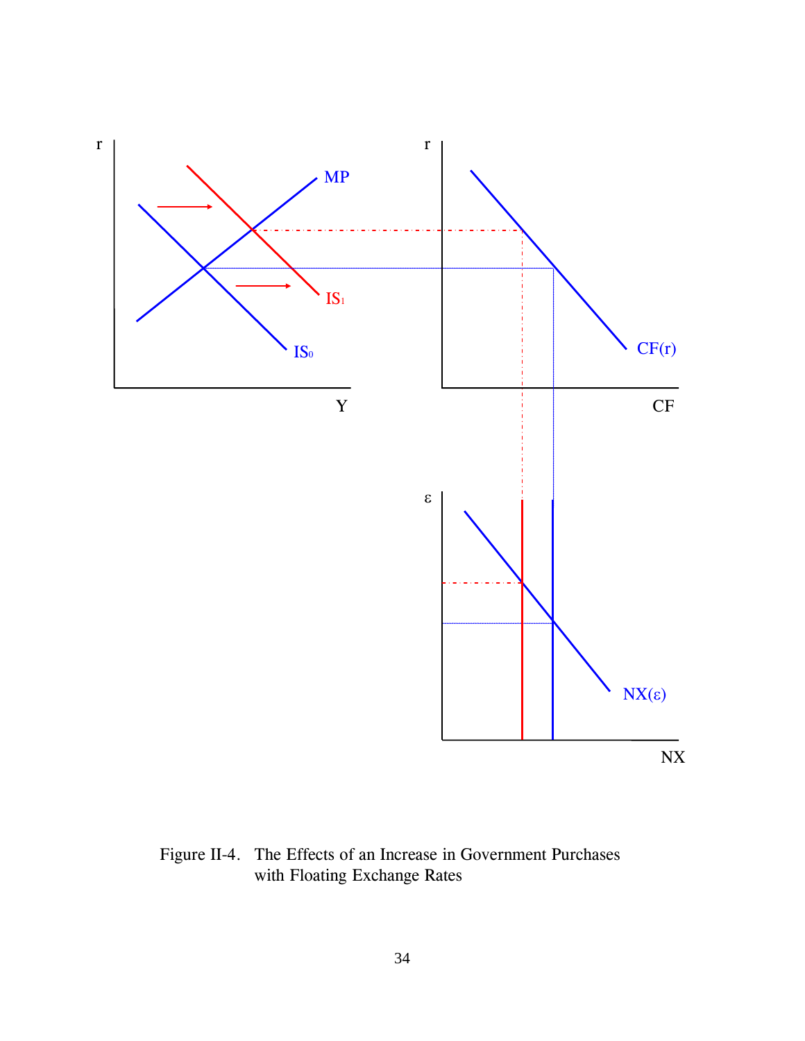Figure II-4. The Effects of an Increase in Government Purchases with Floating Exchange Rates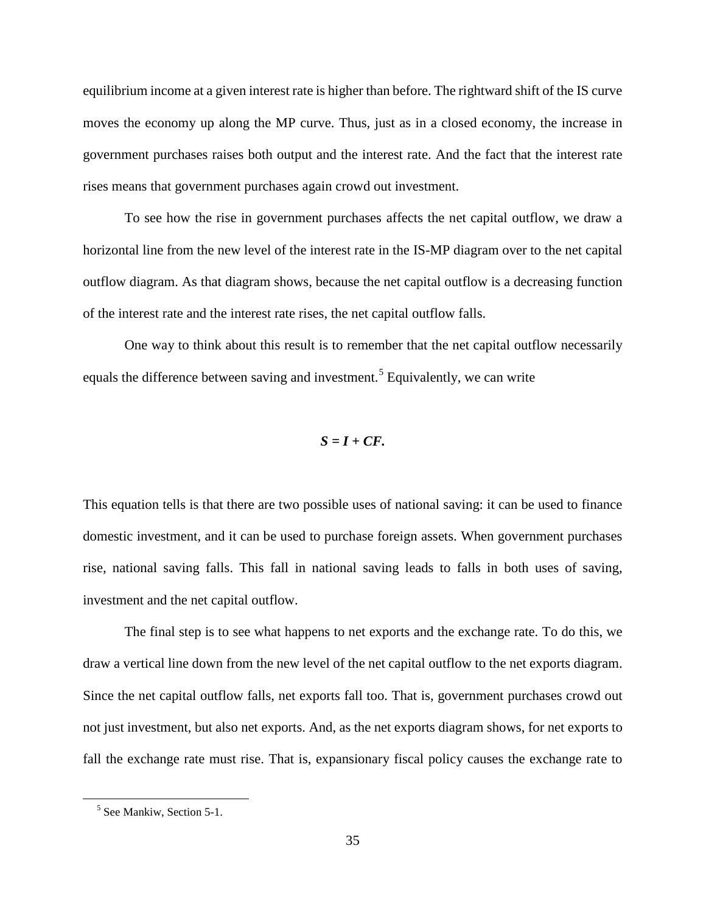equilibrium income at a given interest rate is higher than before. The rightward shift of the IS curve moves the economy up along the MP curve. Thus, just as in a closed economy, the increase in government purchases raises both output and the interest rate. And the fact that the interest rate rises means that government purchases again crowd out investment.

To see how the rise in government purchases affects the net capital outflow, we draw a horizontal line from the new level of the interest rate in the IS-MP diagram over to the net capital outflow diagram. As that diagram shows, because the net capital outflow is a decreasing function of the interest rate and the interest rate rises, the net capital outflow falls.

One way to think about this result is to remember that the net capital outflow necessarily equals the difference between saving and investment.[5] Equivalently, we can write

$$\boldsymbol{S = I + CF.}$$

This equation tells is that there are two possible uses of national saving: it can be used to finance domestic investment, and it can be used to purchase foreign assets. When government purchases rise, national saving falls. This fall in national saving leads to falls in both uses of saving, investment and the net capital outflow.

The final step is to see what happens to net exports and the exchange rate. To do this, we draw a vertical line down from the new level of the net capital outflow to the net exports diagram. Since the net capital outflow falls, net exports fall too. That is, government purchases crowd out not just investment, but also net exports. And, as the net exports diagram shows, for net exports to fall the exchange rate must rise. That is, expansionary fiscal policy causes the exchange rate to

[5] See Mankiw, Section 5-1.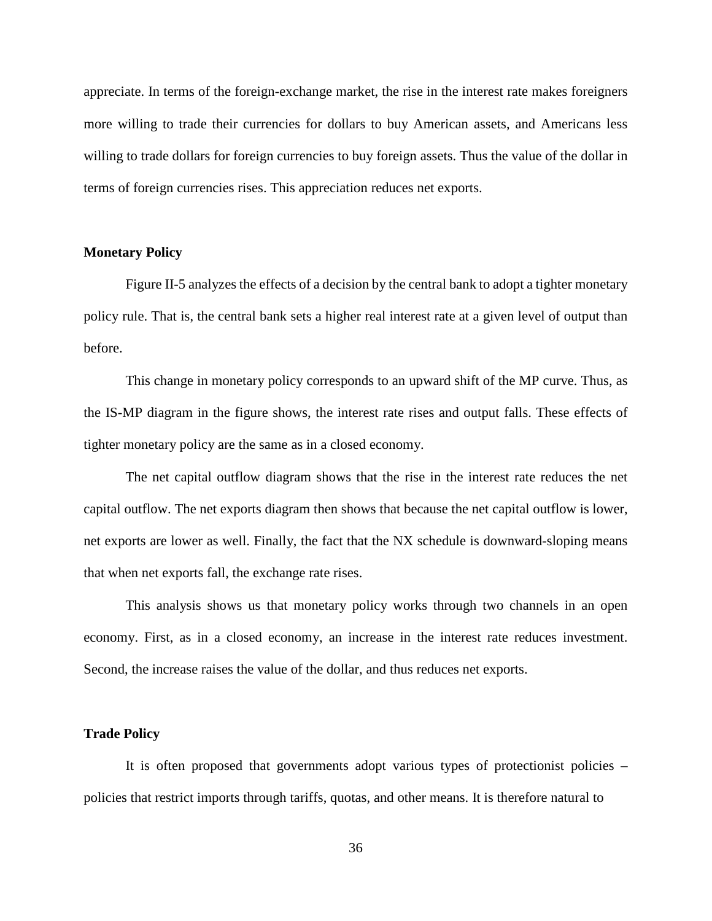appreciate. In terms of the foreign-exchange market, the rise in the interest rate makes foreigners more willing to trade their currencies for dollars to buy American assets, and Americans less willing to trade dollars for foreign currencies to buy foreign assets. Thus the value of the dollar in terms of foreign currencies rises. This appreciation reduces net exports.

### Monetary Policy

Figure II-5 analyzes the effects of a decision by the central bank to adopt a tighter monetary policy rule. That is, the central bank sets a higher real interest rate at a given level of output than before.

This change in monetary policy corresponds to an upward shift of the MP curve. Thus, as the IS-MP diagram in the figure shows, the interest rate rises and output falls. These effects of tighter monetary policy are the same as in a closed economy.

The net capital outflow diagram shows that the rise in the interest rate reduces the net capital outflow. The net exports diagram then shows that because the net capital outflow is lower, net exports are lower as well. Finally, the fact that the NX schedule is downward-sloping means that when net exports fall, the exchange rate rises.

This analysis shows us that monetary policy works through two channels in an open economy. First, as in a closed economy, an increase in the interest rate reduces investment. Second, the increase raises the value of the dollar, and thus reduces net exports.

### Trade Policy

It is often proposed that governments adopt various types of protectionist policies – policies that restrict imports through tariffs, quotas, and other means. It is therefore natural to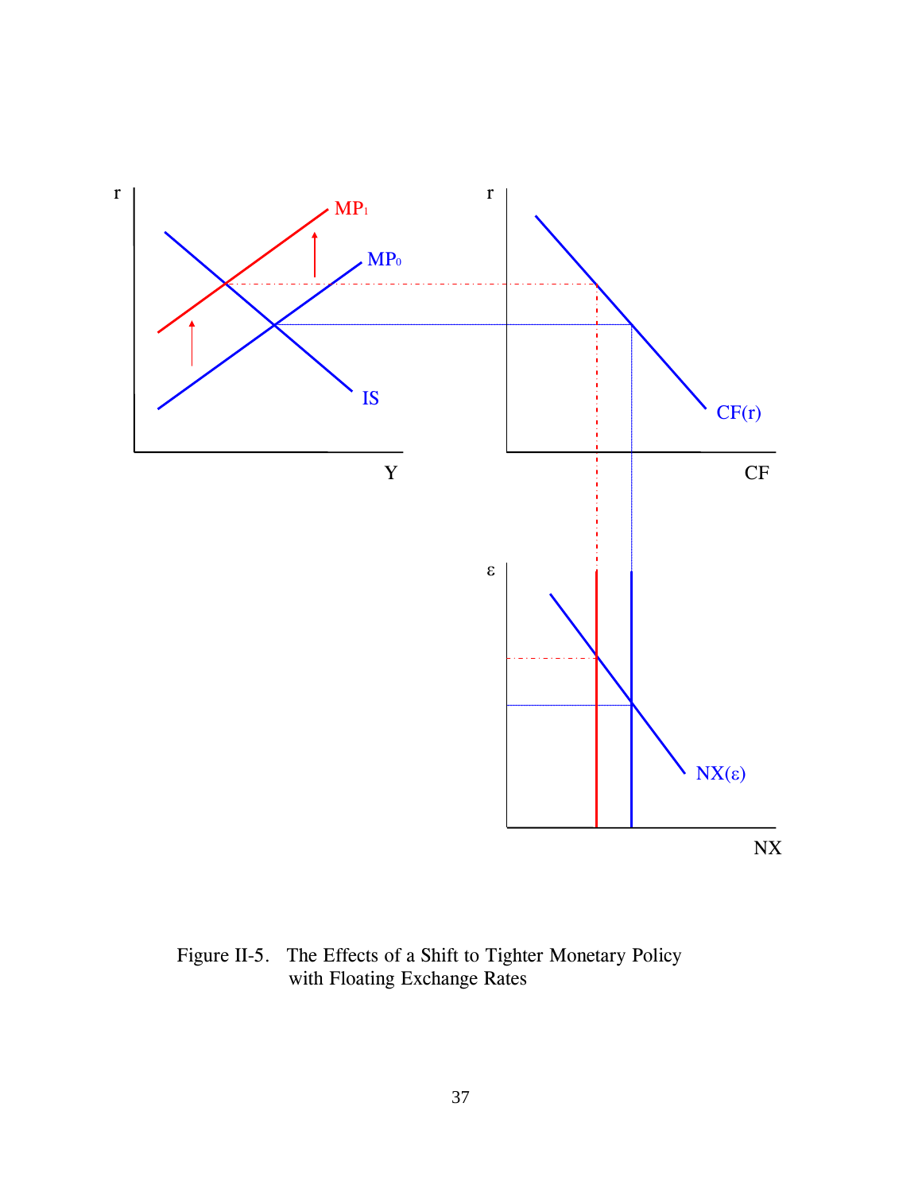Figure II-5. The Effects of a Shift to Tighter Monetary Policy with Floating Exchange Rates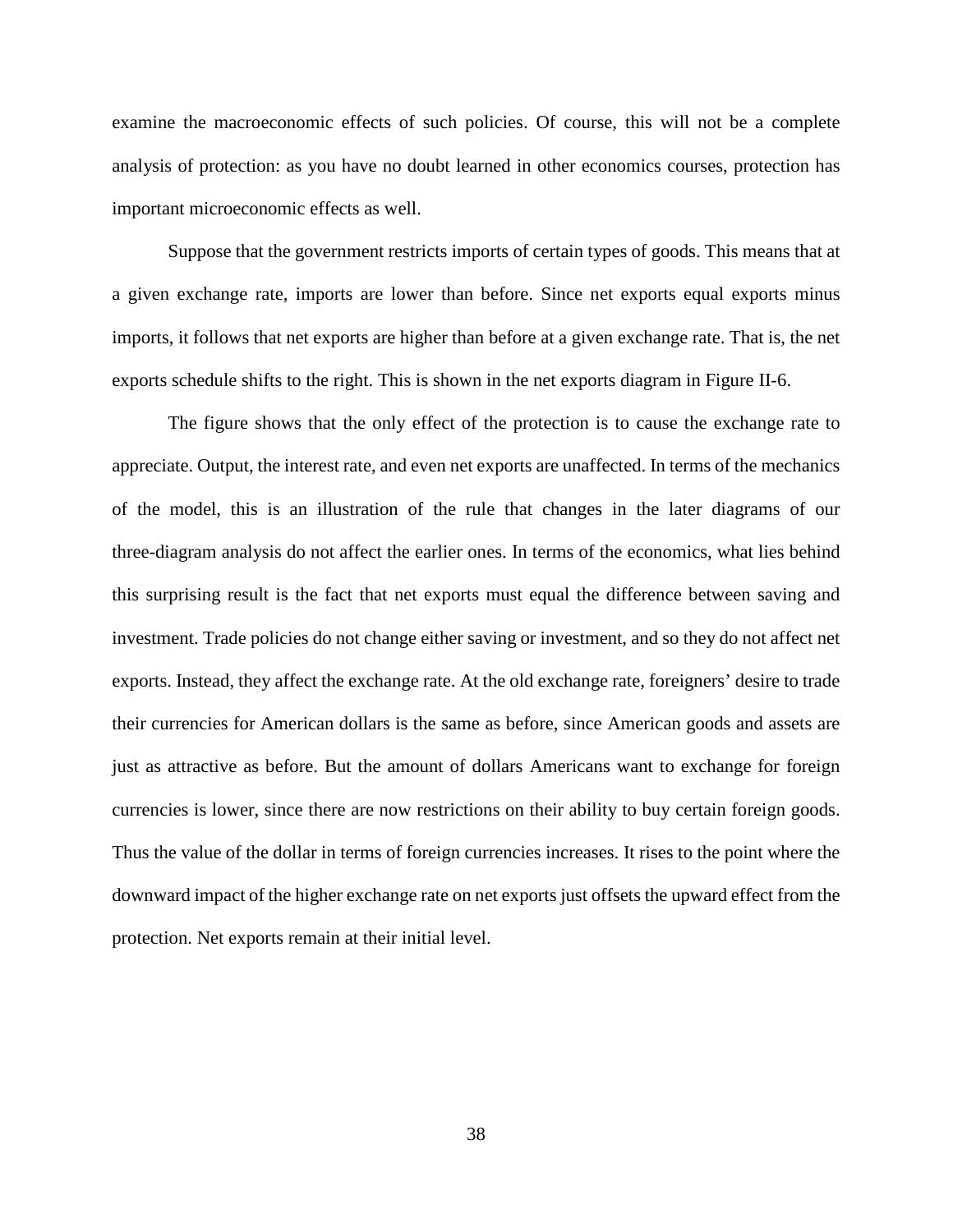examine the macroeconomic effects of such policies. Of course, this will not be a complete analysis of protection: as you have no doubt learned in other economics courses, protection has important microeconomic effects as well.

Suppose that the government restricts imports of certain types of goods. This means that at a given exchange rate, imports are lower than before. Since net exports equal exports minus imports, it follows that net exports are higher than before at a given exchange rate. That is, the net exports schedule shifts to the right. This is shown in the net exports diagram in Figure II-6.

The figure shows that the only effect of the protection is to cause the exchange rate to appreciate. Output, the interest rate, and even net exports are unaffected. In terms of the mechanics of the model, this is an illustration of the rule that changes in the later diagrams of our three-diagram analysis do not affect the earlier ones. In terms of the economics, what lies behind this surprising result is the fact that net exports must equal the difference between saving and investment. Trade policies do not change either saving or investment, and so they do not affect net exports. Instead, they affect the exchange rate. At the old exchange rate, foreigners' desire to trade their currencies for American dollars is the same as before, since American goods and assets are just as attractive as before. But the amount of dollars Americans want to exchange for foreign currencies is lower, since there are now restrictions on their ability to buy certain foreign goods. Thus the value of the dollar in terms of foreign currencies increases. It rises to the point where the downward impact of the higher exchange rate on net exports just offsets the upward effect from the protection. Net exports remain at their initial level.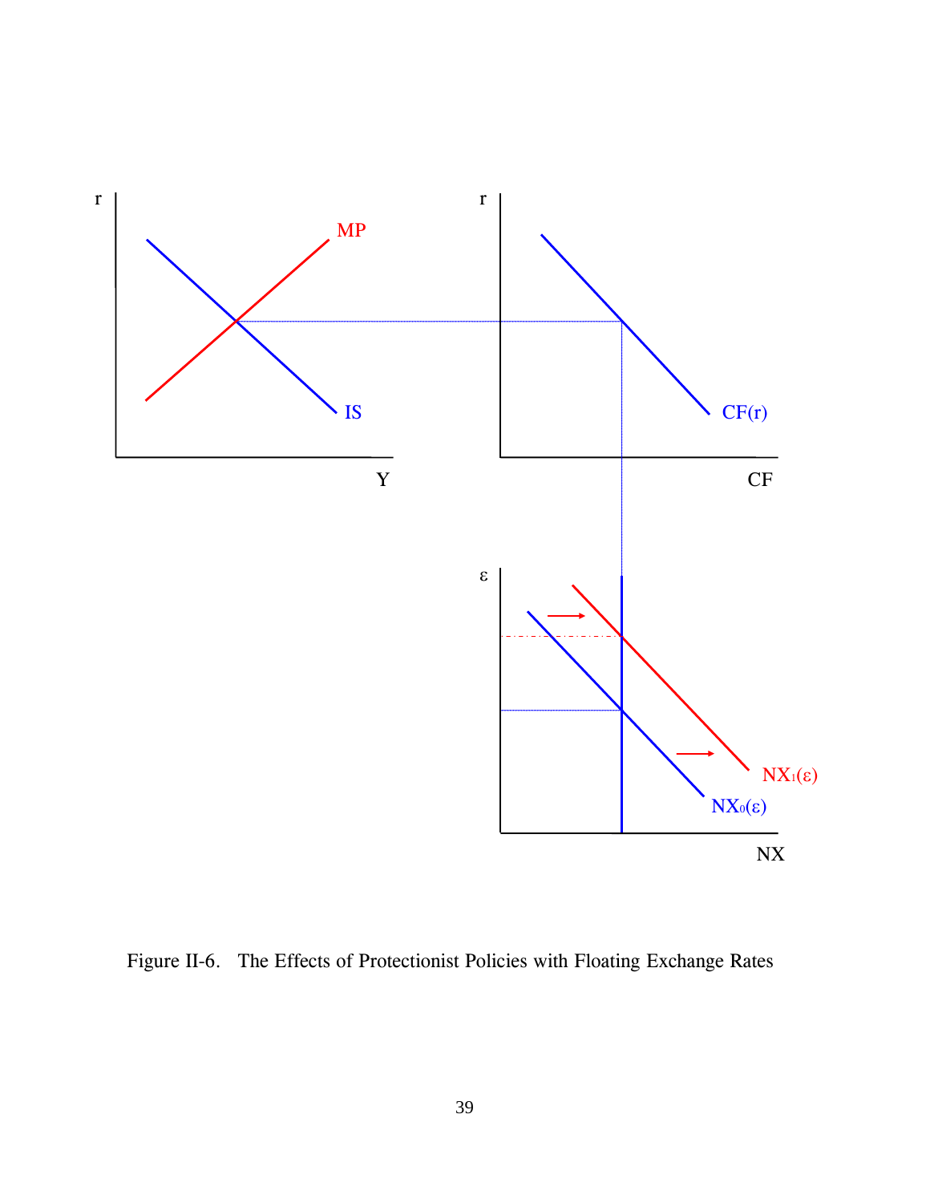Figure II-6. The Effects of Protectionist Policies with Floating Exchange Rates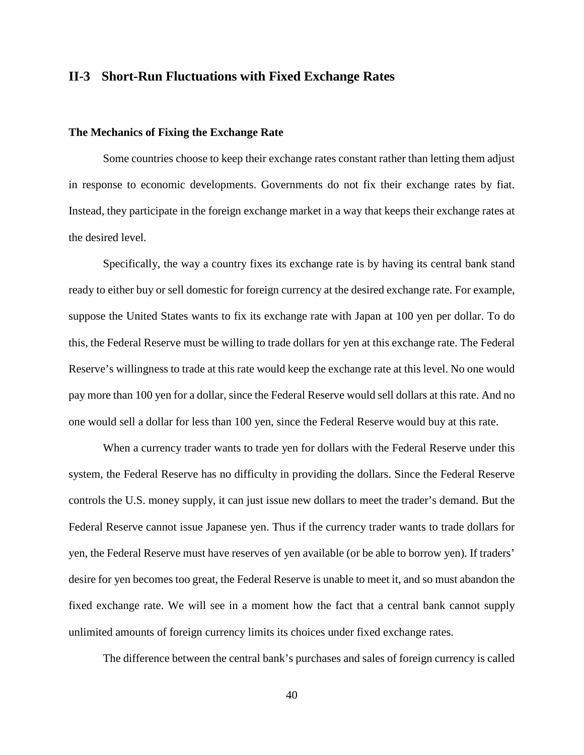## II-3 Short-Run Fluctuations with Fixed Exchange Rates

### The Mechanics of Fixing the Exchange Rate

Some countries choose to keep their exchange rates constant rather than letting them adjust in response to economic developments. Governments do not fix their exchange rates by fiat. Instead, they participate in the foreign exchange market in a way that keeps their exchange rates at the desired level.

Specifically, the way a country fixes its exchange rate is by having its central bank stand ready to either buy or sell domestic for foreign currency at the desired exchange rate. For example, suppose the United States wants to fix its exchange rate with Japan at 100 yen per dollar. To do this, the Federal Reserve must be willing to trade dollars for yen at this exchange rate. The Federal Reserve's willingness to trade at this rate would keep the exchange rate at this level. No one would pay more than 100 yen for a dollar, since the Federal Reserve would sell dollars at this rate. And no one would sell a dollar for less than 100 yen, since the Federal Reserve would buy at this rate.

When a currency trader wants to trade yen for dollars with the Federal Reserve under this system, the Federal Reserve has no difficulty in providing the dollars. Since the Federal Reserve controls the U.S. money supply, it can just issue new dollars to meet the trader's demand. But the Federal Reserve cannot issue Japanese yen. Thus if the currency trader wants to trade dollars for yen, the Federal Reserve must have reserves of yen available (or be able to borrow yen). If traders' desire for yen becomes too great, the Federal Reserve is unable to meet it, and so must abandon the fixed exchange rate. We will see in a moment how the fact that a central bank cannot supply unlimited amounts of foreign currency limits its choices under fixed exchange rates.

The difference between the central bank's purchases and sales of foreign currency is called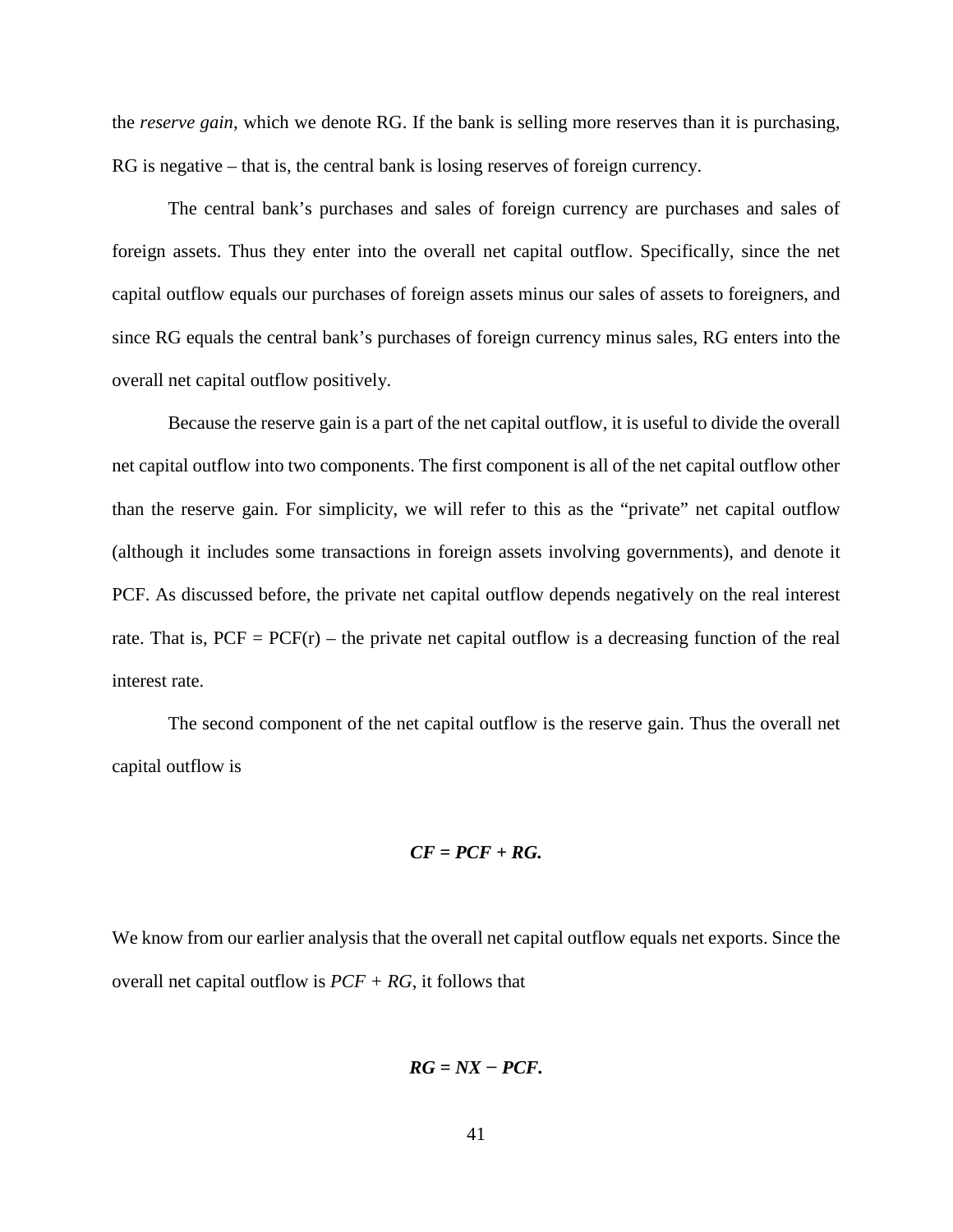the *reserve gain*, which we denote RG. If the bank is selling more reserves than it is purchasing, RG is negative – that is, the central bank is losing reserves of foreign currency.

The central bank's purchases and sales of foreign currency are purchases and sales of foreign assets. Thus they enter into the overall net capital outflow. Specifically, since the net capital outflow equals our purchases of foreign assets minus our sales of assets to foreigners, and since RG equals the central bank's purchases of foreign currency minus sales, RG enters into the overall net capital outflow positively.

Because the reserve gain is a part of the net capital outflow, it is useful to divide the overall net capital outflow into two components. The first component is all of the net capital outflow other than the reserve gain. For simplicity, we will refer to this as the "private" net capital outflow (although it includes some transactions in foreign assets involving governments), and denote it PCF. As discussed before, the private net capital outflow depends negatively on the real interest rate. That is, $PCF = PCF(r)$ – the private net capital outflow is a decreasing function of the real interest rate.

The second component of the net capital outflow is the reserve gain. Thus the overall net capital outflow is

$$CF = PCF + RG.$$

We know from our earlier analysis that the overall net capital outflow equals net exports. Since the overall net capital outflow is $PCF + RG$, it follows that

$$RG = NX - PCF.$$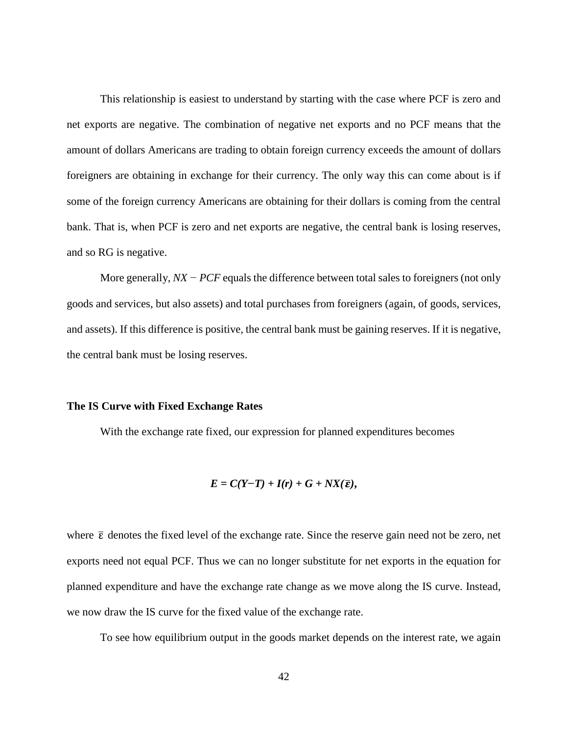This relationship is easiest to understand by starting with the case where PCF is zero and net exports are negative. The combination of negative net exports and no PCF means that the amount of dollars Americans are trading to obtain foreign currency exceeds the amount of dollars foreigners are obtaining in exchange for their currency. The only way this can come about is if some of the foreign currency Americans are obtaining for their dollars is coming from the central bank. That is, when PCF is zero and net exports are negative, the central bank is losing reserves, and so RG is negative.

More generally, $NX - PCF$ equals the difference between total sales to foreigners (not only goods and services, but also assets) and total purchases from foreigners (again, of goods, services, and assets). If this difference is positive, the central bank must be gaining reserves. If it is negative, the central bank must be losing reserves.

**The IS Curve with Fixed Exchange Rates**

With the exchange rate fixed, our expression for planned expenditures becomes

$$E = C(Y-T) + I(r) + G + NX(\bar{\varepsilon}),$$

where $\bar{\varepsilon}$ denotes the fixed level of the exchange rate. Since the reserve gain need not be zero, net exports need not equal PCF. Thus we can no longer substitute for net exports in the equation for planned expenditure and have the exchange rate change as we move along the IS curve. Instead, we now draw the IS curve for the fixed value of the exchange rate.

To see how equilibrium output in the goods market depends on the interest rate, we again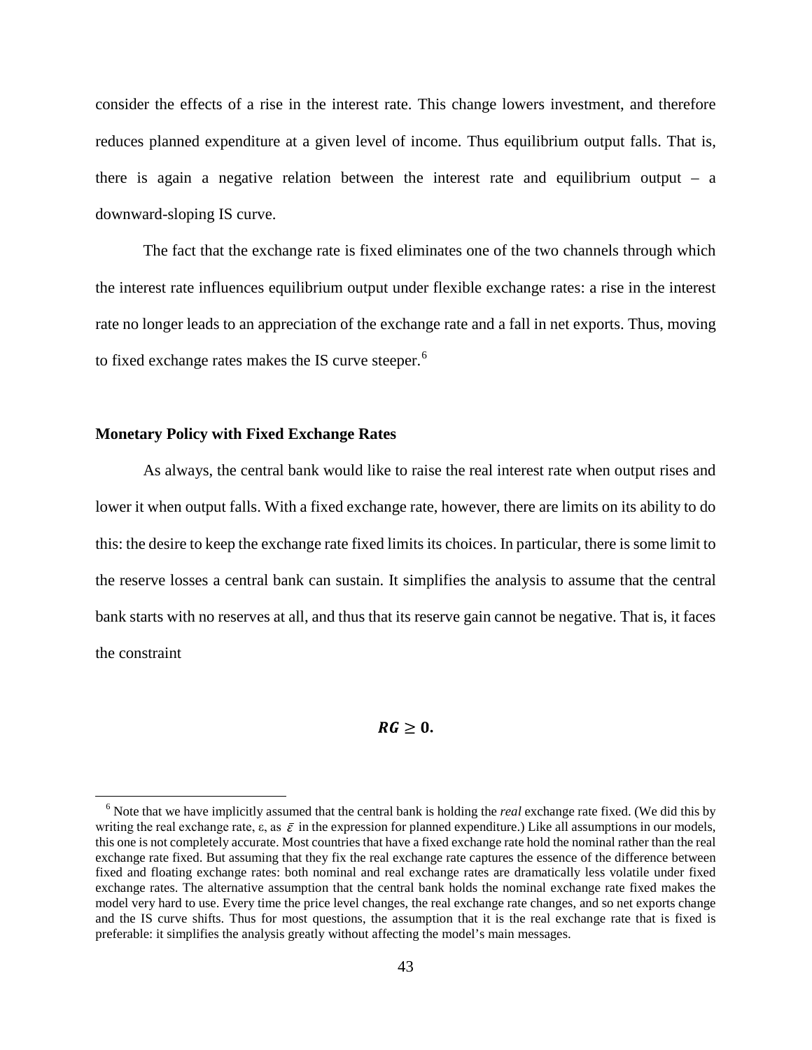consider the effects of a rise in the interest rate. This change lowers investment, and therefore reduces planned expenditure at a given level of income. Thus equilibrium output falls. That is, there is again a negative relation between the interest rate and equilibrium output – a downward-sloping IS curve.

The fact that the exchange rate is fixed eliminates one of the two channels through which the interest rate influences equilibrium output under flexible exchange rates: a rise in the interest rate no longer leads to an appreciation of the exchange rate and a fall in net exports. Thus, moving to fixed exchange rates makes the IS curve steeper.[6]

### Monetary Policy with Fixed Exchange Rates

As always, the central bank would like to raise the real interest rate when output rises and lower it when output falls. With a fixed exchange rate, however, there are limits on its ability to do this: the desire to keep the exchange rate fixed limits its choices. In particular, there is some limit to the reserve losses a central bank can sustain. It simplifies the analysis to assume that the central bank starts with no reserves at all, and thus that its reserve gain cannot be negative. That is, it faces the constraint

$$\boldsymbol{RG \geq 0.}$$

---

[6] Note that we have implicitly assumed that the central bank is holding the *real* exchange rate fixed. (We did this by writing the real exchange rate, $\varepsilon$, as $\bar{\varepsilon}$ in the expression for planned expenditure.) Like all assumptions in our models, this one is not completely accurate. Most countries that have a fixed exchange rate hold the nominal rather than the real exchange rate fixed. But assuming that they fix the real exchange rate captures the essence of the difference between fixed and floating exchange rates: both nominal and real exchange rates are dramatically less volatile under fixed exchange rates. The alternative assumption that the central bank holds the nominal exchange rate fixed makes the model very hard to use. Every time the price level changes, the real exchange rate changes, and so net exports change and the IS curve shifts. Thus for most questions, the assumption that it is the real exchange rate that is fixed is preferable: it simplifies the analysis greatly without affecting the model's main messages.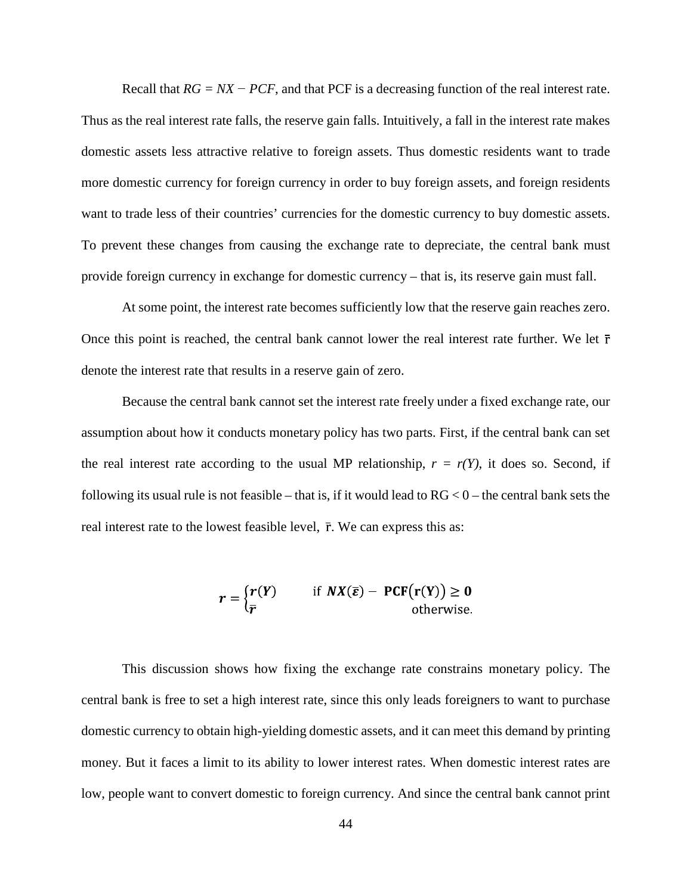Recall that $RG = NX - PCF$, and that PCF is a decreasing function of the real interest rate. Thus as the real interest rate falls, the reserve gain falls. Intuitively, a fall in the interest rate makes domestic assets less attractive relative to foreign assets. Thus domestic residents want to trade more domestic currency for foreign currency in order to buy foreign assets, and foreign residents want to trade less of their countries' currencies for the domestic currency to buy domestic assets. To prevent these changes from causing the exchange rate to depreciate, the central bank must provide foreign currency in exchange for domestic currency – that is, its reserve gain must fall.

At some point, the interest rate becomes sufficiently low that the reserve gain reaches zero. Once this point is reached, the central bank cannot lower the real interest rate further. We let $\bar{r}$ denote the interest rate that results in a reserve gain of zero.

Because the central bank cannot set the interest rate freely under a fixed exchange rate, our assumption about how it conducts monetary policy has two parts. First, if the central bank can set the real interest rate according to the usual MP relationship, $r = r(Y)$, it does so. Second, if following its usual rule is not feasible – that is, if it would lead to $RG < 0$ – the central bank sets the real interest rate to the lowest feasible level, $\bar{r}$. We can express this as:

$$\boldsymbol{r} = \begin{cases} \boldsymbol{r(Y)} & \text{if } \boldsymbol{NX(\bar{\varepsilon}) - \mathbf{PCF}\big(\mathbf{r(Y)}\big) \geq 0} \\ \boldsymbol{\bar{r}} & \text{otherwise.} \end{cases}$$

This discussion shows how fixing the exchange rate constrains monetary policy. The central bank is free to set a high interest rate, since this only leads foreigners to want to purchase domestic currency to obtain high-yielding domestic assets, and it can meet this demand by printing money. But it faces a limit to its ability to lower interest rates. When domestic interest rates are low, people want to convert domestic to foreign currency. And since the central bank cannot print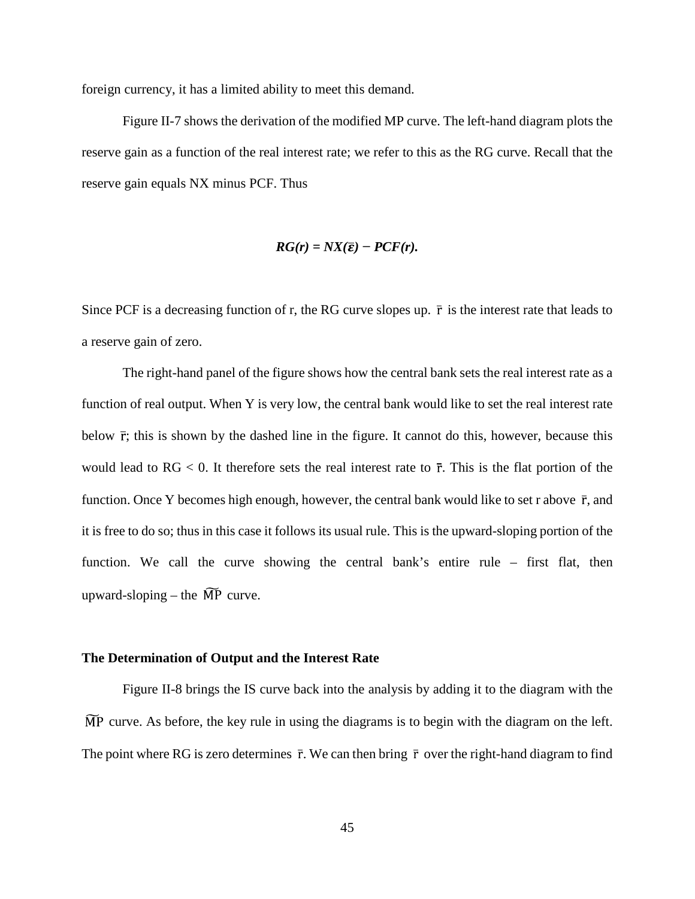foreign currency, it has a limited ability to meet this demand.

Figure II-7 shows the derivation of the modified MP curve. The left-hand diagram plots the reserve gain as a function of the real interest rate; we refer to this as the RG curve. Recall that the reserve gain equals NX minus PCF. Thus

$$\boldsymbol{RG(r) = NX(\varepsilon) - PCF(r).}$$

Since PCF is a decreasing function of r, the RG curve slopes up. $\bar{r}$ is the interest rate that leads to a reserve gain of zero.

The right-hand panel of the figure shows how the central bank sets the real interest rate as a function of real output. When Y is very low, the central bank would like to set the real interest rate below $\bar{r}$; this is shown by the dashed line in the figure. It cannot do this, however, because this would lead to RG < 0. It therefore sets the real interest rate to $\bar{r}$. This is the flat portion of the function. Once Y becomes high enough, however, the central bank would like to set r above $\bar{r}$, and it is free to do so; thus in this case it follows its usual rule. This is the upward-sloping portion of the function. We call the curve showing the central bank's entire rule – first flat, then upward-sloping – the $\widetilde{\mathrm{MP}}$ curve.

### The Determination of Output and the Interest Rate

Figure II-8 brings the IS curve back into the analysis by adding it to the diagram with the $\widetilde{\mathrm{MP}}$ curve. As before, the key rule in using the diagrams is to begin with the diagram on the left. The point where RG is zero determines $\bar{r}$. We can then bring $\bar{r}$ over the right-hand diagram to find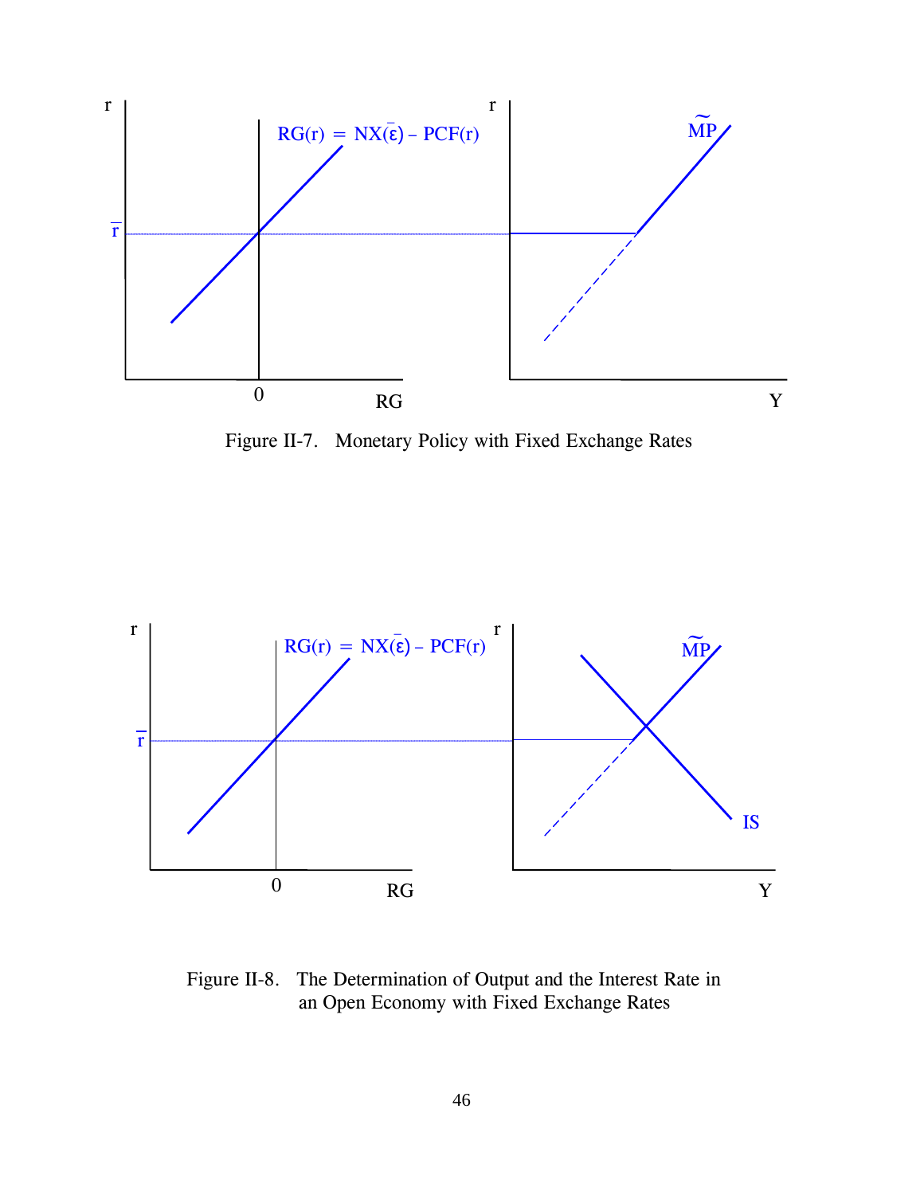Figure II-7. Monetary Policy with Fixed Exchange Rates

Figure II-8. The Determination of Output and the Interest Rate in an Open Economy with Fixed Exchange Rates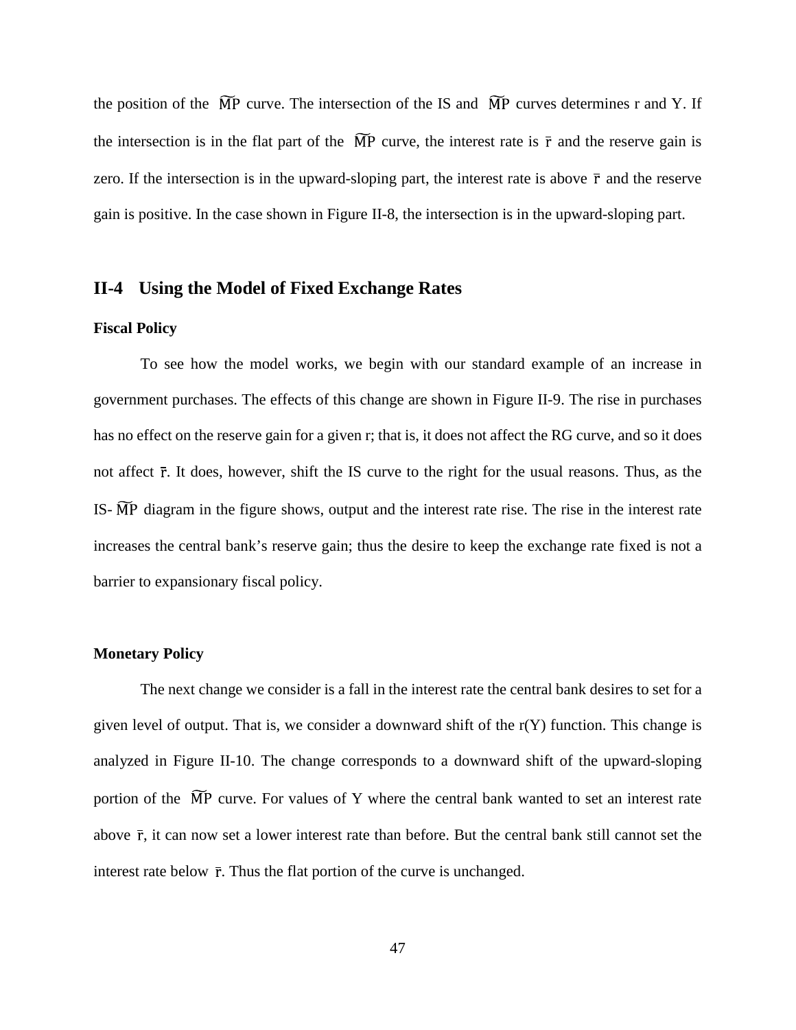the position of the $\widetilde{MP}$ curve. The intersection of the IS and $\widetilde{MP}$ curves determines r and Y. If the intersection is in the flat part of the $\widetilde{MP}$ curve, the interest rate is $\bar{r}$ and the reserve gain is zero. If the intersection is in the upward-sloping part, the interest rate is above $\bar{r}$ and the reserve gain is positive. In the case shown in Figure II-8, the intersection is in the upward-sloping part.

## II-4 Using the Model of Fixed Exchange Rates

### Fiscal Policy

To see how the model works, we begin with our standard example of an increase in government purchases. The effects of this change are shown in Figure II-9. The rise in purchases has no effect on the reserve gain for a given r; that is, it does not affect the RG curve, and so it does not affect $\bar{r}$. It does, however, shift the IS curve to the right for the usual reasons. Thus, as the IS-$\widetilde{MP}$ diagram in the figure shows, output and the interest rate rise. The rise in the interest rate increases the central bank's reserve gain; thus the desire to keep the exchange rate fixed is not a barrier to expansionary fiscal policy.

### Monetary Policy

The next change we consider is a fall in the interest rate the central bank desires to set for a given level of output. That is, we consider a downward shift of the r(Y) function. This change is analyzed in Figure II-10. The change corresponds to a downward shift of the upward-sloping portion of the $\widetilde{MP}$ curve. For values of Y where the central bank wanted to set an interest rate above $\bar{r}$, it can now set a lower interest rate than before. But the central bank still cannot set the interest rate below $\bar{r}$. Thus the flat portion of the curve is unchanged.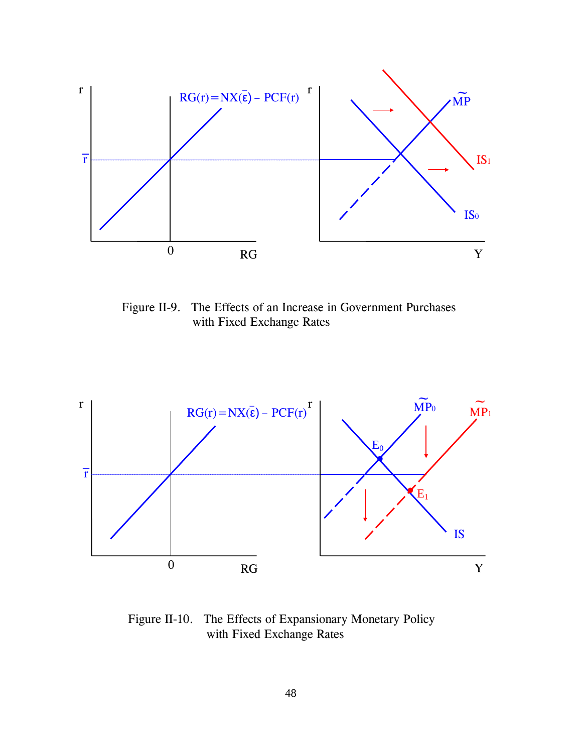Figure II-9. The Effects of an Increase in Government Purchases with Fixed Exchange Rates

Figure II-10. The Effects of Expansionary Monetary Policy with Fixed Exchange Rates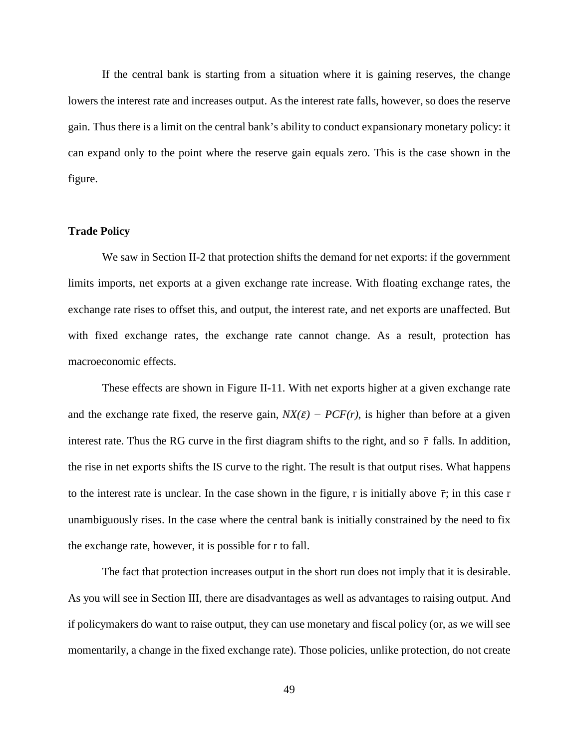If the central bank is starting from a situation where it is gaining reserves, the change lowers the interest rate and increases output. As the interest rate falls, however, so does the reserve gain. Thus there is a limit on the central bank's ability to conduct expansionary monetary policy: it can expand only to the point where the reserve gain equals zero. This is the case shown in the figure.

**Trade Policy**

We saw in Section II-2 that protection shifts the demand for net exports: if the government limits imports, net exports at a given exchange rate increase. With floating exchange rates, the exchange rate rises to offset this, and output, the interest rate, and net exports are unaffected. But with fixed exchange rates, the exchange rate cannot change. As a result, protection has macroeconomic effects.

These effects are shown in Figure II-11. With net exports higher at a given exchange rate and the exchange rate fixed, the reserve gain, $NX(\bar{\varepsilon}) - PCF(r)$, is higher than before at a given interest rate. Thus the RG curve in the first diagram shifts to the right, and so $\bar{r}$ falls. In addition, the rise in net exports shifts the IS curve to the right. The result is that output rises. What happens to the interest rate is unclear. In the case shown in the figure, r is initially above $\bar{r}$; in this case r unambiguously rises. In the case where the central bank is initially constrained by the need to fix the exchange rate, however, it is possible for r to fall.

The fact that protection increases output in the short run does not imply that it is desirable. As you will see in Section III, there are disadvantages as well as advantages to raising output. And if policymakers do want to raise output, they can use monetary and fiscal policy (or, as we will see momentarily, a change in the fixed exchange rate). Those policies, unlike protection, do not create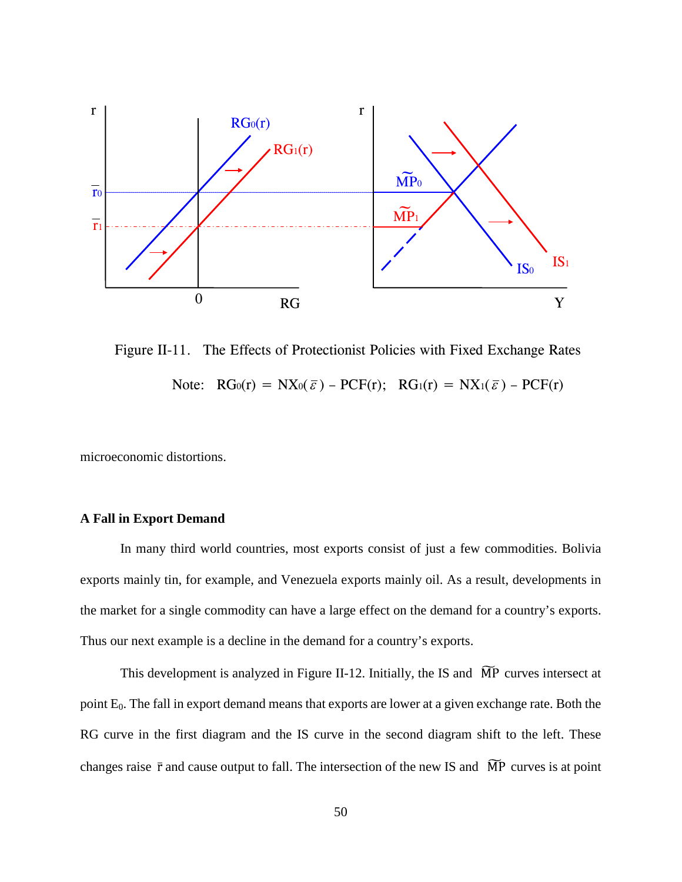Figure II-11. The Effects of Protectionist Policies with Fixed Exchange Rates

Note: $RG_0(r) = NX_0(\bar{\varepsilon}) - PCF(r)$; $RG_1(r) = NX_1(\bar{\varepsilon}) - PCF(r)$

microeconomic distortions.

**A Fall in Export Demand**

In many third world countries, most exports consist of just a few commodities. Bolivia exports mainly tin, for example, and Venezuela exports mainly oil. As a result, developments in the market for a single commodity can have a large effect on the demand for a country's exports. Thus our next example is a decline in the demand for a country's exports.

This development is analyzed in Figure II-12. Initially, the IS and $\widetilde{MP}$ curves intersect at point $E_0$. The fall in export demand means that exports are lower at a given exchange rate. Both the RG curve in the first diagram and the IS curve in the second diagram shift to the left. These changes raise $\bar{r}$ and cause output to fall. The intersection of the new IS and $\widetilde{MP}$ curves is at point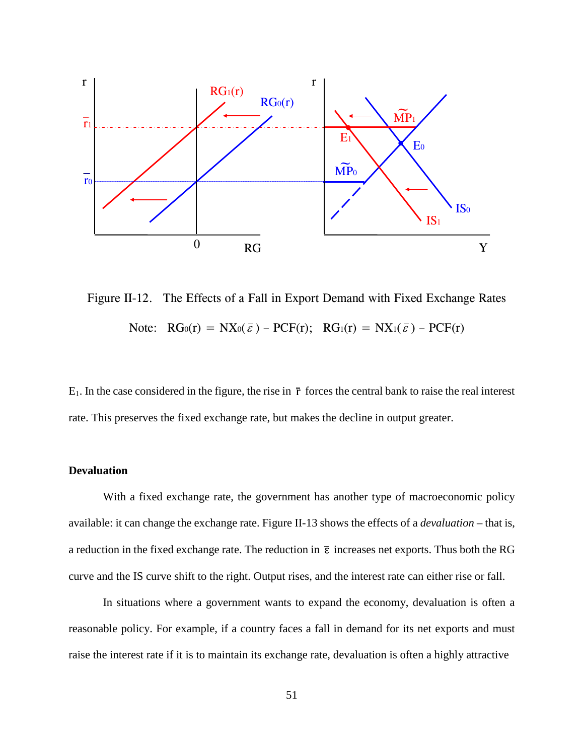Figure II-12. The Effects of a Fall in Export Demand with Fixed Exchange Rates

Note: $RG_0(r) = NX_0(\bar{\varepsilon}) - PCF(r)$; $RG_1(r) = NX_1(\bar{\varepsilon}) - PCF(r)$

$E_1$. In the case considered in the figure, the rise in $\bar{r}$ forces the central bank to raise the real interest rate. This preserves the fixed exchange rate, but makes the decline in output greater.

**Devaluation**

With a fixed exchange rate, the government has another type of macroeconomic policy available: it can change the exchange rate. Figure II-13 shows the effects of a *devaluation* – that is, a reduction in the fixed exchange rate. The reduction in $\bar{\varepsilon}$ increases net exports. Thus both the RG curve and the IS curve shift to the right. Output rises, and the interest rate can either rise or fall.

In situations where a government wants to expand the economy, devaluation is often a reasonable policy. For example, if a country faces a fall in demand for its net exports and must raise the interest rate if it is to maintain its exchange rate, devaluation is often a highly attractive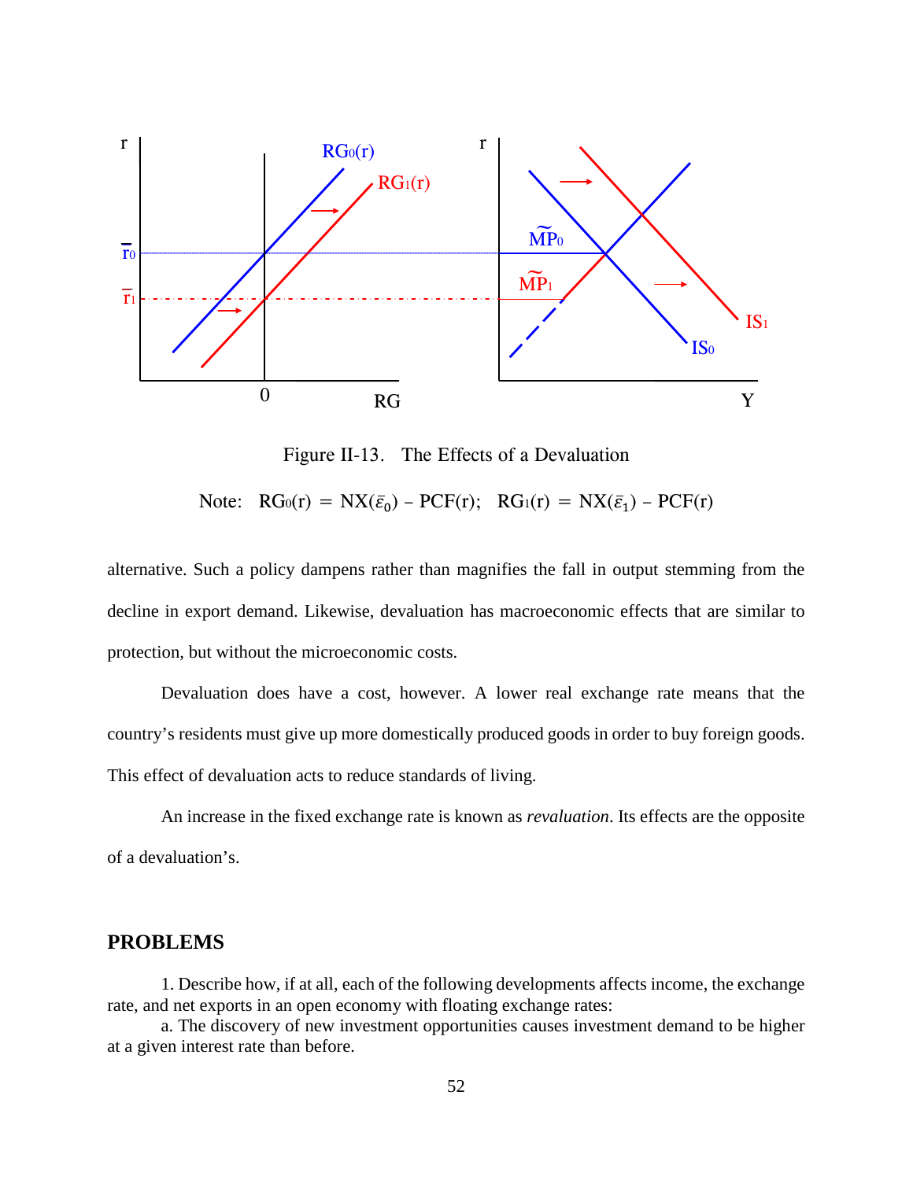Figure II-13. The Effects of a Devaluation

Note: $RG_0(r) = NX(\bar{\varepsilon}_0) - PCF(r)$; $RG_1(r) = NX(\bar{\varepsilon}_1) - PCF(r)$

alternative. Such a policy dampens rather than magnifies the fall in output stemming from the decline in export demand. Likewise, devaluation has macroeconomic effects that are similar to protection, but without the microeconomic costs.

Devaluation does have a cost, however. A lower real exchange rate means that the country's residents must give up more domestically produced goods in order to buy foreign goods. This effect of devaluation acts to reduce standards of living.

An increase in the fixed exchange rate is known as *revaluation*. Its effects are the opposite of a devaluation's.

## PROBLEMS

1. Describe how, if at all, each of the following developments affects income, the exchange rate, and net exports in an open economy with floating exchange rates:

a. The discovery of new investment opportunities causes investment demand to be higher at a given interest rate than before.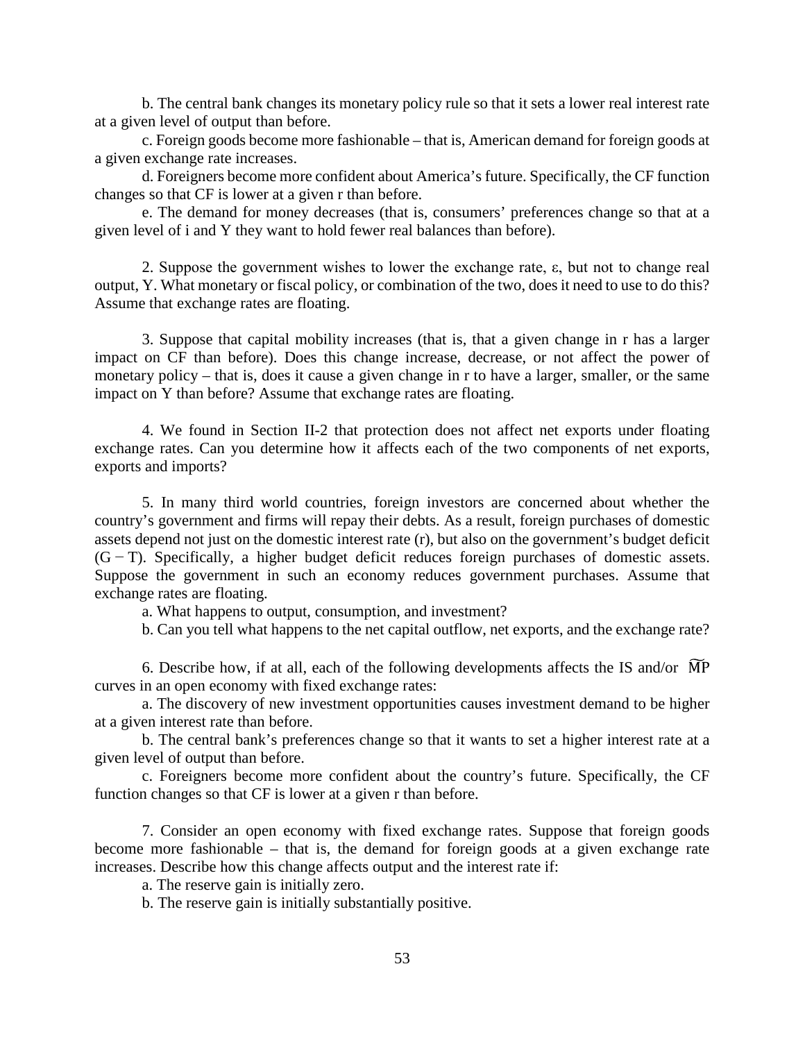b. The central bank changes its monetary policy rule so that it sets a lower real interest rate at a given level of output than before.

c. Foreign goods become more fashionable – that is, American demand for foreign goods at a given exchange rate increases.

d. Foreigners become more confident about America's future. Specifically, the CF function changes so that CF is lower at a given r than before.

e. The demand for money decreases (that is, consumers' preferences change so that at a given level of i and Y they want to hold fewer real balances than before).

2. Suppose the government wishes to lower the exchange rate, ε, but not to change real output, Y. What monetary or fiscal policy, or combination of the two, does it need to use to do this? Assume that exchange rates are floating.

3. Suppose that capital mobility increases (that is, that a given change in r has a larger impact on CF than before). Does this change increase, decrease, or not affect the power of monetary policy – that is, does it cause a given change in r to have a larger, smaller, or the same impact on Y than before? Assume that exchange rates are floating.

4. We found in Section II-2 that protection does not affect net exports under floating exchange rates. Can you determine how it affects each of the two components of net exports, exports and imports?

5. In many third world countries, foreign investors are concerned about whether the country's government and firms will repay their debts. As a result, foreign purchases of domestic assets depend not just on the domestic interest rate (r), but also on the government's budget deficit (G − T). Specifically, a higher budget deficit reduces foreign purchases of domestic assets. Suppose the government in such an economy reduces government purchases. Assume that exchange rates are floating.

a. What happens to output, consumption, and investment?

b. Can you tell what happens to the net capital outflow, net exports, and the exchange rate?

6. Describe how, if at all, each of the following developments affects the IS and/or $\widetilde{MP}$ curves in an open economy with fixed exchange rates:

a. The discovery of new investment opportunities causes investment demand to be higher at a given interest rate than before.

b. The central bank's preferences change so that it wants to set a higher interest rate at a given level of output than before.

c. Foreigners become more confident about the country's future. Specifically, the CF function changes so that CF is lower at a given r than before.

7. Consider an open economy with fixed exchange rates. Suppose that foreign goods become more fashionable – that is, the demand for foreign goods at a given exchange rate increases. Describe how this change affects output and the interest rate if:

a. The reserve gain is initially zero.

b. The reserve gain is initially substantially positive.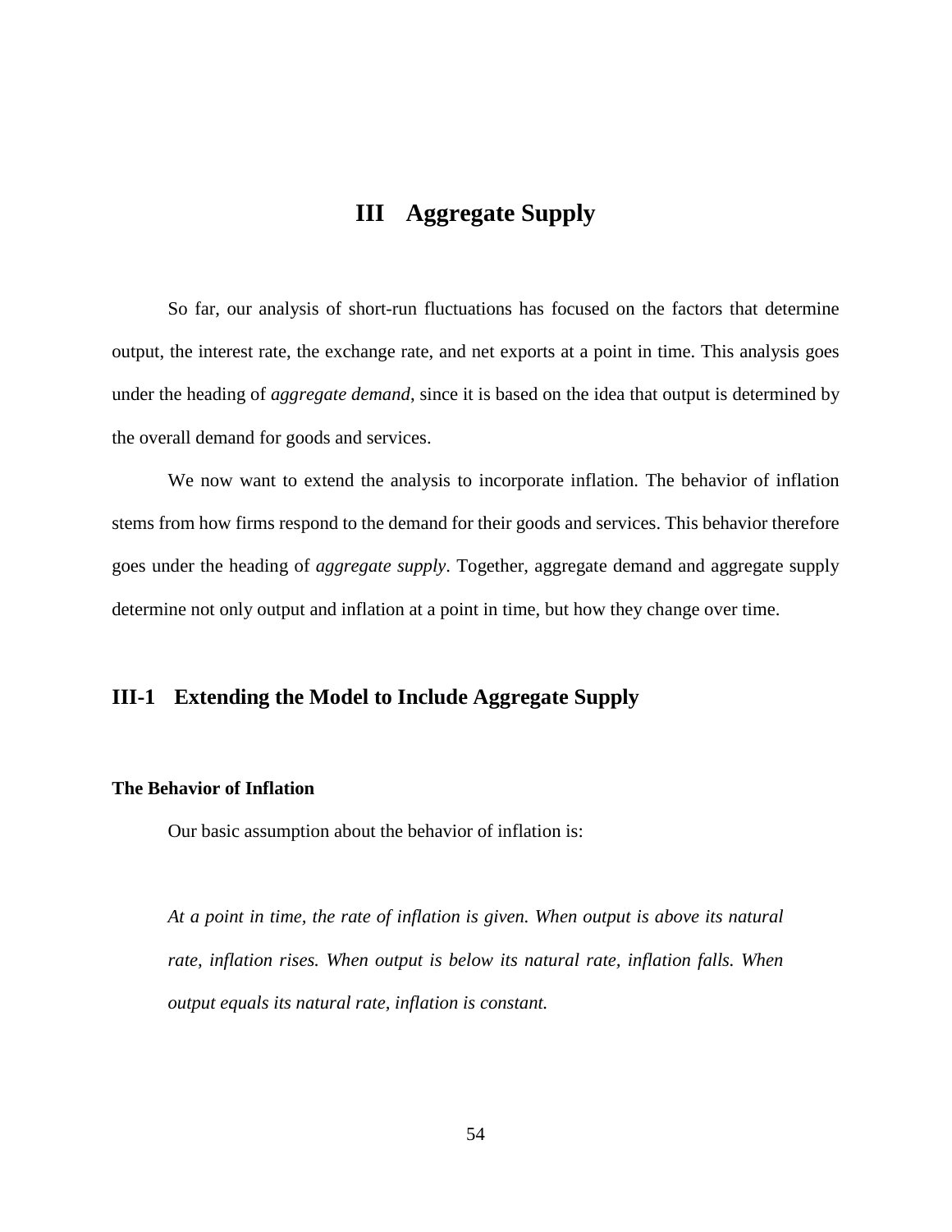# III Aggregate Supply

So far, our analysis of short-run fluctuations has focused on the factors that determine output, the interest rate, the exchange rate, and net exports at a point in time. This analysis goes under the heading of *aggregate demand*, since it is based on the idea that output is determined by the overall demand for goods and services.

We now want to extend the analysis to incorporate inflation. The behavior of inflation stems from how firms respond to the demand for their goods and services. This behavior therefore goes under the heading of *aggregate supply*. Together, aggregate demand and aggregate supply determine not only output and inflation at a point in time, but how they change over time.

## III-1 Extending the Model to Include Aggregate Supply

### The Behavior of Inflation

Our basic assumption about the behavior of inflation is:

*At a point in time, the rate of inflation is given. When output is above its natural rate, inflation rises. When output is below its natural rate, inflation falls. When output equals its natural rate, inflation is constant.*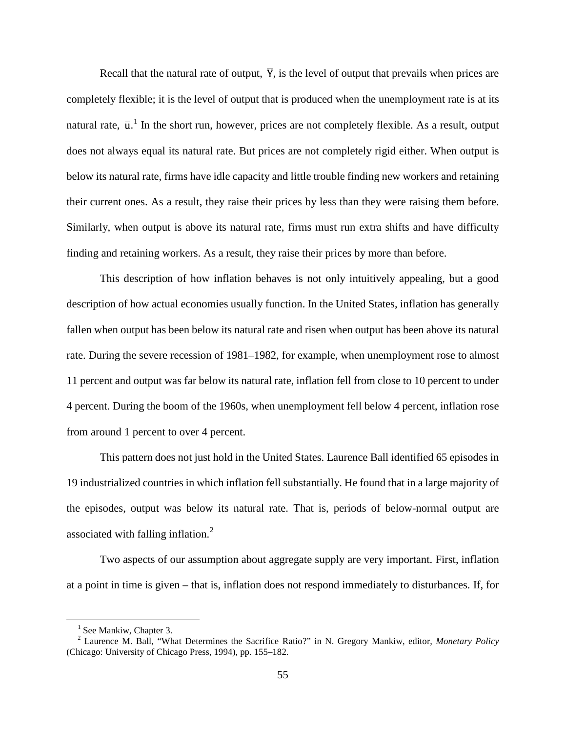Recall that the natural rate of output, $\overline{Y}$, is the level of output that prevails when prices are completely flexible; it is the level of output that is produced when the unemployment rate is at its natural rate, $\overline{u}$.[1] In the short run, however, prices are not completely flexible. As a result, output does not always equal its natural rate. But prices are not completely rigid either. When output is below its natural rate, firms have idle capacity and little trouble finding new workers and retaining their current ones. As a result, they raise their prices by less than they were raising them before. Similarly, when output is above its natural rate, firms must run extra shifts and have difficulty finding and retaining workers. As a result, they raise their prices by more than before.

This description of how inflation behaves is not only intuitively appealing, but a good description of how actual economies usually function. In the United States, inflation has generally fallen when output has been below its natural rate and risen when output has been above its natural rate. During the severe recession of 1981–1982, for example, when unemployment rose to almost 11 percent and output was far below its natural rate, inflation fell from close to 10 percent to under 4 percent. During the boom of the 1960s, when unemployment fell below 4 percent, inflation rose from around 1 percent to over 4 percent.

This pattern does not just hold in the United States. Laurence Ball identified 65 episodes in 19 industrialized countries in which inflation fell substantially. He found that in a large majority of the episodes, output was below its natural rate. That is, periods of below-normal output are associated with falling inflation.[2]

Two aspects of our assumption about aggregate supply are very important. First, inflation at a point in time is given – that is, inflation does not respond immediately to disturbances. If, for

---

[1] See Mankiw, Chapter 3.

[2] Laurence M. Ball, "What Determines the Sacrifice Ratio?" in N. Gregory Mankiw, editor, *Monetary Policy* (Chicago: University of Chicago Press, 1994), pp. 155–182.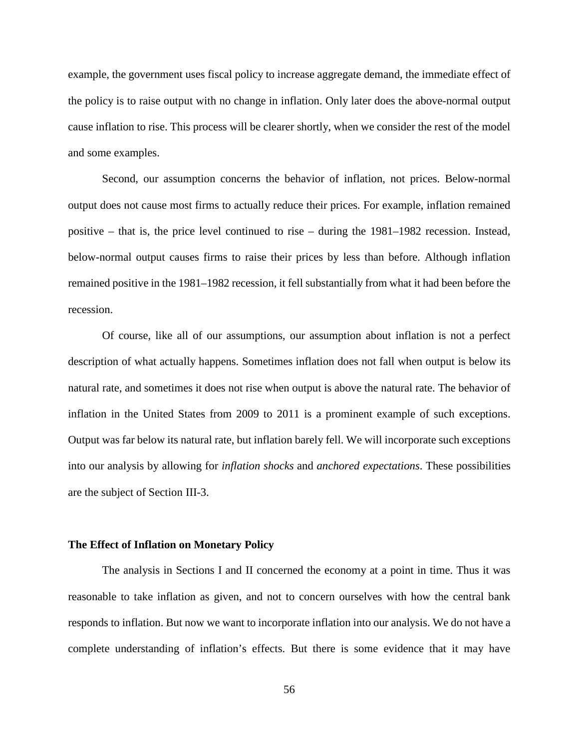example, the government uses fiscal policy to increase aggregate demand, the immediate effect of the policy is to raise output with no change in inflation. Only later does the above-normal output cause inflation to rise. This process will be clearer shortly, when we consider the rest of the model and some examples.

Second, our assumption concerns the behavior of inflation, not prices. Below-normal output does not cause most firms to actually reduce their prices. For example, inflation remained positive – that is, the price level continued to rise – during the 1981–1982 recession. Instead, below-normal output causes firms to raise their prices by less than before. Although inflation remained positive in the 1981–1982 recession, it fell substantially from what it had been before the recession.

Of course, like all of our assumptions, our assumption about inflation is not a perfect description of what actually happens. Sometimes inflation does not fall when output is below its natural rate, and sometimes it does not rise when output is above the natural rate. The behavior of inflation in the United States from 2009 to 2011 is a prominent example of such exceptions. Output was far below its natural rate, but inflation barely fell. We will incorporate such exceptions into our analysis by allowing for *inflation shocks* and *anchored expectations*. These possibilities are the subject of Section III-3.

**The Effect of Inflation on Monetary Policy**

The analysis in Sections I and II concerned the economy at a point in time. Thus it was reasonable to take inflation as given, and not to concern ourselves with how the central bank responds to inflation. But now we want to incorporate inflation into our analysis. We do not have a complete understanding of inflation's effects. But there is some evidence that it may have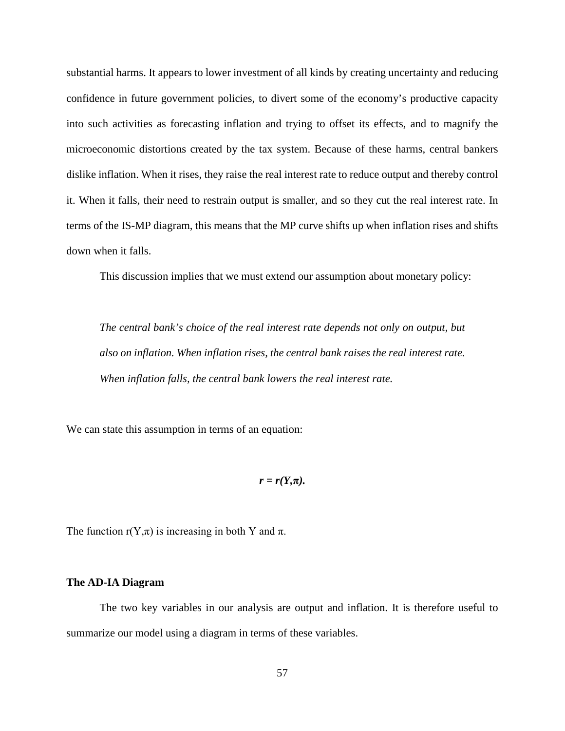substantial harms. It appears to lower investment of all kinds by creating uncertainty and reducing confidence in future government policies, to divert some of the economy's productive capacity into such activities as forecasting inflation and trying to offset its effects, and to magnify the microeconomic distortions created by the tax system. Because of these harms, central bankers dislike inflation. When it rises, they raise the real interest rate to reduce output and thereby control it. When it falls, their need to restrain output is smaller, and so they cut the real interest rate. In terms of the IS-MP diagram, this means that the MP curve shifts up when inflation rises and shifts down when it falls.

This discussion implies that we must extend our assumption about monetary policy:

> *The central bank's choice of the real interest rate depends not only on output, but also on inflation. When inflation rises, the central bank raises the real interest rate. When inflation falls, the central bank lowers the real interest rate.*

We can state this assumption in terms of an equation:

$$r = r(Y,\pi).$$

The function $r(Y,\pi)$ is increasing in both $Y$ and $\pi$.

### The AD-IA Diagram

The two key variables in our analysis are output and inflation. It is therefore useful to summarize our model using a diagram in terms of these variables.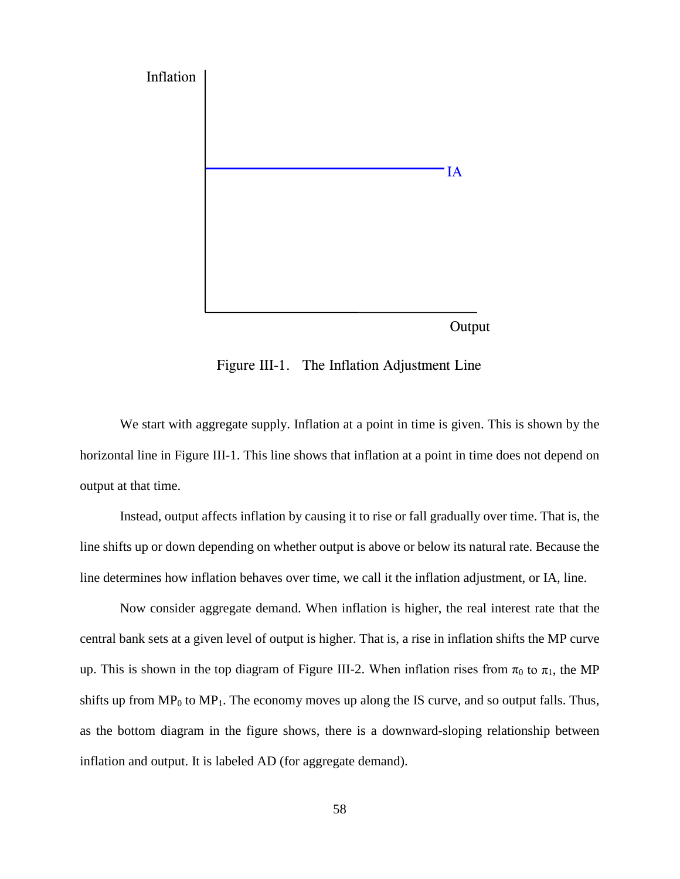Figure III-1. The Inflation Adjustment Line

We start with aggregate supply. Inflation at a point in time is given. This is shown by the horizontal line in Figure III-1. This line shows that inflation at a point in time does not depend on output at that time.

Instead, output affects inflation by causing it to rise or fall gradually over time. That is, the line shifts up or down depending on whether output is above or below its natural rate. Because the line determines how inflation behaves over time, we call it the inflation adjustment, or IA, line.

Now consider aggregate demand. When inflation is higher, the real interest rate that the central bank sets at a given level of output is higher. That is, a rise in inflation shifts the MP curve up. This is shown in the top diagram of Figure III-2. When inflation rises from $\pi_0$ to $\pi_1$, the MP shifts up from $MP_0$ to $MP_1$. The economy moves up along the IS curve, and so output falls. Thus, as the bottom diagram in the figure shows, there is a downward-sloping relationship between inflation and output. It is labeled AD (for aggregate demand).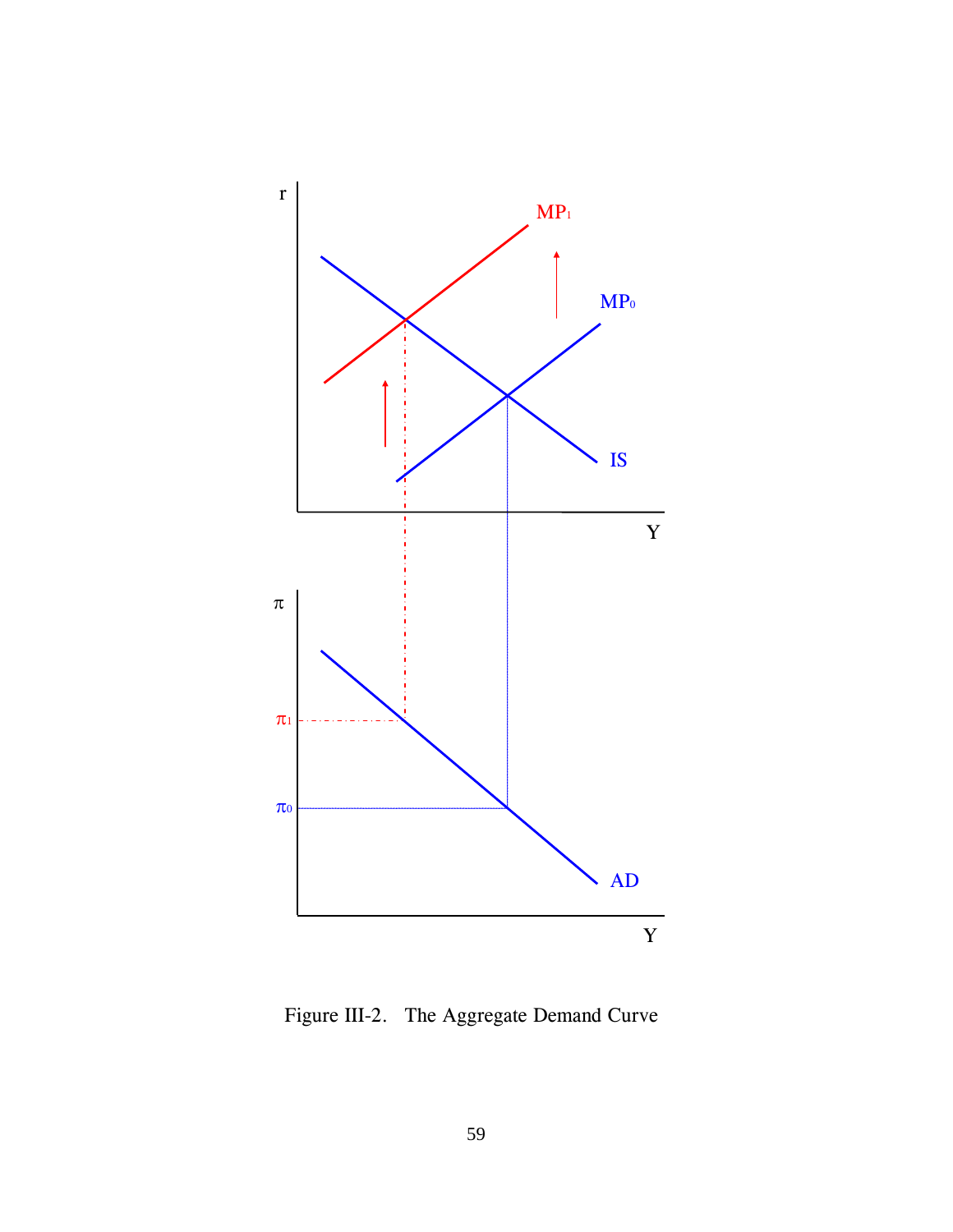Figure III-2. The Aggregate Demand Curve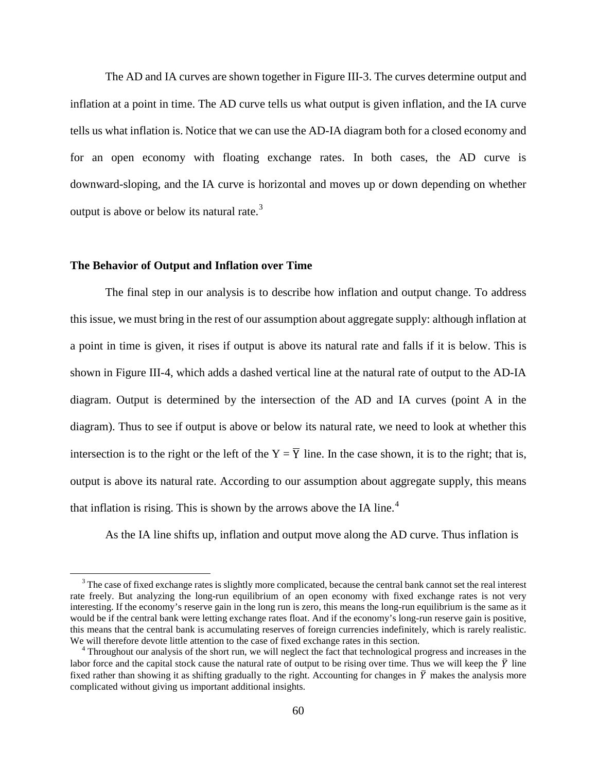The AD and IA curves are shown together in Figure III-3. The curves determine output and inflation at a point in time. The AD curve tells us what output is given inflation, and the IA curve tells us what inflation is. Notice that we can use the AD-IA diagram both for a closed economy and for an open economy with floating exchange rates. In both cases, the AD curve is downward-sloping, and the IA curve is horizontal and moves up or down depending on whether output is above or below its natural rate.[3]

**The Behavior of Output and Inflation over Time**

The final step in our analysis is to describe how inflation and output change. To address this issue, we must bring in the rest of our assumption about aggregate supply: although inflation at a point in time is given, it rises if output is above its natural rate and falls if it is below. This is shown in Figure III-4, which adds a dashed vertical line at the natural rate of output to the AD-IA diagram. Output is determined by the intersection of the AD and IA curves (point A in the diagram). Thus to see if output is above or below its natural rate, we need to look at whether this intersection is to the right or the left of the $Y = \overline{Y}$ line. In the case shown, it is to the right; that is, output is above its natural rate. According to our assumption about aggregate supply, this means that inflation is rising. This is shown by the arrows above the IA line.[4]

As the IA line shifts up, inflation and output move along the AD curve. Thus inflation is

[3] The case of fixed exchange rates is slightly more complicated, because the central bank cannot set the real interest rate freely. But analyzing the long-run equilibrium of an open economy with fixed exchange rates is not very interesting. If the economy's reserve gain in the long run is zero, this means the long-run equilibrium is the same as it would be if the central bank were letting exchange rates float. And if the economy's long-run reserve gain is positive, this means that the central bank is accumulating reserves of foreign currencies indefinitely, which is rarely realistic. We will therefore devote little attention to the case of fixed exchange rates in this section.

[4] Throughout our analysis of the short run, we will neglect the fact that technological progress and increases in the labor force and the capital stock cause the natural rate of output to be rising over time. Thus we will keep the $\bar{Y}$ line fixed rather than showing it as shifting gradually to the right. Accounting for changes in $\bar{Y}$ makes the analysis more complicated without giving us important additional insights.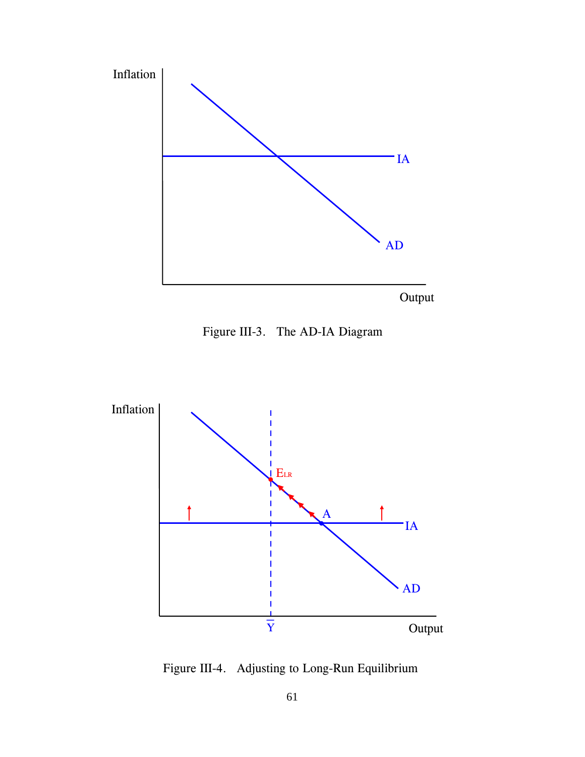Figure III-3. The AD-IA Diagram

Figure III-4. Adjusting to Long-Run Equilibrium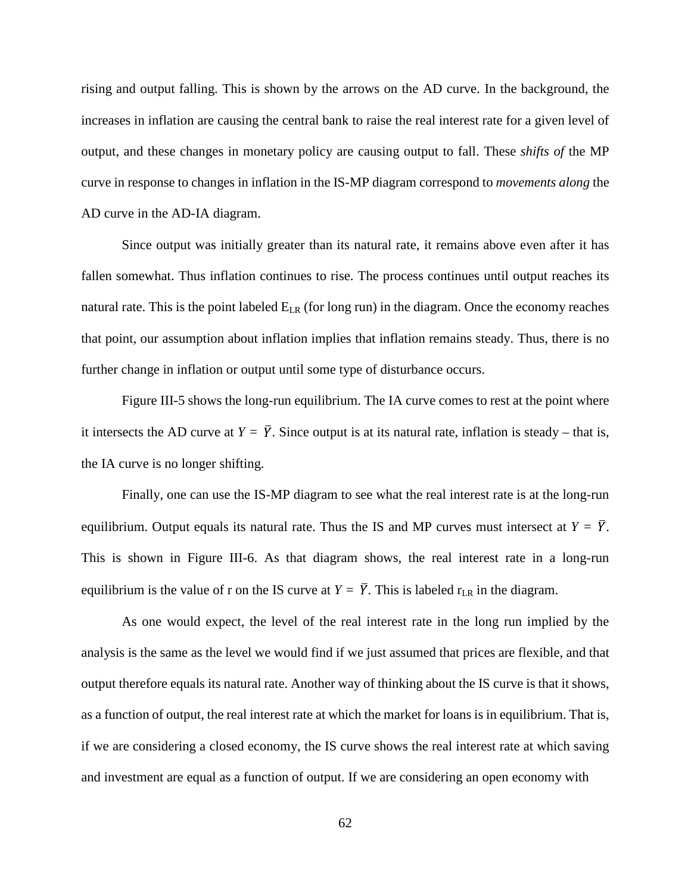rising and output falling. This is shown by the arrows on the AD curve. In the background, the increases in inflation are causing the central bank to raise the real interest rate for a given level of output, and these changes in monetary policy are causing output to fall. These *shifts of* the MP curve in response to changes in inflation in the IS-MP diagram correspond to *movements along* the AD curve in the AD-IA diagram.

Since output was initially greater than its natural rate, it remains above even after it has fallen somewhat. Thus inflation continues to rise. The process continues until output reaches its natural rate. This is the point labeled $E_{LR}$ (for long run) in the diagram. Once the economy reaches that point, our assumption about inflation implies that inflation remains steady. Thus, there is no further change in inflation or output until some type of disturbance occurs.

Figure III-5 shows the long-run equilibrium. The IA curve comes to rest at the point where it intersects the AD curve at $Y = \bar{Y}$. Since output is at its natural rate, inflation is steady – that is, the IA curve is no longer shifting.

Finally, one can use the IS-MP diagram to see what the real interest rate is at the long-run equilibrium. Output equals its natural rate. Thus the IS and MP curves must intersect at $Y = \bar{Y}$. This is shown in Figure III-6. As that diagram shows, the real interest rate in a long-run equilibrium is the value of r on the IS curve at $Y = \bar{Y}$. This is labeled $r_{LR}$ in the diagram.

As one would expect, the level of the real interest rate in the long run implied by the analysis is the same as the level we would find if we just assumed that prices are flexible, and that output therefore equals its natural rate. Another way of thinking about the IS curve is that it shows, as a function of output, the real interest rate at which the market for loans is in equilibrium. That is, if we are considering a closed economy, the IS curve shows the real interest rate at which saving and investment are equal as a function of output. If we are considering an open economy with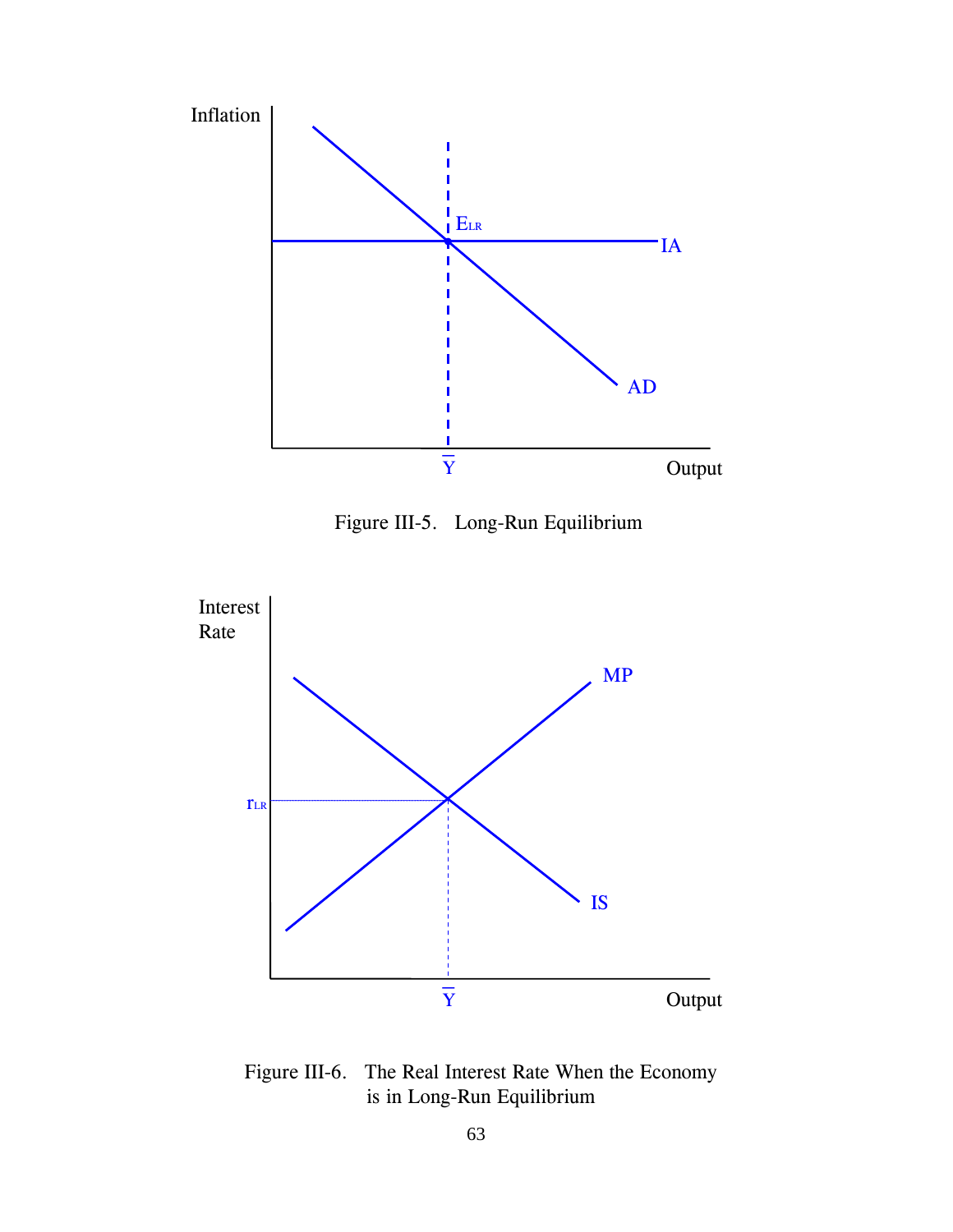Figure III-5. Long-Run Equilibrium

Figure III-6. The Real Interest Rate When the Economy is in Long-Run Equilibrium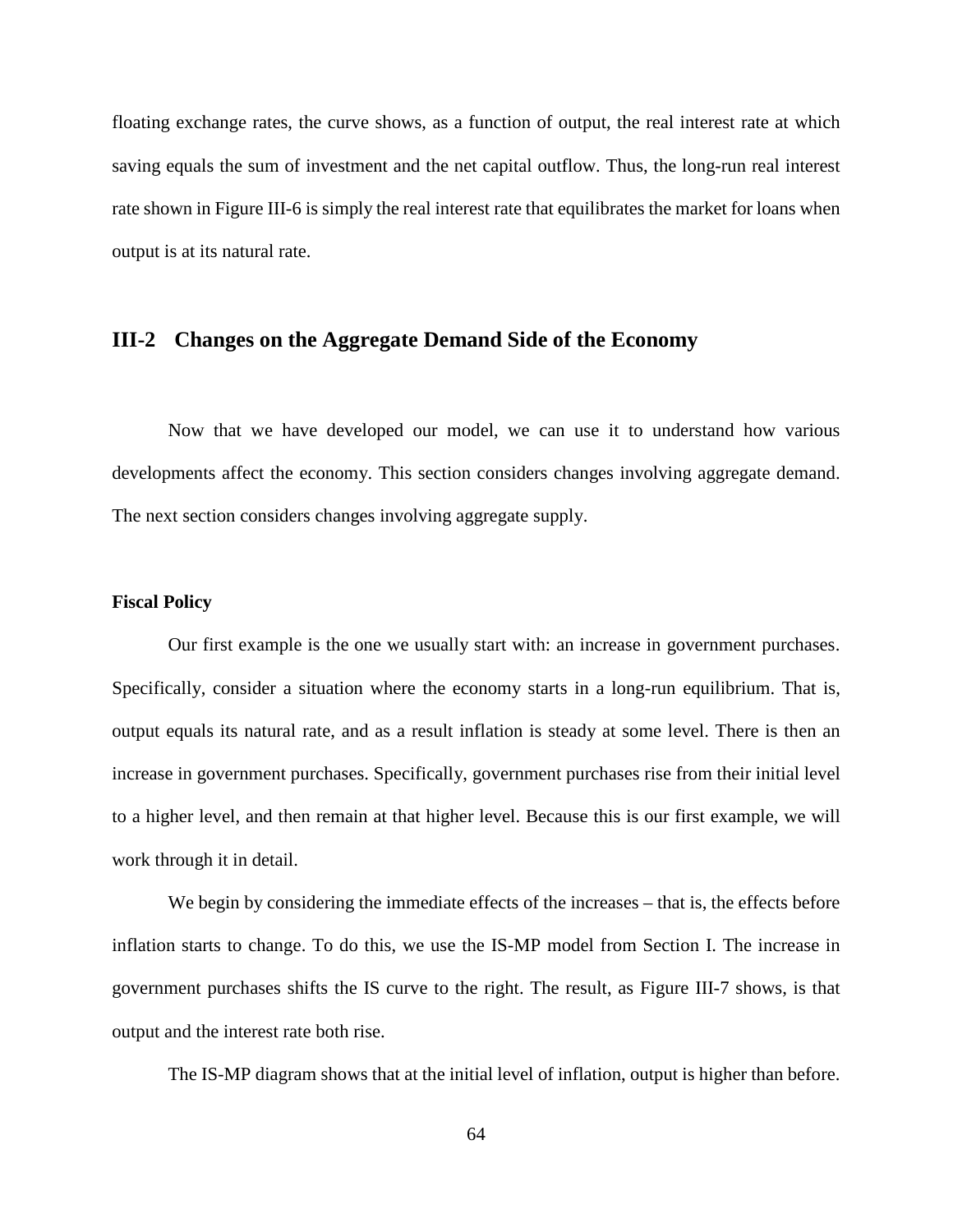floating exchange rates, the curve shows, as a function of output, the real interest rate at which saving equals the sum of investment and the net capital outflow. Thus, the long-run real interest rate shown in Figure III-6 is simply the real interest rate that equilibrates the market for loans when output is at its natural rate.

## III-2 Changes on the Aggregate Demand Side of the Economy

Now that we have developed our model, we can use it to understand how various developments affect the economy. This section considers changes involving aggregate demand. The next section considers changes involving aggregate supply.

### Fiscal Policy

Our first example is the one we usually start with: an increase in government purchases. Specifically, consider a situation where the economy starts in a long-run equilibrium. That is, output equals its natural rate, and as a result inflation is steady at some level. There is then an increase in government purchases. Specifically, government purchases rise from their initial level to a higher level, and then remain at that higher level. Because this is our first example, we will work through it in detail.

We begin by considering the immediate effects of the increases – that is, the effects before inflation starts to change. To do this, we use the IS-MP model from Section I. The increase in government purchases shifts the IS curve to the right. The result, as Figure III-7 shows, is that output and the interest rate both rise.

The IS-MP diagram shows that at the initial level of inflation, output is higher than before.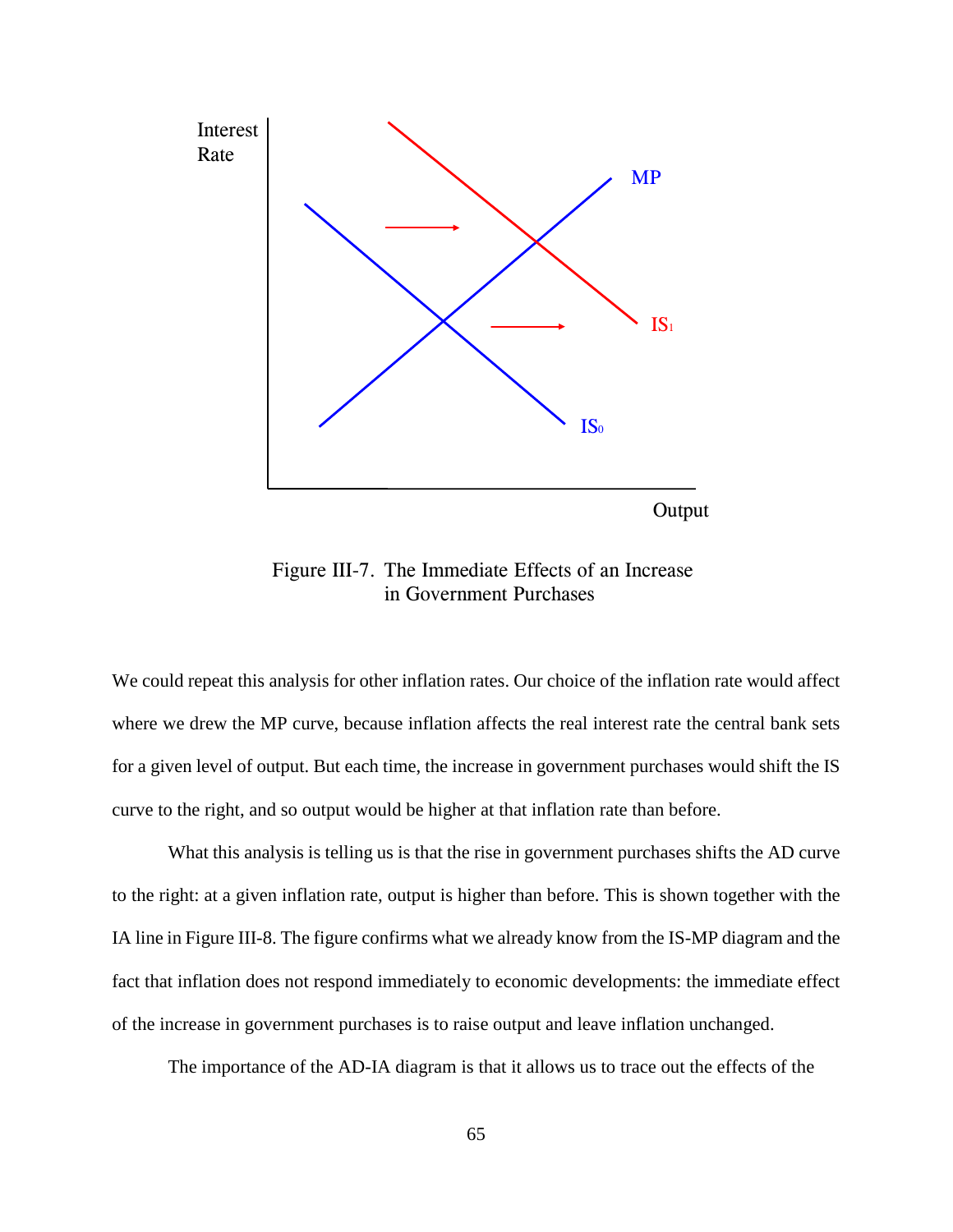Figure III-7. The Immediate Effects of an Increase in Government Purchases

We could repeat this analysis for other inflation rates. Our choice of the inflation rate would affect where we drew the MP curve, because inflation affects the real interest rate the central bank sets for a given level of output. But each time, the increase in government purchases would shift the IS curve to the right, and so output would be higher at that inflation rate than before.

What this analysis is telling us is that the rise in government purchases shifts the AD curve to the right: at a given inflation rate, output is higher than before. This is shown together with the IA line in Figure III-8. The figure confirms what we already know from the IS-MP diagram and the fact that inflation does not respond immediately to economic developments: the immediate effect of the increase in government purchases is to raise output and leave inflation unchanged.

The importance of the AD-IA diagram is that it allows us to trace out the effects of the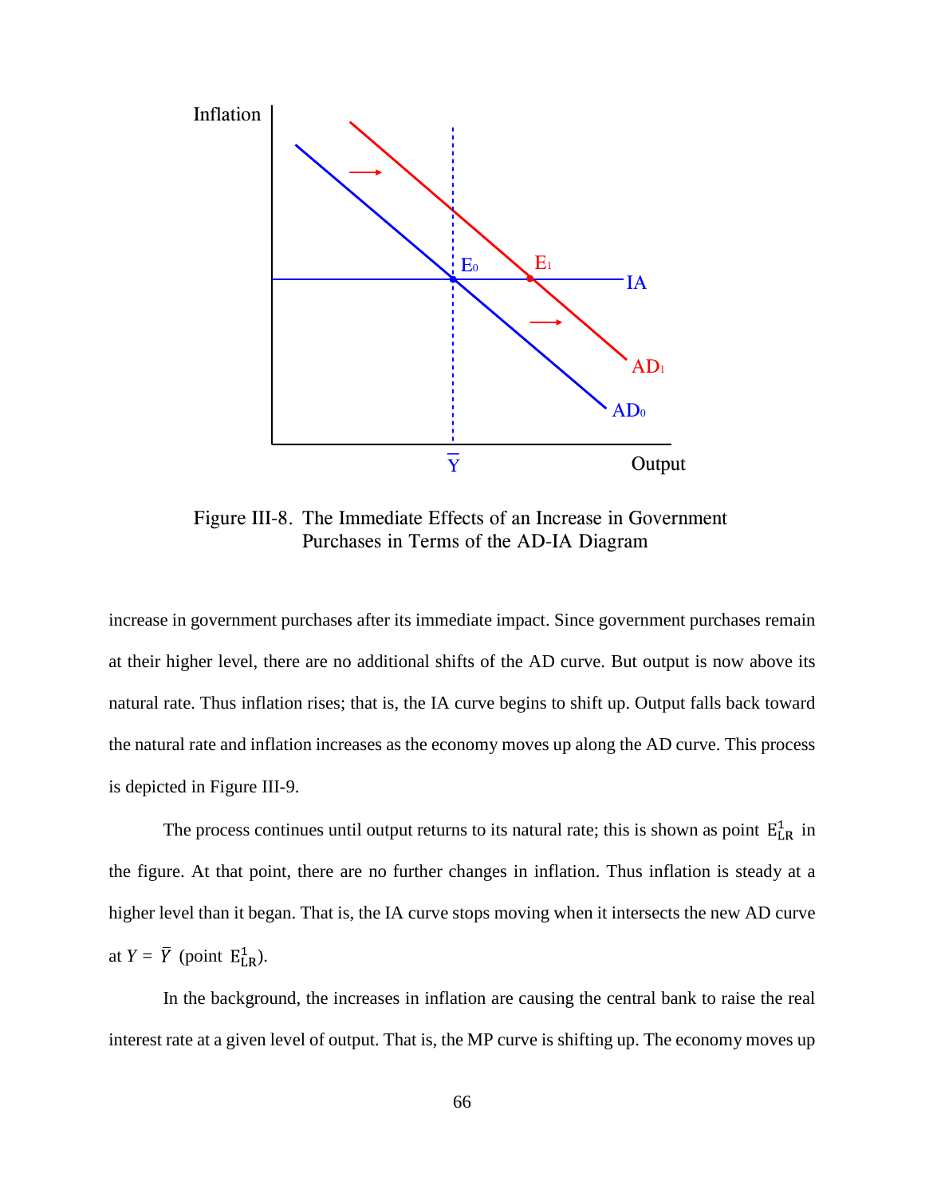Figure III-8. The Immediate Effects of an Increase in Government Purchases in Terms of the AD-IA Diagram

increase in government purchases after its immediate impact. Since government purchases remain at their higher level, there are no additional shifts of the AD curve. But output is now above its natural rate. Thus inflation rises; that is, the IA curve begins to shift up. Output falls back toward the natural rate and inflation increases as the economy moves up along the AD curve. This process is depicted in Figure III-9.

The process continues until output returns to its natural rate; this is shown as point $E^1_{LR}$ in the figure. At that point, there are no further changes in inflation. Thus inflation is steady at a higher level than it began. That is, the IA curve stops moving when it intersects the new AD curve at $Y = \bar{Y}$ (point $E^1_{LR}$).

In the background, the increases in inflation are causing the central bank to raise the real interest rate at a given level of output. That is, the MP curve is shifting up. The economy moves up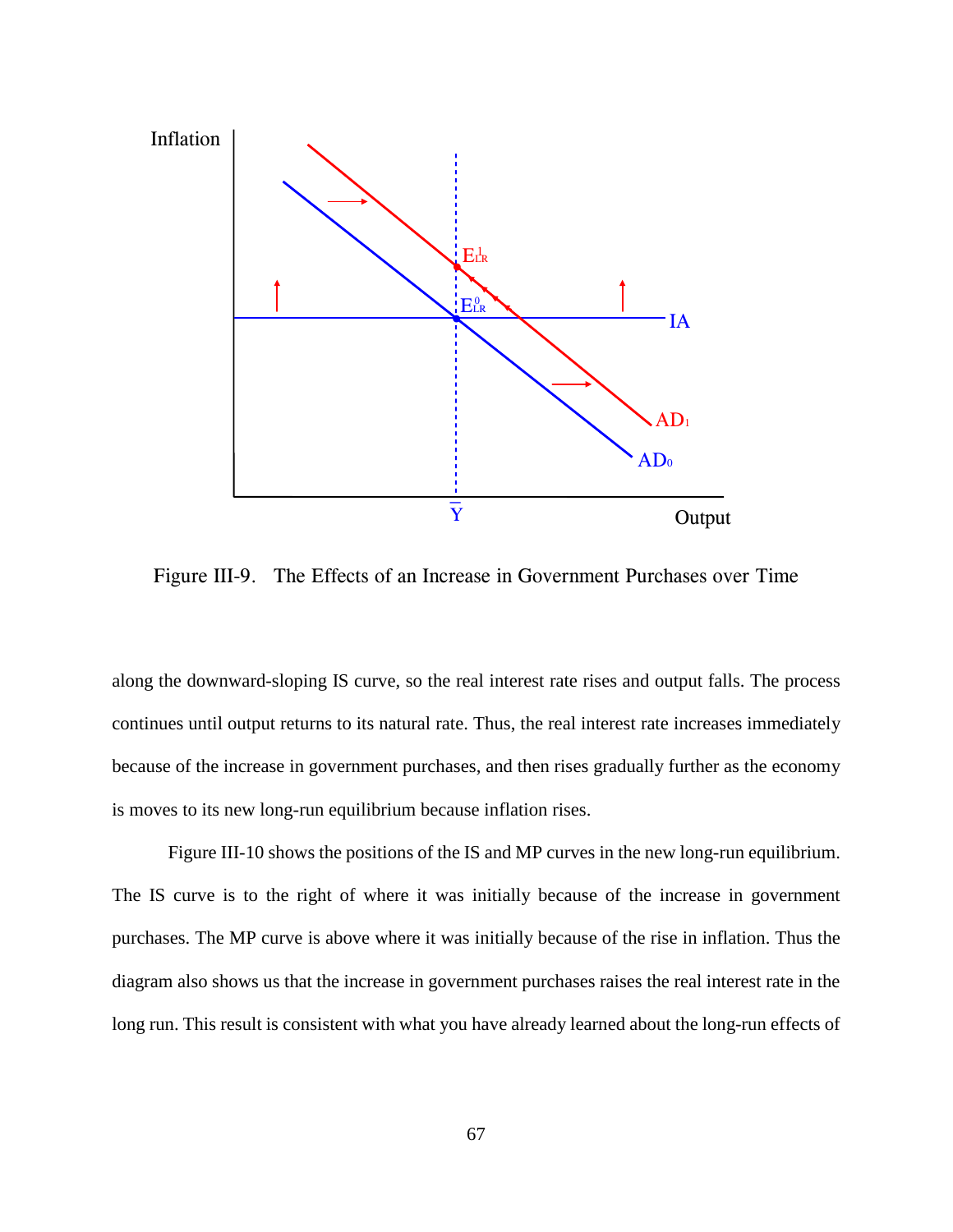Figure III-9. The Effects of an Increase in Government Purchases over Time

along the downward-sloping IS curve, so the real interest rate rises and output falls. The process continues until output returns to its natural rate. Thus, the real interest rate increases immediately because of the increase in government purchases, and then rises gradually further as the economy is moves to its new long-run equilibrium because inflation rises.

Figure III-10 shows the positions of the IS and MP curves in the new long-run equilibrium. The IS curve is to the right of where it was initially because of the increase in government purchases. The MP curve is above where it was initially because of the rise in inflation. Thus the diagram also shows us that the increase in government purchases raises the real interest rate in the long run. This result is consistent with what you have already learned about the long-run effects of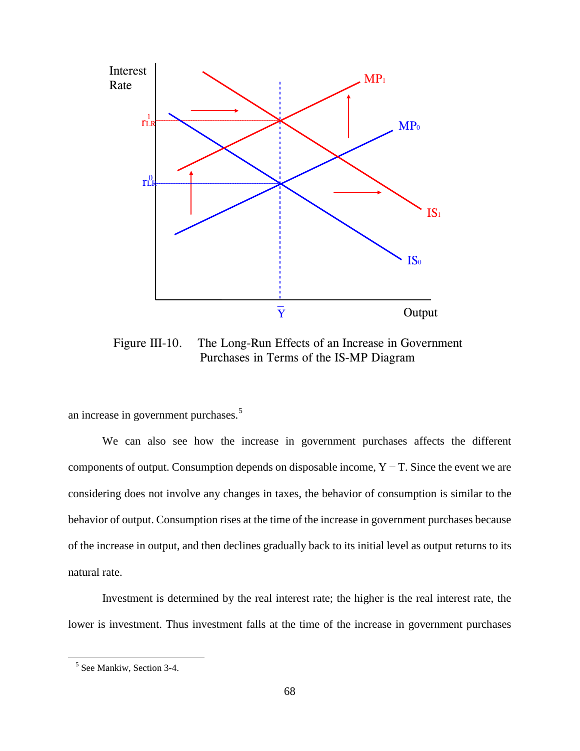Figure III-10. The Long-Run Effects of an Increase in Government Purchases in Terms of the IS-MP Diagram

an increase in government purchases.[5]

We can also see how the increase in government purchases affects the different components of output. Consumption depends on disposable income, Y − T. Since the event we are considering does not involve any changes in taxes, the behavior of consumption is similar to the behavior of output. Consumption rises at the time of the increase in government purchases because of the increase in output, and then declines gradually back to its initial level as output returns to its natural rate.

Investment is determined by the real interest rate; the higher is the real interest rate, the lower is investment. Thus investment falls at the time of the increase in government purchases

[5] See Mankiw, Section 3-4.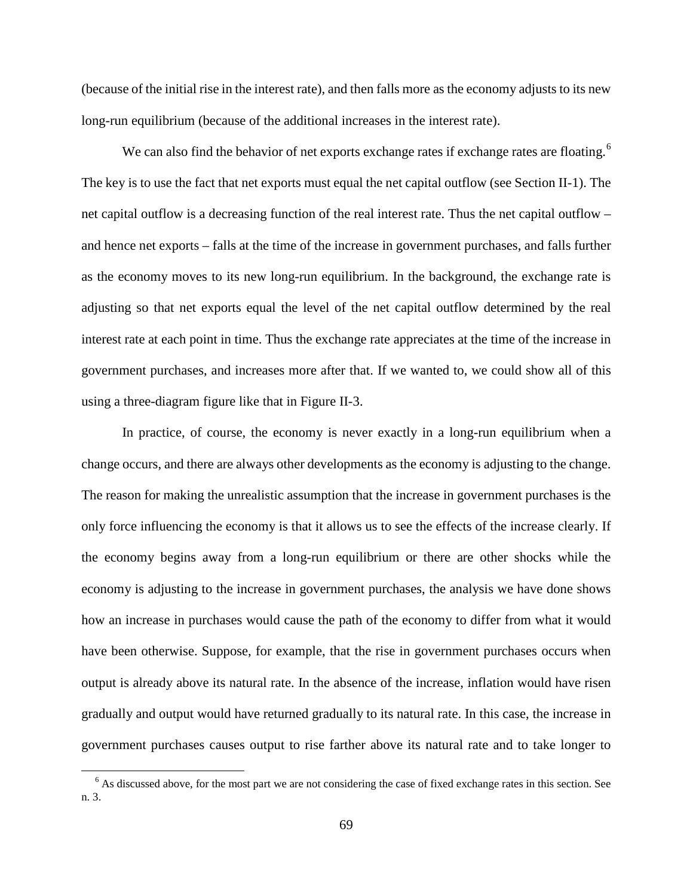(because of the initial rise in the interest rate), and then falls more as the economy adjusts to its new long-run equilibrium (because of the additional increases in the interest rate).

We can also find the behavior of net exports exchange rates if exchange rates are floating.[6] The key is to use the fact that net exports must equal the net capital outflow (see Section II-1). The net capital outflow is a decreasing function of the real interest rate. Thus the net capital outflow – and hence net exports – falls at the time of the increase in government purchases, and falls further as the economy moves to its new long-run equilibrium. In the background, the exchange rate is adjusting so that net exports equal the level of the net capital outflow determined by the real interest rate at each point in time. Thus the exchange rate appreciates at the time of the increase in government purchases, and increases more after that. If we wanted to, we could show all of this using a three-diagram figure like that in Figure II-3.

In practice, of course, the economy is never exactly in a long-run equilibrium when a change occurs, and there are always other developments as the economy is adjusting to the change. The reason for making the unrealistic assumption that the increase in government purchases is the only force influencing the economy is that it allows us to see the effects of the increase clearly. If the economy begins away from a long-run equilibrium or there are other shocks while the economy is adjusting to the increase in government purchases, the analysis we have done shows how an increase in purchases would cause the path of the economy to differ from what it would have been otherwise. Suppose, for example, that the rise in government purchases occurs when output is already above its natural rate. In the absence of the increase, inflation would have risen gradually and output would have returned gradually to its natural rate. In this case, the increase in government purchases causes output to rise farther above its natural rate and to take longer to

[6] As discussed above, for the most part we are not considering the case of fixed exchange rates in this section. See n. 3.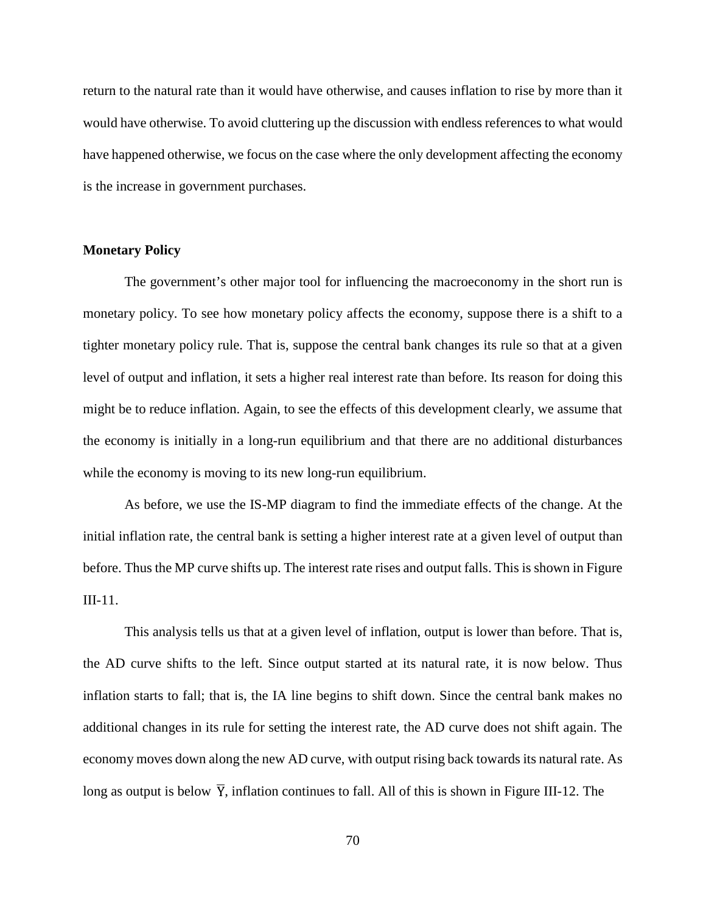return to the natural rate than it would have otherwise, and causes inflation to rise by more than it would have otherwise. To avoid cluttering up the discussion with endless references to what would have happened otherwise, we focus on the case where the only development affecting the economy is the increase in government purchases.

**Monetary Policy**

The government's other major tool for influencing the macroeconomy in the short run is monetary policy. To see how monetary policy affects the economy, suppose there is a shift to a tighter monetary policy rule. That is, suppose the central bank changes its rule so that at a given level of output and inflation, it sets a higher real interest rate than before. Its reason for doing this might be to reduce inflation. Again, to see the effects of this development clearly, we assume that the economy is initially in a long-run equilibrium and that there are no additional disturbances while the economy is moving to its new long-run equilibrium.

As before, we use the IS-MP diagram to find the immediate effects of the change. At the initial inflation rate, the central bank is setting a higher interest rate at a given level of output than before. Thus the MP curve shifts up. The interest rate rises and output falls. This is shown in Figure III-11.

This analysis tells us that at a given level of inflation, output is lower than before. That is, the AD curve shifts to the left. Since output started at its natural rate, it is now below. Thus inflation starts to fall; that is, the IA line begins to shift down. Since the central bank makes no additional changes in its rule for setting the interest rate, the AD curve does not shift again. The economy moves down along the new AD curve, with output rising back towards its natural rate. As long as output is below $\overline{Y}$, inflation continues to fall. All of this is shown in Figure III-12. The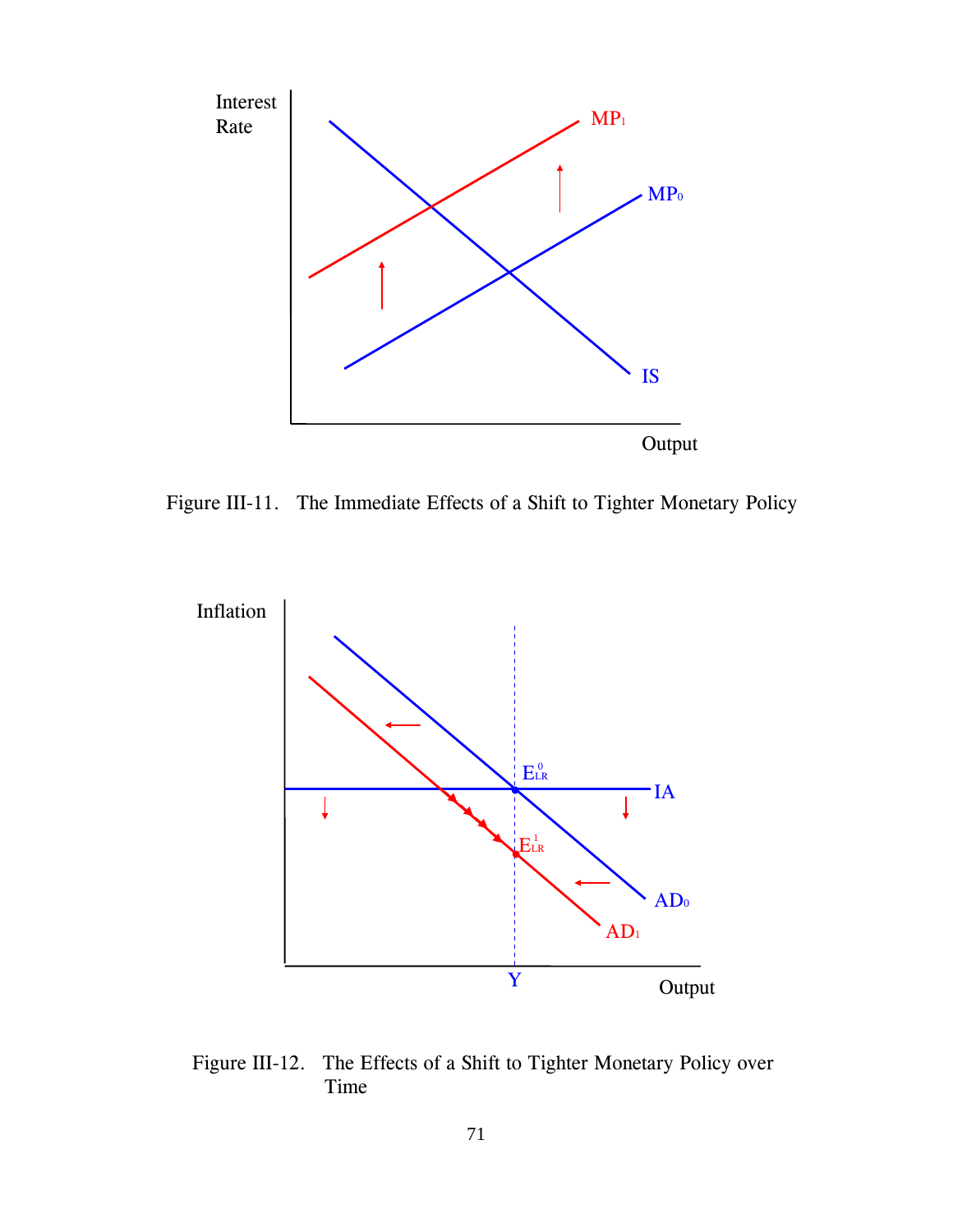Figure III-11. The Immediate Effects of a Shift to Tighter Monetary Policy

Figure III-12. The Effects of a Shift to Tighter Monetary Policy over Time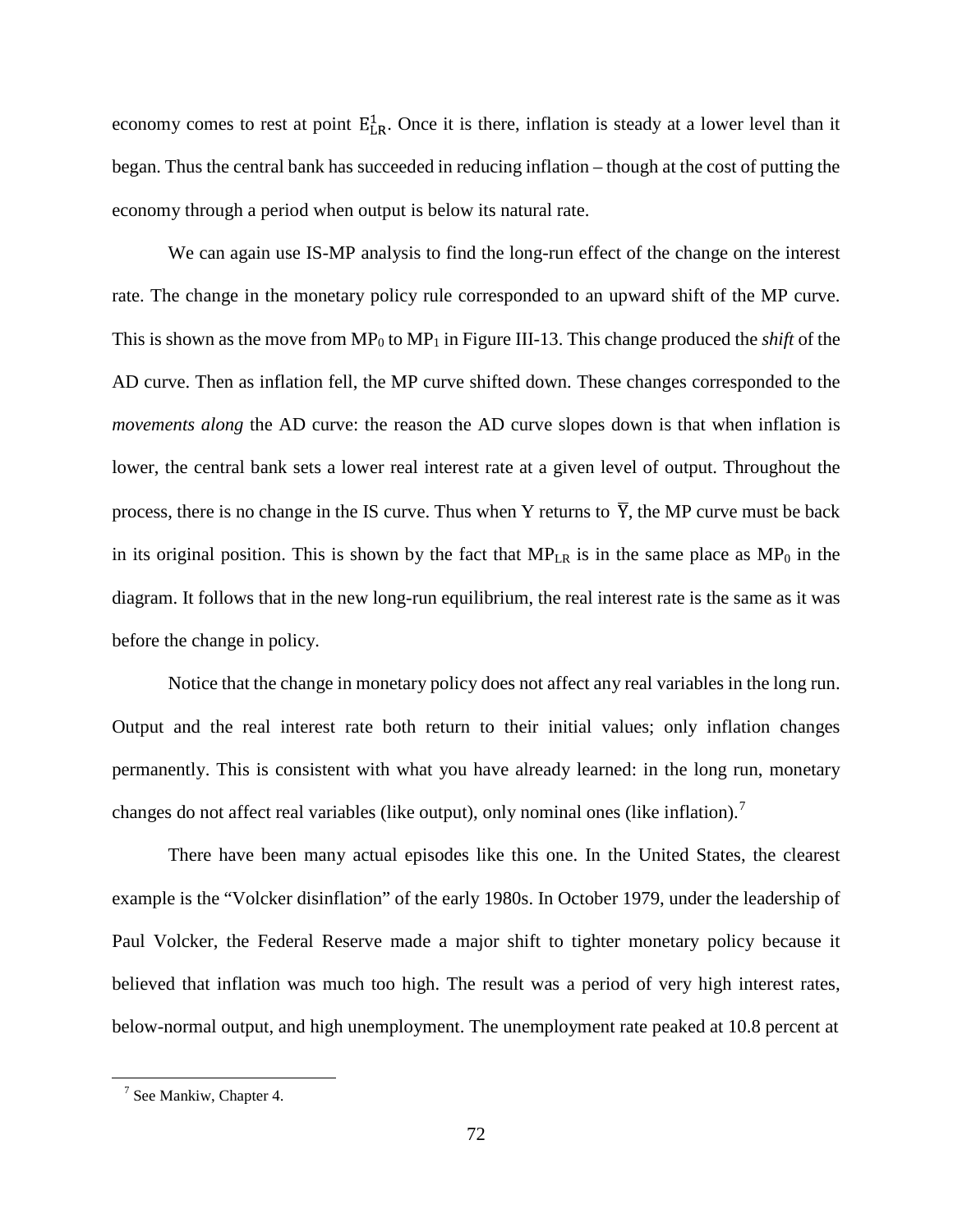economy comes to rest at point $E^1_{LR}$. Once it is there, inflation is steady at a lower level than it began. Thus the central bank has succeeded in reducing inflation – though at the cost of putting the economy through a period when output is below its natural rate.

We can again use IS-MP analysis to find the long-run effect of the change on the interest rate. The change in the monetary policy rule corresponded to an upward shift of the MP curve. This is shown as the move from $MP_0$ to $MP_1$ in Figure III-13. This change produced the *shift* of the AD curve. Then as inflation fell, the MP curve shifted down. These changes corresponded to the *movements along* the AD curve: the reason the AD curve slopes down is that when inflation is lower, the central bank sets a lower real interest rate at a given level of output. Throughout the process, there is no change in the IS curve. Thus when Y returns to $\overline{Y}$, the MP curve must be back in its original position. This is shown by the fact that $MP_{LR}$ is in the same place as $MP_0$ in the diagram. It follows that in the new long-run equilibrium, the real interest rate is the same as it was before the change in policy.

Notice that the change in monetary policy does not affect any real variables in the long run. Output and the real interest rate both return to their initial values; only inflation changes permanently. This is consistent with what you have already learned: in the long run, monetary changes do not affect real variables (like output), only nominal ones (like inflation).[7]

There have been many actual episodes like this one. In the United States, the clearest example is the "Volcker disinflation" of the early 1980s. In October 1979, under the leadership of Paul Volcker, the Federal Reserve made a major shift to tighter monetary policy because it believed that inflation was much too high. The result was a period of very high interest rates, below-normal output, and high unemployment. The unemployment rate peaked at 10.8 percent at

[7] See Mankiw, Chapter 4.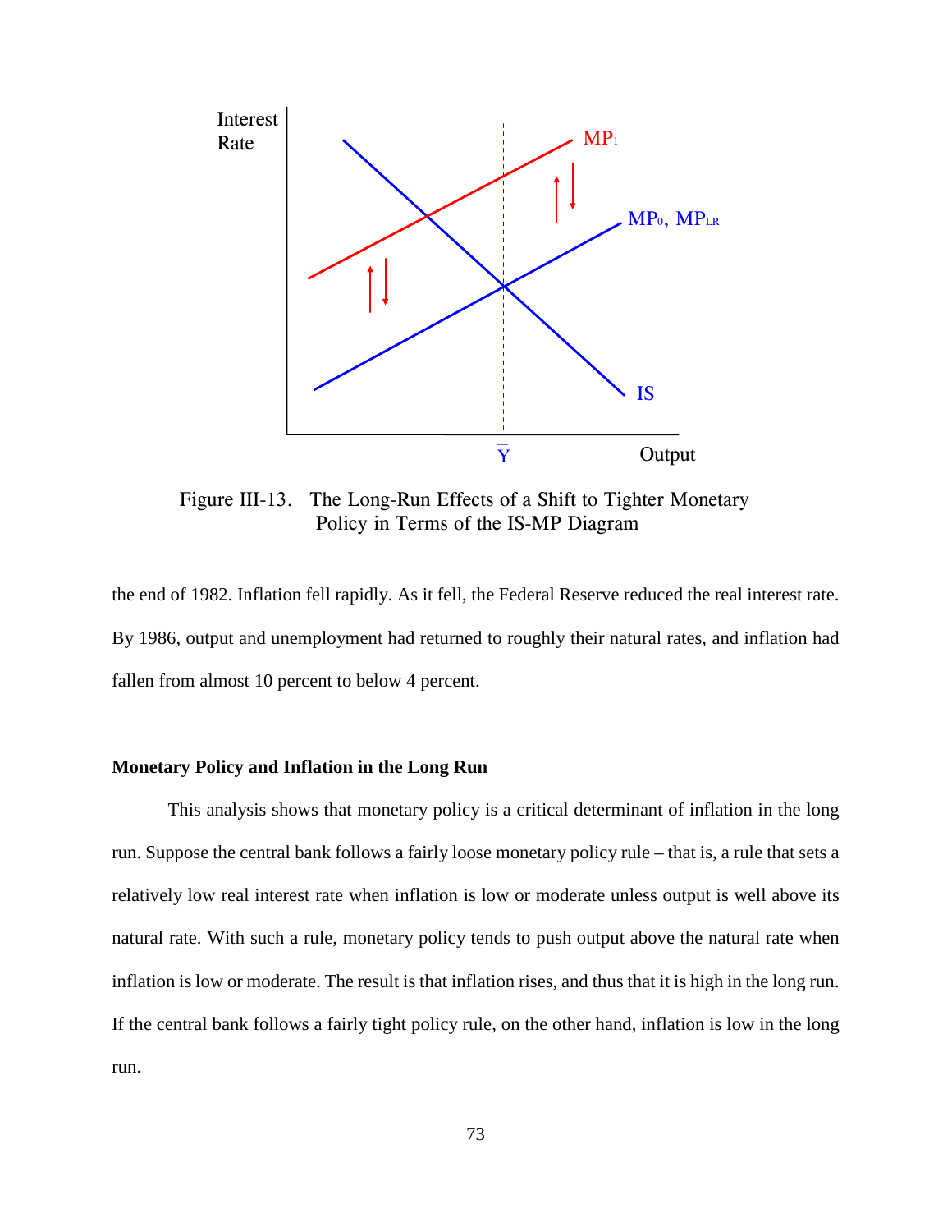Figure III-13. The Long-Run Effects of a Shift to Tighter Monetary Policy in Terms of the IS-MP Diagram

the end of 1982. Inflation fell rapidly. As it fell, the Federal Reserve reduced the real interest rate. By 1986, output and unemployment had returned to roughly their natural rates, and inflation had fallen from almost 10 percent to below 4 percent.

**Monetary Policy and Inflation in the Long Run**

This analysis shows that monetary policy is a critical determinant of inflation in the long run. Suppose the central bank follows a fairly loose monetary policy rule – that is, a rule that sets a relatively low real interest rate when inflation is low or moderate unless output is well above its natural rate. With such a rule, monetary policy tends to push output above the natural rate when inflation is low or moderate. The result is that inflation rises, and thus that it is high in the long run. If the central bank follows a fairly tight policy rule, on the other hand, inflation is low in the long run.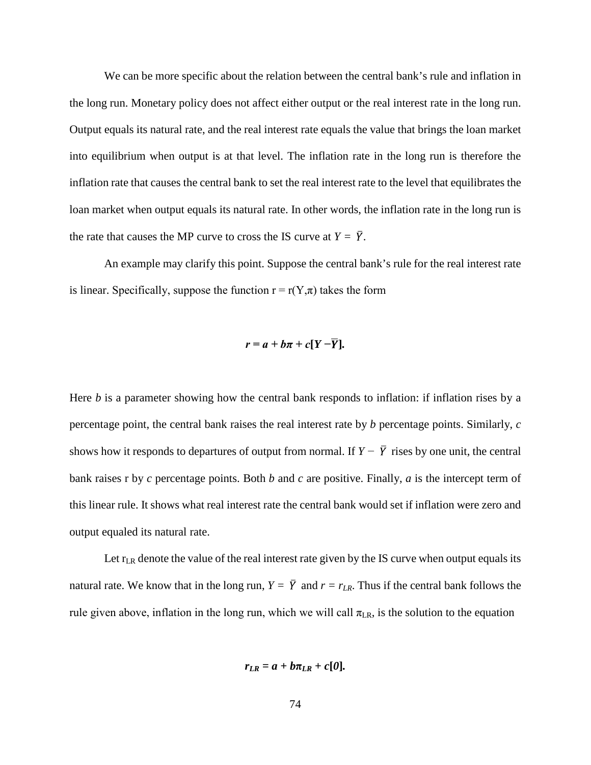We can be more specific about the relation between the central bank's rule and inflation in the long run. Monetary policy does not affect either output or the real interest rate in the long run. Output equals its natural rate, and the real interest rate equals the value that brings the loan market into equilibrium when output is at that level. The inflation rate in the long run is therefore the inflation rate that causes the central bank to set the real interest rate to the level that equilibrates the loan market when output equals its natural rate. In other words, the inflation rate in the long run is the rate that causes the MP curve to cross the IS curve at $Y = \bar{Y}$.

An example may clarify this point. Suppose the central bank's rule for the real interest rate is linear. Specifically, suppose the function $r = r(Y,\pi)$ takes the form

$$r = a + b\pi + c[Y - \bar{Y}].$$

Here *b* is a parameter showing how the central bank responds to inflation: if inflation rises by a percentage point, the central bank raises the real interest rate by *b* percentage points. Similarly, *c* shows how it responds to departures of output from normal. If $Y - \bar{Y}$ rises by one unit, the central bank raises r by *c* percentage points. Both *b* and *c* are positive. Finally, *a* is the intercept term of this linear rule. It shows what real interest rate the central bank would set if inflation were zero and output equaled its natural rate.

Let $r_{LR}$ denote the value of the real interest rate given by the IS curve when output equals its natural rate. We know that in the long run, $Y = \bar{Y}$ and $r = r_{LR}$. Thus if the central bank follows the rule given above, inflation in the long run, which we will call $\pi_{LR}$, is the solution to the equation

$$r_{LR} = a + b\pi_{LR} + c[0].$$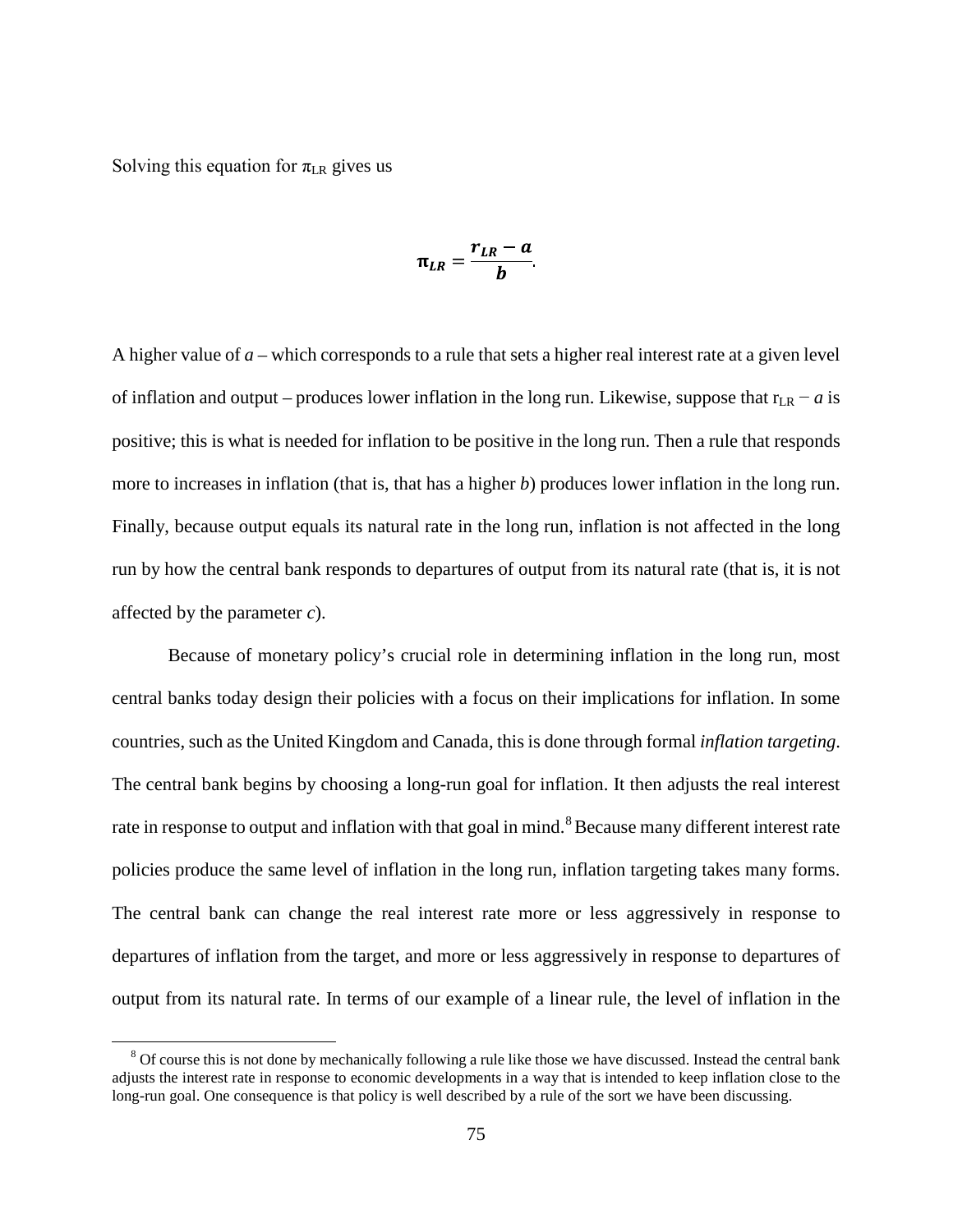Solving this equation for $\pi_{LR}$ gives us

$$\boldsymbol{\pi_{LR} = \frac{r_{LR} - a}{b}}.$$

A higher value of *a* – which corresponds to a rule that sets a higher real interest rate at a given level of inflation and output – produces lower inflation in the long run. Likewise, suppose that $r_{LR} - a$ is positive; this is what is needed for inflation to be positive in the long run. Then a rule that responds more to increases in inflation (that is, that has a higher *b*) produces lower inflation in the long run. Finally, because output equals its natural rate in the long run, inflation is not affected in the long run by how the central bank responds to departures of output from its natural rate (that is, it is not affected by the parameter *c*).

Because of monetary policy's crucial role in determining inflation in the long run, most central banks today design their policies with a focus on their implications for inflation. In some countries, such as the United Kingdom and Canada, this is done through formal *inflation targeting*. The central bank begins by choosing a long-run goal for inflation. It then adjusts the real interest rate in response to output and inflation with that goal in mind.[8] Because many different interest rate policies produce the same level of inflation in the long run, inflation targeting takes many forms. The central bank can change the real interest rate more or less aggressively in response to departures of inflation from the target, and more or less aggressively in response to departures of output from its natural rate. In terms of our example of a linear rule, the level of inflation in the

[8] Of course this is not done by mechanically following a rule like those we have discussed. Instead the central bank adjusts the interest rate in response to economic developments in a way that is intended to keep inflation close to the long-run goal. One consequence is that policy is well described by a rule of the sort we have been discussing.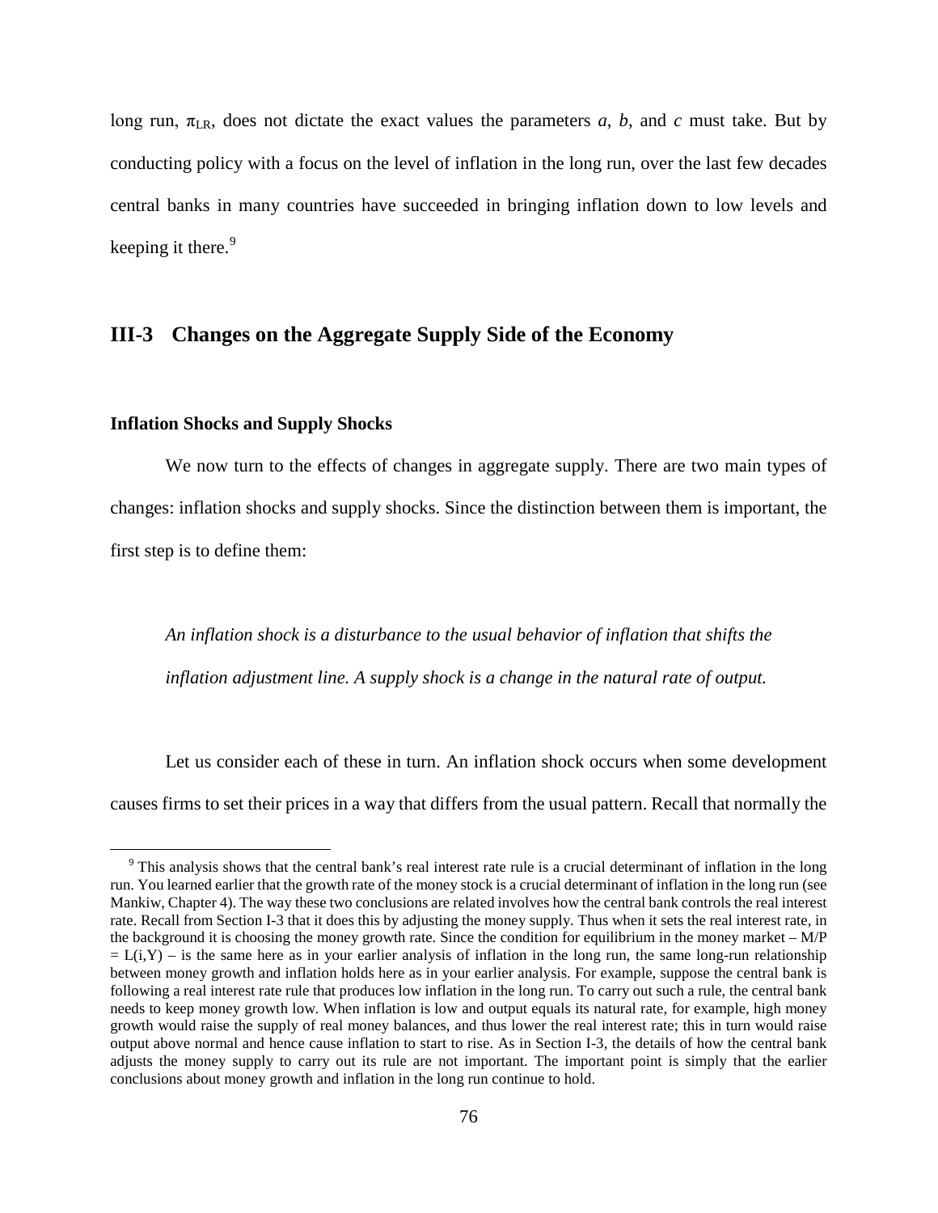long run, $\pi_{LR}$, does not dictate the exact values the parameters $a$, $b$, and $c$ must take. But by conducting policy with a focus on the level of inflation in the long run, over the last few decades central banks in many countries have succeeded in bringing inflation down to low levels and keeping it there.[9]

## III-3 Changes on the Aggregate Supply Side of the Economy

### Inflation Shocks and Supply Shocks

We now turn to the effects of changes in aggregate supply. There are two main types of changes: inflation shocks and supply shocks. Since the distinction between them is important, the first step is to define them:

*An inflation shock is a disturbance to the usual behavior of inflation that shifts the inflation adjustment line. A supply shock is a change in the natural rate of output.*

Let us consider each of these in turn. An inflation shock occurs when some development causes firms to set their prices in a way that differs from the usual pattern. Recall that normally the

---

[9] This analysis shows that the central bank's real interest rate rule is a crucial determinant of inflation in the long run. You learned earlier that the growth rate of the money stock is a crucial determinant of inflation in the long run (see Mankiw, Chapter 4). The way these two conclusions are related involves how the central bank controls the real interest rate. Recall from Section I-3 that it does this by adjusting the money supply. Thus when it sets the real interest rate, in the background it is choosing the money growth rate. Since the condition for equilibrium in the money market – $M/P = L(i,Y)$ – is the same here as in your earlier analysis of inflation in the long run, the same long-run relationship between money growth and inflation holds here as in your earlier analysis. For example, suppose the central bank is following a real interest rate rule that produces low inflation in the long run. To carry out such a rule, the central bank needs to keep money growth low. When inflation is low and output equals its natural rate, for example, high money growth would raise the supply of real money balances, and thus lower the real interest rate; this in turn would raise output above normal and hence cause inflation to start to rise. As in Section I-3, the details of how the central bank adjusts the money supply to carry out its rule are not important. The important point is simply that the earlier conclusions about money growth and inflation in the long run continue to hold.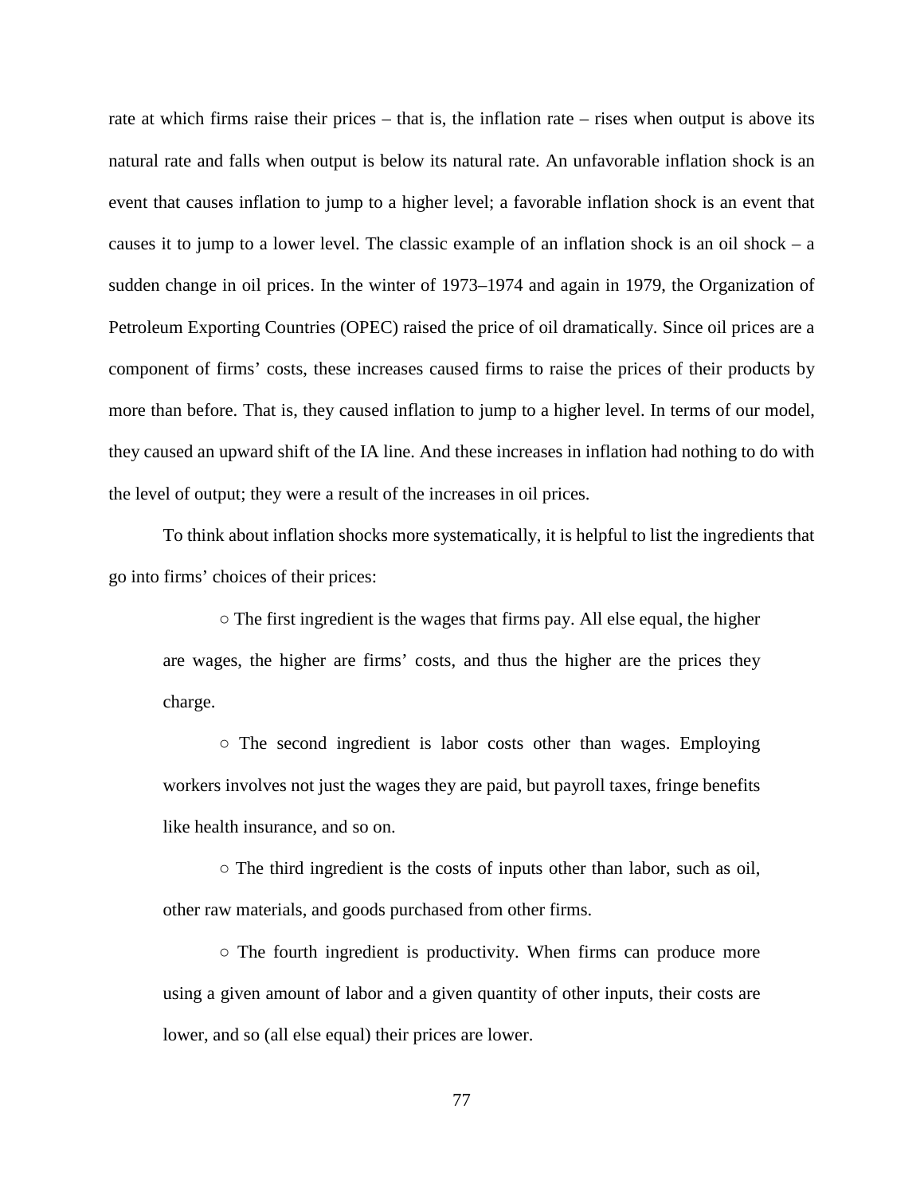rate at which firms raise their prices – that is, the inflation rate – rises when output is above its natural rate and falls when output is below its natural rate. An unfavorable inflation shock is an event that causes inflation to jump to a higher level; a favorable inflation shock is an event that causes it to jump to a lower level. The classic example of an inflation shock is an oil shock – a sudden change in oil prices. In the winter of 1973–1974 and again in 1979, the Organization of Petroleum Exporting Countries (OPEC) raised the price of oil dramatically. Since oil prices are a component of firms' costs, these increases caused firms to raise the prices of their products by more than before. That is, they caused inflation to jump to a higher level. In terms of our model, they caused an upward shift of the IA line. And these increases in inflation had nothing to do with the level of output; they were a result of the increases in oil prices.

To think about inflation shocks more systematically, it is helpful to list the ingredients that go into firms' choices of their prices:

- The first ingredient is the wages that firms pay. All else equal, the higher are wages, the higher are firms' costs, and thus the higher are the prices they charge.

- The second ingredient is labor costs other than wages. Employing workers involves not just the wages they are paid, but payroll taxes, fringe benefits like health insurance, and so on.

- The third ingredient is the costs of inputs other than labor, such as oil, other raw materials, and goods purchased from other firms.

- The fourth ingredient is productivity. When firms can produce more using a given amount of labor and a given quantity of other inputs, their costs are lower, and so (all else equal) their prices are lower.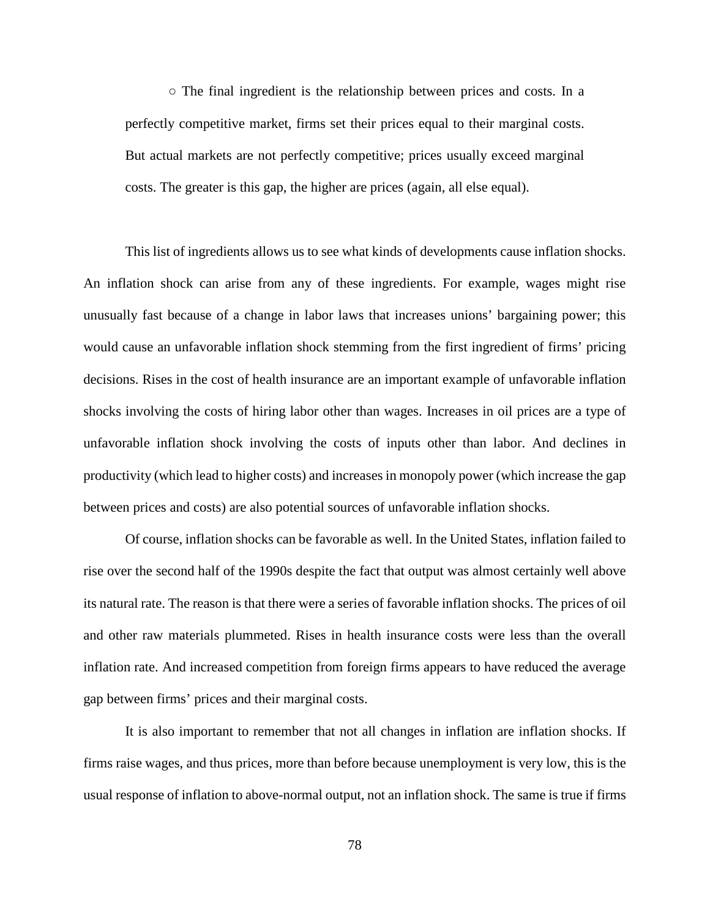○ The final ingredient is the relationship between prices and costs. In a perfectly competitive market, firms set their prices equal to their marginal costs. But actual markets are not perfectly competitive; prices usually exceed marginal costs. The greater is this gap, the higher are prices (again, all else equal).

This list of ingredients allows us to see what kinds of developments cause inflation shocks. An inflation shock can arise from any of these ingredients. For example, wages might rise unusually fast because of a change in labor laws that increases unions' bargaining power; this would cause an unfavorable inflation shock stemming from the first ingredient of firms' pricing decisions. Rises in the cost of health insurance are an important example of unfavorable inflation shocks involving the costs of hiring labor other than wages. Increases in oil prices are a type of unfavorable inflation shock involving the costs of inputs other than labor. And declines in productivity (which lead to higher costs) and increases in monopoly power (which increase the gap between prices and costs) are also potential sources of unfavorable inflation shocks.

Of course, inflation shocks can be favorable as well. In the United States, inflation failed to rise over the second half of the 1990s despite the fact that output was almost certainly well above its natural rate. The reason is that there were a series of favorable inflation shocks. The prices of oil and other raw materials plummeted. Rises in health insurance costs were less than the overall inflation rate. And increased competition from foreign firms appears to have reduced the average gap between firms' prices and their marginal costs.

It is also important to remember that not all changes in inflation are inflation shocks. If firms raise wages, and thus prices, more than before because unemployment is very low, this is the usual response of inflation to above-normal output, not an inflation shock. The same is true if firms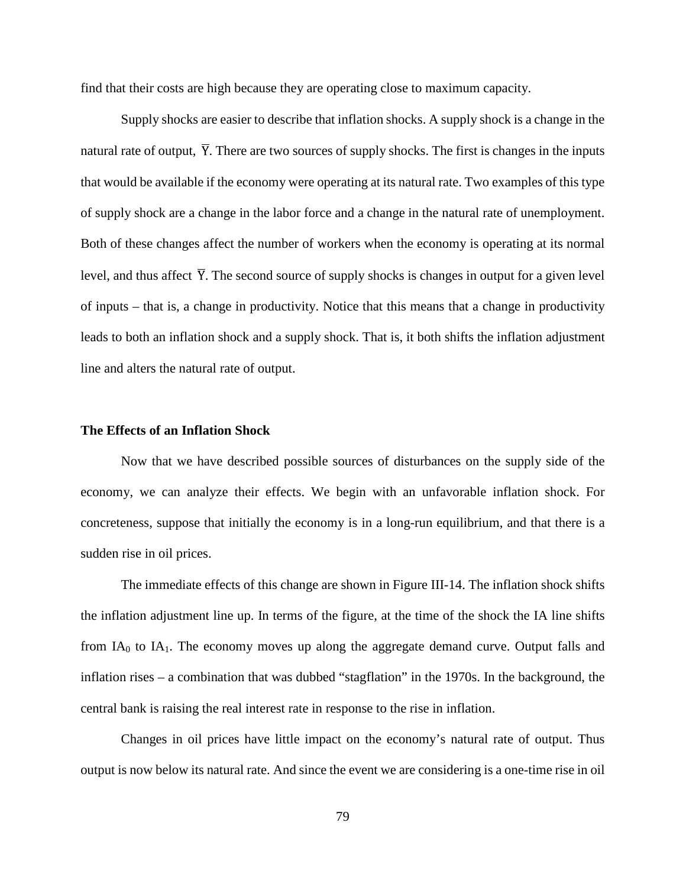find that their costs are high because they are operating close to maximum capacity.

Supply shocks are easier to describe that inflation shocks. A supply shock is a change in the natural rate of output, $\overline{Y}$. There are two sources of supply shocks. The first is changes in the inputs that would be available if the economy were operating at its natural rate. Two examples of this type of supply shock are a change in the labor force and a change in the natural rate of unemployment. Both of these changes affect the number of workers when the economy is operating at its normal level, and thus affect $\overline{Y}$. The second source of supply shocks is changes in output for a given level of inputs – that is, a change in productivity. Notice that this means that a change in productivity leads to both an inflation shock and a supply shock. That is, it both shifts the inflation adjustment line and alters the natural rate of output.

**The Effects of an Inflation Shock**

Now that we have described possible sources of disturbances on the supply side of the economy, we can analyze their effects. We begin with an unfavorable inflation shock. For concreteness, suppose that initially the economy is in a long-run equilibrium, and that there is a sudden rise in oil prices.

The immediate effects of this change are shown in Figure III-14. The inflation shock shifts the inflation adjustment line up. In terms of the figure, at the time of the shock the IA line shifts from $IA_0$ to $IA_1$. The economy moves up along the aggregate demand curve. Output falls and inflation rises – a combination that was dubbed "stagflation" in the 1970s. In the background, the central bank is raising the real interest rate in response to the rise in inflation.

Changes in oil prices have little impact on the economy's natural rate of output. Thus output is now below its natural rate. And since the event we are considering is a one-time rise in oil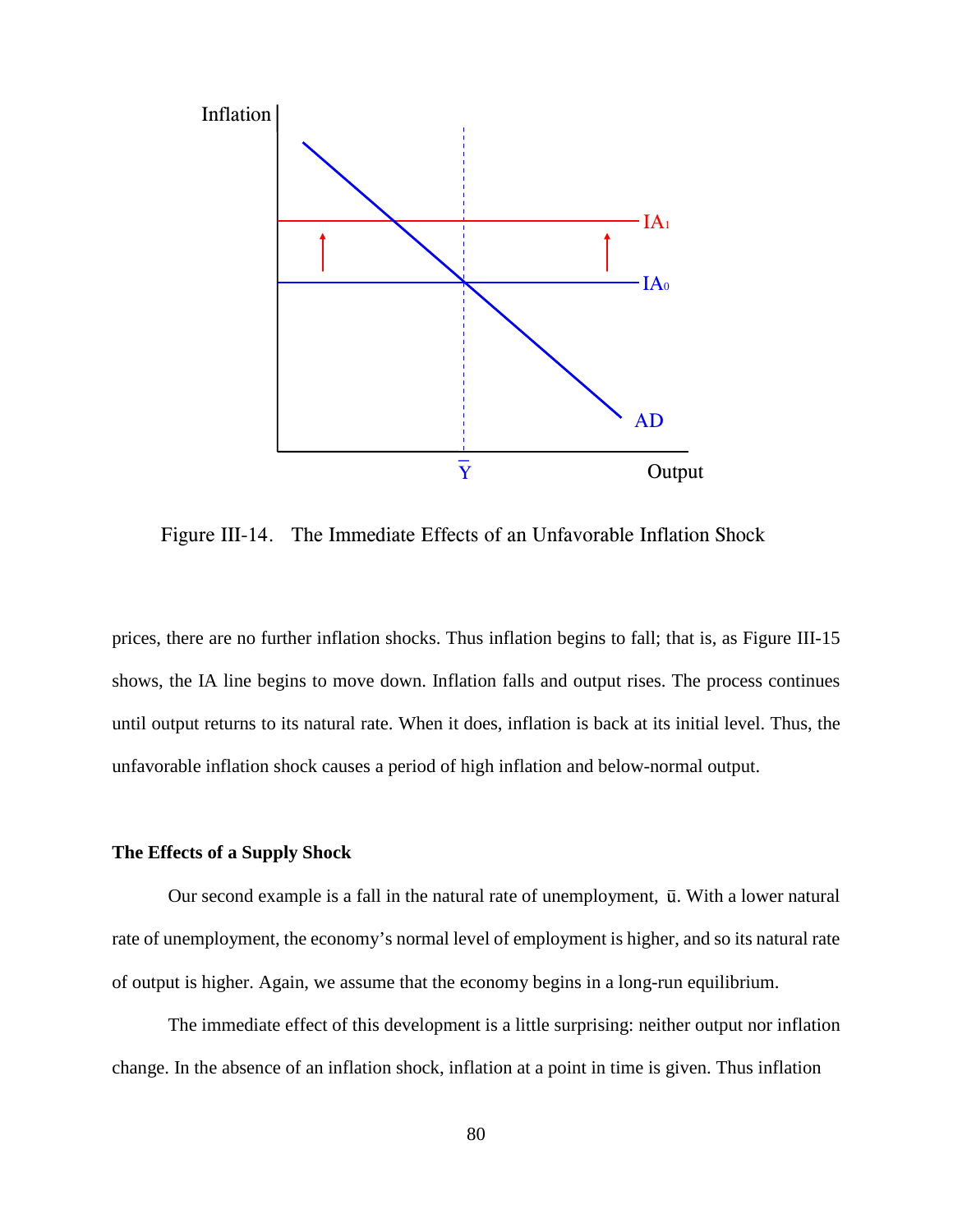Figure III-14. The Immediate Effects of an Unfavorable Inflation Shock

prices, there are no further inflation shocks. Thus inflation begins to fall; that is, as Figure III-15 shows, the IA line begins to move down. Inflation falls and output rises. The process continues until output returns to its natural rate. When it does, inflation is back at its initial level. Thus, the unfavorable inflation shock causes a period of high inflation and below-normal output.

**The Effects of a Supply Shock**

Our second example is a fall in the natural rate of unemployment, $\bar{u}$. With a lower natural rate of unemployment, the economy's normal level of employment is higher, and so its natural rate of output is higher. Again, we assume that the economy begins in a long-run equilibrium.

The immediate effect of this development is a little surprising: neither output nor inflation change. In the absence of an inflation shock, inflation at a point in time is given. Thus inflation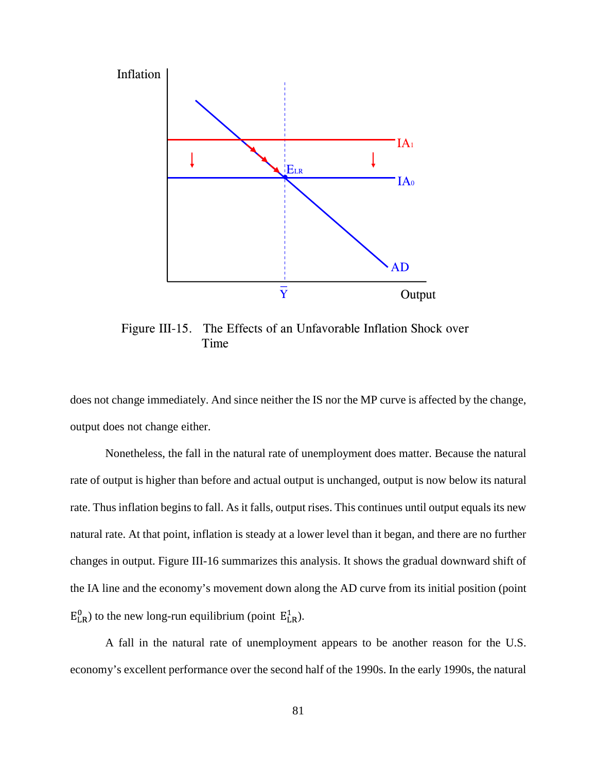Figure III-15. The Effects of an Unfavorable Inflation Shock over Time

does not change immediately. And since neither the IS nor the MP curve is affected by the change, output does not change either.

Nonetheless, the fall in the natural rate of unemployment does matter. Because the natural rate of output is higher than before and actual output is unchanged, output is now below its natural rate. Thus inflation begins to fall. As it falls, output rises. This continues until output equals its new natural rate. At that point, inflation is steady at a lower level than it began, and there are no further changes in output. Figure III-16 summarizes this analysis. It shows the gradual downward shift of the IA line and the economy's movement down along the AD curve from its initial position (point $E^0_{LR}$) to the new long-run equilibrium (point $E^1_{LR}$).

A fall in the natural rate of unemployment appears to be another reason for the U.S. economy's excellent performance over the second half of the 1990s. In the early 1990s, the natural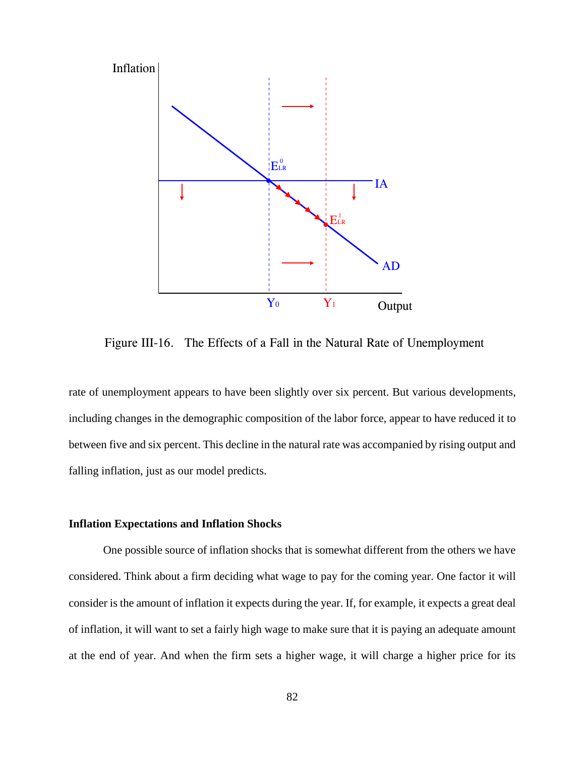Figure III-16. The Effects of a Fall in the Natural Rate of Unemployment

rate of unemployment appears to have been slightly over six percent. But various developments, including changes in the demographic composition of the labor force, appear to have reduced it to between five and six percent. This decline in the natural rate was accompanied by rising output and falling inflation, just as our model predicts.

**Inflation Expectations and Inflation Shocks**

One possible source of inflation shocks that is somewhat different from the others we have considered. Think about a firm deciding what wage to pay for the coming year. One factor it will consider is the amount of inflation it expects during the year. If, for example, it expects a great deal of inflation, it will want to set a fairly high wage to make sure that it is paying an adequate amount at the end of year. And when the firm sets a higher wage, it will charge a higher price for its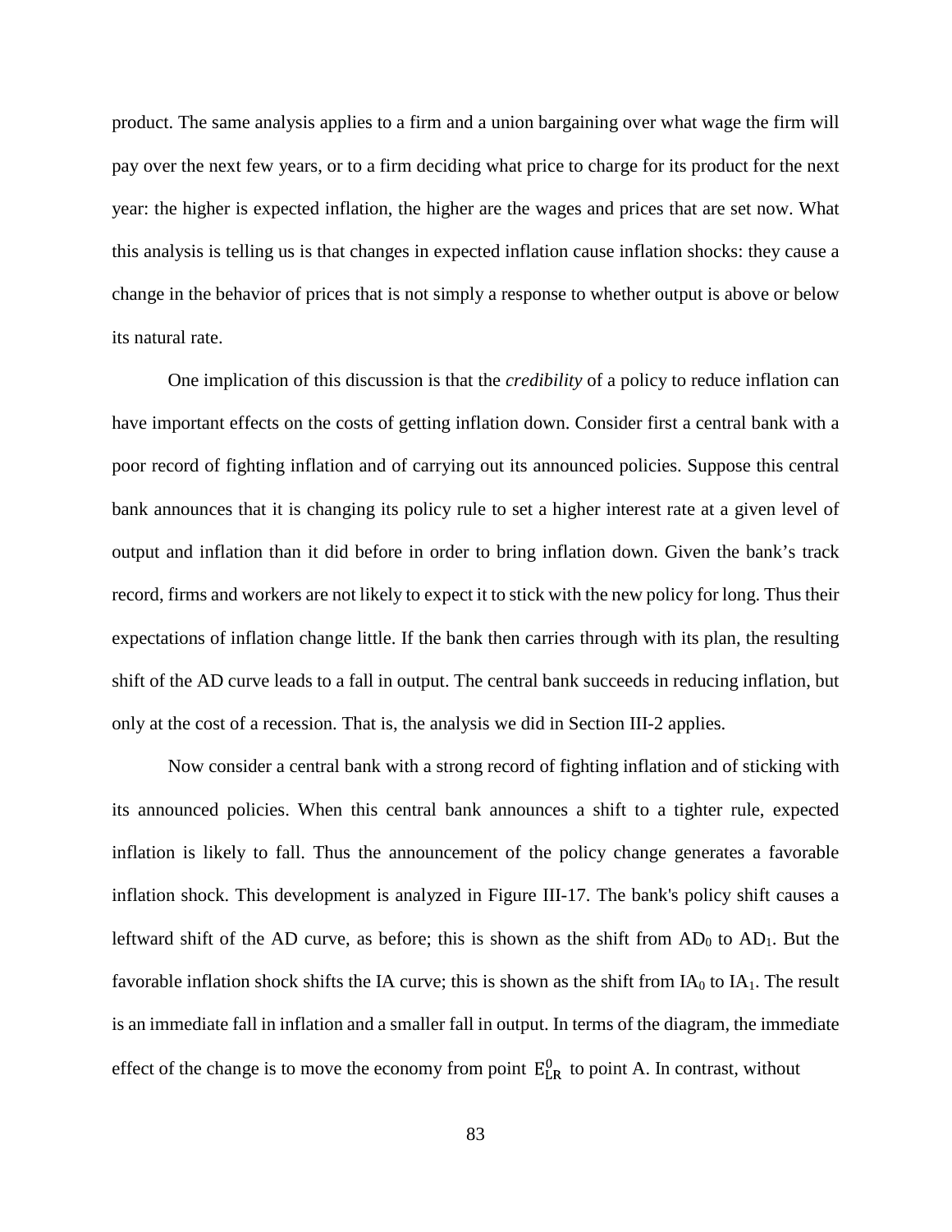product. The same analysis applies to a firm and a union bargaining over what wage the firm will pay over the next few years, or to a firm deciding what price to charge for its product for the next year: the higher is expected inflation, the higher are the wages and prices that are set now. What this analysis is telling us is that changes in expected inflation cause inflation shocks: they cause a change in the behavior of prices that is not simply a response to whether output is above or below its natural rate.

One implication of this discussion is that the *credibility* of a policy to reduce inflation can have important effects on the costs of getting inflation down. Consider first a central bank with a poor record of fighting inflation and of carrying out its announced policies. Suppose this central bank announces that it is changing its policy rule to set a higher interest rate at a given level of output and inflation than it did before in order to bring inflation down. Given the bank's track record, firms and workers are not likely to expect it to stick with the new policy for long. Thus their expectations of inflation change little. If the bank then carries through with its plan, the resulting shift of the AD curve leads to a fall in output. The central bank succeeds in reducing inflation, but only at the cost of a recession. That is, the analysis we did in Section III-2 applies.

Now consider a central bank with a strong record of fighting inflation and of sticking with its announced policies. When this central bank announces a shift to a tighter rule, expected inflation is likely to fall. Thus the announcement of the policy change generates a favorable inflation shock. This development is analyzed in Figure III-17. The bank's policy shift causes a leftward shift of the AD curve, as before; this is shown as the shift from $AD_0$ to $AD_1$. But the favorable inflation shock shifts the IA curve; this is shown as the shift from $IA_0$ to $IA_1$. The result is an immediate fall in inflation and a smaller fall in output. In terms of the diagram, the immediate effect of the change is to move the economy from point $E^0_{LR}$ to point A. In contrast, without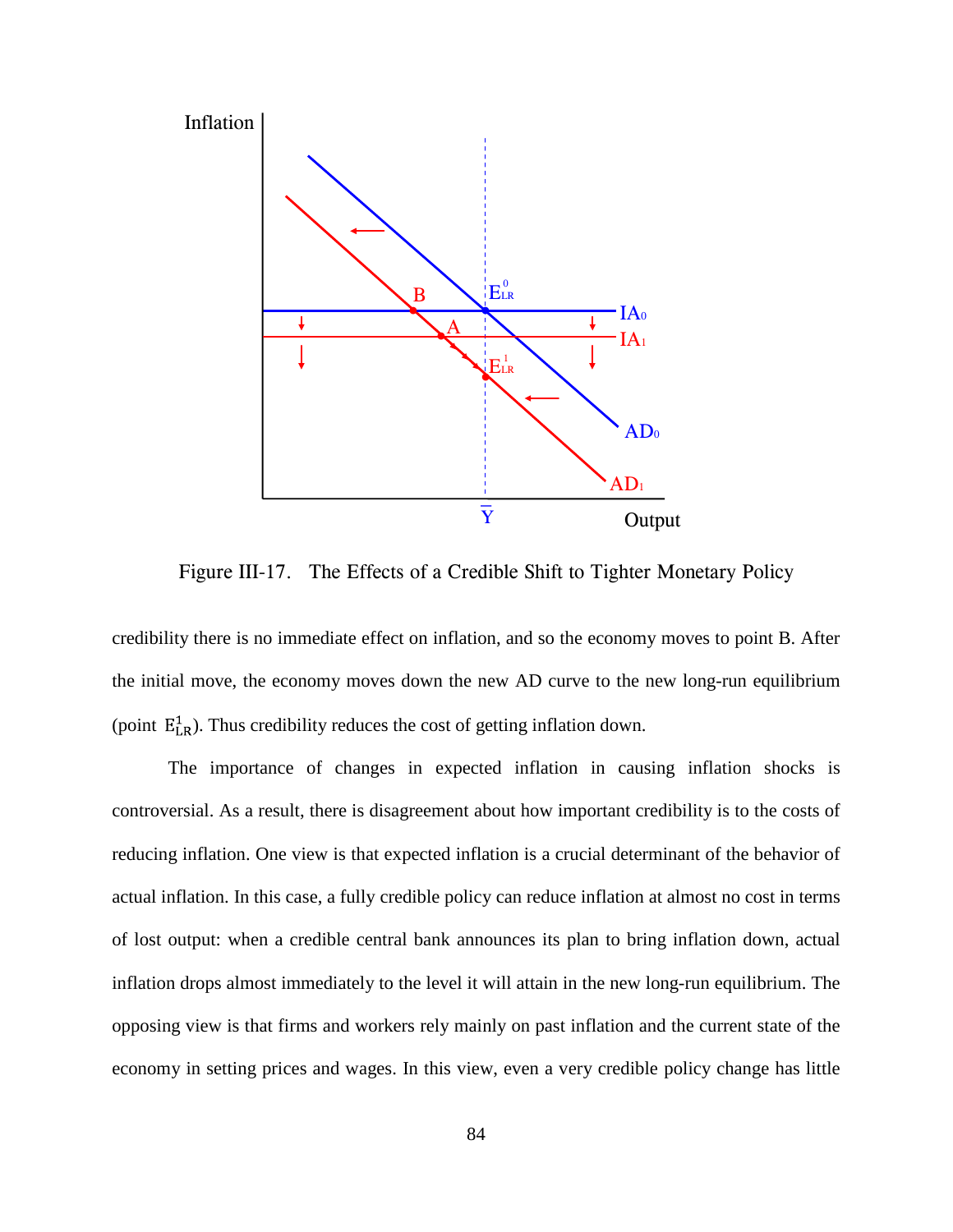Figure III-17. The Effects of a Credible Shift to Tighter Monetary Policy

credibility there is no immediate effect on inflation, and so the economy moves to point B. After the initial move, the economy moves down the new AD curve to the new long-run equilibrium (point $E^1_{LR}$). Thus credibility reduces the cost of getting inflation down.

The importance of changes in expected inflation in causing inflation shocks is controversial. As a result, there is disagreement about how important credibility is to the costs of reducing inflation. One view is that expected inflation is a crucial determinant of the behavior of actual inflation. In this case, a fully credible policy can reduce inflation at almost no cost in terms of lost output: when a credible central bank announces its plan to bring inflation down, actual inflation drops almost immediately to the level it will attain in the new long-run equilibrium. The opposing view is that firms and workers rely mainly on past inflation and the current state of the economy in setting prices and wages. In this view, even a very credible policy change has little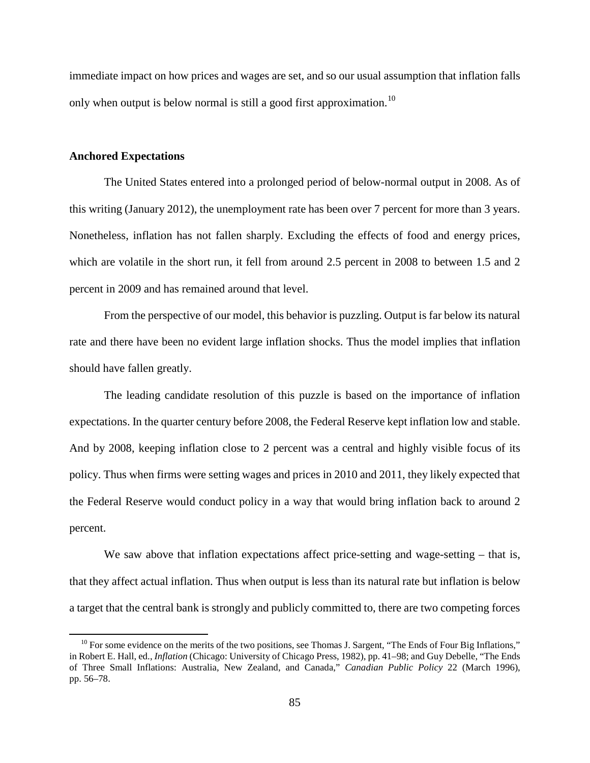immediate impact on how prices and wages are set, and so our usual assumption that inflation falls only when output is below normal is still a good first approximation.[10]

### Anchored Expectations

The United States entered into a prolonged period of below-normal output in 2008. As of this writing (January 2012), the unemployment rate has been over 7 percent for more than 3 years. Nonetheless, inflation has not fallen sharply. Excluding the effects of food and energy prices, which are volatile in the short run, it fell from around 2.5 percent in 2008 to between 1.5 and 2 percent in 2009 and has remained around that level.

From the perspective of our model, this behavior is puzzling. Output is far below its natural rate and there have been no evident large inflation shocks. Thus the model implies that inflation should have fallen greatly.

The leading candidate resolution of this puzzle is based on the importance of inflation expectations. In the quarter century before 2008, the Federal Reserve kept inflation low and stable. And by 2008, keeping inflation close to 2 percent was a central and highly visible focus of its policy. Thus when firms were setting wages and prices in 2010 and 2011, they likely expected that the Federal Reserve would conduct policy in a way that would bring inflation back to around 2 percent.

We saw above that inflation expectations affect price-setting and wage-setting – that is, that they affect actual inflation. Thus when output is less than its natural rate but inflation is below a target that the central bank is strongly and publicly committed to, there are two competing forces

[10] For some evidence on the merits of the two positions, see Thomas J. Sargent, "The Ends of Four Big Inflations," in Robert E. Hall, ed., *Inflation* (Chicago: University of Chicago Press, 1982), pp. 41–98; and Guy Debelle, "The Ends of Three Small Inflations: Australia, New Zealand, and Canada," *Canadian Public Policy* 22 (March 1996), pp. 56–78.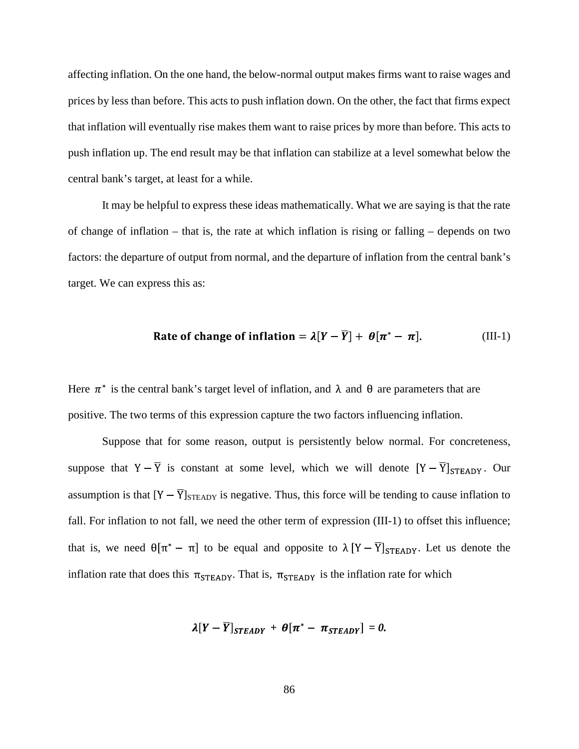affecting inflation. On the one hand, the below-normal output makes firms want to raise wages and prices by less than before. This acts to push inflation down. On the other, the fact that firms expect that inflation will eventually rise makes them want to raise prices by more than before. This acts to push inflation up. The end result may be that inflation can stabilize at a level somewhat below the central bank's target, at least for a while.

It may be helpful to express these ideas mathematically. What we are saying is that the rate of change of inflation – that is, the rate at which inflation is rising or falling – depends on two factors: the departure of output from normal, and the departure of inflation from the central bank's target. We can express this as:

$$\textbf{Rate of change of inflation} = \boldsymbol{\lambda}[\boldsymbol{Y} - \overline{\boldsymbol{Y}}] + \boldsymbol{\theta}[\boldsymbol{\pi}^* - \boldsymbol{\pi}]. \qquad \text{(III-1)}$$

Here $\pi^*$ is the central bank's target level of inflation, and $\lambda$ and $\theta$ are parameters that are positive. The two terms of this expression capture the two factors influencing inflation.

Suppose that for some reason, output is persistently below normal. For concreteness, suppose that $Y - \overline{Y}$ is constant at some level, which we will denote $[Y - \overline{Y}]_{STEADY}$. Our assumption is that $[Y - \overline{Y}]_{STEADY}$ is negative. Thus, this force will be tending to cause inflation to fall. For inflation to not fall, we need the other term of expression (III-1) to offset this influence; that is, we need $\theta[\pi^* - \pi]$ to be equal and opposite to $\lambda[Y - \overline{Y}]_{STEADY}$. Let us denote the inflation rate that does this $\pi_{STEADY}$. That is, $\pi_{STEADY}$ is the inflation rate for which

$$\boldsymbol{\lambda}[\boldsymbol{Y} - \overline{\boldsymbol{Y}}]_{\boldsymbol{STEADY}} + \boldsymbol{\theta}[\boldsymbol{\pi}^* - \boldsymbol{\pi}_{\boldsymbol{STEADY}}] = \boldsymbol{0}.$$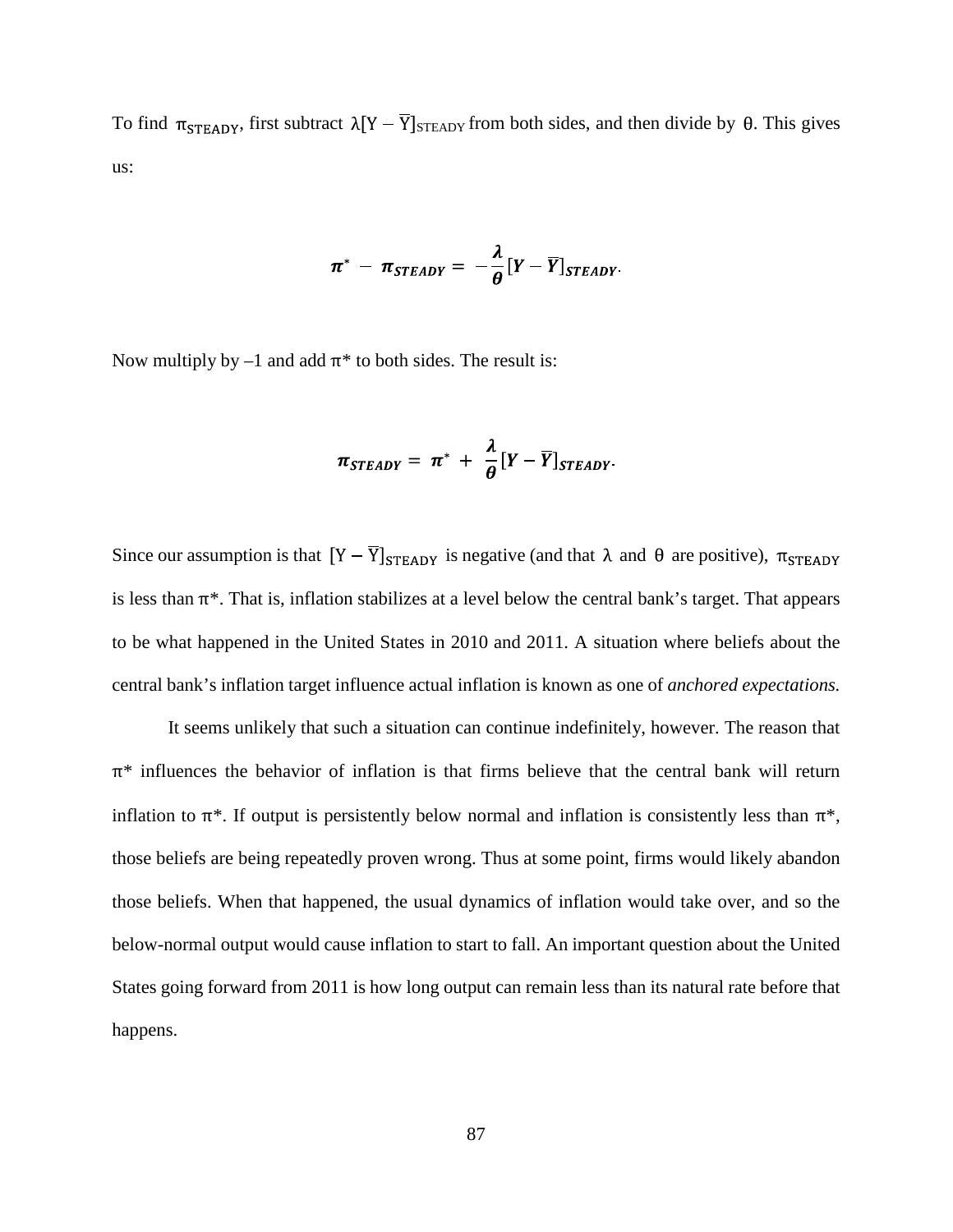To find $\pi_{STEADY}$, first subtract $\lambda[Y - \overline{Y}]_{STEADY}$ from both sides, and then divide by $\theta$. This gives us:

$$\pi^* - \pi_{STEADY} = -\frac{\lambda}{\theta}[Y - \overline{Y}]_{STEADY}.$$

Now multiply by –1 and add $\pi^*$ to both sides. The result is:

$$\pi_{STEADY} = \pi^* + \frac{\lambda}{\theta}[Y - \overline{Y}]_{STEADY}.$$

Since our assumption is that $[Y - \overline{Y}]_{STEADY}$ is negative (and that $\lambda$ and $\theta$ are positive), $\pi_{STEADY}$ is less than $\pi^*$. That is, inflation stabilizes at a level below the central bank's target. That appears to be what happened in the United States in 2010 and 2011. A situation where beliefs about the central bank's inflation target influence actual inflation is known as one of *anchored expectations.*

It seems unlikely that such a situation can continue indefinitely, however. The reason that $\pi^*$ influences the behavior of inflation is that firms believe that the central bank will return inflation to $\pi^*$. If output is persistently below normal and inflation is consistently less than $\pi^*$, those beliefs are being repeatedly proven wrong. Thus at some point, firms would likely abandon those beliefs. When that happened, the usual dynamics of inflation would take over, and so the below-normal output would cause inflation to start to fall. An important question about the United States going forward from 2011 is how long output can remain less than its natural rate before that happens.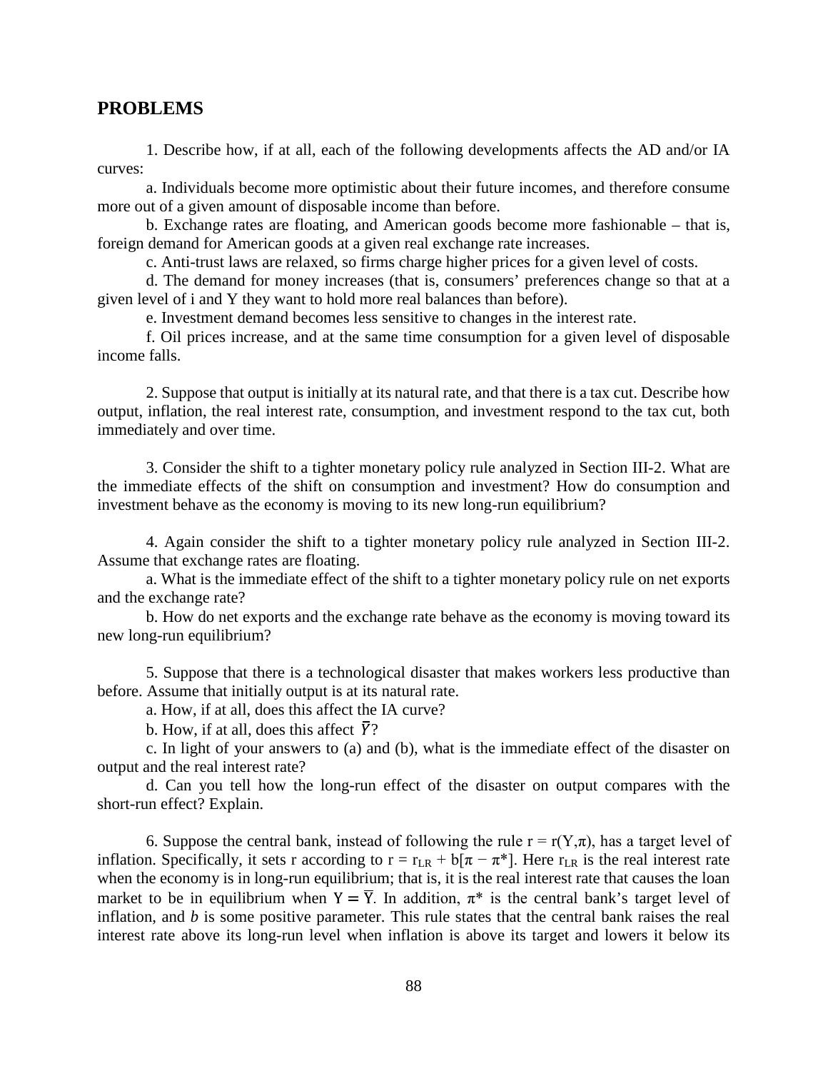## PROBLEMS

1. Describe how, if at all, each of the following developments affects the AD and/or IA curves:

a. Individuals become more optimistic about their future incomes, and therefore consume more out of a given amount of disposable income than before.

b. Exchange rates are floating, and American goods become more fashionable – that is, foreign demand for American goods at a given real exchange rate increases.

c. Anti-trust laws are relaxed, so firms charge higher prices for a given level of costs.

d. The demand for money increases (that is, consumers' preferences change so that at a given level of i and Y they want to hold more real balances than before).

e. Investment demand becomes less sensitive to changes in the interest rate.

f. Oil prices increase, and at the same time consumption for a given level of disposable income falls.

2. Suppose that output is initially at its natural rate, and that there is a tax cut. Describe how output, inflation, the real interest rate, consumption, and investment respond to the tax cut, both immediately and over time.

3. Consider the shift to a tighter monetary policy rule analyzed in Section III-2. What are the immediate effects of the shift on consumption and investment? How do consumption and investment behave as the economy is moving to its new long-run equilibrium?

4. Again consider the shift to a tighter monetary policy rule analyzed in Section III-2. Assume that exchange rates are floating.

a. What is the immediate effect of the shift to a tighter monetary policy rule on net exports and the exchange rate?

b. How do net exports and the exchange rate behave as the economy is moving toward its new long-run equilibrium?

5. Suppose that there is a technological disaster that makes workers less productive than before. Assume that initially output is at its natural rate.

a. How, if at all, does this affect the IA curve?

b. How, if at all, does this affect $\overline{Y}$?

c. In light of your answers to (a) and (b), what is the immediate effect of the disaster on output and the real interest rate?

d. Can you tell how the long-run effect of the disaster on output compares with the short-run effect? Explain.

6. Suppose the central bank, instead of following the rule $r = r(Y,\pi)$, has a target level of inflation. Specifically, it sets r according to $r = r_{LR} + b[\pi - \pi^*]$. Here $r_{LR}$ is the real interest rate when the economy is in long-run equilibrium; that is, it is the real interest rate that causes the loan market to be in equilibrium when $Y = \overline{Y}$. In addition, $\pi^*$ is the central bank's target level of inflation, and *b* is some positive parameter. This rule states that the central bank raises the real interest rate above its long-run level when inflation is above its target and lowers it below its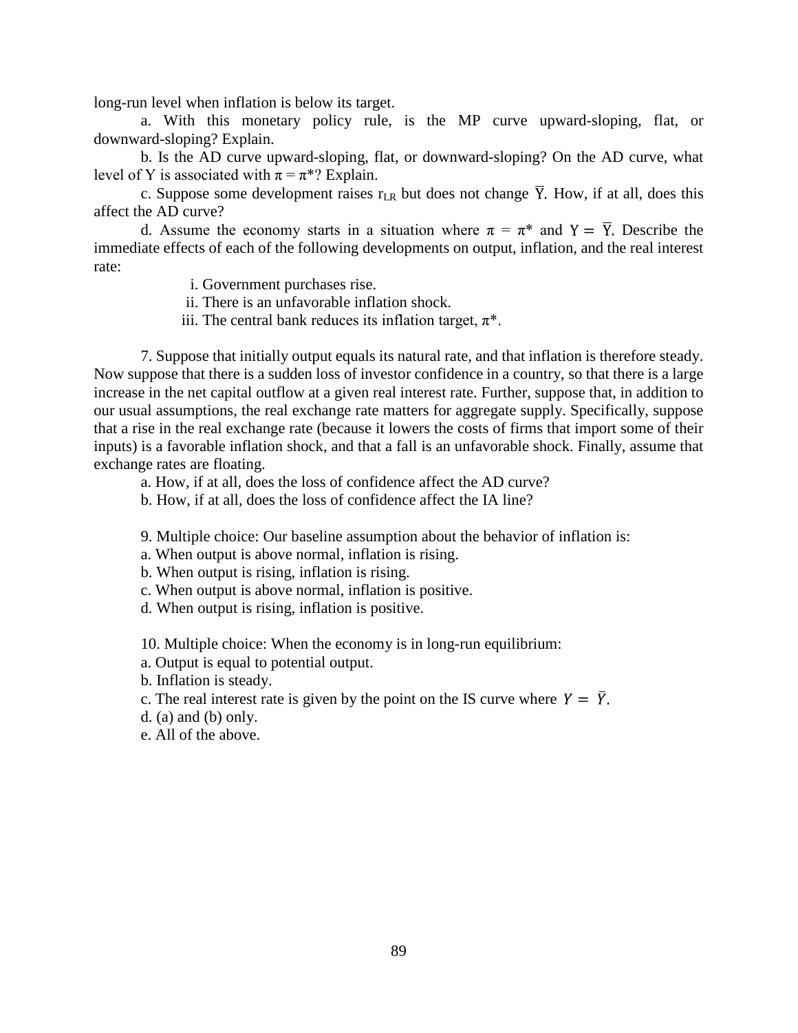long-run level when inflation is below its target.

a. With this monetary policy rule, is the MP curve upward-sloping, flat, or downward-sloping? Explain.

b. Is the AD curve upward-sloping, flat, or downward-sloping? On the AD curve, what level of Y is associated with $\pi = \pi^*$? Explain.

c. Suppose some development raises $r_{LR}$ but does not change $\overline{Y}$. How, if at all, does this affect the AD curve?

d. Assume the economy starts in a situation where $\pi = \pi^*$ and $Y = \overline{Y}$. Describe the immediate effects of each of the following developments on output, inflation, and the real interest rate:

i. Government purchases rise.
ii. There is an unfavorable inflation shock.
iii. The central bank reduces its inflation target, $\pi^*$.

7. Suppose that initially output equals its natural rate, and that inflation is therefore steady. Now suppose that there is a sudden loss of investor confidence in a country, so that there is a large increase in the net capital outflow at a given real interest rate. Further, suppose that, in addition to our usual assumptions, the real exchange rate matters for aggregate supply. Specifically, suppose that a rise in the real exchange rate (because it lowers the costs of firms that import some of their inputs) is a favorable inflation shock, and that a fall is an unfavorable shock. Finally, assume that exchange rates are floating.

a. How, if at all, does the loss of confidence affect the AD curve?
b. How, if at all, does the loss of confidence affect the IA line?

9. Multiple choice: Our baseline assumption about the behavior of inflation is:
a. When output is above normal, inflation is rising.
b. When output is rising, inflation is rising.
c. When output is above normal, inflation is positive.
d. When output is rising, inflation is positive.

10. Multiple choice: When the economy is in long-run equilibrium:
a. Output is equal to potential output.
b. Inflation is steady.
c. The real interest rate is given by the point on the IS curve where $Y = \bar{Y}$.
d. (a) and (b) only.
e. All of the above.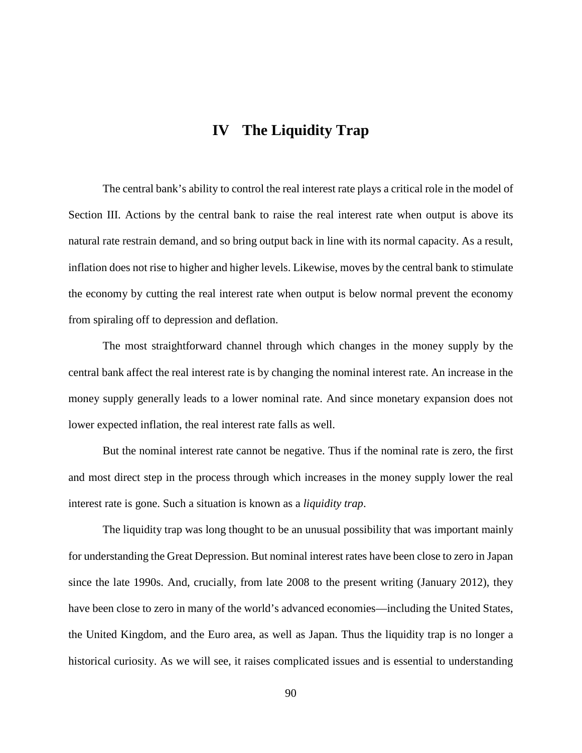# IV The Liquidity Trap

The central bank's ability to control the real interest rate plays a critical role in the model of Section III. Actions by the central bank to raise the real interest rate when output is above its natural rate restrain demand, and so bring output back in line with its normal capacity. As a result, inflation does not rise to higher and higher levels. Likewise, moves by the central bank to stimulate the economy by cutting the real interest rate when output is below normal prevent the economy from spiraling off to depression and deflation.

The most straightforward channel through which changes in the money supply by the central bank affect the real interest rate is by changing the nominal interest rate. An increase in the money supply generally leads to a lower nominal rate. And since monetary expansion does not lower expected inflation, the real interest rate falls as well.

But the nominal interest rate cannot be negative. Thus if the nominal rate is zero, the first and most direct step in the process through which increases in the money supply lower the real interest rate is gone. Such a situation is known as a *liquidity trap*.

The liquidity trap was long thought to be an unusual possibility that was important mainly for understanding the Great Depression. But nominal interest rates have been close to zero in Japan since the late 1990s. And, crucially, from late 2008 to the present writing (January 2012), they have been close to zero in many of the world's advanced economies—including the United States, the United Kingdom, and the Euro area, as well as Japan. Thus the liquidity trap is no longer a historical curiosity. As we will see, it raises complicated issues and is essential to understanding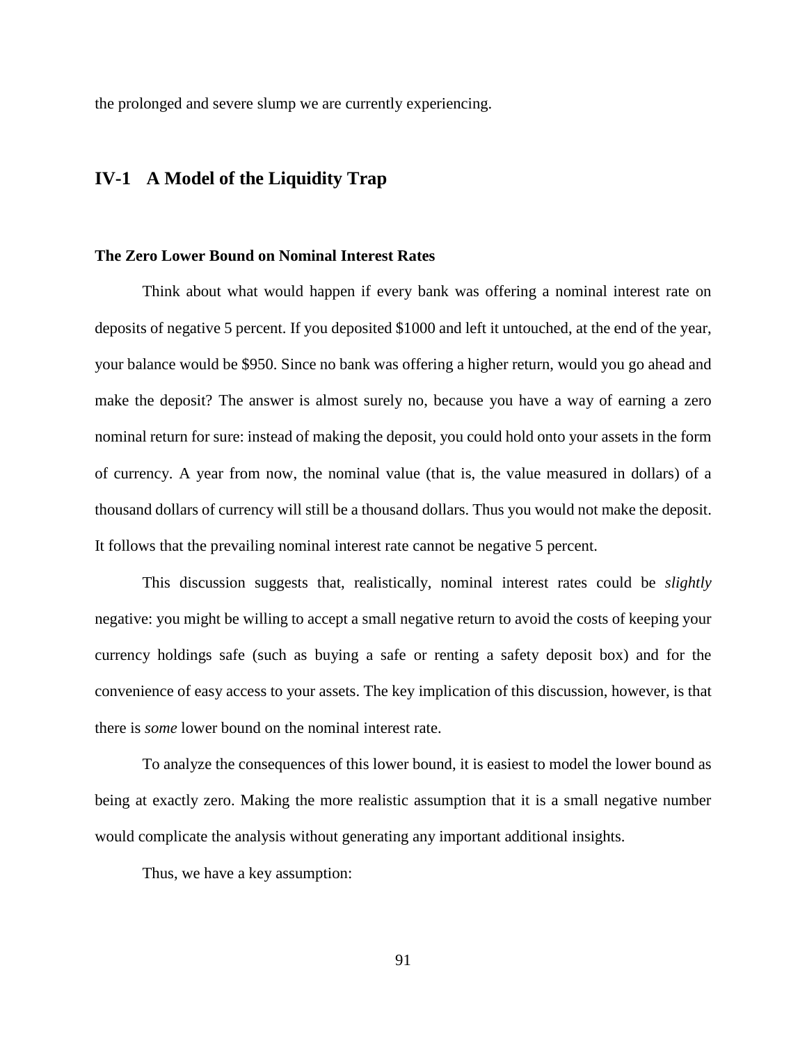the prolonged and severe slump we are currently experiencing.

## IV-1 A Model of the Liquidity Trap

### The Zero Lower Bound on Nominal Interest Rates

Think about what would happen if every bank was offering a nominal interest rate on deposits of negative 5 percent. If you deposited $1000 and left it untouched, at the end of the year, your balance would be $950. Since no bank was offering a higher return, would you go ahead and make the deposit? The answer is almost surely no, because you have a way of earning a zero nominal return for sure: instead of making the deposit, you could hold onto your assets in the form of currency. A year from now, the nominal value (that is, the value measured in dollars) of a thousand dollars of currency will still be a thousand dollars. Thus you would not make the deposit. It follows that the prevailing nominal interest rate cannot be negative 5 percent.

This discussion suggests that, realistically, nominal interest rates could be *slightly* negative: you might be willing to accept a small negative return to avoid the costs of keeping your currency holdings safe (such as buying a safe or renting a safety deposit box) and for the convenience of easy access to your assets. The key implication of this discussion, however, is that there is *some* lower bound on the nominal interest rate.

To analyze the consequences of this lower bound, it is easiest to model the lower bound as being at exactly zero. Making the more realistic assumption that it is a small negative number would complicate the analysis without generating any important additional insights.

Thus, we have a key assumption: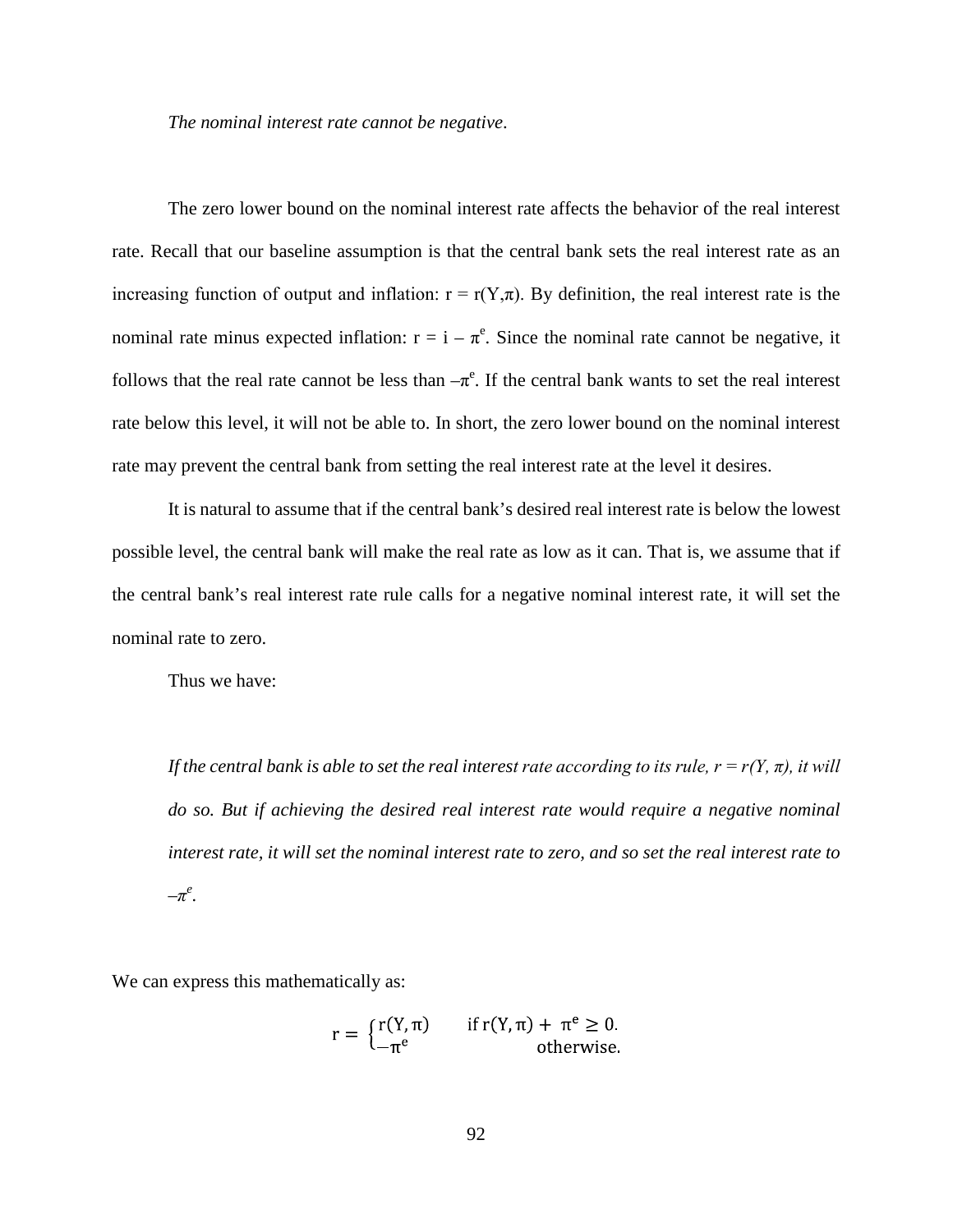*The nominal interest rate cannot be negative*.

The zero lower bound on the nominal interest rate affects the behavior of the real interest rate. Recall that our baseline assumption is that the central bank sets the real interest rate as an increasing function of output and inflation: $r = r(Y,\pi)$. By definition, the real interest rate is the nominal rate minus expected inflation: $r = i - \pi^e$. Since the nominal rate cannot be negative, it follows that the real rate cannot be less than $-\pi^e$. If the central bank wants to set the real interest rate below this level, it will not be able to. In short, the zero lower bound on the nominal interest rate may prevent the central bank from setting the real interest rate at the level it desires.

It is natural to assume that if the central bank's desired real interest rate is below the lowest possible level, the central bank will make the real rate as low as it can. That is, we assume that if the central bank's real interest rate rule calls for a negative nominal interest rate, it will set the nominal rate to zero.

Thus we have:

*If the central bank is able to set the real interest rate according to its rule, $r = r(Y, \pi)$, it will do so. But if achieving the desired real interest rate would require a negative nominal interest rate, it will set the nominal interest rate to zero, and so set the real interest rate to $-\pi^e$.*

We can express this mathematically as:

$$r = \begin{cases} r(Y,\pi) & \text{if } r(Y,\pi) + \pi^e \geq 0. \\ -\pi^e & \text{otherwise.} \end{cases}$$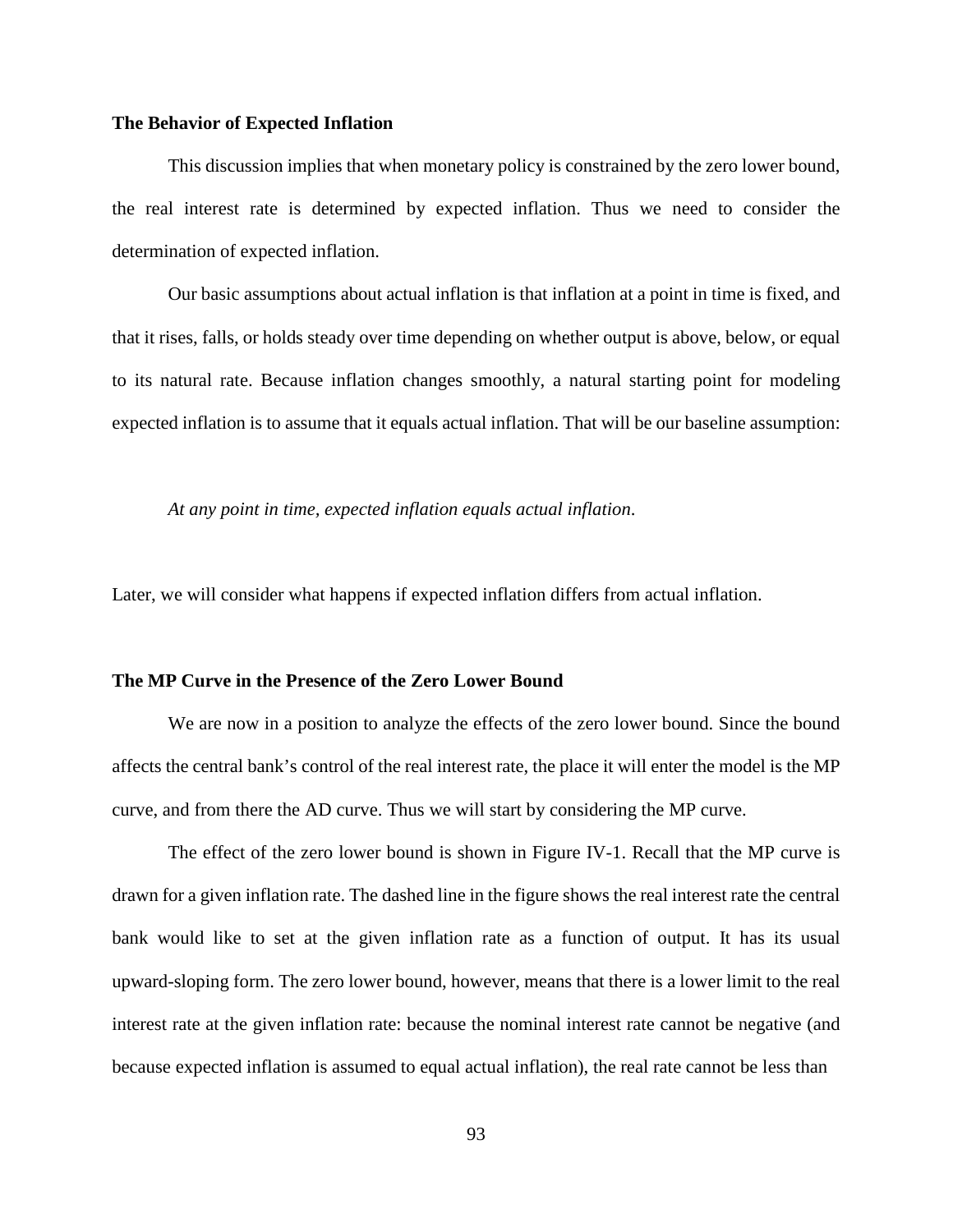### The Behavior of Expected Inflation

This discussion implies that when monetary policy is constrained by the zero lower bound, the real interest rate is determined by expected inflation. Thus we need to consider the determination of expected inflation.

Our basic assumptions about actual inflation is that inflation at a point in time is fixed, and that it rises, falls, or holds steady over time depending on whether output is above, below, or equal to its natural rate. Because inflation changes smoothly, a natural starting point for modeling expected inflation is to assume that it equals actual inflation. That will be our baseline assumption:

*At any point in time, expected inflation equals actual inflation.*

Later, we will consider what happens if expected inflation differs from actual inflation.

### The MP Curve in the Presence of the Zero Lower Bound

We are now in a position to analyze the effects of the zero lower bound. Since the bound affects the central bank's control of the real interest rate, the place it will enter the model is the MP curve, and from there the AD curve. Thus we will start by considering the MP curve.

The effect of the zero lower bound is shown in Figure IV-1. Recall that the MP curve is drawn for a given inflation rate. The dashed line in the figure shows the real interest rate the central bank would like to set at the given inflation rate as a function of output. It has its usual upward-sloping form. The zero lower bound, however, means that there is a lower limit to the real interest rate at the given inflation rate: because the nominal interest rate cannot be negative (and because expected inflation is assumed to equal actual inflation), the real rate cannot be less than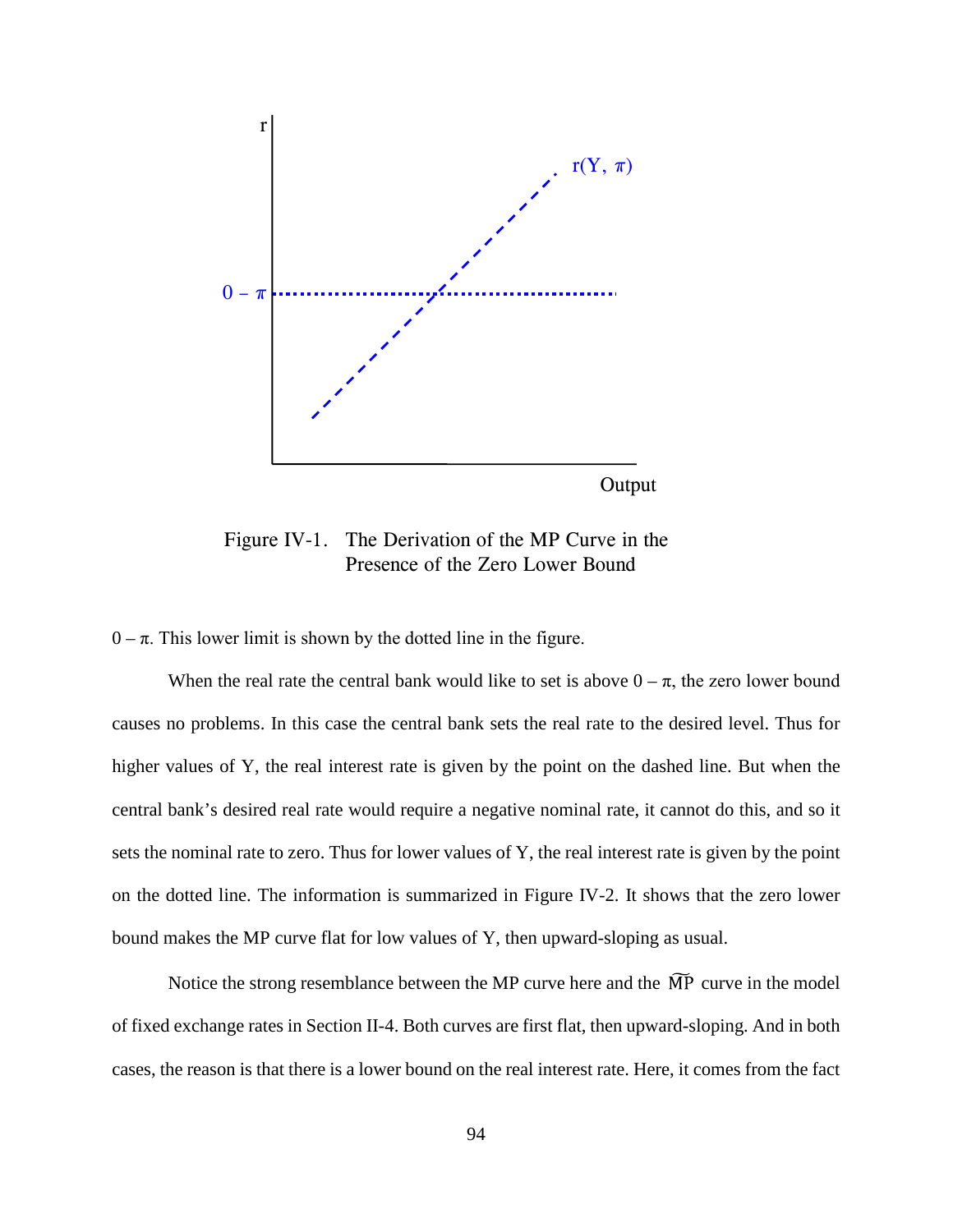Figure IV-1. The Derivation of the MP Curve in the Presence of the Zero Lower Bound

$0 - \pi$. This lower limit is shown by the dotted line in the figure.

When the real rate the central bank would like to set is above $0 - \pi$, the zero lower bound causes no problems. In this case the central bank sets the real rate to the desired level. Thus for higher values of Y, the real interest rate is given by the point on the dashed line. But when the central bank's desired real rate would require a negative nominal rate, it cannot do this, and so it sets the nominal rate to zero. Thus for lower values of Y, the real interest rate is given by the point on the dotted line. The information is summarized in Figure IV-2. It shows that the zero lower bound makes the MP curve flat for low values of Y, then upward-sloping as usual.

Notice the strong resemblance between the MP curve here and the $\widetilde{\text{MP}}$ curve in the model of fixed exchange rates in Section II-4. Both curves are first flat, then upward-sloping. And in both cases, the reason is that there is a lower bound on the real interest rate. Here, it comes from the fact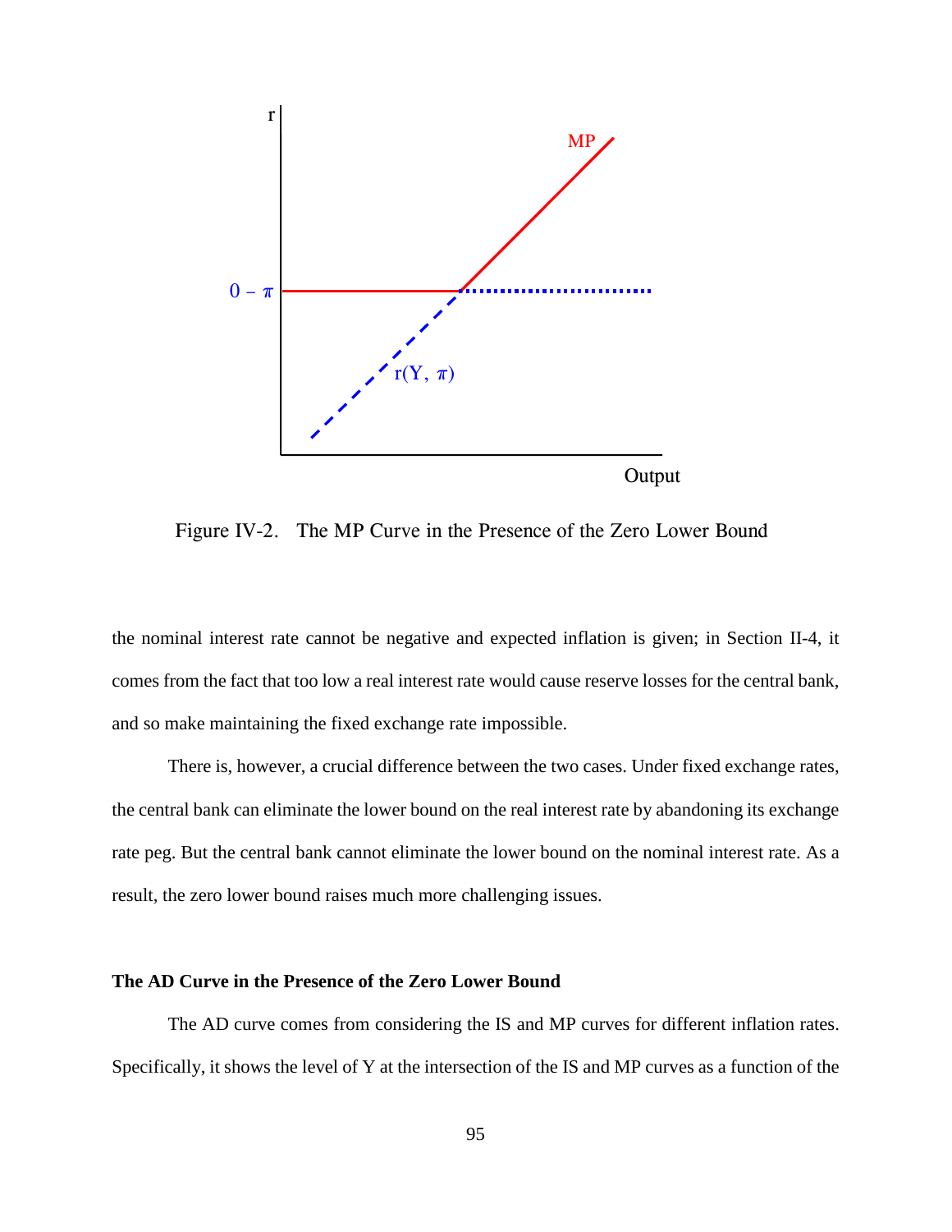Figure IV-2. The MP Curve in the Presence of the Zero Lower Bound

the nominal interest rate cannot be negative and expected inflation is given; in Section II-4, it comes from the fact that too low a real interest rate would cause reserve losses for the central bank, and so make maintaining the fixed exchange rate impossible.

There is, however, a crucial difference between the two cases. Under fixed exchange rates, the central bank can eliminate the lower bound on the real interest rate by abandoning its exchange rate peg. But the central bank cannot eliminate the lower bound on the nominal interest rate. As a result, the zero lower bound raises much more challenging issues.

**The AD Curve in the Presence of the Zero Lower Bound**

The AD curve comes from considering the IS and MP curves for different inflation rates. Specifically, it shows the level of Y at the intersection of the IS and MP curves as a function of the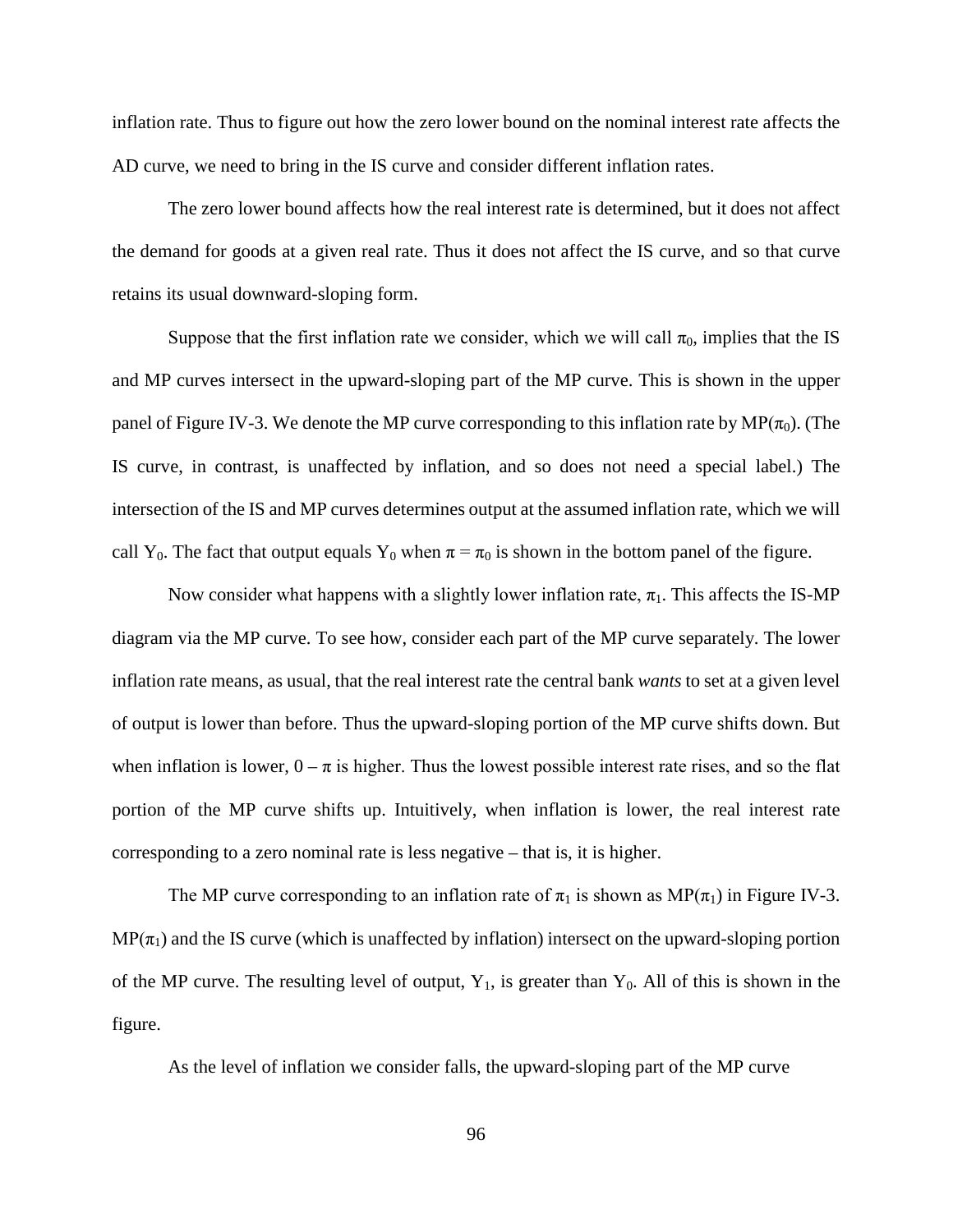inflation rate. Thus to figure out how the zero lower bound on the nominal interest rate affects the AD curve, we need to bring in the IS curve and consider different inflation rates.

The zero lower bound affects how the real interest rate is determined, but it does not affect the demand for goods at a given real rate. Thus it does not affect the IS curve, and so that curve retains its usual downward-sloping form.

Suppose that the first inflation rate we consider, which we will call $\pi_0$, implies that the IS and MP curves intersect in the upward-sloping part of the MP curve. This is shown in the upper panel of Figure IV-3. We denote the MP curve corresponding to this inflation rate by $MP(\pi_0)$. (The IS curve, in contrast, is unaffected by inflation, and so does not need a special label.) The intersection of the IS and MP curves determines output at the assumed inflation rate, which we will call $Y_0$. The fact that output equals $Y_0$ when $\pi = \pi_0$ is shown in the bottom panel of the figure.

Now consider what happens with a slightly lower inflation rate, $\pi_1$. This affects the IS-MP diagram via the MP curve. To see how, consider each part of the MP curve separately. The lower inflation rate means, as usual, that the real interest rate the central bank *wants* to set at a given level of output is lower than before. Thus the upward-sloping portion of the MP curve shifts down. But when inflation is lower, $0 - \pi$ is higher. Thus the lowest possible interest rate rises, and so the flat portion of the MP curve shifts up. Intuitively, when inflation is lower, the real interest rate corresponding to a zero nominal rate is less negative – that is, it is higher.

The MP curve corresponding to an inflation rate of $\pi_1$ is shown as $MP(\pi_1)$ in Figure IV-3. $MP(\pi_1)$ and the IS curve (which is unaffected by inflation) intersect on the upward-sloping portion of the MP curve. The resulting level of output, $Y_1$, is greater than $Y_0$. All of this is shown in the figure.

As the level of inflation we consider falls, the upward-sloping part of the MP curve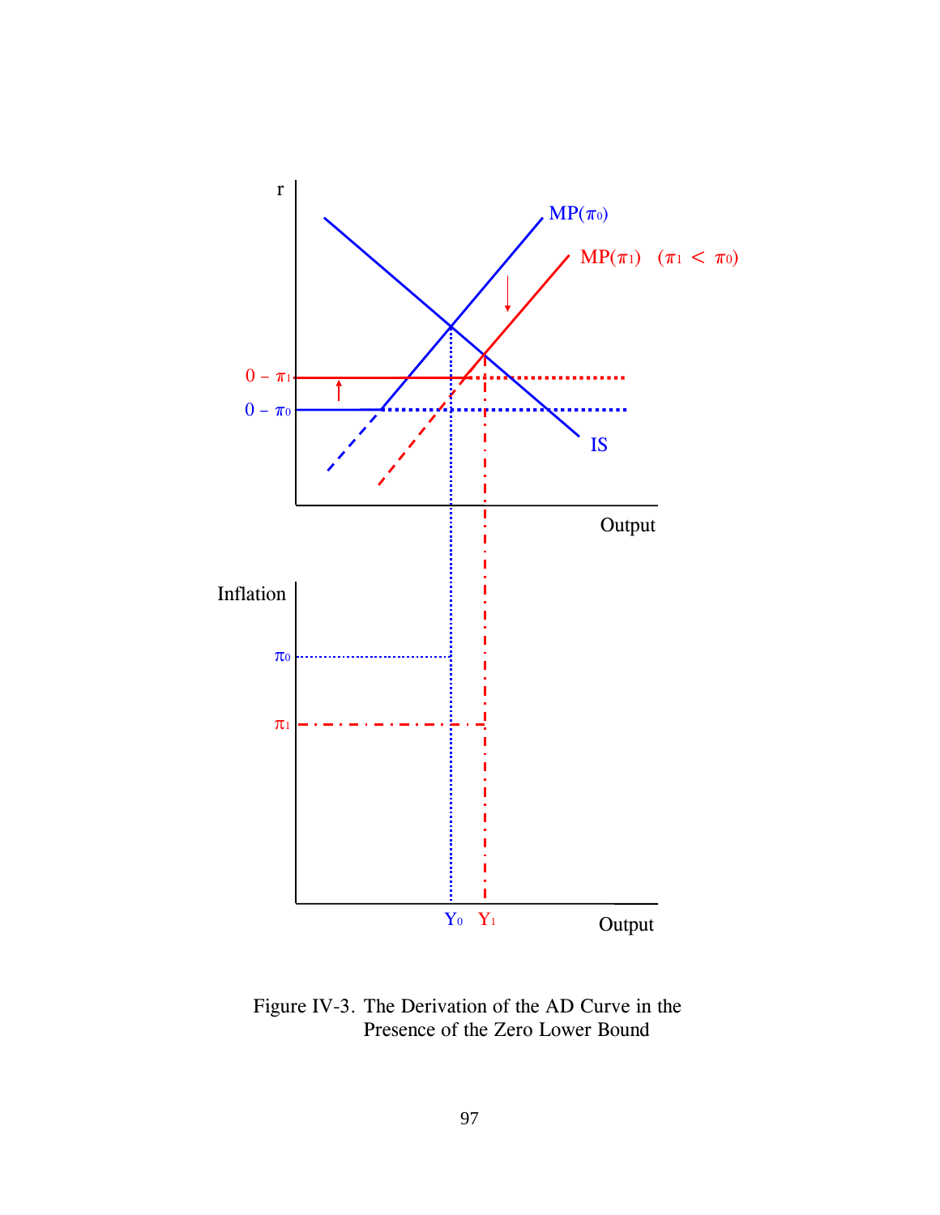Figure IV-3. The Derivation of the AD Curve in the Presence of the Zero Lower Bound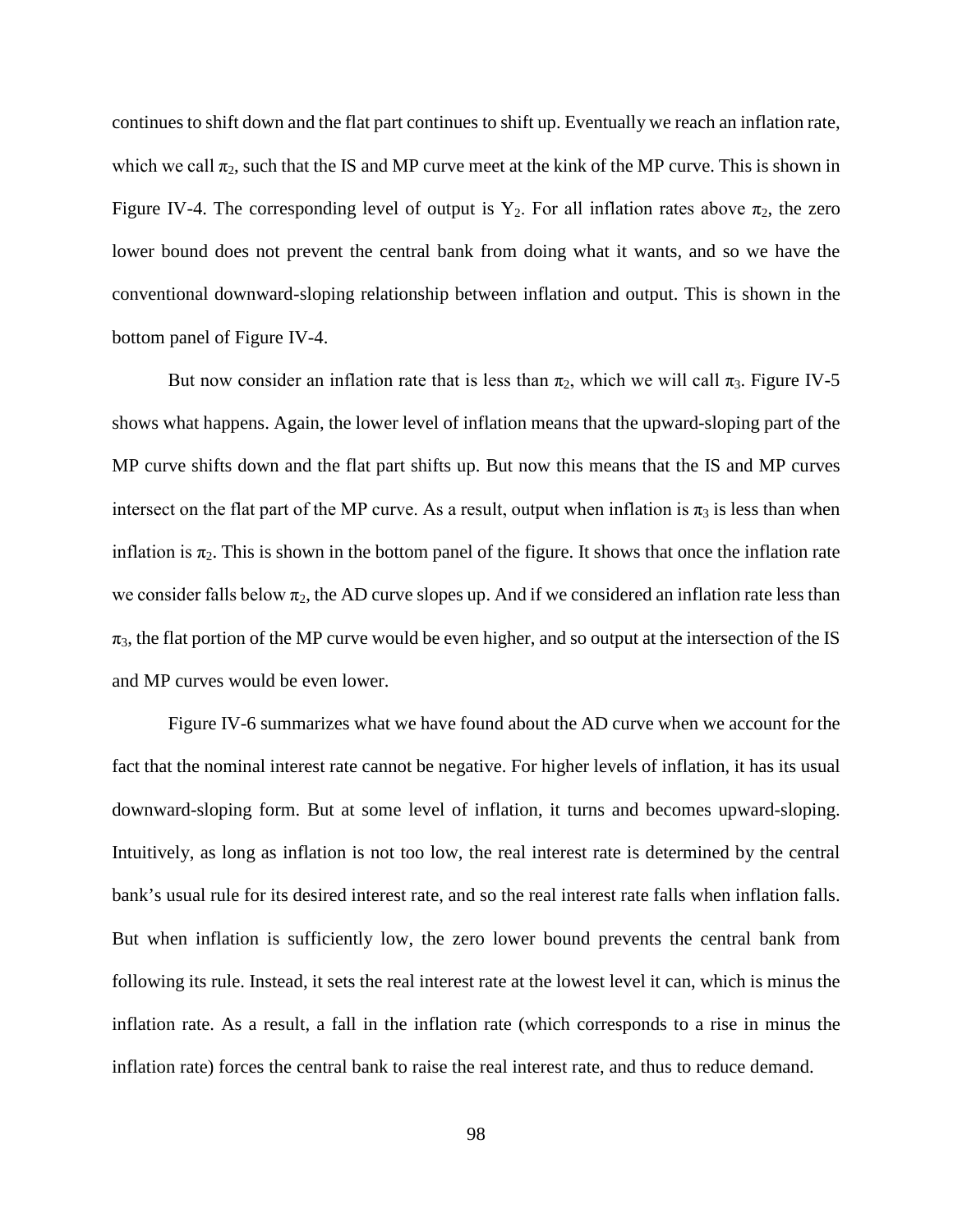continues to shift down and the flat part continues to shift up. Eventually we reach an inflation rate, which we call $\pi_2$, such that the IS and MP curve meet at the kink of the MP curve. This is shown in Figure IV-4. The corresponding level of output is $Y_2$. For all inflation rates above $\pi_2$, the zero lower bound does not prevent the central bank from doing what it wants, and so we have the conventional downward-sloping relationship between inflation and output. This is shown in the bottom panel of Figure IV-4.

But now consider an inflation rate that is less than $\pi_2$, which we will call $\pi_3$. Figure IV-5 shows what happens. Again, the lower level of inflation means that the upward-sloping part of the MP curve shifts down and the flat part shifts up. But now this means that the IS and MP curves intersect on the flat part of the MP curve. As a result, output when inflation is $\pi_3$ is less than when inflation is $\pi_2$. This is shown in the bottom panel of the figure. It shows that once the inflation rate we consider falls below $\pi_2$, the AD curve slopes up. And if we considered an inflation rate less than $\pi_3$, the flat portion of the MP curve would be even higher, and so output at the intersection of the IS and MP curves would be even lower.

Figure IV-6 summarizes what we have found about the AD curve when we account for the fact that the nominal interest rate cannot be negative. For higher levels of inflation, it has its usual downward-sloping form. But at some level of inflation, it turns and becomes upward-sloping. Intuitively, as long as inflation is not too low, the real interest rate is determined by the central bank's usual rule for its desired interest rate, and so the real interest rate falls when inflation falls. But when inflation is sufficiently low, the zero lower bound prevents the central bank from following its rule. Instead, it sets the real interest rate at the lowest level it can, which is minus the inflation rate. As a result, a fall in the inflation rate (which corresponds to a rise in minus the inflation rate) forces the central bank to raise the real interest rate, and thus to reduce demand.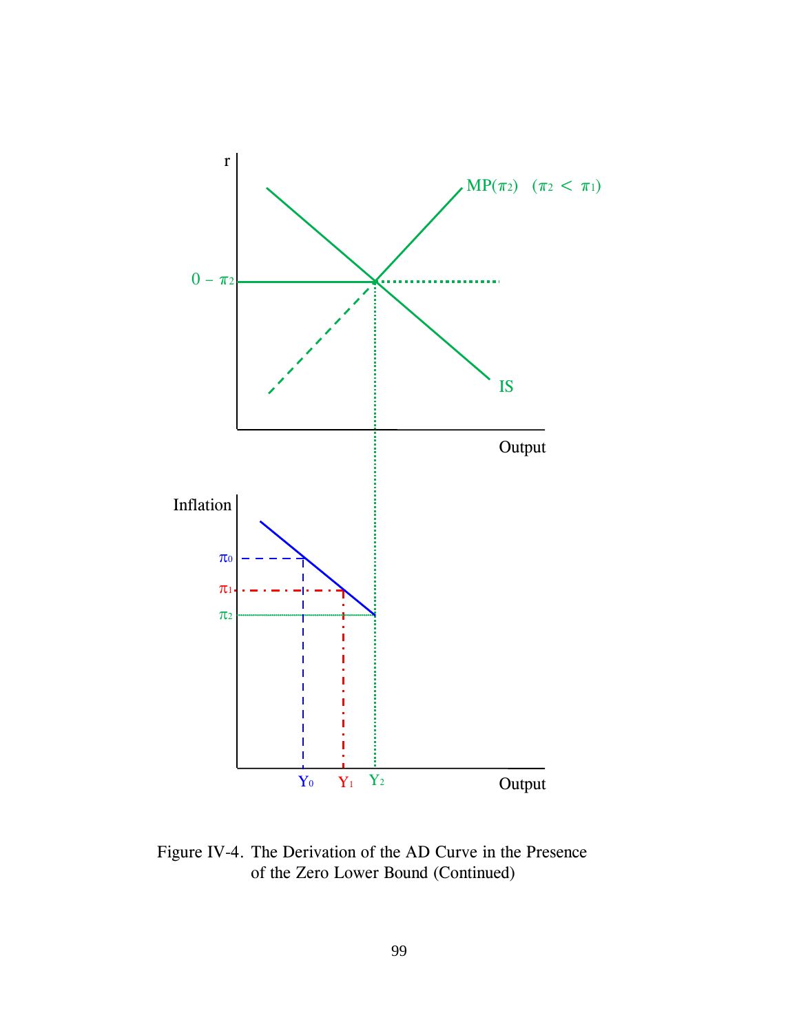Figure IV-4. The Derivation of the AD Curve in the Presence of the Zero Lower Bound (Continued)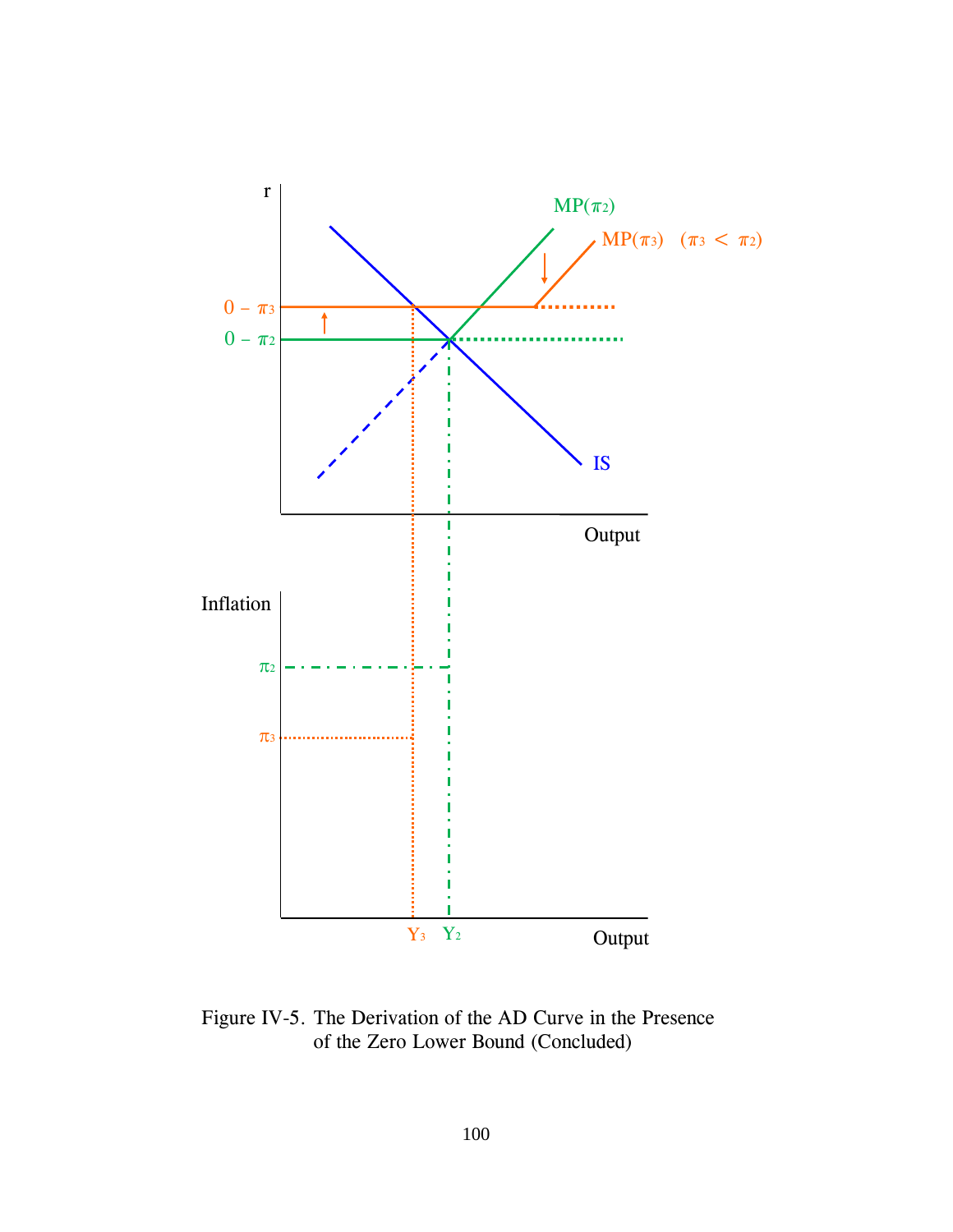Figure IV-5. The Derivation of the AD Curve in the Presence of the Zero Lower Bound (Concluded)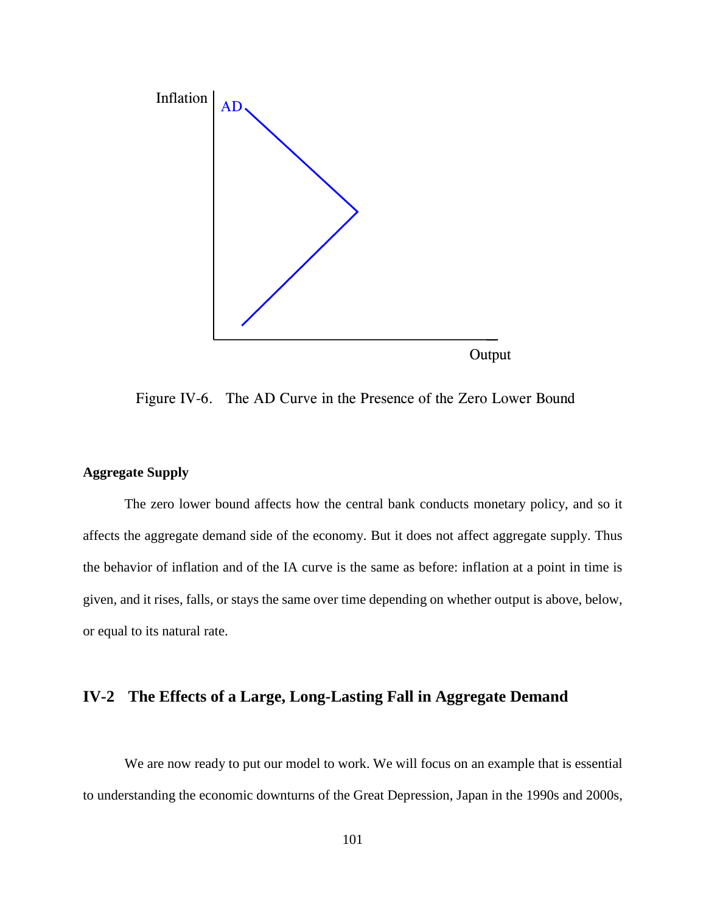Figure IV-6. The AD Curve in the Presence of the Zero Lower Bound

### Aggregate Supply

The zero lower bound affects how the central bank conducts monetary policy, and so it affects the aggregate demand side of the economy. But it does not affect aggregate supply. Thus the behavior of inflation and of the IA curve is the same as before: inflation at a point in time is given, and it rises, falls, or stays the same over time depending on whether output is above, below, or equal to its natural rate.

## IV-2 The Effects of a Large, Long-Lasting Fall in Aggregate Demand

We are now ready to put our model to work. We will focus on an example that is essential to understanding the economic downturns of the Great Depression, Japan in the 1990s and 2000s,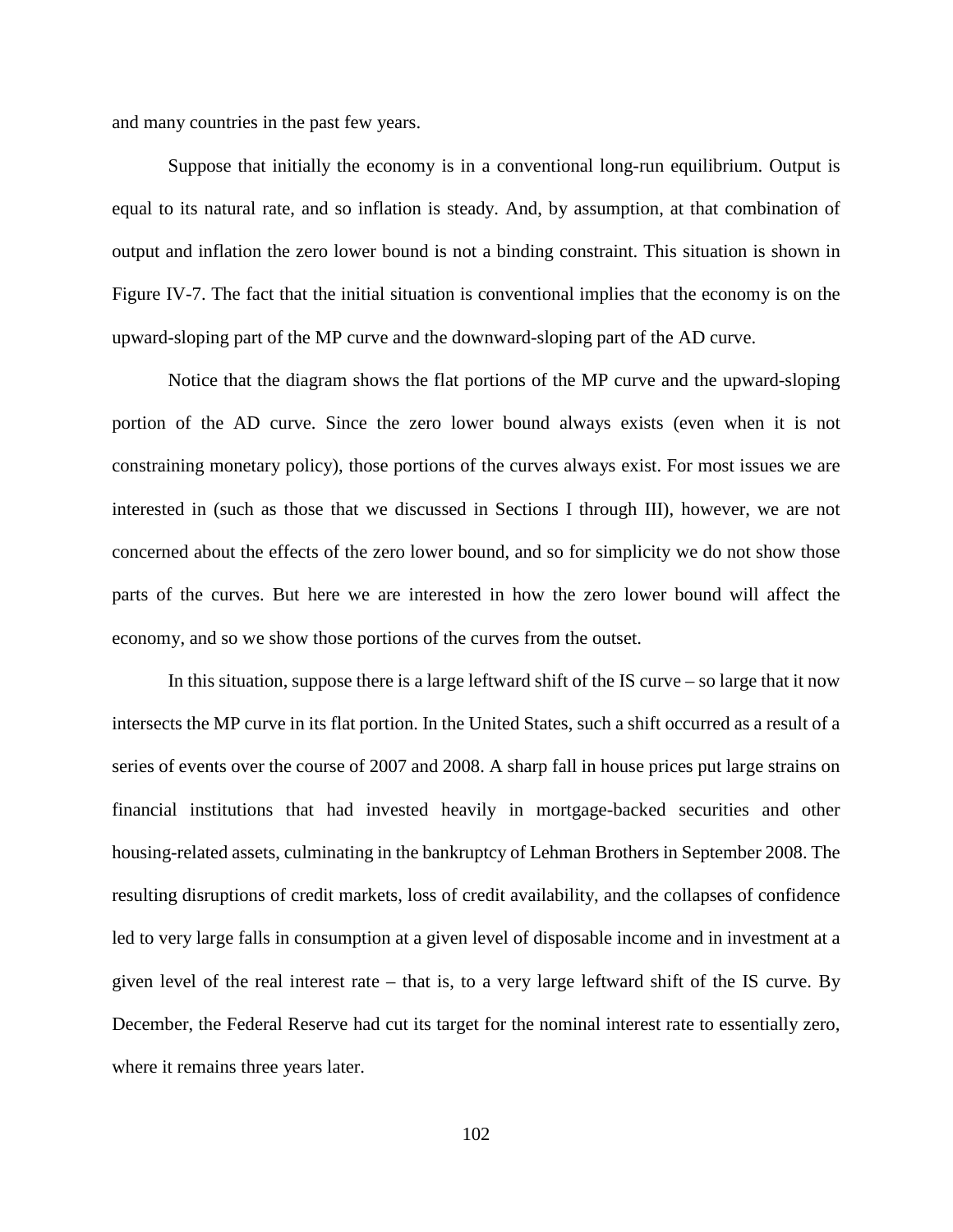and many countries in the past few years.

Suppose that initially the economy is in a conventional long-run equilibrium. Output is equal to its natural rate, and so inflation is steady. And, by assumption, at that combination of output and inflation the zero lower bound is not a binding constraint. This situation is shown in Figure IV-7. The fact that the initial situation is conventional implies that the economy is on the upward-sloping part of the MP curve and the downward-sloping part of the AD curve.

Notice that the diagram shows the flat portions of the MP curve and the upward-sloping portion of the AD curve. Since the zero lower bound always exists (even when it is not constraining monetary policy), those portions of the curves always exist. For most issues we are interested in (such as those that we discussed in Sections I through III), however, we are not concerned about the effects of the zero lower bound, and so for simplicity we do not show those parts of the curves. But here we are interested in how the zero lower bound will affect the economy, and so we show those portions of the curves from the outset.

In this situation, suppose there is a large leftward shift of the IS curve – so large that it now intersects the MP curve in its flat portion. In the United States, such a shift occurred as a result of a series of events over the course of 2007 and 2008. A sharp fall in house prices put large strains on financial institutions that had invested heavily in mortgage-backed securities and other housing-related assets, culminating in the bankruptcy of Lehman Brothers in September 2008. The resulting disruptions of credit markets, loss of credit availability, and the collapses of confidence led to very large falls in consumption at a given level of disposable income and in investment at a given level of the real interest rate – that is, to a very large leftward shift of the IS curve. By December, the Federal Reserve had cut its target for the nominal interest rate to essentially zero, where it remains three years later.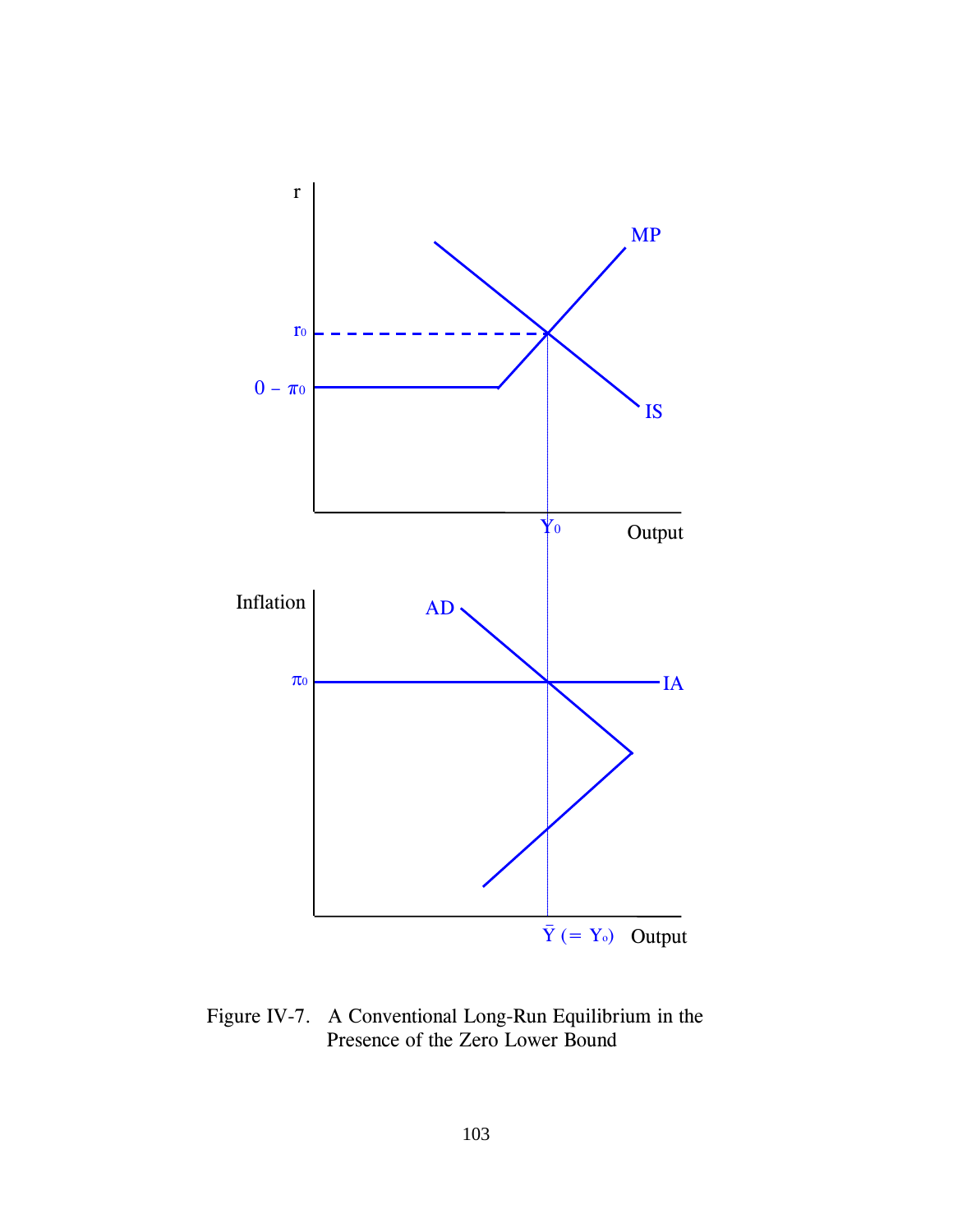Figure IV-7. A Conventional Long-Run Equilibrium in the Presence of the Zero Lower Bound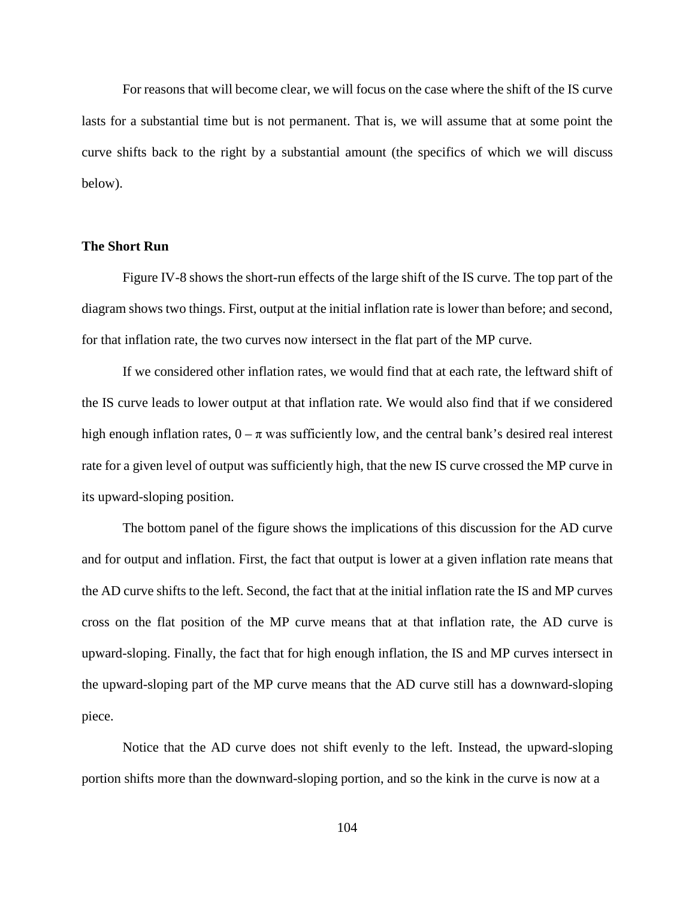For reasons that will become clear, we will focus on the case where the shift of the IS curve lasts for a substantial time but is not permanent. That is, we will assume that at some point the curve shifts back to the right by a substantial amount (the specifics of which we will discuss below).

**The Short Run**

Figure IV-8 shows the short-run effects of the large shift of the IS curve. The top part of the diagram shows two things. First, output at the initial inflation rate is lower than before; and second, for that inflation rate, the two curves now intersect in the flat part of the MP curve.

If we considered other inflation rates, we would find that at each rate, the leftward shift of the IS curve leads to lower output at that inflation rate. We would also find that if we considered high enough inflation rates, $0 - \pi$ was sufficiently low, and the central bank's desired real interest rate for a given level of output was sufficiently high, that the new IS curve crossed the MP curve in its upward-sloping position.

The bottom panel of the figure shows the implications of this discussion for the AD curve and for output and inflation. First, the fact that output is lower at a given inflation rate means that the AD curve shifts to the left. Second, the fact that at the initial inflation rate the IS and MP curves cross on the flat position of the MP curve means that at that inflation rate, the AD curve is upward-sloping. Finally, the fact that for high enough inflation, the IS and MP curves intersect in the upward-sloping part of the MP curve means that the AD curve still has a downward-sloping piece.

Notice that the AD curve does not shift evenly to the left. Instead, the upward-sloping portion shifts more than the downward-sloping portion, and so the kink in the curve is now at a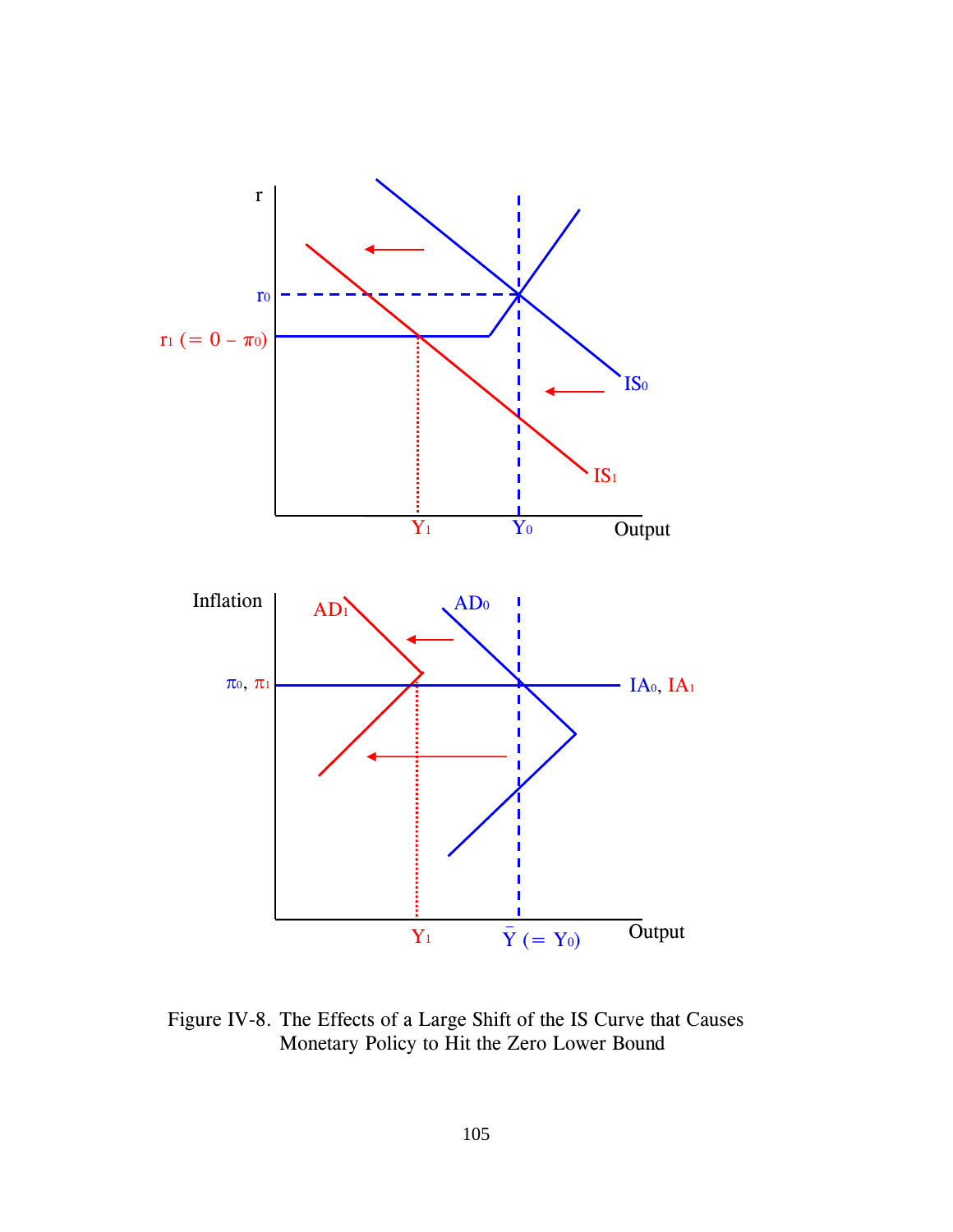Figure IV-8. The Effects of a Large Shift of the IS Curve that Causes Monetary Policy to Hit the Zero Lower Bound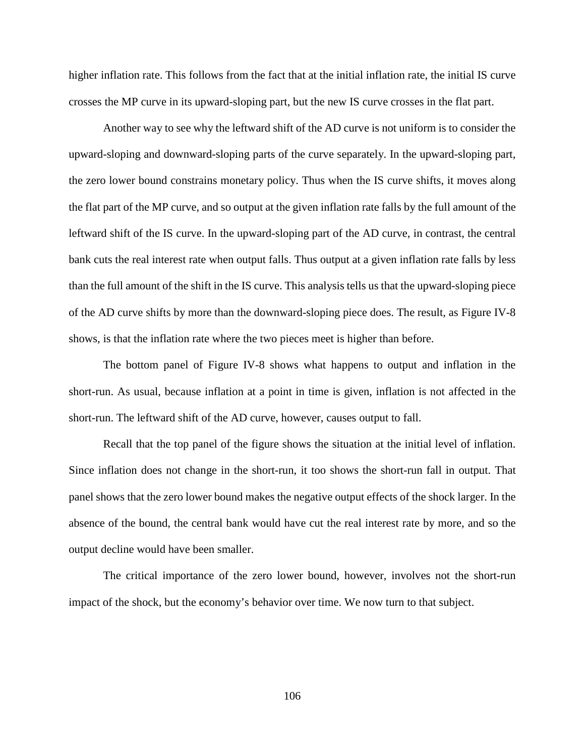higher inflation rate. This follows from the fact that at the initial inflation rate, the initial IS curve crosses the MP curve in its upward-sloping part, but the new IS curve crosses in the flat part.

Another way to see why the leftward shift of the AD curve is not uniform is to consider the upward-sloping and downward-sloping parts of the curve separately. In the upward-sloping part, the zero lower bound constrains monetary policy. Thus when the IS curve shifts, it moves along the flat part of the MP curve, and so output at the given inflation rate falls by the full amount of the leftward shift of the IS curve. In the upward-sloping part of the AD curve, in contrast, the central bank cuts the real interest rate when output falls. Thus output at a given inflation rate falls by less than the full amount of the shift in the IS curve. This analysis tells us that the upward-sloping piece of the AD curve shifts by more than the downward-sloping piece does. The result, as Figure IV-8 shows, is that the inflation rate where the two pieces meet is higher than before.

The bottom panel of Figure IV-8 shows what happens to output and inflation in the short-run. As usual, because inflation at a point in time is given, inflation is not affected in the short-run. The leftward shift of the AD curve, however, causes output to fall.

Recall that the top panel of the figure shows the situation at the initial level of inflation. Since inflation does not change in the short-run, it too shows the short-run fall in output. That panel shows that the zero lower bound makes the negative output effects of the shock larger. In the absence of the bound, the central bank would have cut the real interest rate by more, and so the output decline would have been smaller.

The critical importance of the zero lower bound, however, involves not the short-run impact of the shock, but the economy's behavior over time. We now turn to that subject.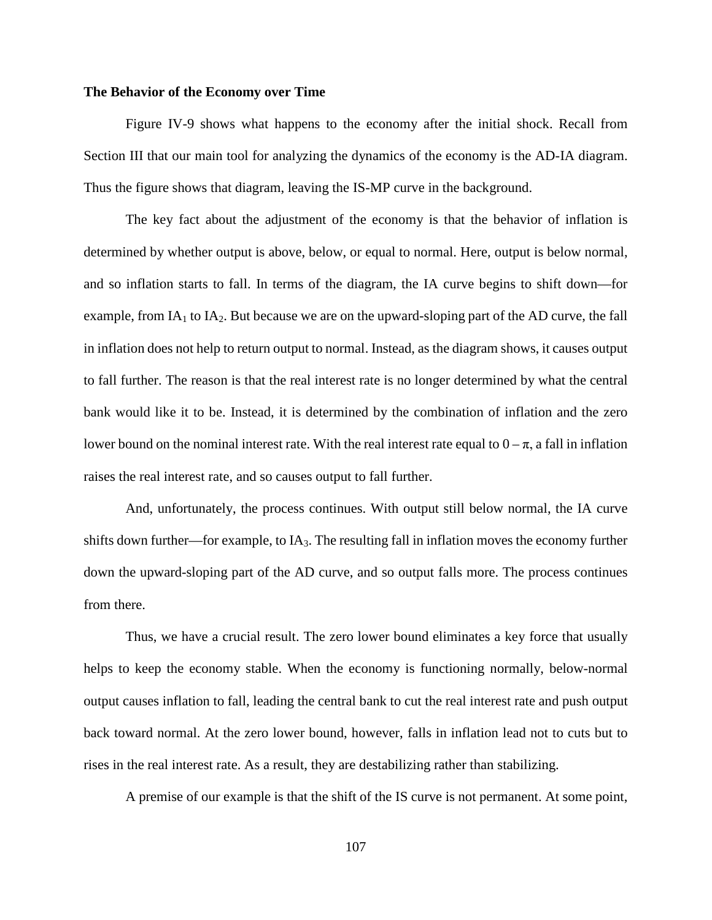**The Behavior of the Economy over Time**

Figure IV-9 shows what happens to the economy after the initial shock. Recall from Section III that our main tool for analyzing the dynamics of the economy is the AD-IA diagram. Thus the figure shows that diagram, leaving the IS-MP curve in the background.

The key fact about the adjustment of the economy is that the behavior of inflation is determined by whether output is above, below, or equal to normal. Here, output is below normal, and so inflation starts to fall. In terms of the diagram, the IA curve begins to shift down—for example, from $IA_1$ to $IA_2$. But because we are on the upward-sloping part of the AD curve, the fall in inflation does not help to return output to normal. Instead, as the diagram shows, it causes output to fall further. The reason is that the real interest rate is no longer determined by what the central bank would like it to be. Instead, it is determined by the combination of inflation and the zero lower bound on the nominal interest rate. With the real interest rate equal to $0 - \pi$, a fall in inflation raises the real interest rate, and so causes output to fall further.

And, unfortunately, the process continues. With output still below normal, the IA curve shifts down further—for example, to $IA_3$. The resulting fall in inflation moves the economy further down the upward-sloping part of the AD curve, and so output falls more. The process continues from there.

Thus, we have a crucial result. The zero lower bound eliminates a key force that usually helps to keep the economy stable. When the economy is functioning normally, below-normal output causes inflation to fall, leading the central bank to cut the real interest rate and push output back toward normal. At the zero lower bound, however, falls in inflation lead not to cuts but to rises in the real interest rate. As a result, they are destabilizing rather than stabilizing.

A premise of our example is that the shift of the IS curve is not permanent. At some point,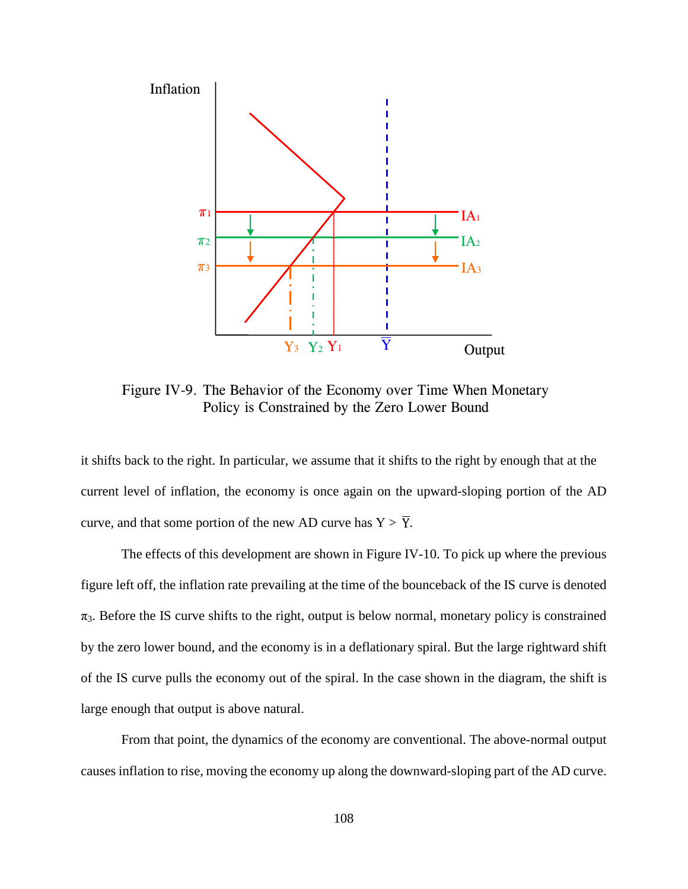Figure IV-9. The Behavior of the Economy over Time When Monetary Policy is Constrained by the Zero Lower Bound

it shifts back to the right. In particular, we assume that it shifts to the right by enough that at the current level of inflation, the economy is once again on the upward-sloping portion of the AD curve, and that some portion of the new AD curve has $Y > \overline{Y}$.

The effects of this development are shown in Figure IV-10. To pick up where the previous figure left off, the inflation rate prevailing at the time of the bounceback of the IS curve is denoted $\pi_3$. Before the IS curve shifts to the right, output is below normal, monetary policy is constrained by the zero lower bound, and the economy is in a deflationary spiral. But the large rightward shift of the IS curve pulls the economy out of the spiral. In the case shown in the diagram, the shift is large enough that output is above natural.

From that point, the dynamics of the economy are conventional. The above-normal output causes inflation to rise, moving the economy up along the downward-sloping part of the AD curve.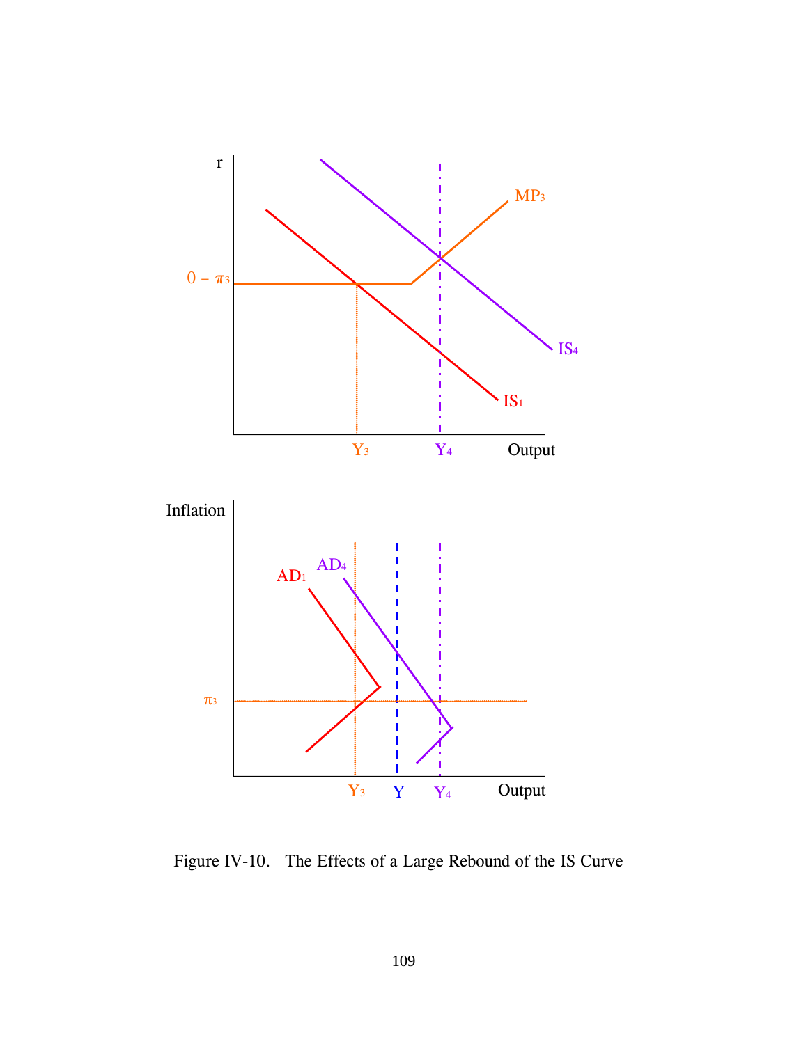Figure IV-10. The Effects of a Large Rebound of the IS Curve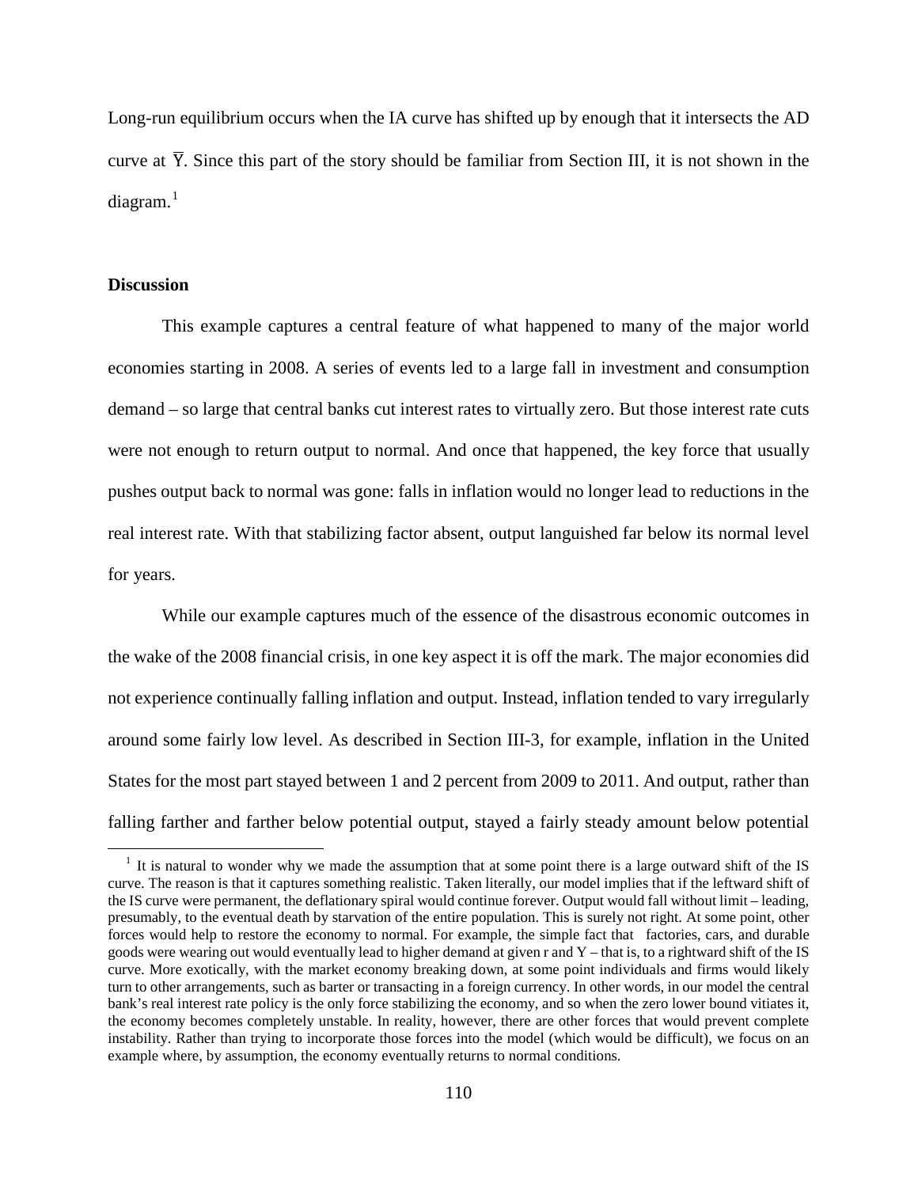Long-run equilibrium occurs when the IA curve has shifted up by enough that it intersects the AD curve at $\overline{Y}$. Since this part of the story should be familiar from Section III, it is not shown in the diagram.[1]

**Discussion**

This example captures a central feature of what happened to many of the major world economies starting in 2008. A series of events led to a large fall in investment and consumption demand – so large that central banks cut interest rates to virtually zero. But those interest rate cuts were not enough to return output to normal. And once that happened, the key force that usually pushes output back to normal was gone: falls in inflation would no longer lead to reductions in the real interest rate. With that stabilizing factor absent, output languished far below its normal level for years.

While our example captures much of the essence of the disastrous economic outcomes in the wake of the 2008 financial crisis, in one key aspect it is off the mark. The major economies did not experience continually falling inflation and output. Instead, inflation tended to vary irregularly around some fairly low level. As described in Section III-3, for example, inflation in the United States for the most part stayed between 1 and 2 percent from 2009 to 2011. And output, rather than falling farther and farther below potential output, stayed a fairly steady amount below potential

[1] It is natural to wonder why we made the assumption that at some point there is a large outward shift of the IS curve. The reason is that it captures something realistic. Taken literally, our model implies that if the leftward shift of the IS curve were permanent, the deflationary spiral would continue forever. Output would fall without limit – leading, presumably, to the eventual death by starvation of the entire population. This is surely not right. At some point, other forces would help to restore the economy to normal. For example, the simple fact that factories, cars, and durable goods were wearing out would eventually lead to higher demand at given r and Y – that is, to a rightward shift of the IS curve. More exotically, with the market economy breaking down, at some point individuals and firms would likely turn to other arrangements, such as barter or transacting in a foreign currency. In other words, in our model the central bank's real interest rate policy is the only force stabilizing the economy, and so when the zero lower bound vitiates it, the economy becomes completely unstable. In reality, however, there are other forces that would prevent complete instability. Rather than trying to incorporate those forces into the model (which would be difficult), we focus on an example where, by assumption, the economy eventually returns to normal conditions.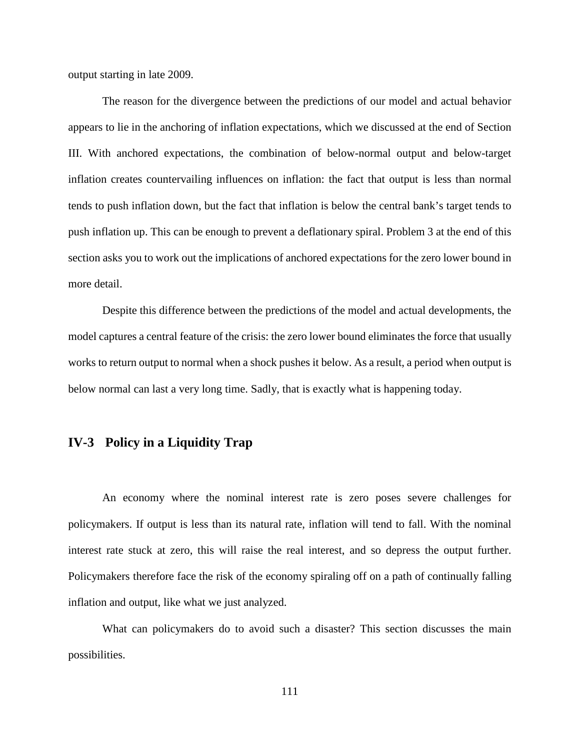output starting in late 2009.

The reason for the divergence between the predictions of our model and actual behavior appears to lie in the anchoring of inflation expectations, which we discussed at the end of Section III. With anchored expectations, the combination of below-normal output and below-target inflation creates countervailing influences on inflation: the fact that output is less than normal tends to push inflation down, but the fact that inflation is below the central bank's target tends to push inflation up. This can be enough to prevent a deflationary spiral. Problem 3 at the end of this section asks you to work out the implications of anchored expectations for the zero lower bound in more detail.

Despite this difference between the predictions of the model and actual developments, the model captures a central feature of the crisis: the zero lower bound eliminates the force that usually works to return output to normal when a shock pushes it below. As a result, a period when output is below normal can last a very long time. Sadly, that is exactly what is happening today.

## IV-3 Policy in a Liquidity Trap

An economy where the nominal interest rate is zero poses severe challenges for policymakers. If output is less than its natural rate, inflation will tend to fall. With the nominal interest rate stuck at zero, this will raise the real interest, and so depress the output further. Policymakers therefore face the risk of the economy spiraling off on a path of continually falling inflation and output, like what we just analyzed.

What can policymakers do to avoid such a disaster? This section discusses the main possibilities.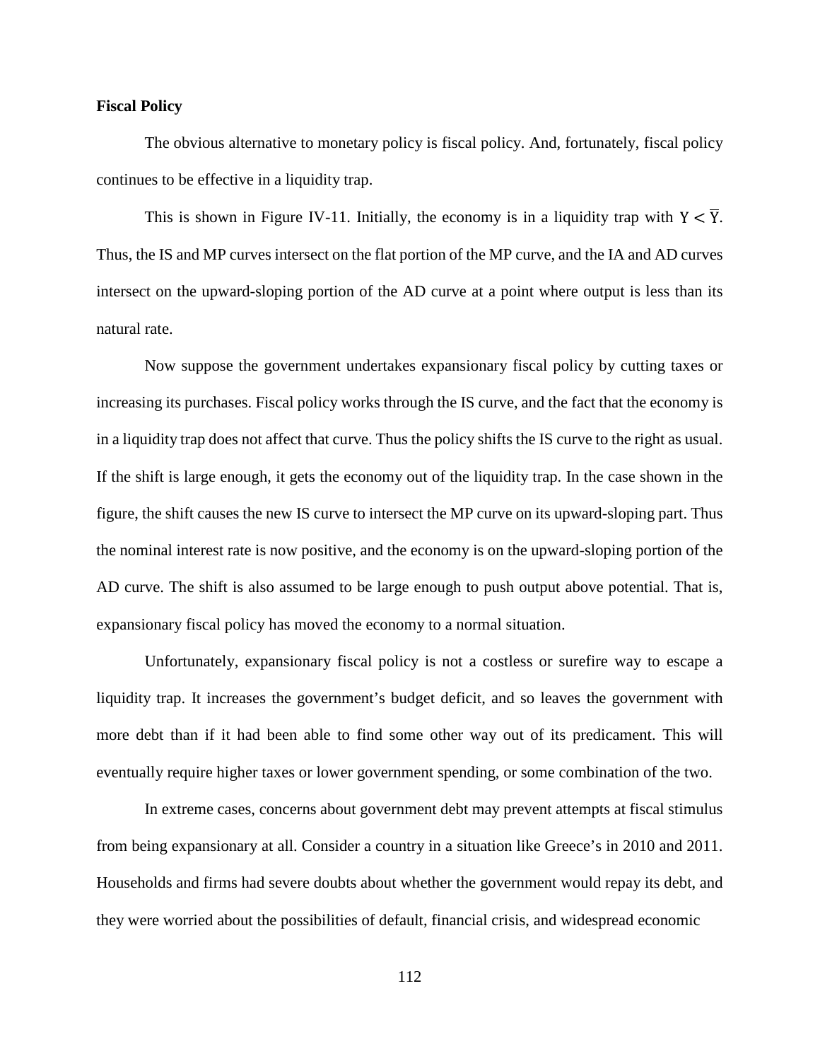**Fiscal Policy**

The obvious alternative to monetary policy is fiscal policy. And, fortunately, fiscal policy continues to be effective in a liquidity trap.

This is shown in Figure IV-11. Initially, the economy is in a liquidity trap with $Y < \overline{Y}$. Thus, the IS and MP curves intersect on the flat portion of the MP curve, and the IA and AD curves intersect on the upward-sloping portion of the AD curve at a point where output is less than its natural rate.

Now suppose the government undertakes expansionary fiscal policy by cutting taxes or increasing its purchases. Fiscal policy works through the IS curve, and the fact that the economy is in a liquidity trap does not affect that curve. Thus the policy shifts the IS curve to the right as usual. If the shift is large enough, it gets the economy out of the liquidity trap. In the case shown in the figure, the shift causes the new IS curve to intersect the MP curve on its upward-sloping part. Thus the nominal interest rate is now positive, and the economy is on the upward-sloping portion of the AD curve. The shift is also assumed to be large enough to push output above potential. That is, expansionary fiscal policy has moved the economy to a normal situation.

Unfortunately, expansionary fiscal policy is not a costless or surefire way to escape a liquidity trap. It increases the government's budget deficit, and so leaves the government with more debt than if it had been able to find some other way out of its predicament. This will eventually require higher taxes or lower government spending, or some combination of the two.

In extreme cases, concerns about government debt may prevent attempts at fiscal stimulus from being expansionary at all. Consider a country in a situation like Greece's in 2010 and 2011. Households and firms had severe doubts about whether the government would repay its debt, and they were worried about the possibilities of default, financial crisis, and widespread economic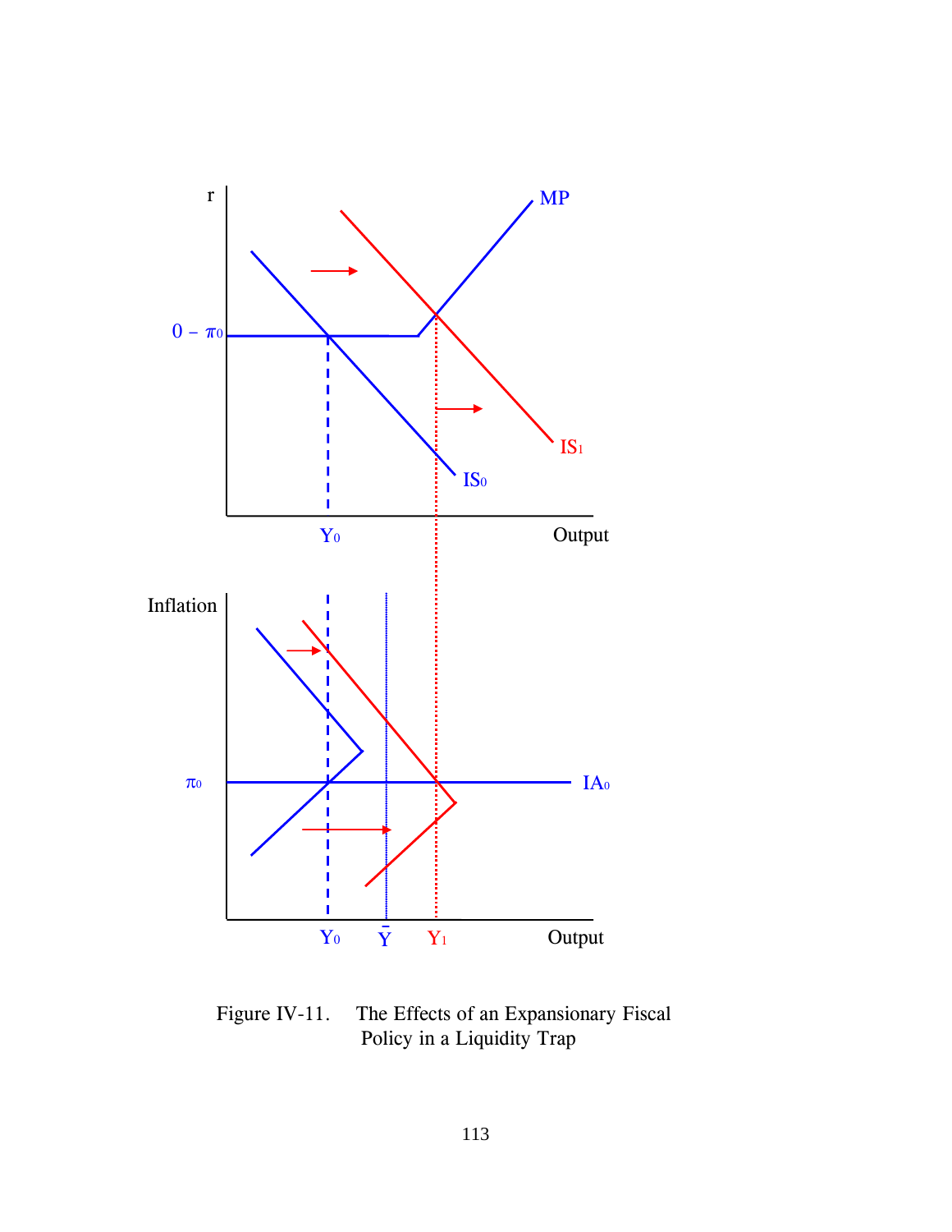Figure IV-11. The Effects of an Expansionary Fiscal Policy in a Liquidity Trap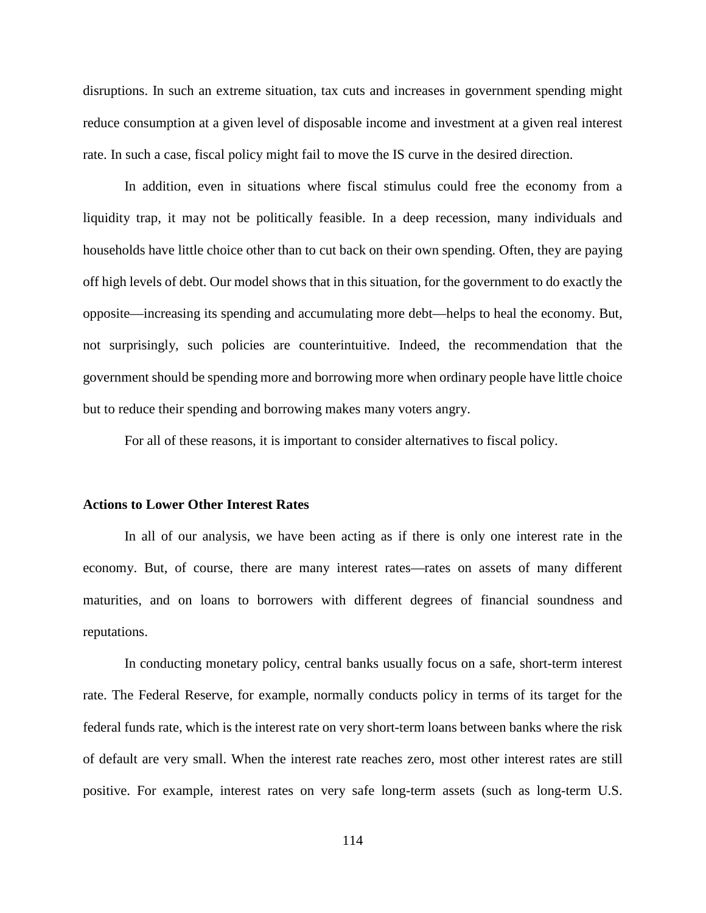disruptions. In such an extreme situation, tax cuts and increases in government spending might reduce consumption at a given level of disposable income and investment at a given real interest rate. In such a case, fiscal policy might fail to move the IS curve in the desired direction.

In addition, even in situations where fiscal stimulus could free the economy from a liquidity trap, it may not be politically feasible. In a deep recession, many individuals and households have little choice other than to cut back on their own spending. Often, they are paying off high levels of debt. Our model shows that in this situation, for the government to do exactly the opposite—increasing its spending and accumulating more debt—helps to heal the economy. But, not surprisingly, such policies are counterintuitive. Indeed, the recommendation that the government should be spending more and borrowing more when ordinary people have little choice but to reduce their spending and borrowing makes many voters angry.

For all of these reasons, it is important to consider alternatives to fiscal policy.

### Actions to Lower Other Interest Rates

In all of our analysis, we have been acting as if there is only one interest rate in the economy. But, of course, there are many interest rates—rates on assets of many different maturities, and on loans to borrowers with different degrees of financial soundness and reputations.

In conducting monetary policy, central banks usually focus on a safe, short-term interest rate. The Federal Reserve, for example, normally conducts policy in terms of its target for the federal funds rate, which is the interest rate on very short-term loans between banks where the risk of default are very small. When the interest rate reaches zero, most other interest rates are still positive. For example, interest rates on very safe long-term assets (such as long-term U.S.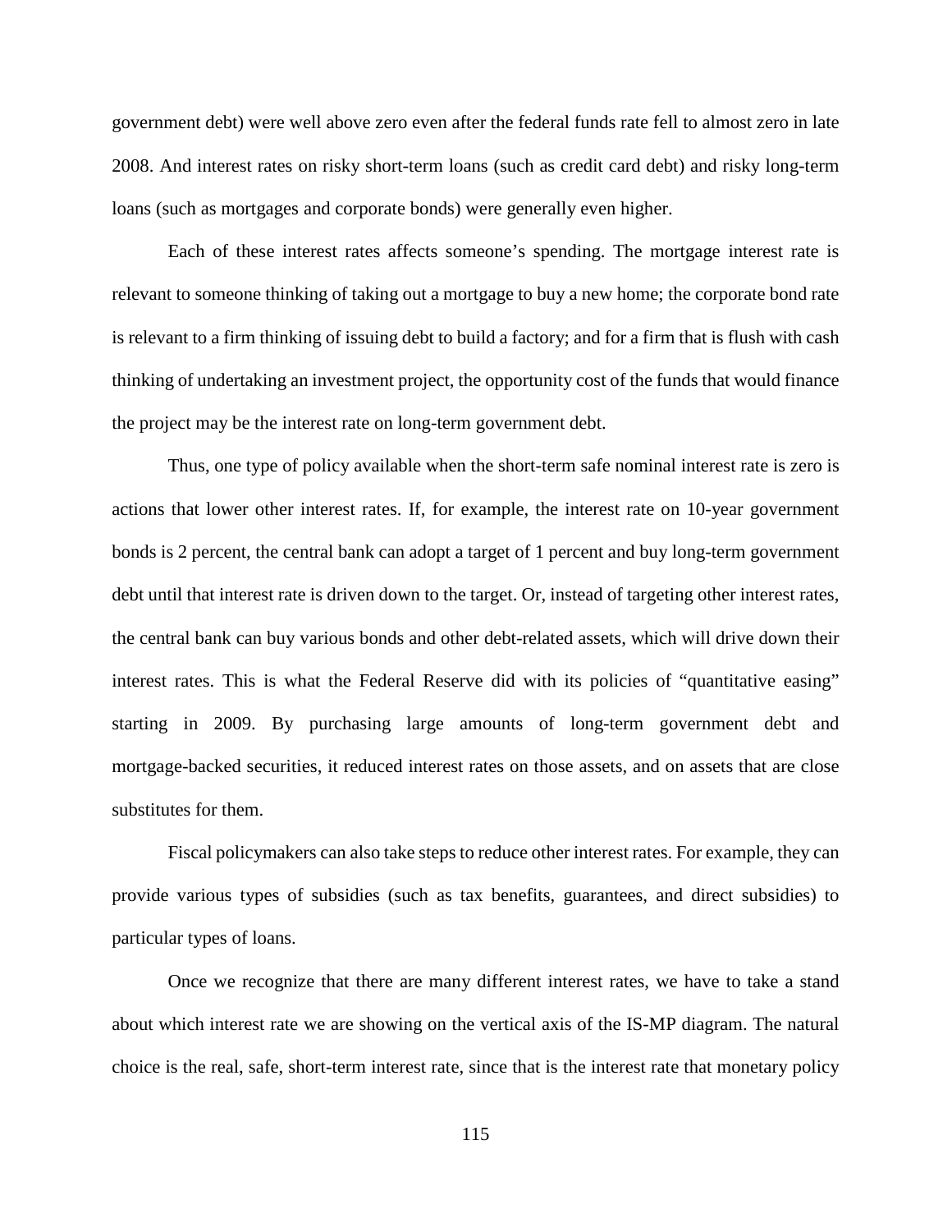government debt) were well above zero even after the federal funds rate fell to almost zero in late 2008. And interest rates on risky short-term loans (such as credit card debt) and risky long-term loans (such as mortgages and corporate bonds) were generally even higher.

Each of these interest rates affects someone's spending. The mortgage interest rate is relevant to someone thinking of taking out a mortgage to buy a new home; the corporate bond rate is relevant to a firm thinking of issuing debt to build a factory; and for a firm that is flush with cash thinking of undertaking an investment project, the opportunity cost of the funds that would finance the project may be the interest rate on long-term government debt.

Thus, one type of policy available when the short-term safe nominal interest rate is zero is actions that lower other interest rates. If, for example, the interest rate on 10-year government bonds is 2 percent, the central bank can adopt a target of 1 percent and buy long-term government debt until that interest rate is driven down to the target. Or, instead of targeting other interest rates, the central bank can buy various bonds and other debt-related assets, which will drive down their interest rates. This is what the Federal Reserve did with its policies of "quantitative easing" starting in 2009. By purchasing large amounts of long-term government debt and mortgage-backed securities, it reduced interest rates on those assets, and on assets that are close substitutes for them.

Fiscal policymakers can also take steps to reduce other interest rates. For example, they can provide various types of subsidies (such as tax benefits, guarantees, and direct subsidies) to particular types of loans.

Once we recognize that there are many different interest rates, we have to take a stand about which interest rate we are showing on the vertical axis of the IS-MP diagram. The natural choice is the real, safe, short-term interest rate, since that is the interest rate that monetary policy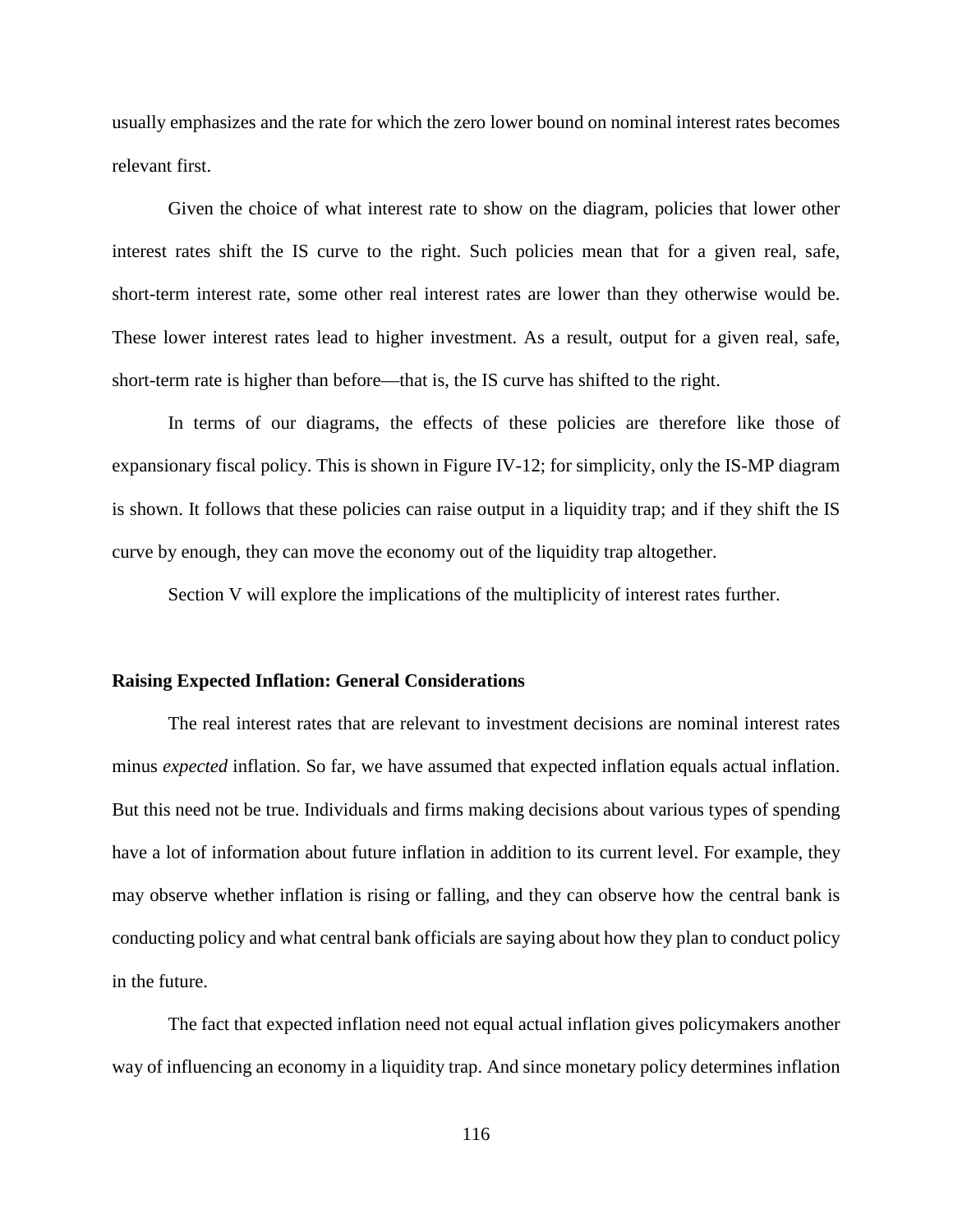usually emphasizes and the rate for which the zero lower bound on nominal interest rates becomes relevant first.

Given the choice of what interest rate to show on the diagram, policies that lower other interest rates shift the IS curve to the right. Such policies mean that for a given real, safe, short-term interest rate, some other real interest rates are lower than they otherwise would be. These lower interest rates lead to higher investment. As a result, output for a given real, safe, short-term rate is higher than before—that is, the IS curve has shifted to the right.

In terms of our diagrams, the effects of these policies are therefore like those of expansionary fiscal policy. This is shown in Figure IV-12; for simplicity, only the IS-MP diagram is shown. It follows that these policies can raise output in a liquidity trap; and if they shift the IS curve by enough, they can move the economy out of the liquidity trap altogether.

Section V will explore the implications of the multiplicity of interest rates further.

**Raising Expected Inflation: General Considerations**

The real interest rates that are relevant to investment decisions are nominal interest rates minus *expected* inflation. So far, we have assumed that expected inflation equals actual inflation. But this need not be true. Individuals and firms making decisions about various types of spending have a lot of information about future inflation in addition to its current level. For example, they may observe whether inflation is rising or falling, and they can observe how the central bank is conducting policy and what central bank officials are saying about how they plan to conduct policy in the future.

The fact that expected inflation need not equal actual inflation gives policymakers another way of influencing an economy in a liquidity trap. And since monetary policy determines inflation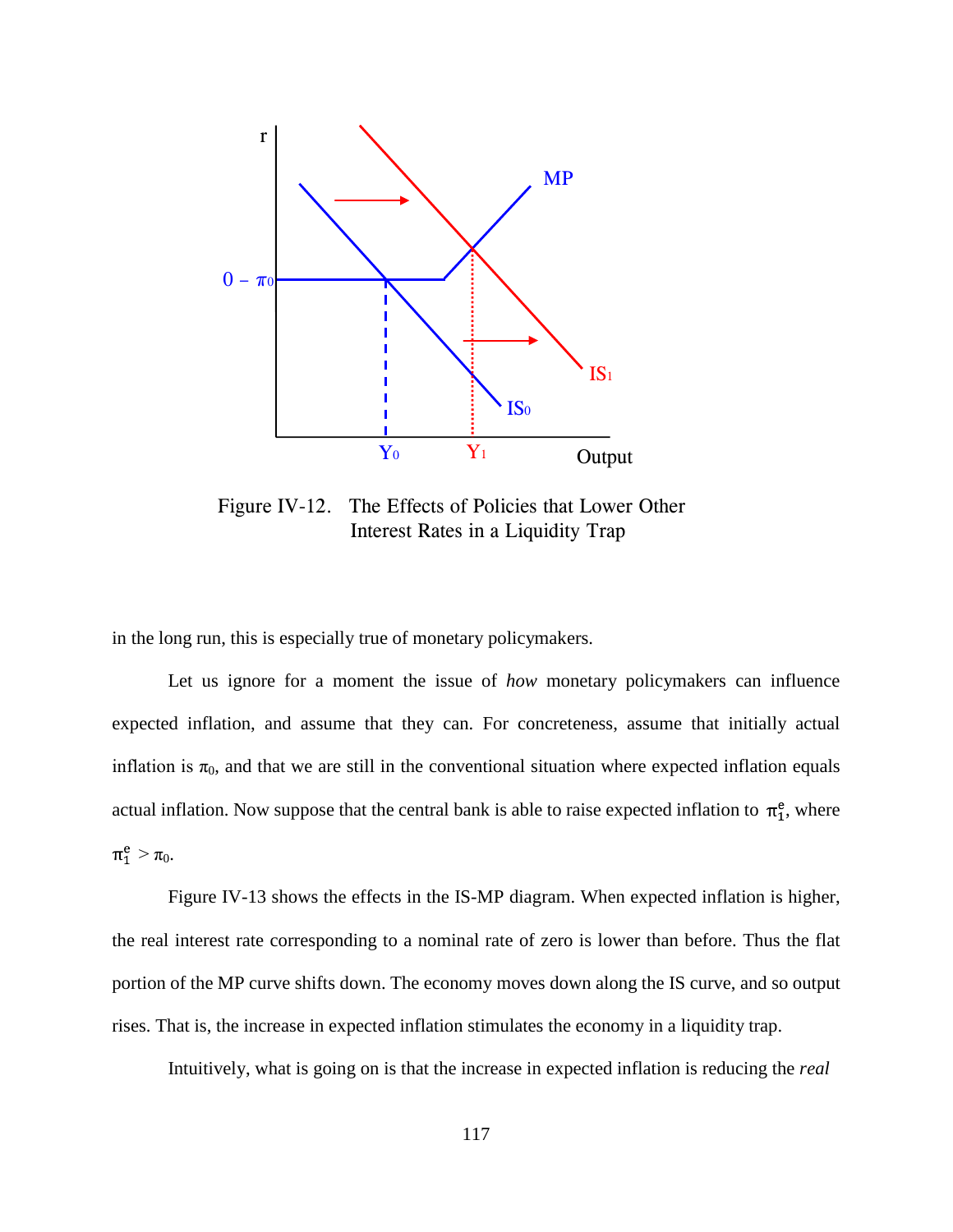Figure IV-12. The Effects of Policies that Lower Other Interest Rates in a Liquidity Trap

in the long run, this is especially true of monetary policymakers.

Let us ignore for a moment the issue of *how* monetary policymakers can influence expected inflation, and assume that they can. For concreteness, assume that initially actual inflation is $\pi_0$, and that we are still in the conventional situation where expected inflation equals actual inflation. Now suppose that the central bank is able to raise expected inflation to $\pi_1^e$, where $\pi_1^e > \pi_0$.

Figure IV-13 shows the effects in the IS-MP diagram. When expected inflation is higher, the real interest rate corresponding to a nominal rate of zero is lower than before. Thus the flat portion of the MP curve shifts down. The economy moves down along the IS curve, and so output rises. That is, the increase in expected inflation stimulates the economy in a liquidity trap.

Intuitively, what is going on is that the increase in expected inflation is reducing the *real*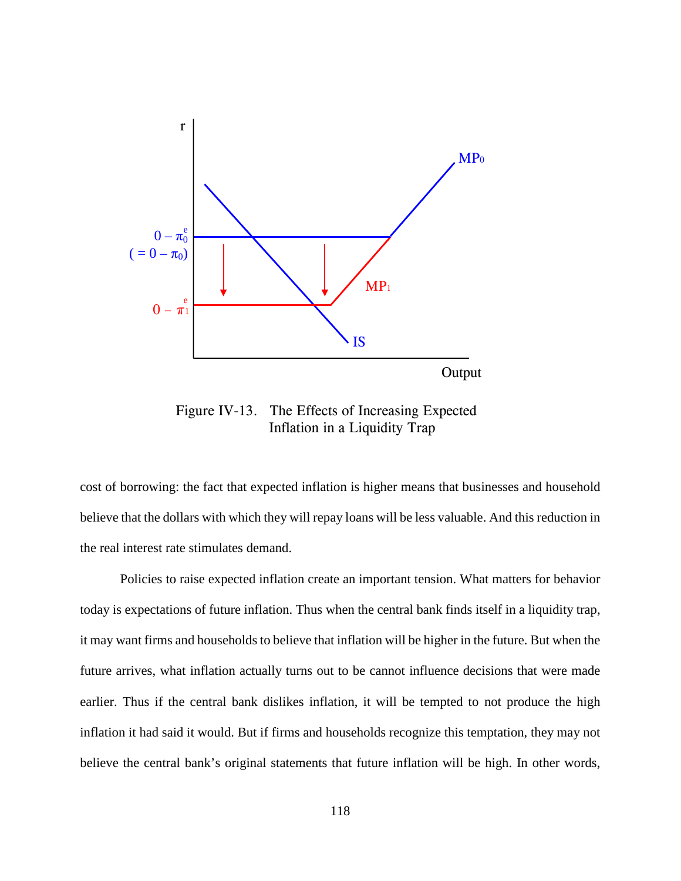Figure IV-13. The Effects of Increasing Expected Inflation in a Liquidity Trap

cost of borrowing: the fact that expected inflation is higher means that businesses and household believe that the dollars with which they will repay loans will be less valuable. And this reduction in the real interest rate stimulates demand.

Policies to raise expected inflation create an important tension. What matters for behavior today is expectations of future inflation. Thus when the central bank finds itself in a liquidity trap, it may want firms and households to believe that inflation will be higher in the future. But when the future arrives, what inflation actually turns out to be cannot influence decisions that were made earlier. Thus if the central bank dislikes inflation, it will be tempted to not produce the high inflation it had said it would. But if firms and households recognize this temptation, they may not believe the central bank's original statements that future inflation will be high. In other words,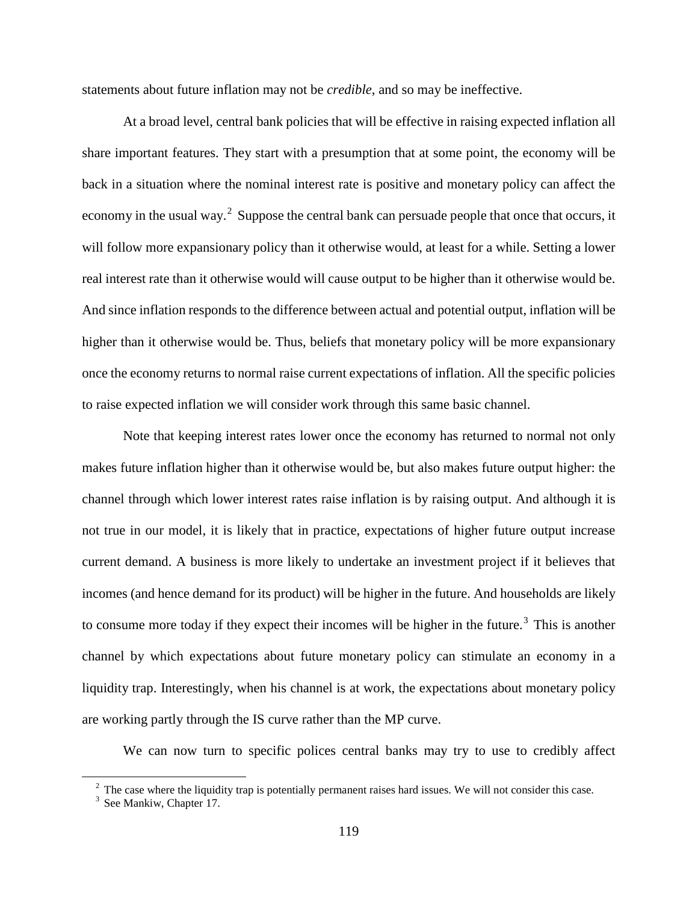statements about future inflation may not be *credible*, and so may be ineffective.

At a broad level, central bank policies that will be effective in raising expected inflation all share important features. They start with a presumption that at some point, the economy will be back in a situation where the nominal interest rate is positive and monetary policy can affect the economy in the usual way.[2] Suppose the central bank can persuade people that once that occurs, it will follow more expansionary policy than it otherwise would, at least for a while. Setting a lower real interest rate than it otherwise would will cause output to be higher than it otherwise would be. And since inflation responds to the difference between actual and potential output, inflation will be higher than it otherwise would be. Thus, beliefs that monetary policy will be more expansionary once the economy returns to normal raise current expectations of inflation. All the specific policies to raise expected inflation we will consider work through this same basic channel.

Note that keeping interest rates lower once the economy has returned to normal not only makes future inflation higher than it otherwise would be, but also makes future output higher: the channel through which lower interest rates raise inflation is by raising output. And although it is not true in our model, it is likely that in practice, expectations of higher future output increase current demand. A business is more likely to undertake an investment project if it believes that incomes (and hence demand for its product) will be higher in the future. And households are likely to consume more today if they expect their incomes will be higher in the future.[3] This is another channel by which expectations about future monetary policy can stimulate an economy in a liquidity trap. Interestingly, when his channel is at work, the expectations about monetary policy are working partly through the IS curve rather than the MP curve.

We can now turn to specific polices central banks may try to use to credibly affect

[2] The case where the liquidity trap is potentially permanent raises hard issues. We will not consider this case.

[3] See Mankiw, Chapter 17.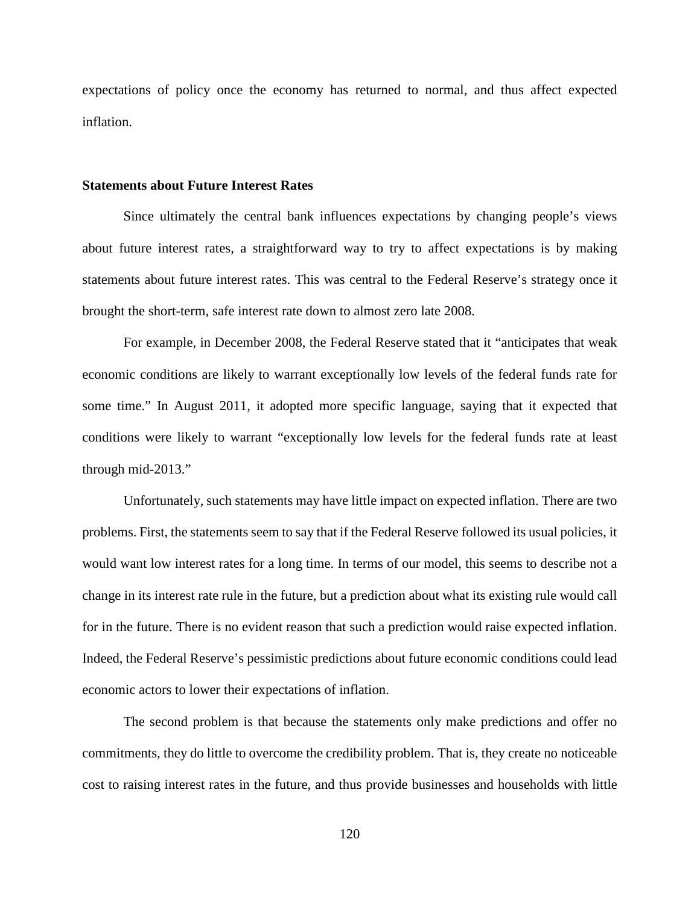expectations of policy once the economy has returned to normal, and thus affect expected inflation.

**Statements about Future Interest Rates**

Since ultimately the central bank influences expectations by changing people's views about future interest rates, a straightforward way to try to affect expectations is by making statements about future interest rates. This was central to the Federal Reserve's strategy once it brought the short-term, safe interest rate down to almost zero late 2008.

For example, in December 2008, the Federal Reserve stated that it "anticipates that weak economic conditions are likely to warrant exceptionally low levels of the federal funds rate for some time." In August 2011, it adopted more specific language, saying that it expected that conditions were likely to warrant "exceptionally low levels for the federal funds rate at least through mid-2013."

Unfortunately, such statements may have little impact on expected inflation. There are two problems. First, the statements seem to say that if the Federal Reserve followed its usual policies, it would want low interest rates for a long time. In terms of our model, this seems to describe not a change in its interest rate rule in the future, but a prediction about what its existing rule would call for in the future. There is no evident reason that such a prediction would raise expected inflation. Indeed, the Federal Reserve's pessimistic predictions about future economic conditions could lead economic actors to lower their expectations of inflation.

The second problem is that because the statements only make predictions and offer no commitments, they do little to overcome the credibility problem. That is, they create no noticeable cost to raising interest rates in the future, and thus provide businesses and households with little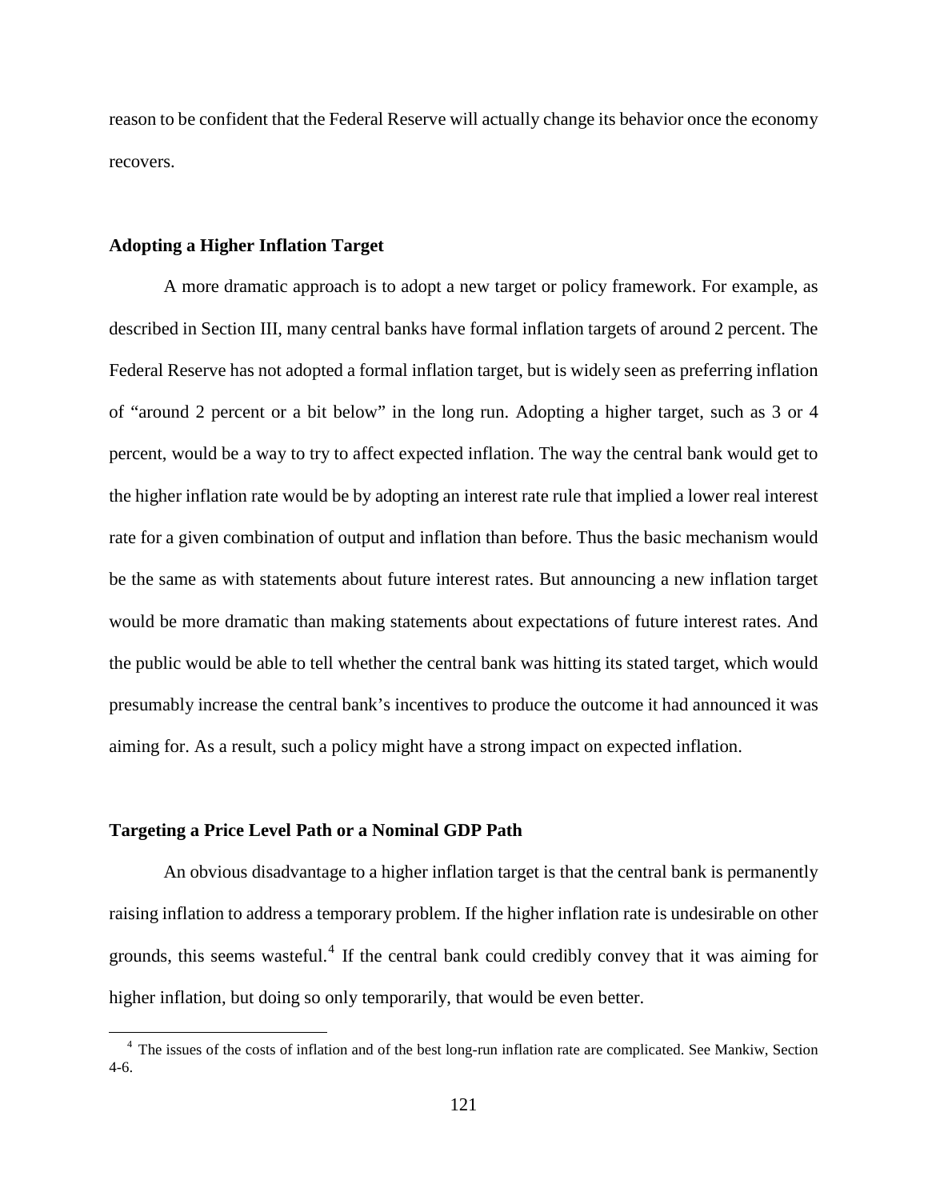reason to be confident that the Federal Reserve will actually change its behavior once the economy recovers.

### Adopting a Higher Inflation Target

A more dramatic approach is to adopt a new target or policy framework. For example, as described in Section III, many central banks have formal inflation targets of around 2 percent. The Federal Reserve has not adopted a formal inflation target, but is widely seen as preferring inflation of "around 2 percent or a bit below" in the long run. Adopting a higher target, such as 3 or 4 percent, would be a way to try to affect expected inflation. The way the central bank would get to the higher inflation rate would be by adopting an interest rate rule that implied a lower real interest rate for a given combination of output and inflation than before. Thus the basic mechanism would be the same as with statements about future interest rates. But announcing a new inflation target would be more dramatic than making statements about expectations of future interest rates. And the public would be able to tell whether the central bank was hitting its stated target, which would presumably increase the central bank's incentives to produce the outcome it had announced it was aiming for. As a result, such a policy might have a strong impact on expected inflation.

### Targeting a Price Level Path or a Nominal GDP Path

An obvious disadvantage to a higher inflation target is that the central bank is permanently raising inflation to address a temporary problem. If the higher inflation rate is undesirable on other grounds, this seems wasteful.[4] If the central bank could credibly convey that it was aiming for higher inflation, but doing so only temporarily, that would be even better.

[4] The issues of the costs of inflation and of the best long-run inflation rate are complicated. See Mankiw, Section 4-6.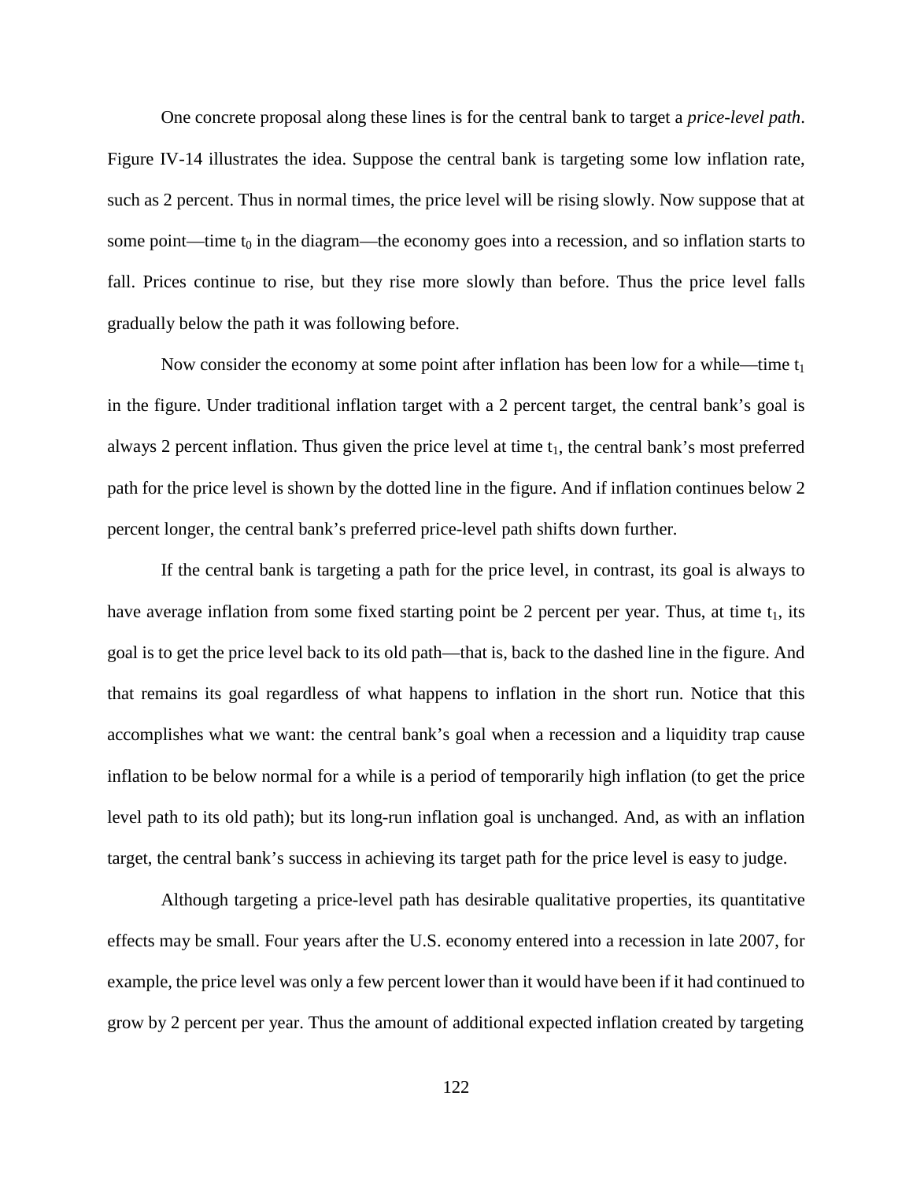One concrete proposal along these lines is for the central bank to target a *price-level path*. Figure IV-14 illustrates the idea. Suppose the central bank is targeting some low inflation rate, such as 2 percent. Thus in normal times, the price level will be rising slowly. Now suppose that at some point—time $t_0$ in the diagram—the economy goes into a recession, and so inflation starts to fall. Prices continue to rise, but they rise more slowly than before. Thus the price level falls gradually below the path it was following before.

Now consider the economy at some point after inflation has been low for a while—time $t_1$ in the figure. Under traditional inflation target with a 2 percent target, the central bank's goal is always 2 percent inflation. Thus given the price level at time $t_1$, the central bank's most preferred path for the price level is shown by the dotted line in the figure. And if inflation continues below 2 percent longer, the central bank's preferred price-level path shifts down further.

If the central bank is targeting a path for the price level, in contrast, its goal is always to have average inflation from some fixed starting point be 2 percent per year. Thus, at time $t_1$, its goal is to get the price level back to its old path—that is, back to the dashed line in the figure. And that remains its goal regardless of what happens to inflation in the short run. Notice that this accomplishes what we want: the central bank's goal when a recession and a liquidity trap cause inflation to be below normal for a while is a period of temporarily high inflation (to get the price level path to its old path); but its long-run inflation goal is unchanged. And, as with an inflation target, the central bank's success in achieving its target path for the price level is easy to judge.

Although targeting a price-level path has desirable qualitative properties, its quantitative effects may be small. Four years after the U.S. economy entered into a recession in late 2007, for example, the price level was only a few percent lower than it would have been if it had continued to grow by 2 percent per year. Thus the amount of additional expected inflation created by targeting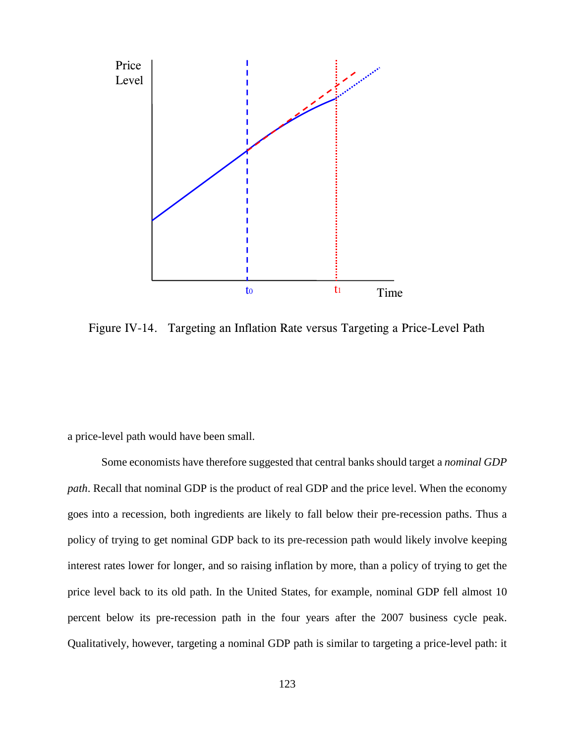Figure IV-14. Targeting an Inflation Rate versus Targeting a Price-Level Path

a price-level path would have been small.

Some economists have therefore suggested that central banks should target a *nominal GDP path*. Recall that nominal GDP is the product of real GDP and the price level. When the economy goes into a recession, both ingredients are likely to fall below their pre-recession paths. Thus a policy of trying to get nominal GDP back to its pre-recession path would likely involve keeping interest rates lower for longer, and so raising inflation by more, than a policy of trying to get the price level back to its old path. In the United States, for example, nominal GDP fell almost 10 percent below its pre-recession path in the four years after the 2007 business cycle peak. Qualitatively, however, targeting a nominal GDP path is similar to targeting a price-level path: it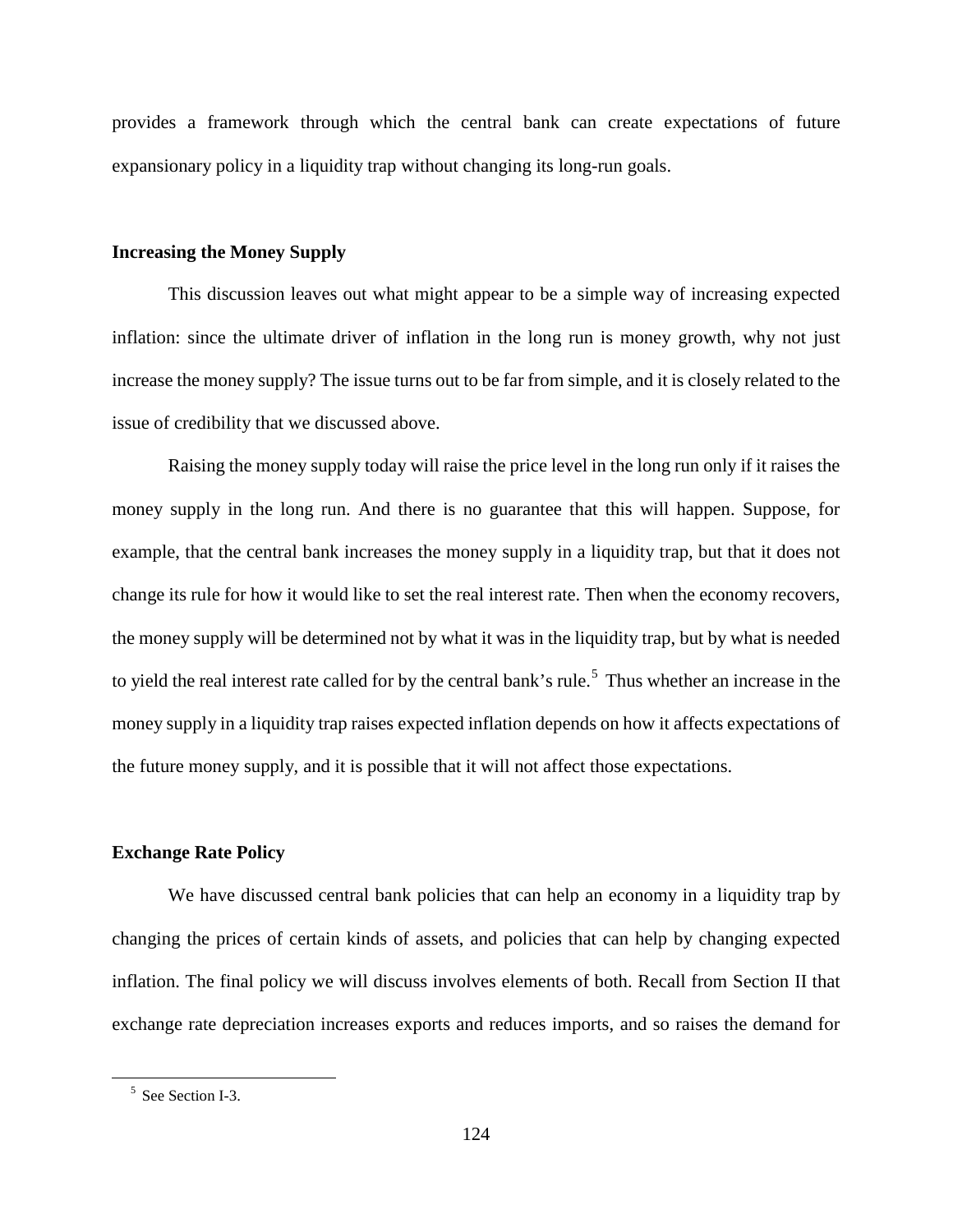provides a framework through which the central bank can create expectations of future expansionary policy in a liquidity trap without changing its long-run goals.

### Increasing the Money Supply

This discussion leaves out what might appear to be a simple way of increasing expected inflation: since the ultimate driver of inflation in the long run is money growth, why not just increase the money supply? The issue turns out to be far from simple, and it is closely related to the issue of credibility that we discussed above.

Raising the money supply today will raise the price level in the long run only if it raises the money supply in the long run. And there is no guarantee that this will happen. Suppose, for example, that the central bank increases the money supply in a liquidity trap, but that it does not change its rule for how it would like to set the real interest rate. Then when the economy recovers, the money supply will be determined not by what it was in the liquidity trap, but by what is needed to yield the real interest rate called for by the central bank's rule.[5] Thus whether an increase in the money supply in a liquidity trap raises expected inflation depends on how it affects expectations of the future money supply, and it is possible that it will not affect those expectations.

### Exchange Rate Policy

We have discussed central bank policies that can help an economy in a liquidity trap by changing the prices of certain kinds of assets, and policies that can help by changing expected inflation. The final policy we will discuss involves elements of both. Recall from Section II that exchange rate depreciation increases exports and reduces imports, and so raises the demand for

[5] See Section I-3.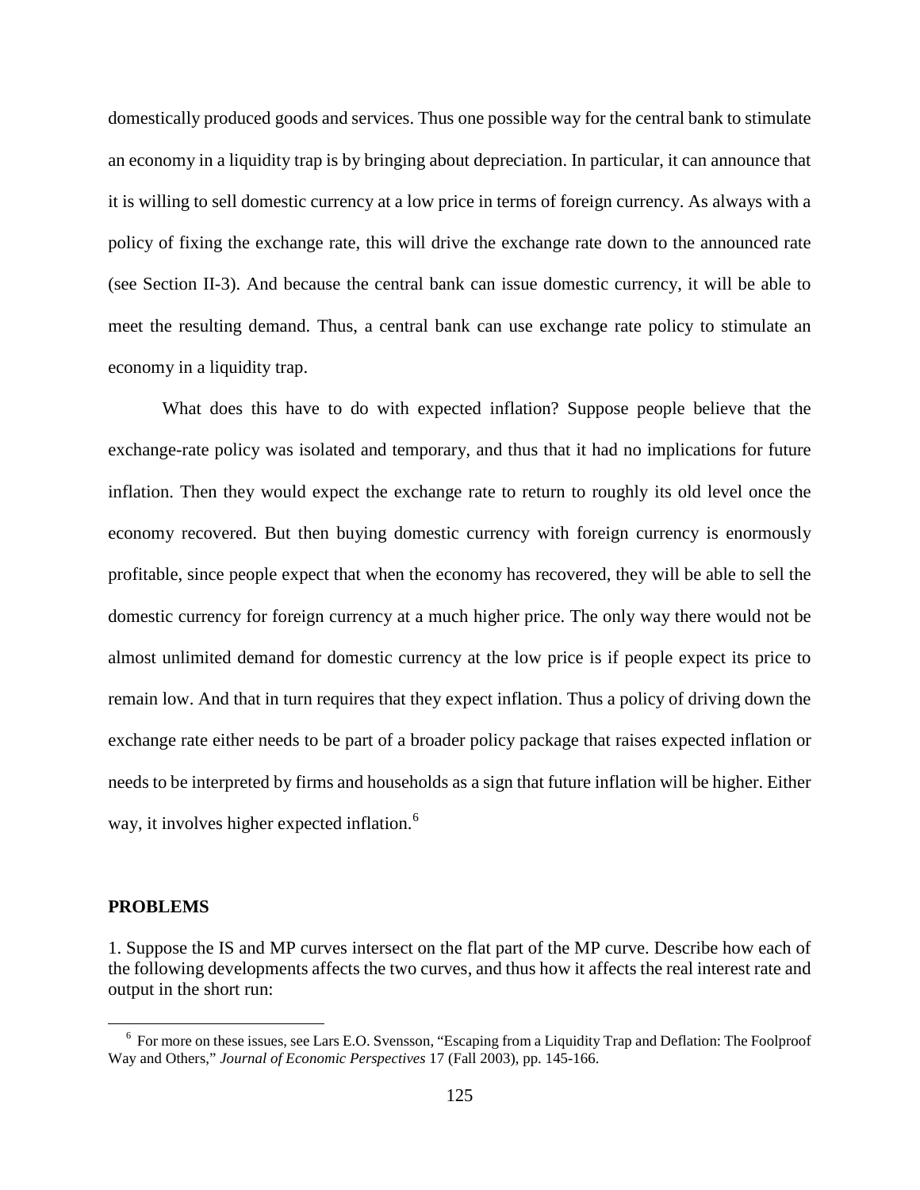domestically produced goods and services. Thus one possible way for the central bank to stimulate an economy in a liquidity trap is by bringing about depreciation. In particular, it can announce that it is willing to sell domestic currency at a low price in terms of foreign currency. As always with a policy of fixing the exchange rate, this will drive the exchange rate down to the announced rate (see Section II-3). And because the central bank can issue domestic currency, it will be able to meet the resulting demand. Thus, a central bank can use exchange rate policy to stimulate an economy in a liquidity trap.

What does this have to do with expected inflation? Suppose people believe that the exchange-rate policy was isolated and temporary, and thus that it had no implications for future inflation. Then they would expect the exchange rate to return to roughly its old level once the economy recovered. But then buying domestic currency with foreign currency is enormously profitable, since people expect that when the economy has recovered, they will be able to sell the domestic currency for foreign currency at a much higher price. The only way there would not be almost unlimited demand for domestic currency at the low price is if people expect its price to remain low. And that in turn requires that they expect inflation. Thus a policy of driving down the exchange rate either needs to be part of a broader policy package that raises expected inflation or needs to be interpreted by firms and households as a sign that future inflation will be higher. Either way, it involves higher expected inflation.[6]

## PROBLEMS

1. Suppose the IS and MP curves intersect on the flat part of the MP curve. Describe how each of the following developments affects the two curves, and thus how it affects the real interest rate and output in the short run:

[6] For more on these issues, see Lars E.O. Svensson, "Escaping from a Liquidity Trap and Deflation: The Foolproof Way and Others," *Journal of Economic Perspectives* 17 (Fall 2003), pp. 145-166.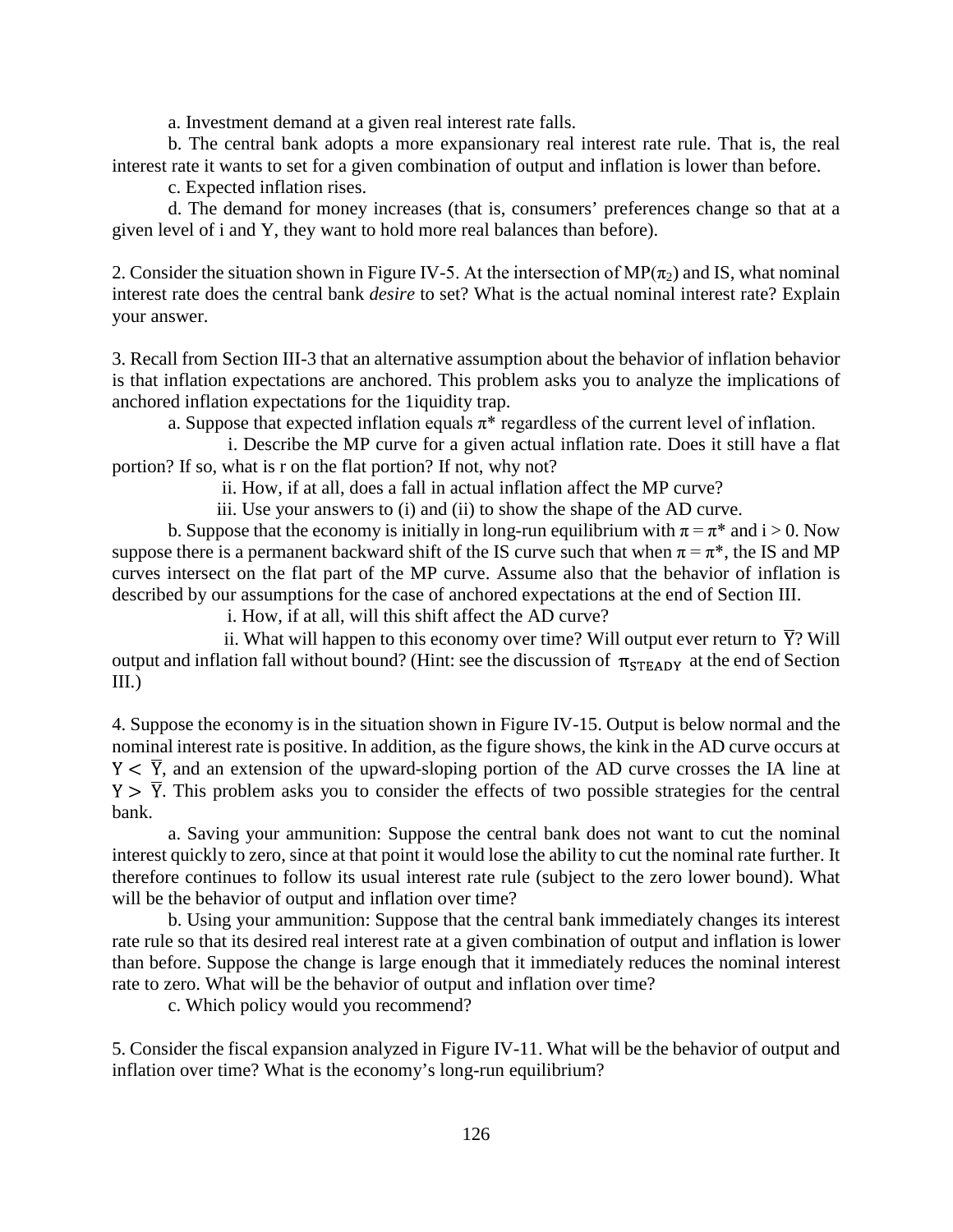a. Investment demand at a given real interest rate falls.

b. The central bank adopts a more expansionary real interest rate rule. That is, the real interest rate it wants to set for a given combination of output and inflation is lower than before.

c. Expected inflation rises.

d. The demand for money increases (that is, consumers' preferences change so that at a given level of i and Y, they want to hold more real balances than before).

2. Consider the situation shown in Figure IV-5. At the intersection of MP($\pi_2$) and IS, what nominal interest rate does the central bank *desire* to set? What is the actual nominal interest rate? Explain your answer.

3. Recall from Section III-3 that an alternative assumption about the behavior of inflation behavior is that inflation expectations are anchored. This problem asks you to analyze the implications of anchored inflation expectations for the 1iquidity trap.

a. Suppose that expected inflation equals $\pi^*$ regardless of the current level of inflation.

i. Describe the MP curve for a given actual inflation rate. Does it still have a flat portion? If so, what is r on the flat portion? If not, why not?

ii. How, if at all, does a fall in actual inflation affect the MP curve?

iii. Use your answers to (i) and (ii) to show the shape of the AD curve.

b. Suppose that the economy is initially in long-run equilibrium with $\pi = \pi^*$ and $i > 0$. Now suppose there is a permanent backward shift of the IS curve such that when $\pi = \pi^*$, the IS and MP curves intersect on the flat part of the MP curve. Assume also that the behavior of inflation is described by our assumptions for the case of anchored expectations at the end of Section III.

i. How, if at all, will this shift affect the AD curve?

ii. What will happen to this economy over time? Will output ever return to $\overline{Y}$? Will output and inflation fall without bound? (Hint: see the discussion of $\pi_{STEADY}$ at the end of Section III.)

4. Suppose the economy is in the situation shown in Figure IV-15. Output is below normal and the nominal interest rate is positive. In addition, as the figure shows, the kink in the AD curve occurs at $Y < \overline{Y}$, and an extension of the upward-sloping portion of the AD curve crosses the IA line at $Y > \overline{Y}$. This problem asks you to consider the effects of two possible strategies for the central bank.

a. Saving your ammunition: Suppose the central bank does not want to cut the nominal interest quickly to zero, since at that point it would lose the ability to cut the nominal rate further. It therefore continues to follow its usual interest rate rule (subject to the zero lower bound). What will be the behavior of output and inflation over time?

b. Using your ammunition: Suppose that the central bank immediately changes its interest rate rule so that its desired real interest rate at a given combination of output and inflation is lower than before. Suppose the change is large enough that it immediately reduces the nominal interest rate to zero. What will be the behavior of output and inflation over time?

c. Which policy would you recommend?

5. Consider the fiscal expansion analyzed in Figure IV-11. What will be the behavior of output and inflation over time? What is the economy's long-run equilibrium?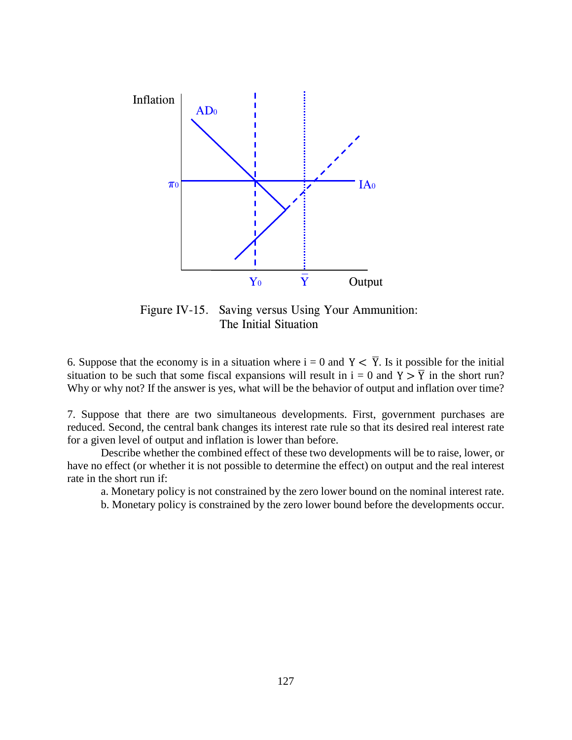Figure IV-15. Saving versus Using Your Ammunition: The Initial Situation

6. Suppose that the economy is in a situation where i = 0 and $Y < \bar{Y}$. Is it possible for the initial situation to be such that some fiscal expansions will result in i = 0 and $Y > \bar{Y}$ in the short run? Why or why not? If the answer is yes, what will be the behavior of output and inflation over time?

7. Suppose that there are two simultaneous developments. First, government purchases are reduced. Second, the central bank changes its interest rate rule so that its desired real interest rate for a given level of output and inflation is lower than before.

Describe whether the combined effect of these two developments will be to raise, lower, or have no effect (or whether it is not possible to determine the effect) on output and the real interest rate in the short run if:

a. Monetary policy is not constrained by the zero lower bound on the nominal interest rate.

b. Monetary policy is constrained by the zero lower bound before the developments occur.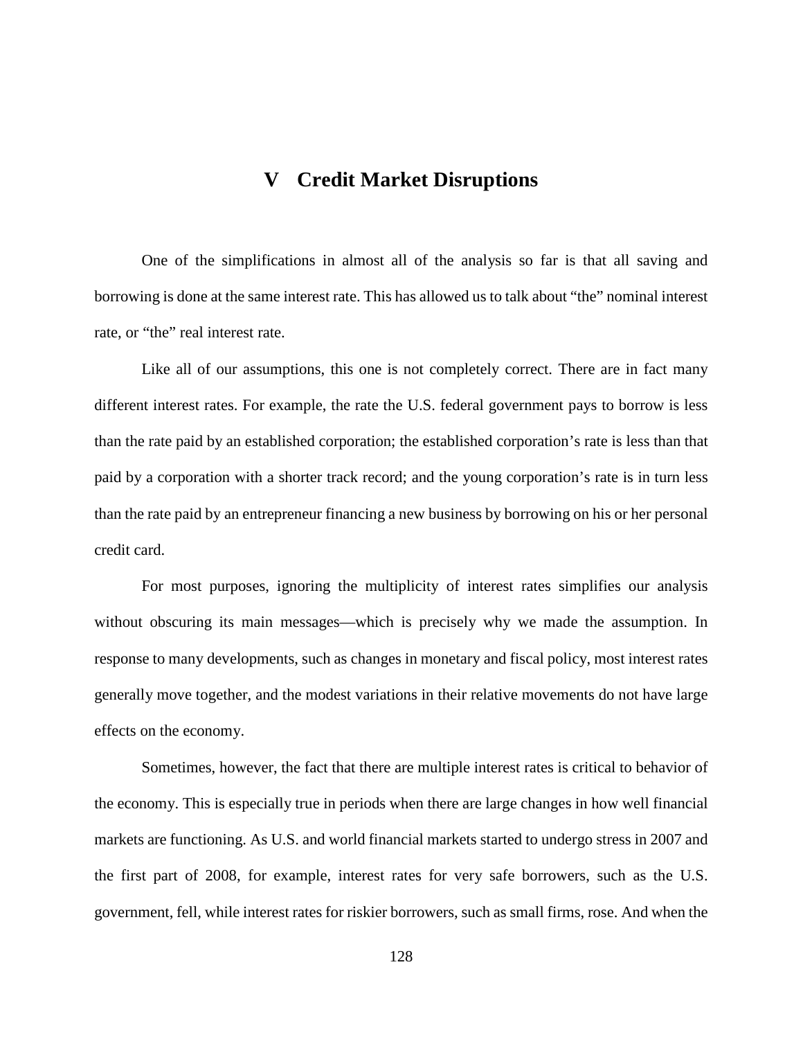# V Credit Market Disruptions

One of the simplifications in almost all of the analysis so far is that all saving and borrowing is done at the same interest rate. This has allowed us to talk about "the" nominal interest rate, or "the" real interest rate.

Like all of our assumptions, this one is not completely correct. There are in fact many different interest rates. For example, the rate the U.S. federal government pays to borrow is less than the rate paid by an established corporation; the established corporation's rate is less than that paid by a corporation with a shorter track record; and the young corporation's rate is in turn less than the rate paid by an entrepreneur financing a new business by borrowing on his or her personal credit card.

For most purposes, ignoring the multiplicity of interest rates simplifies our analysis without obscuring its main messages—which is precisely why we made the assumption. In response to many developments, such as changes in monetary and fiscal policy, most interest rates generally move together, and the modest variations in their relative movements do not have large effects on the economy.

Sometimes, however, the fact that there are multiple interest rates is critical to behavior of the economy. This is especially true in periods when there are large changes in how well financial markets are functioning. As U.S. and world financial markets started to undergo stress in 2007 and the first part of 2008, for example, interest rates for very safe borrowers, such as the U.S. government, fell, while interest rates for riskier borrowers, such as small firms, rose. And when the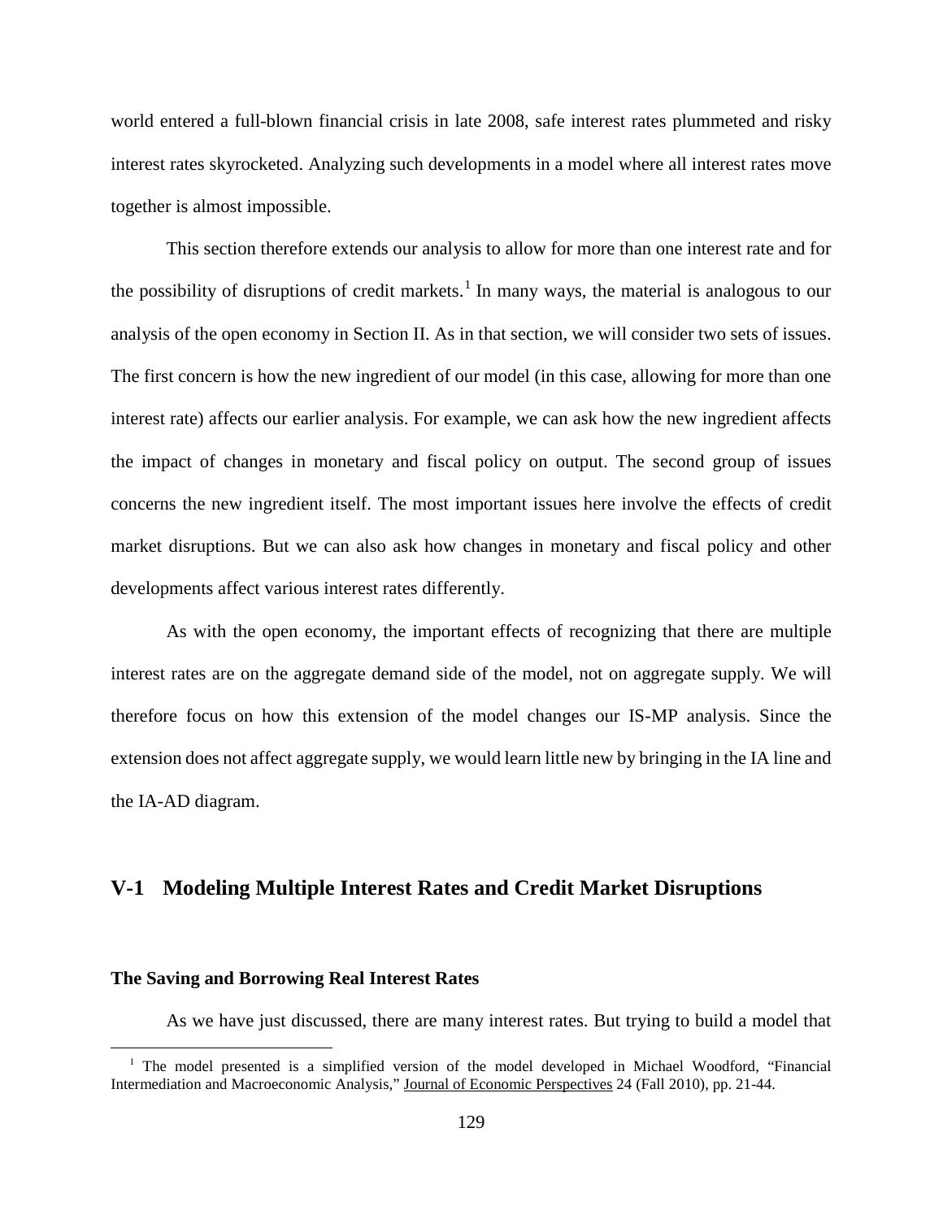world entered a full-blown financial crisis in late 2008, safe interest rates plummeted and risky interest rates skyrocketed. Analyzing such developments in a model where all interest rates move together is almost impossible.

This section therefore extends our analysis to allow for more than one interest rate and for the possibility of disruptions of credit markets.[1] In many ways, the material is analogous to our analysis of the open economy in Section II. As in that section, we will consider two sets of issues. The first concern is how the new ingredient of our model (in this case, allowing for more than one interest rate) affects our earlier analysis. For example, we can ask how the new ingredient affects the impact of changes in monetary and fiscal policy on output. The second group of issues concerns the new ingredient itself. The most important issues here involve the effects of credit market disruptions. But we can also ask how changes in monetary and fiscal policy and other developments affect various interest rates differently.

As with the open economy, the important effects of recognizing that there are multiple interest rates are on the aggregate demand side of the model, not on aggregate supply. We will therefore focus on how this extension of the model changes our IS-MP analysis. Since the extension does not affect aggregate supply, we would learn little new by bringing in the IA line and the IA-AD diagram.

## V-1 Modeling Multiple Interest Rates and Credit Market Disruptions

### The Saving and Borrowing Real Interest Rates

As we have just discussed, there are many interest rates. But trying to build a model that

[1] The model presented is a simplified version of the model developed in Michael Woodford, "Financial Intermediation and Macroeconomic Analysis," Journal of Economic Perspectives 24 (Fall 2010), pp. 21-44.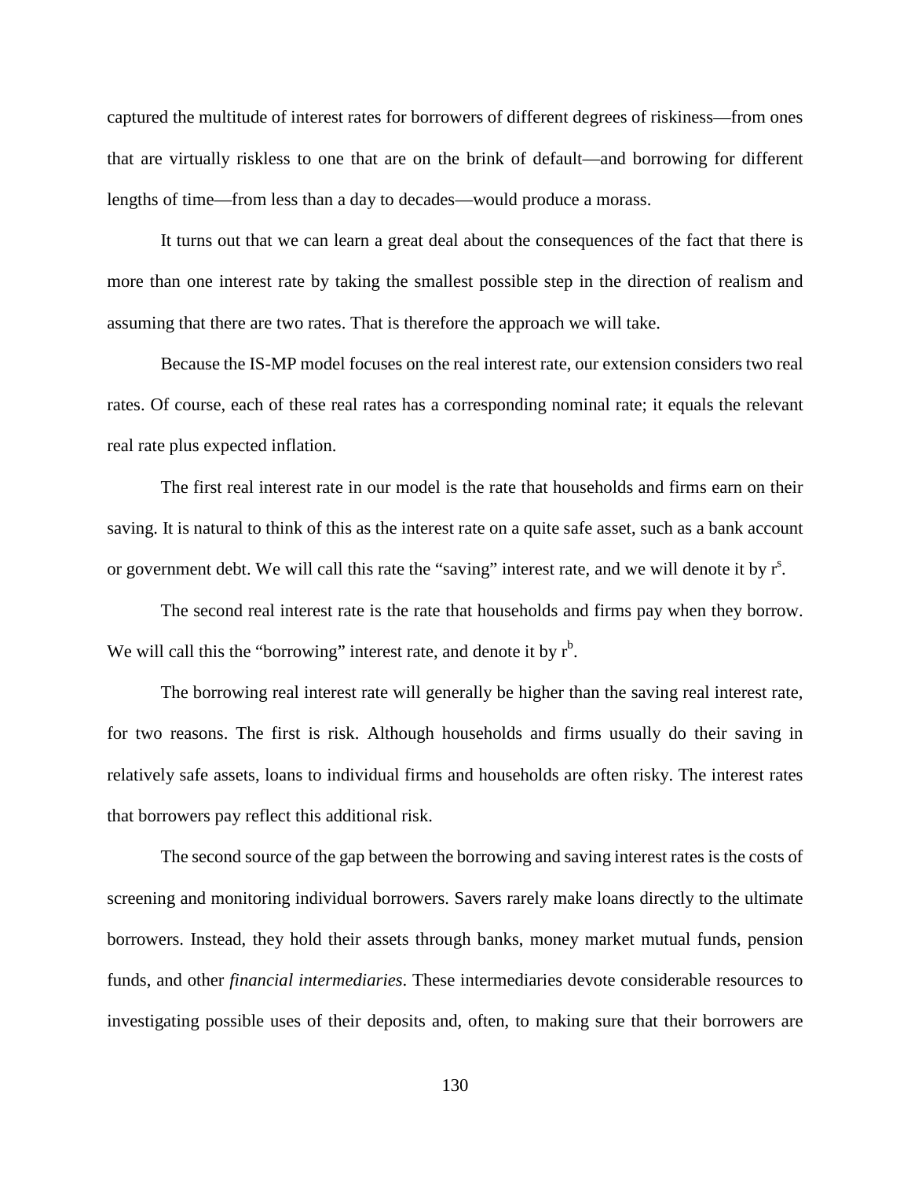captured the multitude of interest rates for borrowers of different degrees of riskiness—from ones that are virtually riskless to one that are on the brink of default—and borrowing for different lengths of time—from less than a day to decades—would produce a morass.

It turns out that we can learn a great deal about the consequences of the fact that there is more than one interest rate by taking the smallest possible step in the direction of realism and assuming that there are two rates. That is therefore the approach we will take.

Because the IS-MP model focuses on the real interest rate, our extension considers two real rates. Of course, each of these real rates has a corresponding nominal rate; it equals the relevant real rate plus expected inflation.

The first real interest rate in our model is the rate that households and firms earn on their saving. It is natural to think of this as the interest rate on a quite safe asset, such as a bank account or government debt. We will call this rate the "saving" interest rate, and we will denote it by $r^s$.

The second real interest rate is the rate that households and firms pay when they borrow. We will call this the "borrowing" interest rate, and denote it by $r^b$.

The borrowing real interest rate will generally be higher than the saving real interest rate, for two reasons. The first is risk. Although households and firms usually do their saving in relatively safe assets, loans to individual firms and households are often risky. The interest rates that borrowers pay reflect this additional risk.

The second source of the gap between the borrowing and saving interest rates is the costs of screening and monitoring individual borrowers. Savers rarely make loans directly to the ultimate borrowers. Instead, they hold their assets through banks, money market mutual funds, pension funds, and other *financial intermediaries*. These intermediaries devote considerable resources to investigating possible uses of their deposits and, often, to making sure that their borrowers are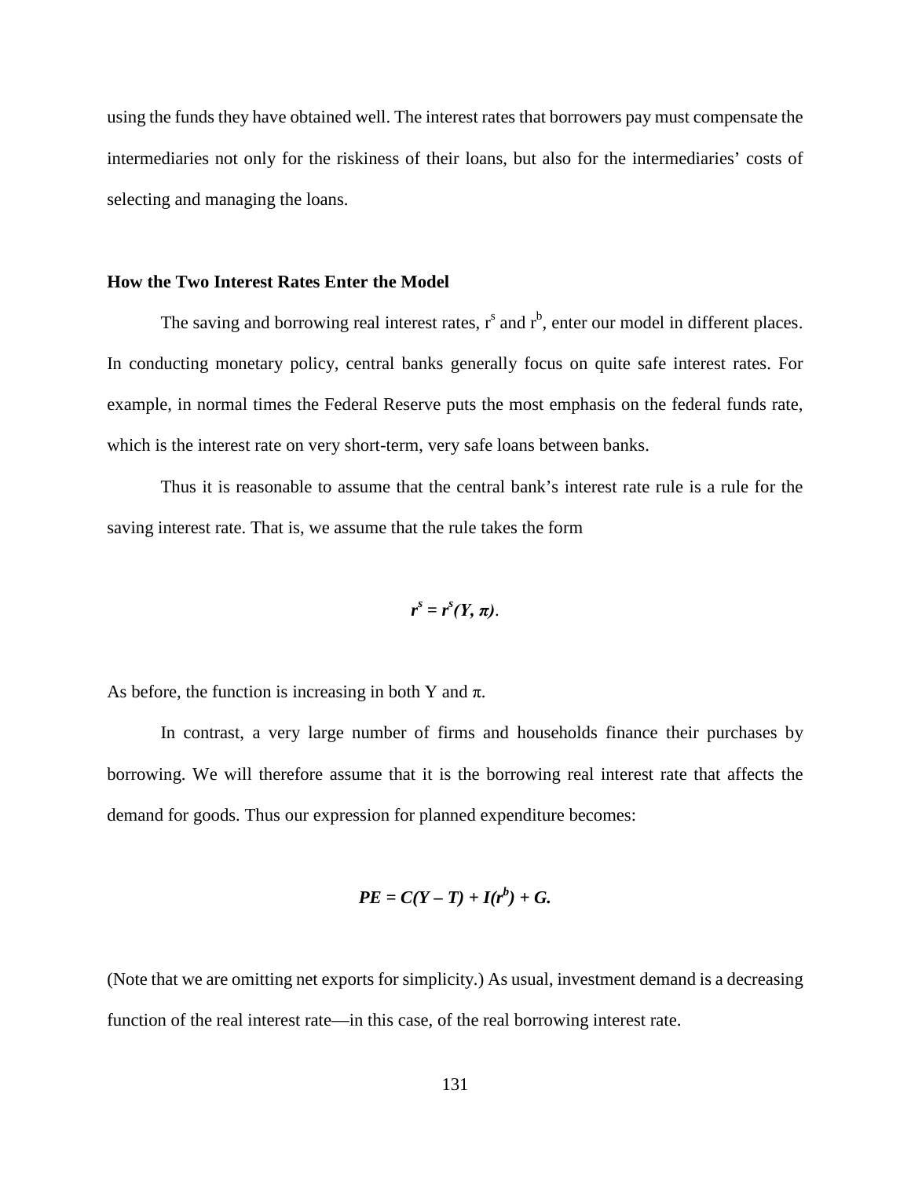using the funds they have obtained well. The interest rates that borrowers pay must compensate the intermediaries not only for the riskiness of their loans, but also for the intermediaries' costs of selecting and managing the loans.

### How the Two Interest Rates Enter the Model

The saving and borrowing real interest rates, $r^s$ and $r^b$, enter our model in different places. In conducting monetary policy, central banks generally focus on quite safe interest rates. For example, in normal times the Federal Reserve puts the most emphasis on the federal funds rate, which is the interest rate on very short-term, very safe loans between banks.

Thus it is reasonable to assume that the central bank's interest rate rule is a rule for the saving interest rate. That is, we assume that the rule takes the form

$$r^s = r^s(Y, \pi).$$

As before, the function is increasing in both Y and $\pi$.

In contrast, a very large number of firms and households finance their purchases by borrowing. We will therefore assume that it is the borrowing real interest rate that affects the demand for goods. Thus our expression for planned expenditure becomes:

$$PE = C(Y - T) + I(r^b) + G.$$

(Note that we are omitting net exports for simplicity.) As usual, investment demand is a decreasing function of the real interest rate—in this case, of the real borrowing interest rate.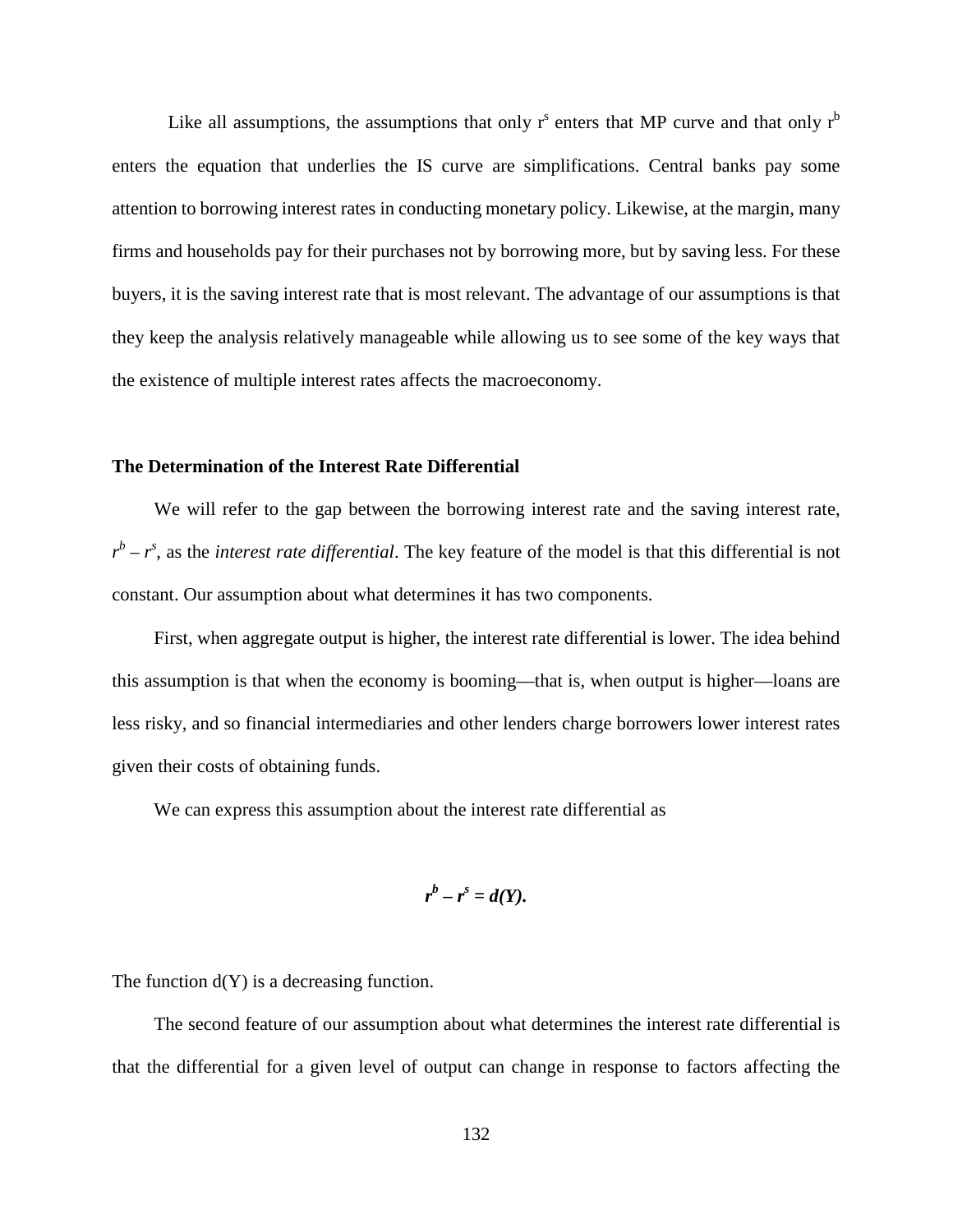Like all assumptions, the assumptions that only $r^s$ enters that MP curve and that only $r^b$ enters the equation that underlies the IS curve are simplifications. Central banks pay some attention to borrowing interest rates in conducting monetary policy. Likewise, at the margin, many firms and households pay for their purchases not by borrowing more, but by saving less. For these buyers, it is the saving interest rate that is most relevant. The advantage of our assumptions is that they keep the analysis relatively manageable while allowing us to see some of the key ways that the existence of multiple interest rates affects the macroeconomy.

**The Determination of the Interest Rate Differential**

We will refer to the gap between the borrowing interest rate and the saving interest rate, $r^b - r^s$, as the *interest rate differential*. The key feature of the model is that this differential is not constant. Our assumption about what determines it has two components.

First, when aggregate output is higher, the interest rate differential is lower. The idea behind this assumption is that when the economy is booming—that is, when output is higher—loans are less risky, and so financial intermediaries and other lenders charge borrowers lower interest rates given their costs of obtaining funds.

We can express this assumption about the interest rate differential as

$$r^b - r^s = d(Y).$$

The function d(Y) is a decreasing function.

The second feature of our assumption about what determines the interest rate differential is that the differential for a given level of output can change in response to factors affecting the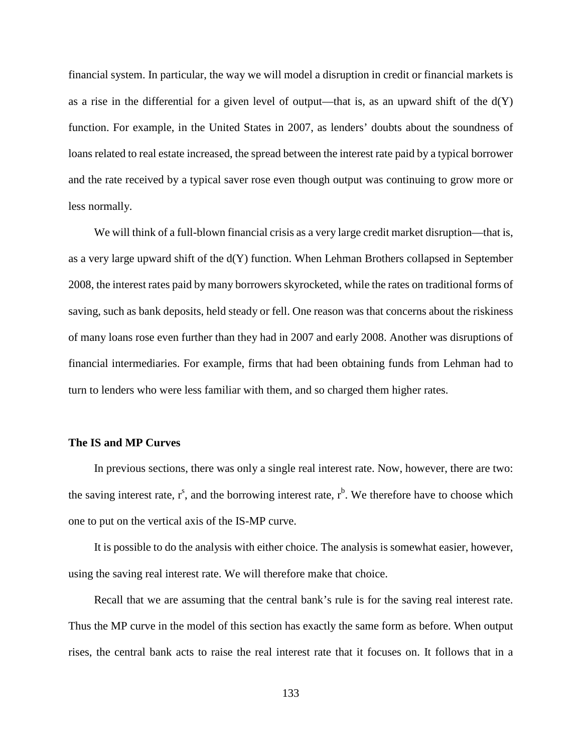financial system. In particular, the way we will model a disruption in credit or financial markets is as a rise in the differential for a given level of output—that is, as an upward shift of the d(Y) function. For example, in the United States in 2007, as lenders' doubts about the soundness of loans related to real estate increased, the spread between the interest rate paid by a typical borrower and the rate received by a typical saver rose even though output was continuing to grow more or less normally.

We will think of a full-blown financial crisis as a very large credit market disruption—that is, as a very large upward shift of the d(Y) function. When Lehman Brothers collapsed in September 2008, the interest rates paid by many borrowers skyrocketed, while the rates on traditional forms of saving, such as bank deposits, held steady or fell. One reason was that concerns about the riskiness of many loans rose even further than they had in 2007 and early 2008. Another was disruptions of financial intermediaries. For example, firms that had been obtaining funds from Lehman had to turn to lenders who were less familiar with them, and so charged them higher rates.

### The IS and MP Curves

In previous sections, there was only a single real interest rate. Now, however, there are two: the saving interest rate, $r^s$, and the borrowing interest rate, $r^b$. We therefore have to choose which one to put on the vertical axis of the IS-MP curve.

It is possible to do the analysis with either choice. The analysis is somewhat easier, however, using the saving real interest rate. We will therefore make that choice.

Recall that we are assuming that the central bank's rule is for the saving real interest rate. Thus the MP curve in the model of this section has exactly the same form as before. When output rises, the central bank acts to raise the real interest rate that it focuses on. It follows that in a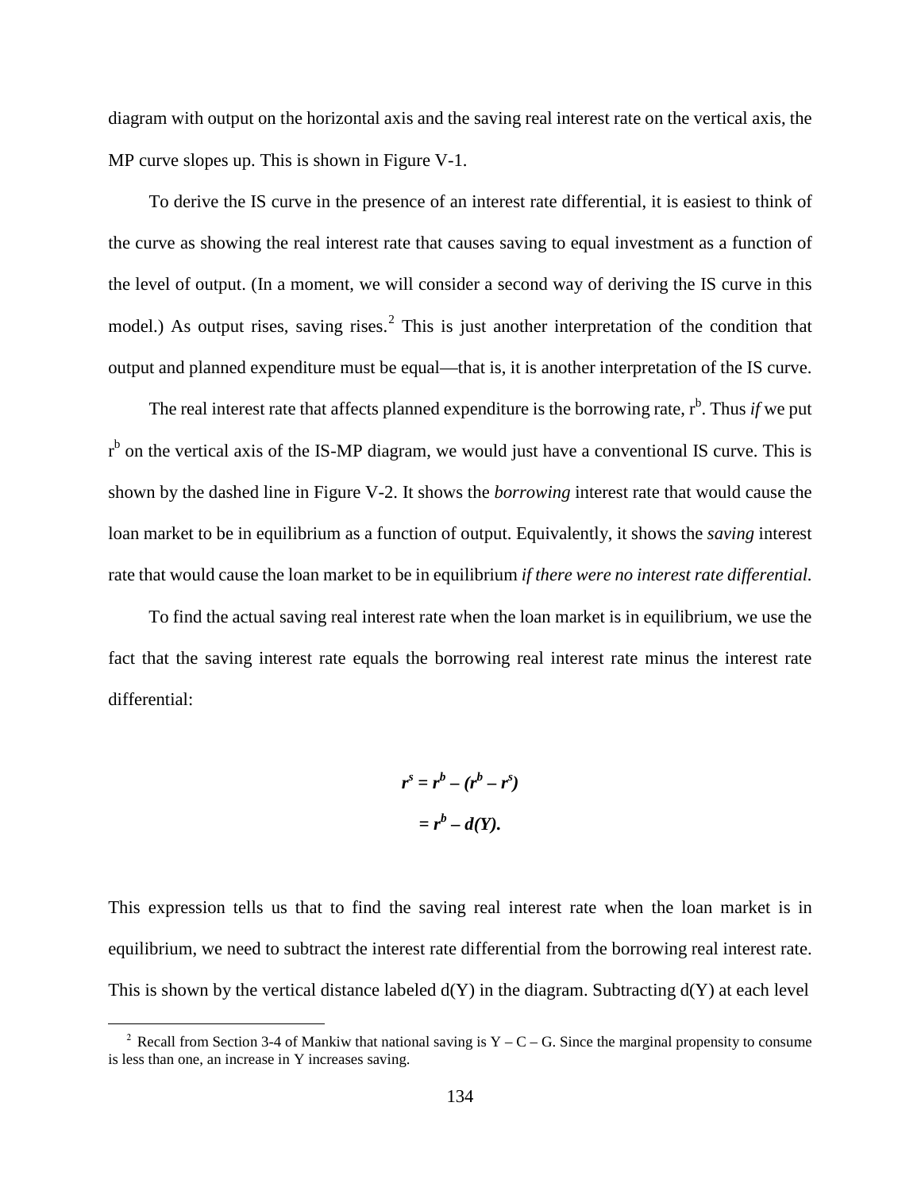diagram with output on the horizontal axis and the saving real interest rate on the vertical axis, the MP curve slopes up. This is shown in Figure V-1.

To derive the IS curve in the presence of an interest rate differential, it is easiest to think of the curve as showing the real interest rate that causes saving to equal investment as a function of the level of output. (In a moment, we will consider a second way of deriving the IS curve in this model.) As output rises, saving rises.[2] This is just another interpretation of the condition that output and planned expenditure must be equal—that is, it is another interpretation of the IS curve.

The real interest rate that affects planned expenditure is the borrowing rate, $r^b$. Thus *if* we put $r^b$ on the vertical axis of the IS-MP diagram, we would just have a conventional IS curve. This is shown by the dashed line in Figure V-2. It shows the *borrowing* interest rate that would cause the loan market to be in equilibrium as a function of output. Equivalently, it shows the *saving* interest rate that would cause the loan market to be in equilibrium *if there were no interest rate differential.*

To find the actual saving real interest rate when the loan market is in equilibrium, we use the fact that the saving interest rate equals the borrowing real interest rate minus the interest rate differential:

$$
\begin{aligned}
\boldsymbol{r^s} &= \boldsymbol{r^b - (r^b - r^s)} \\
&= \boldsymbol{r^b - d(Y).}
\end{aligned}
$$

This expression tells us that to find the saving real interest rate when the loan market is in equilibrium, we need to subtract the interest rate differential from the borrowing real interest rate. This is shown by the vertical distance labeled d(Y) in the diagram. Subtracting d(Y) at each level

[2] Recall from Section 3-4 of Mankiw that national saving is Y – C – G. Since the marginal propensity to consume is less than one, an increase in Y increases saving.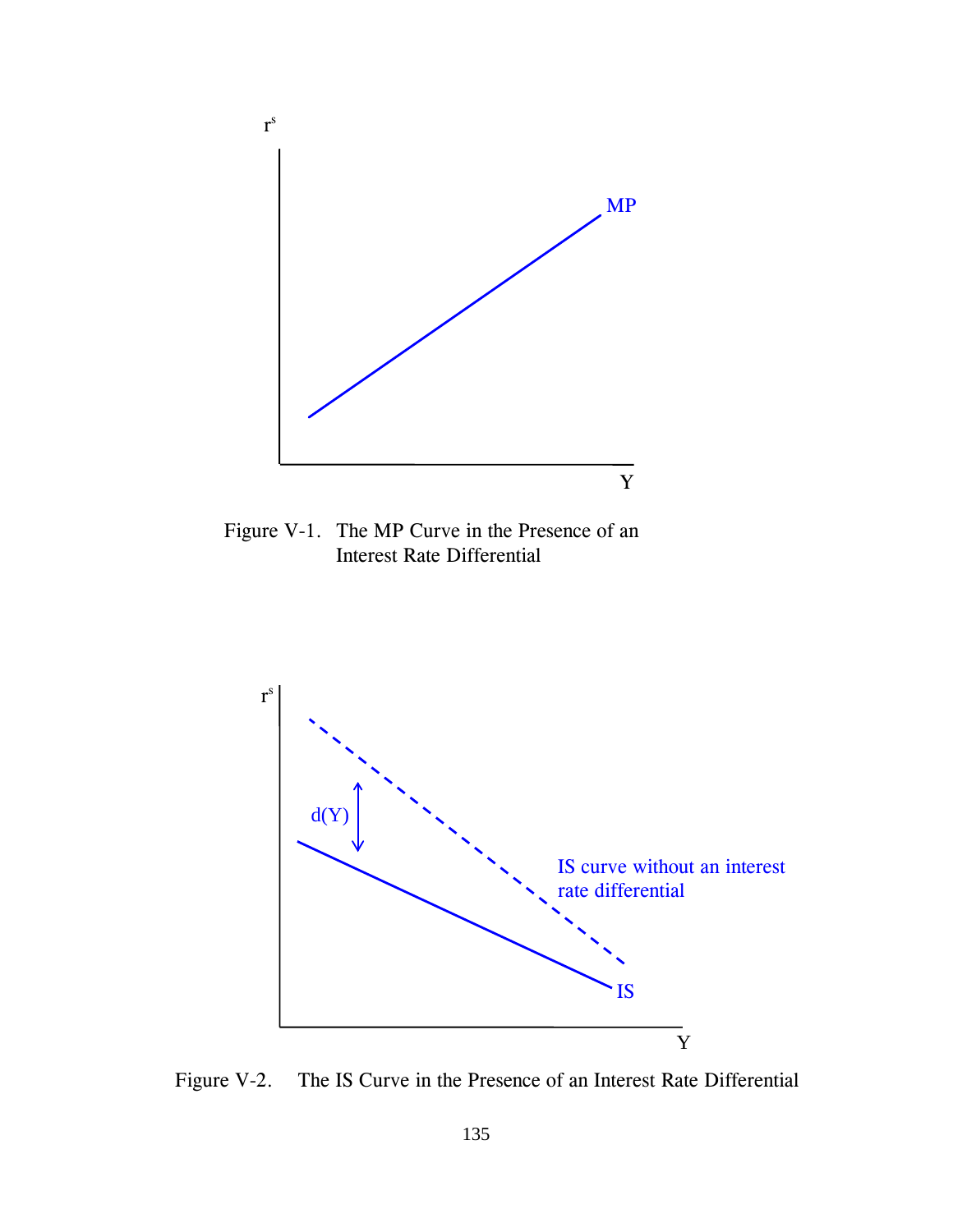Figure V-1. The MP Curve in the Presence of an Interest Rate Differential

Figure V-2. The IS Curve in the Presence of an Interest Rate Differential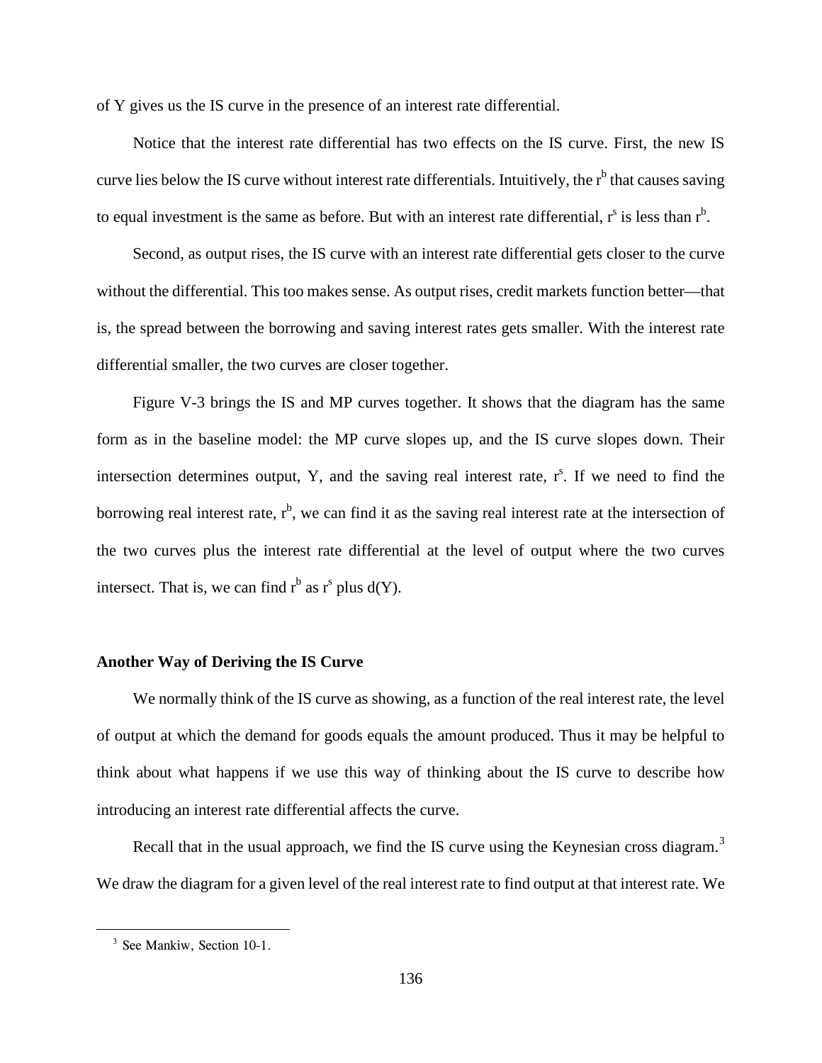of Y gives us the IS curve in the presence of an interest rate differential.

Notice that the interest rate differential has two effects on the IS curve. First, the new IS curve lies below the IS curve without interest rate differentials. Intuitively, the $r^b$ that causes saving to equal investment is the same as before. But with an interest rate differential, $r^s$ is less than $r^b$.

Second, as output rises, the IS curve with an interest rate differential gets closer to the curve without the differential. This too makes sense. As output rises, credit markets function better—that is, the spread between the borrowing and saving interest rates gets smaller. With the interest rate differential smaller, the two curves are closer together.

Figure V-3 brings the IS and MP curves together. It shows that the diagram has the same form as in the baseline model: the MP curve slopes up, and the IS curve slopes down. Their intersection determines output, Y, and the saving real interest rate, $r^s$. If we need to find the borrowing real interest rate, $r^b$, we can find it as the saving real interest rate at the intersection of the two curves plus the interest rate differential at the level of output where the two curves intersect. That is, we can find $r^b$ as $r^s$ plus d(Y).

**Another Way of Deriving the IS Curve**

We normally think of the IS curve as showing, as a function of the real interest rate, the level of output at which the demand for goods equals the amount produced. Thus it may be helpful to think about what happens if we use this way of thinking about the IS curve to describe how introducing an interest rate differential affects the curve.

Recall that in the usual approach, we find the IS curve using the Keynesian cross diagram.[3] We draw the diagram for a given level of the real interest rate to find output at that interest rate. We

[3] See Mankiw, Section 10-1.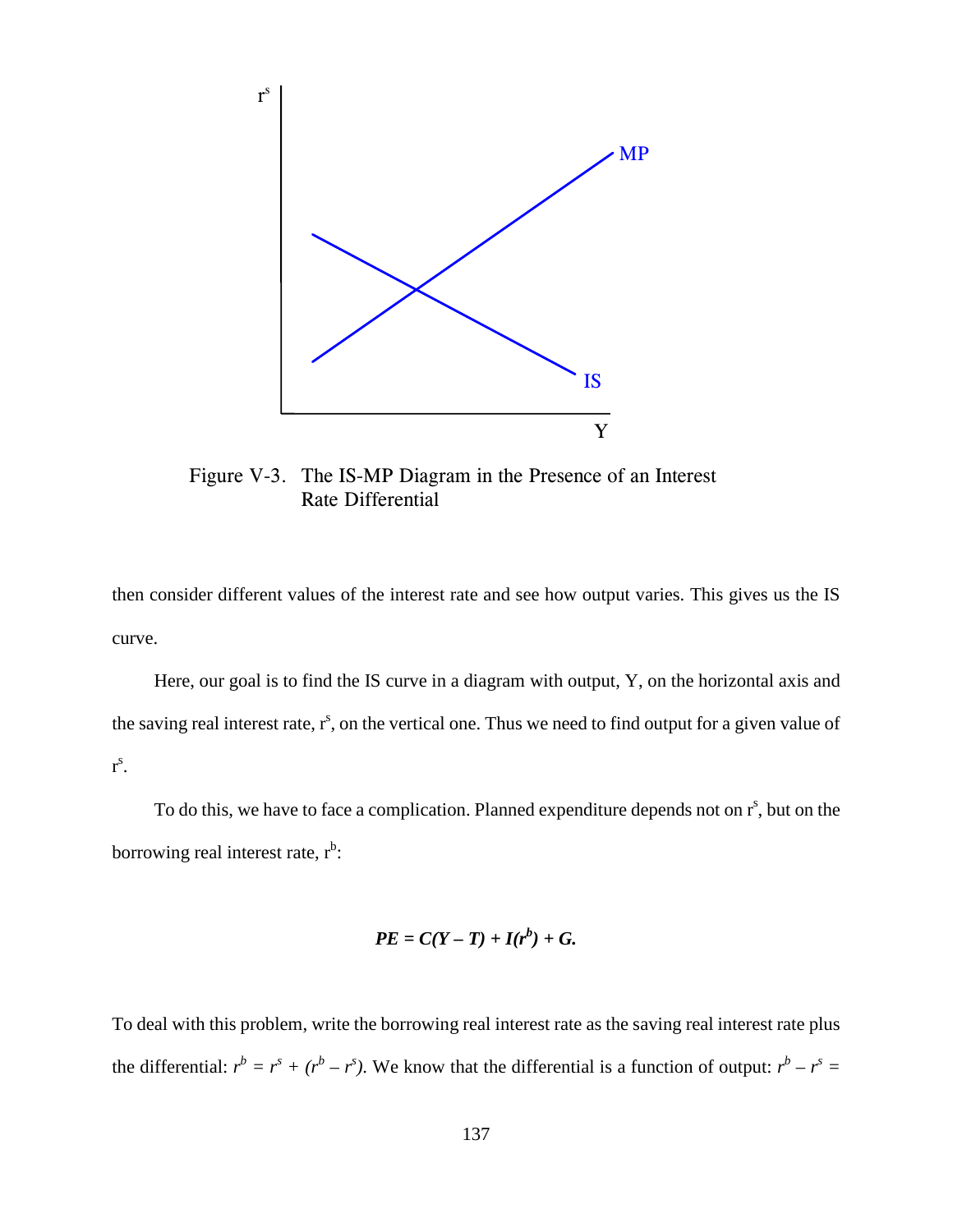Figure V-3. The IS-MP Diagram in the Presence of an Interest Rate Differential

then consider different values of the interest rate and see how output varies. This gives us the IS curve.

Here, our goal is to find the IS curve in a diagram with output, Y, on the horizontal axis and the saving real interest rate, $r^s$, on the vertical one. Thus we need to find output for a given value of $r^s$.

To do this, we have to face a complication. Planned expenditure depends not on $r^s$, but on the borrowing real interest rate, $r^b$:

$$\boldsymbol{PE = C(Y - T) + I(r^b) + G.}$$

To deal with this problem, write the borrowing real interest rate as the saving real interest rate plus the differential: $r^b = r^s + (r^b - r^s)$. We know that the differential is a function of output: $r^b - r^s =$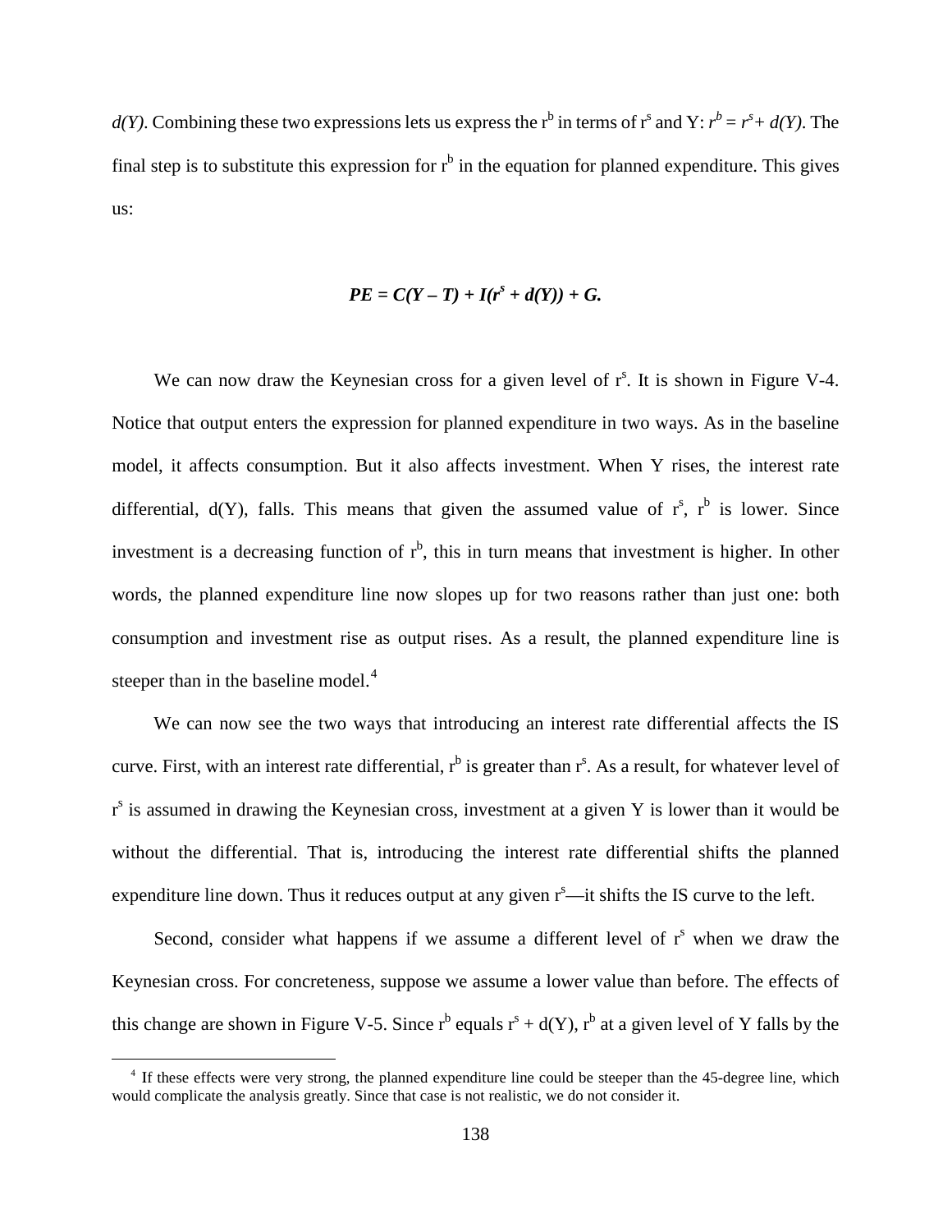$d(Y)$. Combining these two expressions lets us express the $r^b$ in terms of $r^s$ and Y: $r^b = r^s + d(Y)$. The final step is to substitute this expression for $r^b$ in the equation for planned expenditure. This gives us:

$$PE = C(Y - T) + I(r^s + d(Y)) + G.$$

We can now draw the Keynesian cross for a given level of $r^s$. It is shown in Figure V-4. Notice that output enters the expression for planned expenditure in two ways. As in the baseline model, it affects consumption. But it also affects investment. When Y rises, the interest rate differential, d(Y), falls. This means that given the assumed value of $r^s$, $r^b$ is lower. Since investment is a decreasing function of $r^b$, this in turn means that investment is higher. In other words, the planned expenditure line now slopes up for two reasons rather than just one: both consumption and investment rise as output rises. As a result, the planned expenditure line is steeper than in the baseline model.[4]

We can now see the two ways that introducing an interest rate differential affects the IS curve. First, with an interest rate differential, $r^b$ is greater than $r^s$. As a result, for whatever level of $r^s$ is assumed in drawing the Keynesian cross, investment at a given Y is lower than it would be without the differential. That is, introducing the interest rate differential shifts the planned expenditure line down. Thus it reduces output at any given $r^s$—it shifts the IS curve to the left.

Second, consider what happens if we assume a different level of $r^s$ when we draw the Keynesian cross. For concreteness, suppose we assume a lower value than before. The effects of this change are shown in Figure V-5. Since $r^b$ equals $r^s$ + d(Y), $r^b$ at a given level of Y falls by the

[4] If these effects were very strong, the planned expenditure line could be steeper than the 45-degree line, which would complicate the analysis greatly. Since that case is not realistic, we do not consider it.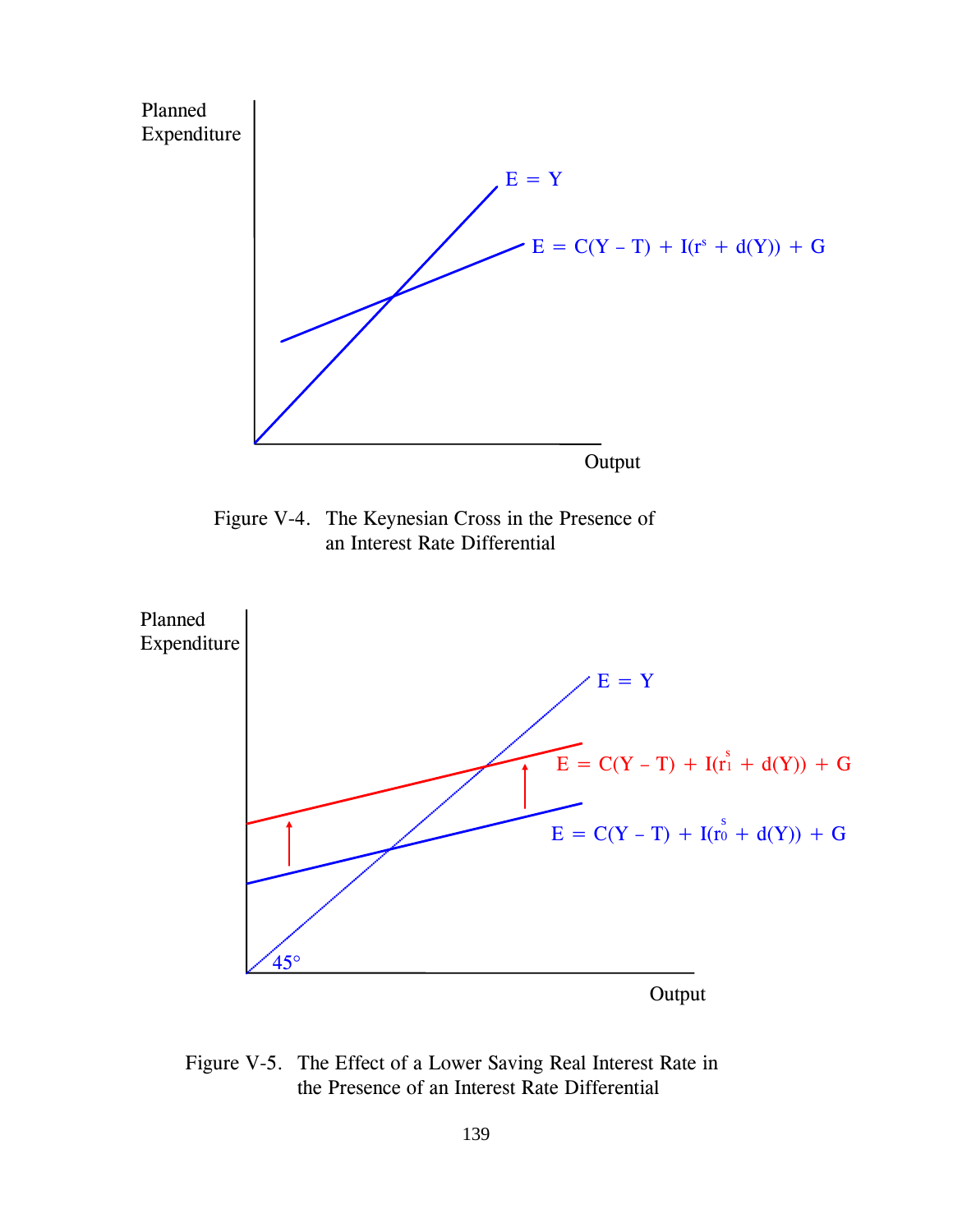Figure V-4. The Keynesian Cross in the Presence of an Interest Rate Differential

Figure V-5. The Effect of a Lower Saving Real Interest Rate in the Presence of an Interest Rate Differential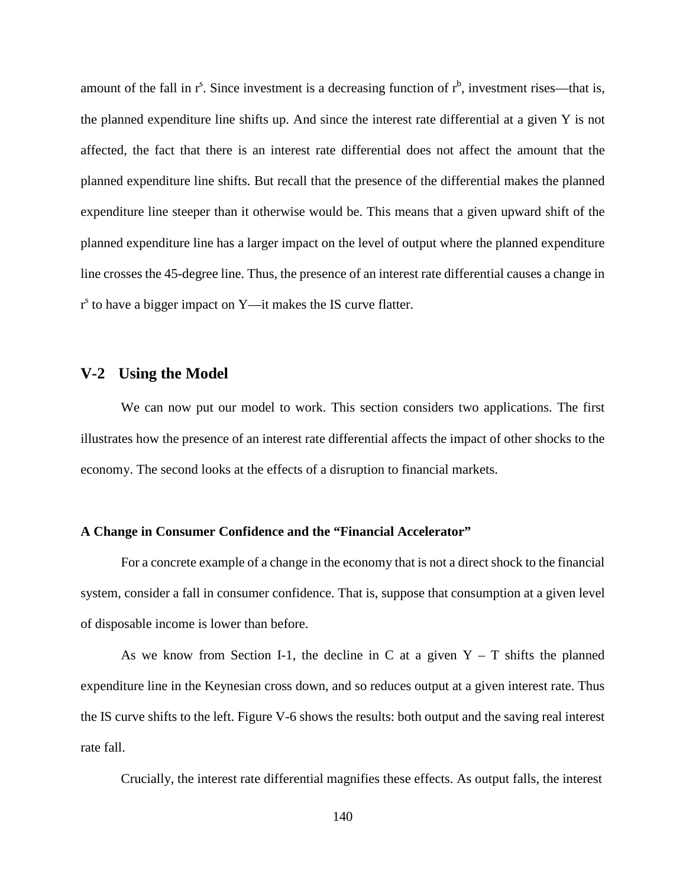amount of the fall in $r^s$. Since investment is a decreasing function of $r^b$, investment rises—that is, the planned expenditure line shifts up. And since the interest rate differential at a given Y is not affected, the fact that there is an interest rate differential does not affect the amount that the planned expenditure line shifts. But recall that the presence of the differential makes the planned expenditure line steeper than it otherwise would be. This means that a given upward shift of the planned expenditure line has a larger impact on the level of output where the planned expenditure line crosses the 45-degree line. Thus, the presence of an interest rate differential causes a change in $r^s$ to have a bigger impact on Y—it makes the IS curve flatter.

## V-2 Using the Model

We can now put our model to work. This section considers two applications. The first illustrates how the presence of an interest rate differential affects the impact of other shocks to the economy. The second looks at the effects of a disruption to financial markets.

### A Change in Consumer Confidence and the "Financial Accelerator"

For a concrete example of a change in the economy that is not a direct shock to the financial system, consider a fall in consumer confidence. That is, suppose that consumption at a given level of disposable income is lower than before.

As we know from Section I-1, the decline in C at a given $Y - T$ shifts the planned expenditure line in the Keynesian cross down, and so reduces output at a given interest rate. Thus the IS curve shifts to the left. Figure V-6 shows the results: both output and the saving real interest rate fall.

Crucially, the interest rate differential magnifies these effects. As output falls, the interest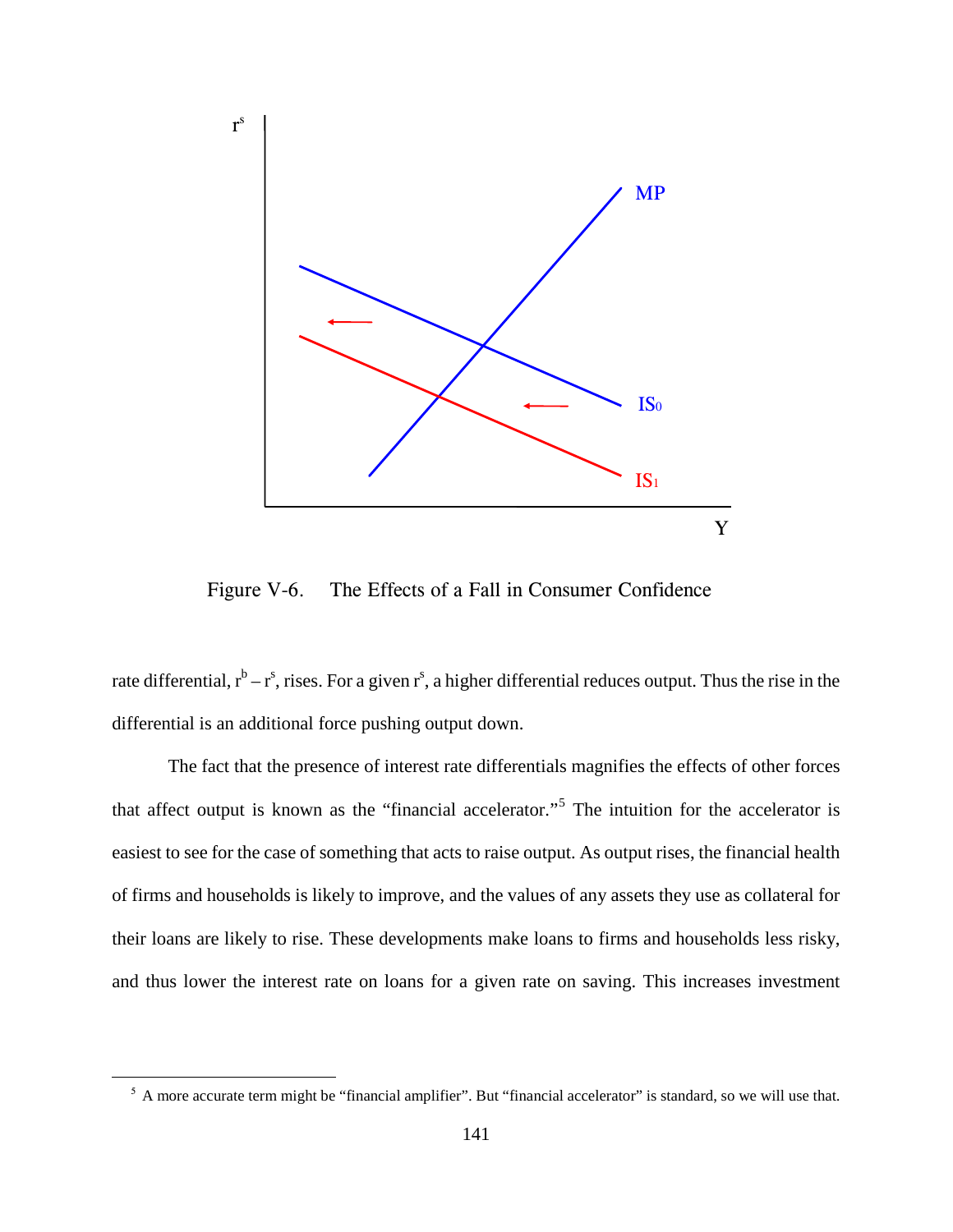Figure V-6. The Effects of a Fall in Consumer Confidence

rate differential, $r^b - r^s$, rises. For a given $r^s$, a higher differential reduces output. Thus the rise in the differential is an additional force pushing output down.

The fact that the presence of interest rate differentials magnifies the effects of other forces that affect output is known as the "financial accelerator."[5] The intuition for the accelerator is easiest to see for the case of something that acts to raise output. As output rises, the financial health of firms and households is likely to improve, and the values of any assets they use as collateral for their loans are likely to rise. These developments make loans to firms and households less risky, and thus lower the interest rate on loans for a given rate on saving. This increases investment

[5] A more accurate term might be "financial amplifier". But "financial accelerator" is standard, so we will use that.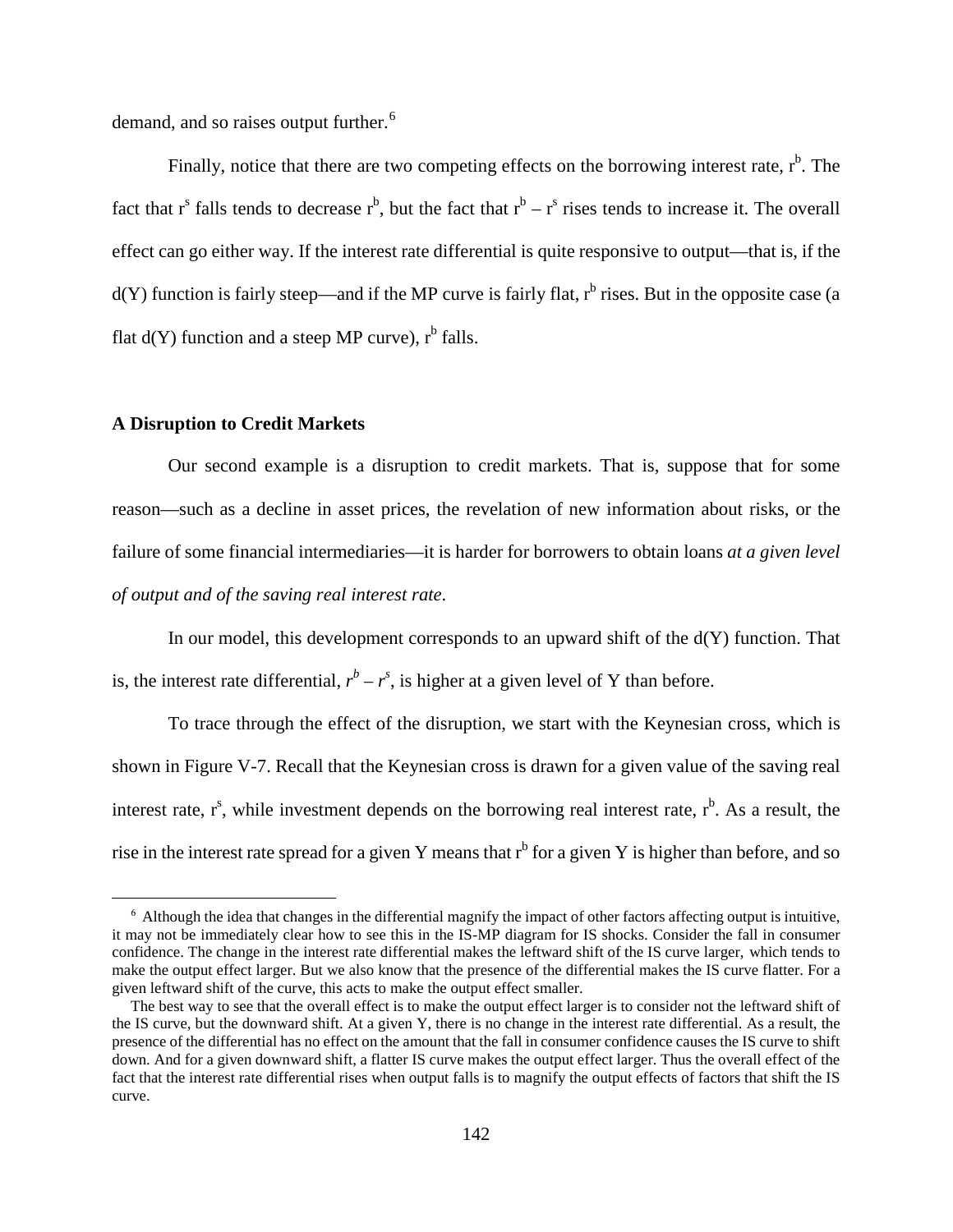demand, and so raises output further.[6]

Finally, notice that there are two competing effects on the borrowing interest rate, $r^b$. The fact that $r^s$ falls tends to decrease $r^b$, but the fact that $r^b - r^s$ rises tends to increase it. The overall effect can go either way. If the interest rate differential is quite responsive to output—that is, if the $d(Y)$ function is fairly steep—and if the MP curve is fairly flat, $r^b$ rises. But in the opposite case (a flat $d(Y)$ function and a steep MP curve), $r^b$ falls.

### A Disruption to Credit Markets

Our second example is a disruption to credit markets. That is, suppose that for some reason—such as a decline in asset prices, the revelation of new information about risks, or the failure of some financial intermediaries—it is harder for borrowers to obtain loans *at a given level of output and of the saving real interest rate*.

In our model, this development corresponds to an upward shift of the $d(Y)$ function. That is, the interest rate differential, $r^b - r^s$, is higher at a given level of Y than before.

To trace through the effect of the disruption, we start with the Keynesian cross, which is shown in Figure V-7. Recall that the Keynesian cross is drawn for a given value of the saving real interest rate, $r^s$, while investment depends on the borrowing real interest rate, $r^b$. As a result, the rise in the interest rate spread for a given Y means that $r^b$ for a given Y is higher than before, and so

---

[6] Although the idea that changes in the differential magnify the impact of other factors affecting output is intuitive, it may not be immediately clear how to see this in the IS-MP diagram for IS shocks. Consider the fall in consumer confidence. The change in the interest rate differential makes the leftward shift of the IS curve larger, which tends to make the output effect larger. But we also know that the presence of the differential makes the IS curve flatter. For a given leftward shift of the curve, this acts to make the output effect smaller.

The best way to see that the overall effect is to make the output effect larger is to consider not the leftward shift of the IS curve, but the downward shift. At a given Y, there is no change in the interest rate differential. As a result, the presence of the differential has no effect on the amount that the fall in consumer confidence causes the IS curve to shift down. And for a given downward shift, a flatter IS curve makes the output effect larger. Thus the overall effect of the fact that the interest rate differential rises when output falls is to magnify the output effects of factors that shift the IS curve.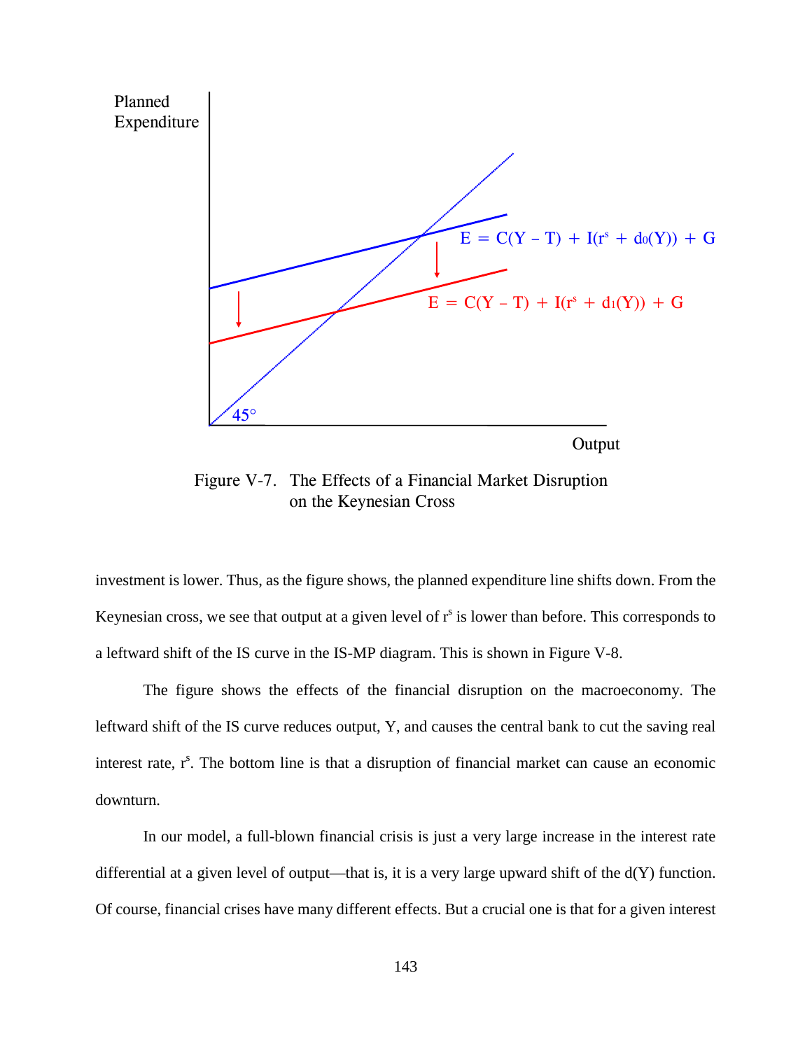Planned Expenditure

$E = C(Y - T) + I(r^s + d_0(Y)) + G$

$E = C(Y - T) + I(r^s + d_1(Y)) + G$

45°

Output

Figure V-7. The Effects of a Financial Market Disruption on the Keynesian Cross

investment is lower. Thus, as the figure shows, the planned expenditure line shifts down. From the Keynesian cross, we see that output at a given level of $r^s$ is lower than before. This corresponds to a leftward shift of the IS curve in the IS-MP diagram. This is shown in Figure V-8.

The figure shows the effects of the financial disruption on the macroeconomy. The leftward shift of the IS curve reduces output, Y, and causes the central bank to cut the saving real interest rate, $r^s$. The bottom line is that a disruption of financial market can cause an economic downturn.

In our model, a full-blown financial crisis is just a very large increase in the interest rate differential at a given level of output—that is, it is a very large upward shift of the d(Y) function. Of course, financial crises have many different effects. But a crucial one is that for a given interest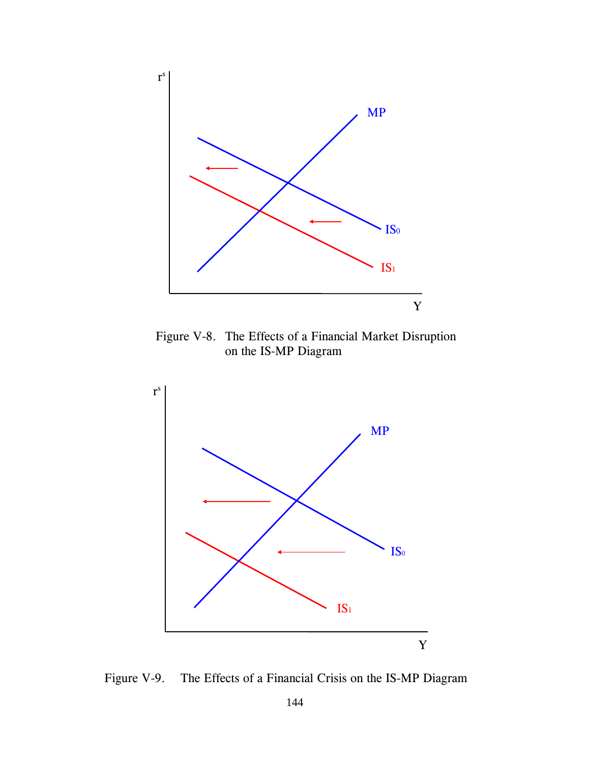Figure V-8. The Effects of a Financial Market Disruption on the IS-MP Diagram

Figure V-9. The Effects of a Financial Crisis on the IS-MP Diagram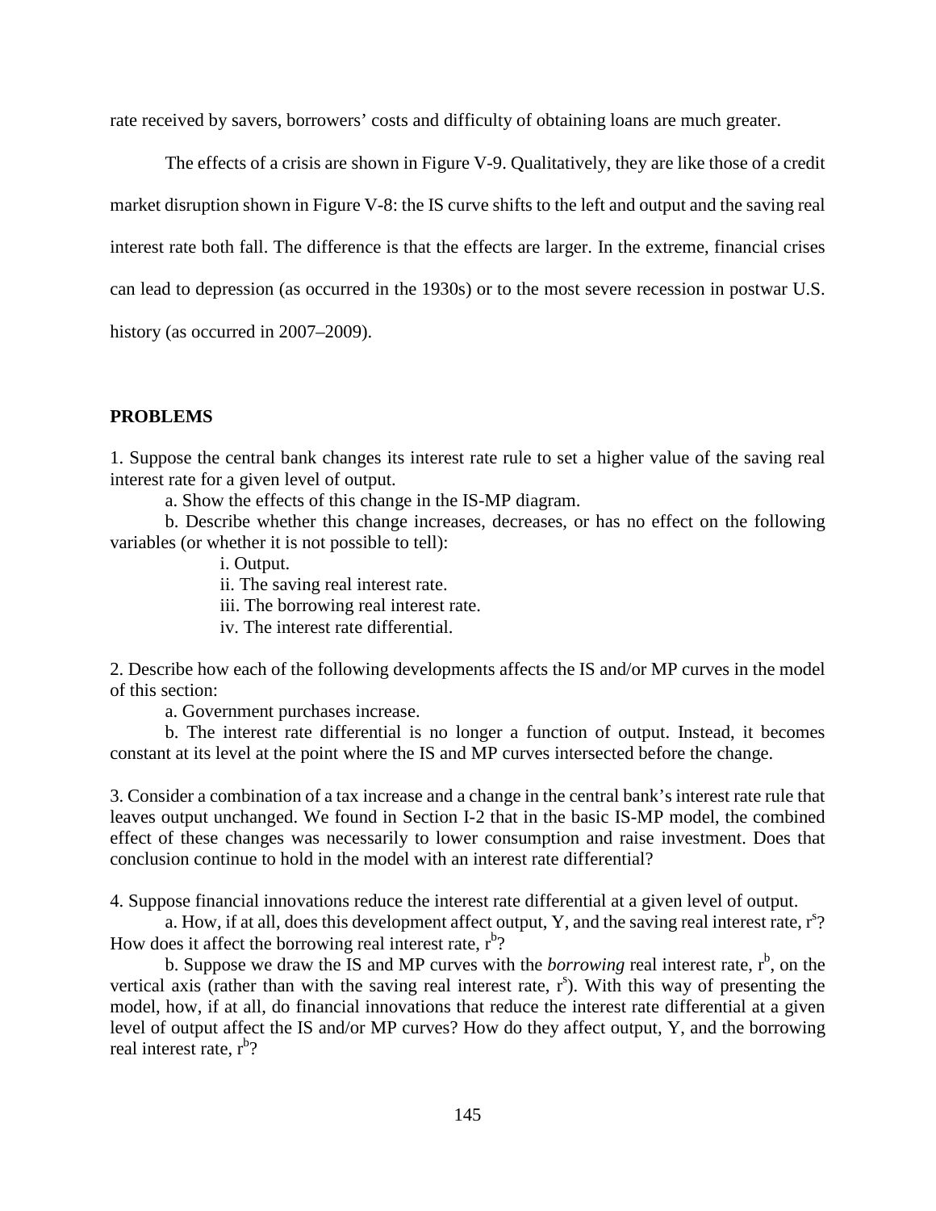rate received by savers, borrowers' costs and difficulty of obtaining loans are much greater.

The effects of a crisis are shown in Figure V-9. Qualitatively, they are like those of a credit market disruption shown in Figure V-8: the IS curve shifts to the left and output and the saving real interest rate both fall. The difference is that the effects are larger. In the extreme, financial crises can lead to depression (as occurred in the 1930s) or to the most severe recession in postwar U.S. history (as occurred in 2007–2009).

## PROBLEMS

1. Suppose the central bank changes its interest rate rule to set a higher value of the saving real interest rate for a given level of output.

a. Show the effects of this change in the IS-MP diagram.

b. Describe whether this change increases, decreases, or has no effect on the following variables (or whether it is not possible to tell):

i. Output.

ii. The saving real interest rate.

iii. The borrowing real interest rate.

iv. The interest rate differential.

2. Describe how each of the following developments affects the IS and/or MP curves in the model of this section:

a. Government purchases increase.

b. The interest rate differential is no longer a function of output. Instead, it becomes constant at its level at the point where the IS and MP curves intersected before the change.

3. Consider a combination of a tax increase and a change in the central bank's interest rate rule that leaves output unchanged. We found in Section I-2 that in the basic IS-MP model, the combined effect of these changes was necessarily to lower consumption and raise investment. Does that conclusion continue to hold in the model with an interest rate differential?

4. Suppose financial innovations reduce the interest rate differential at a given level of output.

a. How, if at all, does this development affect output, Y, and the saving real interest rate, $r^s$? How does it affect the borrowing real interest rate, $r^b$?

b. Suppose we draw the IS and MP curves with the *borrowing* real interest rate, $r^b$, on the vertical axis (rather than with the saving real interest rate, $r^s$). With this way of presenting the model, how, if at all, do financial innovations that reduce the interest rate differential at a given level of output affect the IS and/or MP curves? How do they affect output, Y, and the borrowing real interest rate, $r^b$?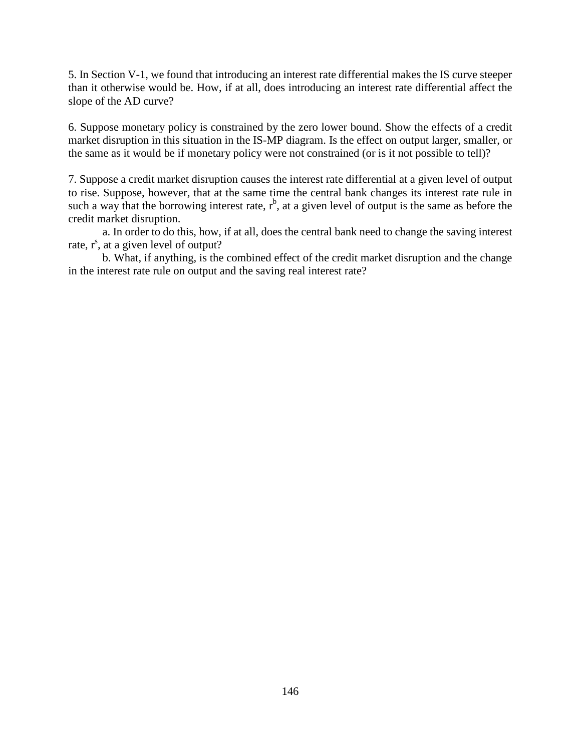5. In Section V-1, we found that introducing an interest rate differential makes the IS curve steeper than it otherwise would be. How, if at all, does introducing an interest rate differential affect the slope of the AD curve?

6. Suppose monetary policy is constrained by the zero lower bound. Show the effects of a credit market disruption in this situation in the IS-MP diagram. Is the effect on output larger, smaller, or the same as it would be if monetary policy were not constrained (or is it not possible to tell)?

7. Suppose a credit market disruption causes the interest rate differential at a given level of output to rise. Suppose, however, that at the same time the central bank changes its interest rate rule in such a way that the borrowing interest rate, $r^b$, at a given level of output is the same as before the credit market disruption.

a. In order to do this, how, if at all, does the central bank need to change the saving interest rate, $r^s$, at a given level of output?

b. What, if anything, is the combined effect of the credit market disruption and the change in the interest rate rule on output and the saving real interest rate?